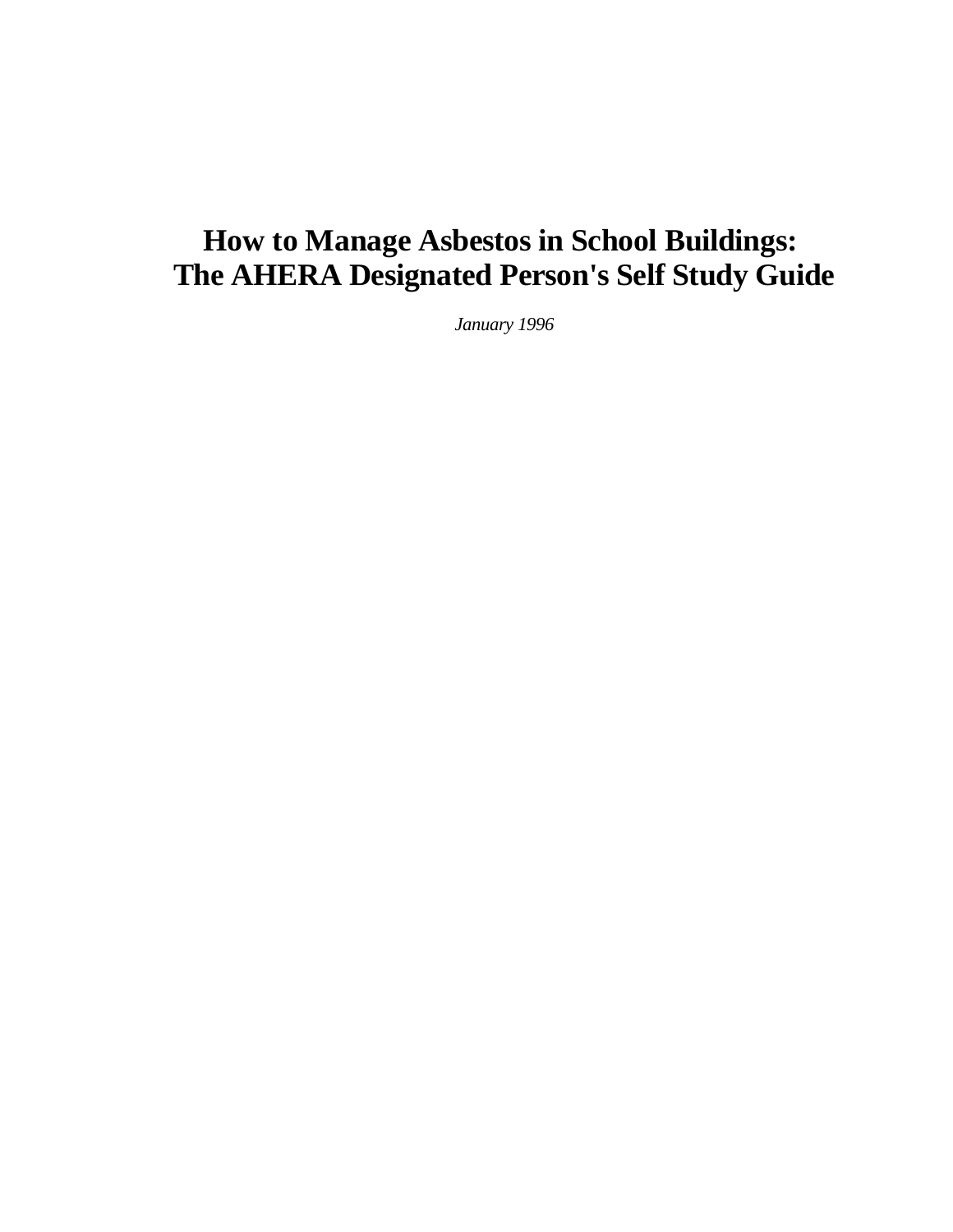# How to Manage Asbestos in School Buildings: The AHERA Designated Person's Self Study Guide

*January 1996*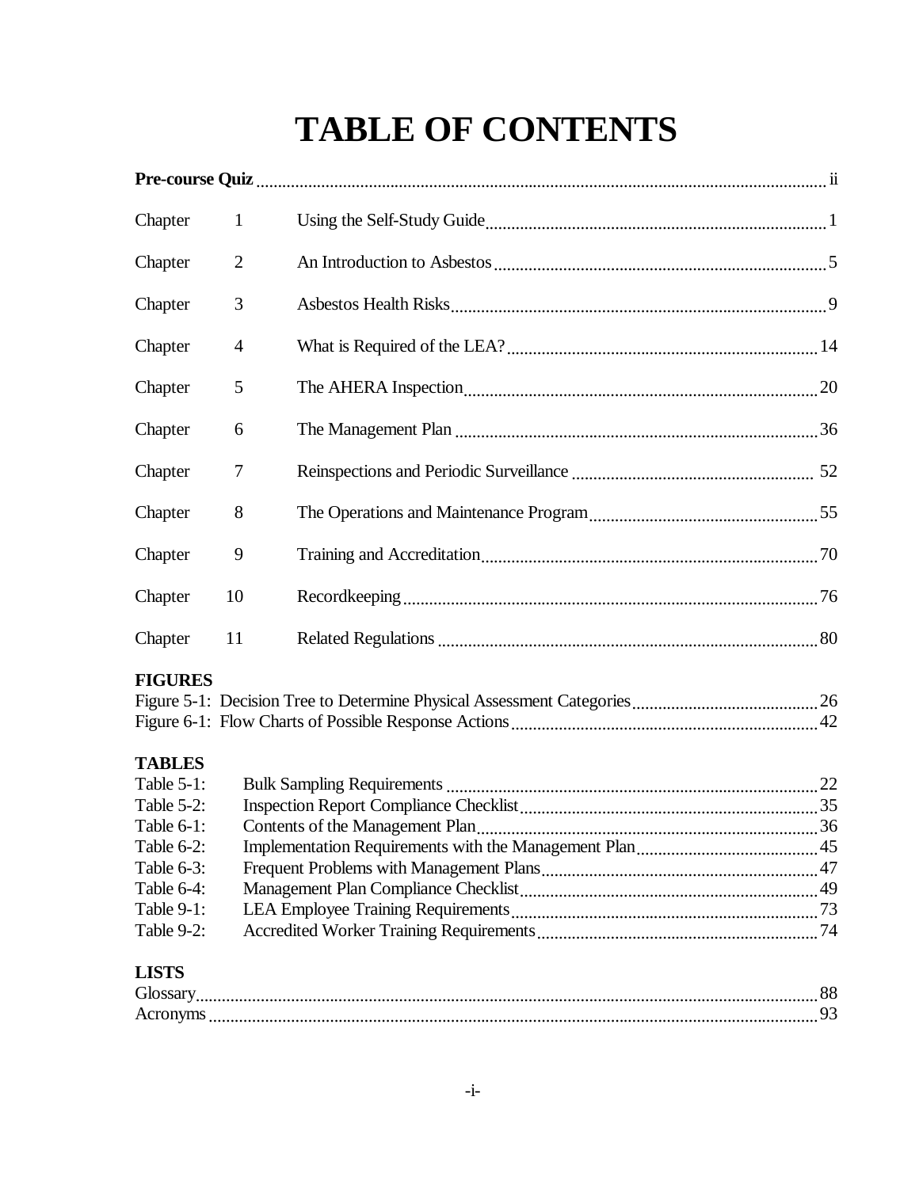# TABLE OF CONTENTS

**Pre-course Quiz** ........ ii

| | | | |
|---|---|---|---|
| Chapter | 1 | Using the Self-Study Guide | 1 |
| Chapter | 2 | An Introduction to Asbestos | 5 |
| Chapter | 3 | Asbestos Health Risks | 9 |
| Chapter | 4 | What is Required of the LEA? | 14 |
| Chapter | 5 | The AHERA Inspection | 20 |
| Chapter | 6 | The Management Plan | 36 |
| Chapter | 7 | Reinspections and Periodic Surveillance | 52 |
| Chapter | 8 | The Operations and Maintenance Program | 55 |
| Chapter | 9 | Training and Accreditation | 70 |
| Chapter | 10 | Recordkeeping | 76 |
| Chapter | 11 | Related Regulations | 80 |

**FIGURES**

Figure 5-1: Decision Tree to Determine Physical Assessment Categories ........ 26
Figure 6-1: Flow Charts of Possible Response Actions ........ 42

**TABLES**

| | | |
|---|---|---|
| Table 5-1: | Bulk Sampling Requirements | 22 |
| Table 5-2: | Inspection Report Compliance Checklist | 35 |
| Table 6-1: | Contents of the Management Plan | 36 |
| Table 6-2: | Implementation Requirements with the Management Plan | 45 |
| Table 6-3: | Frequent Problems with Management Plans | 47 |
| Table 6-4: | Management Plan Compliance Checklist | 49 |
| Table 9-1: | LEA Employee Training Requirements | 73 |
| Table 9-2: | Accredited Worker Training Requirements | 74 |

**LISTS**

Glossary ........ 88
Acronyms ........ 93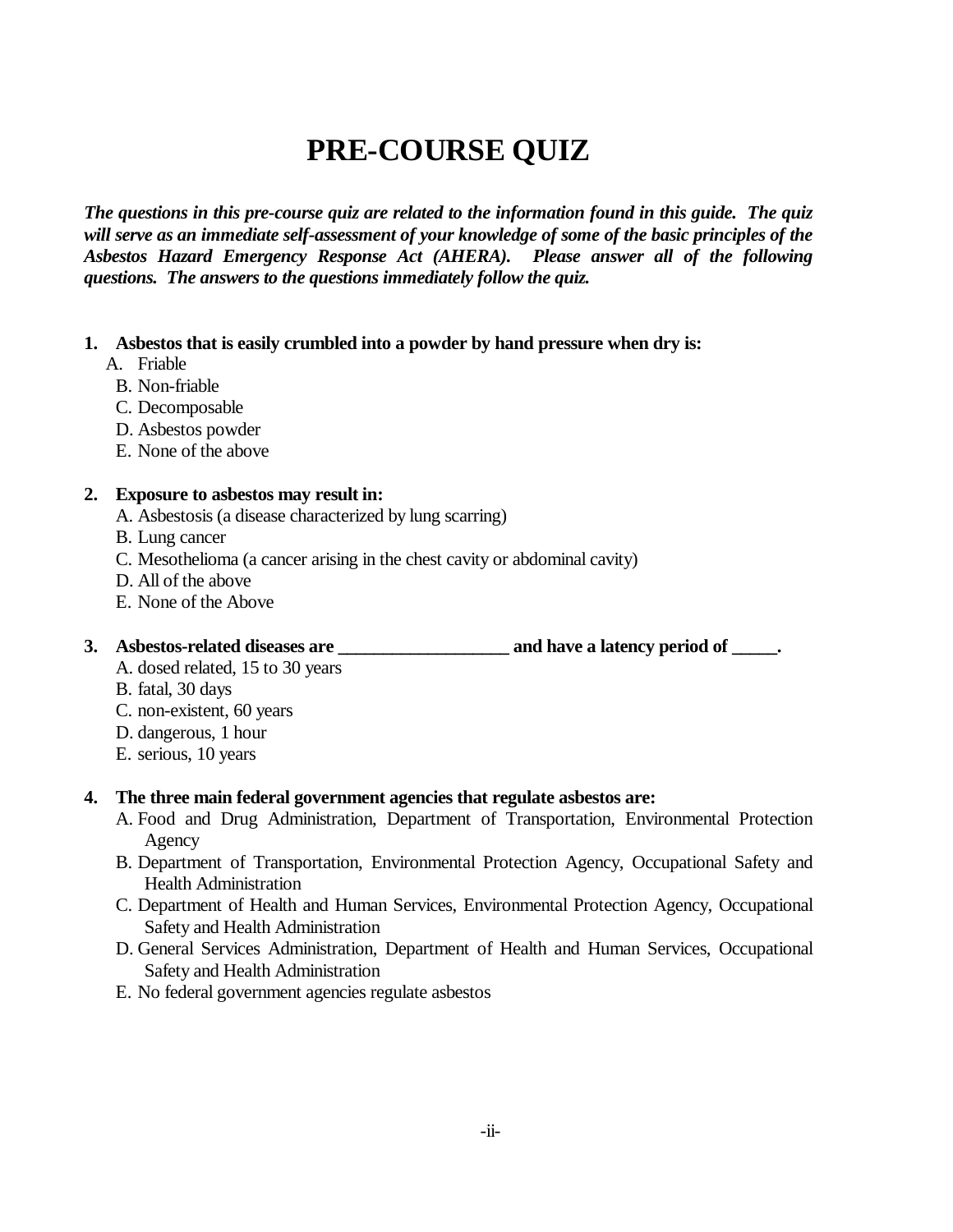# PRE-COURSE QUIZ

***The questions in this pre-course quiz are related to the information found in this guide. The quiz will serve as an immediate self-assessment of your knowledge of some of the basic principles of the Asbestos Hazard Emergency Response Act (AHERA). Please answer all of the following questions. The answers to the questions immediately follow the quiz.***

**1. Asbestos that is easily crumbled into a powder by hand pressure when dry is:**

A. Friable
B. Non-friable
C. Decomposable
D. Asbestos powder
E. None of the above

**2. Exposure to asbestos may result in:**

A. Asbestosis (a disease characterized by lung scarring)
B. Lung cancer
C. Mesothelioma (a cancer arising in the chest cavity or abdominal cavity)
D. All of the above
E. None of the Above

**3. Asbestos-related diseases are __________________ and have a latency period of _____.**

A. dosed related, 15 to 30 years
B. fatal, 30 days
C. non-existent, 60 years
D. dangerous, 1 hour
E. serious, 10 years

**4. The three main federal government agencies that regulate asbestos are:**

A. Food and Drug Administration, Department of Transportation, Environmental Protection Agency
B. Department of Transportation, Environmental Protection Agency, Occupational Safety and Health Administration
C. Department of Health and Human Services, Environmental Protection Agency, Occupational Safety and Health Administration
D. General Services Administration, Department of Health and Human Services, Occupational Safety and Health Administration
E. No federal government agencies regulate asbestos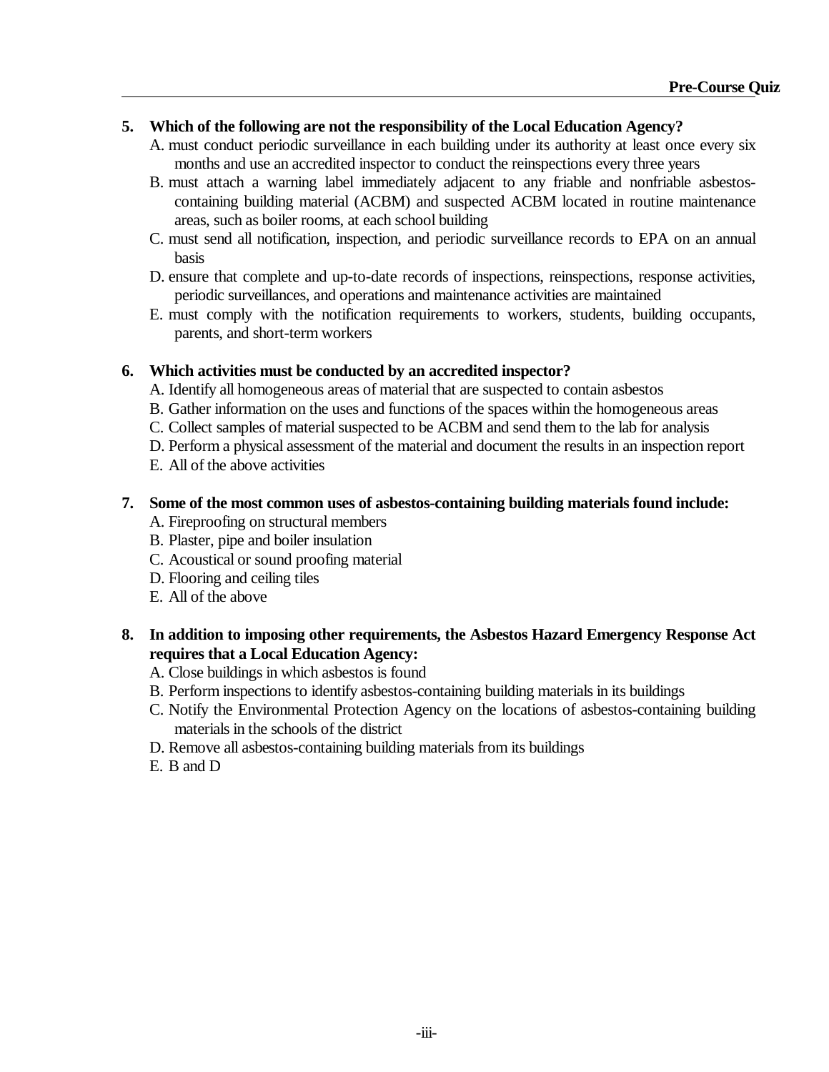**5. Which of the following are not the responsibility of the Local Education Agency?**

A. must conduct periodic surveillance in each building under its authority at least once every six months and use an accredited inspector to conduct the reinspections every three years

B. must attach a warning label immediately adjacent to any friable and nonfriable asbestos-containing building material (ACBM) and suspected ACBM located in routine maintenance areas, such as boiler rooms, at each school building

C. must send all notification, inspection, and periodic surveillance records to EPA on an annual basis

D. ensure that complete and up-to-date records of inspections, reinspections, response activities, periodic surveillances, and operations and maintenance activities are maintained

E. must comply with the notification requirements to workers, students, building occupants, parents, and short-term workers

**6. Which activities must be conducted by an accredited inspector?**

A. Identify all homogeneous areas of material that are suspected to contain asbestos

B. Gather information on the uses and functions of the spaces within the homogeneous areas

C. Collect samples of material suspected to be ACBM and send them to the lab for analysis

D. Perform a physical assessment of the material and document the results in an inspection report

E. All of the above activities

**7. Some of the most common uses of asbestos-containing building materials found include:**

A. Fireproofing on structural members

B. Plaster, pipe and boiler insulation

C. Acoustical or sound proofing material

D. Flooring and ceiling tiles

E. All of the above

**8. In addition to imposing other requirements, the Asbestos Hazard Emergency Response Act requires that a Local Education Agency:**

A. Close buildings in which asbestos is found

B. Perform inspections to identify asbestos-containing building materials in its buildings

C. Notify the Environmental Protection Agency on the locations of asbestos-containing building materials in the schools of the district

D. Remove all asbestos-containing building materials from its buildings

E. B and D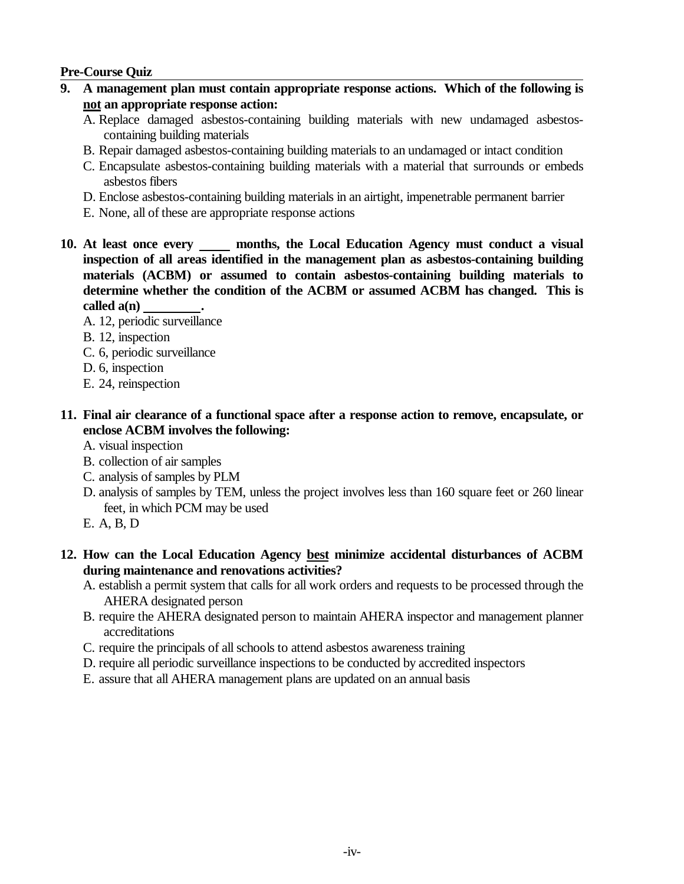**Pre-Course Quiz**

**9. A management plan must contain appropriate response actions. Which of the following is <u>not</u> an appropriate response action:**

A. Replace damaged asbestos-containing building materials with new undamaged asbestos-containing building materials
B. Repair damaged asbestos-containing building materials to an undamaged or intact condition
C. Encapsulate asbestos-containing building materials with a material that surrounds or embeds asbestos fibers
D. Enclose asbestos-containing building materials in an airtight, impenetrable permanent barrier
E. None, all of these are appropriate response actions

**10. At least once every _____ months, the Local Education Agency must conduct a visual inspection of all areas identified in the management plan as asbestos-containing building materials (ACBM) or assumed to contain asbestos-containing building materials to determine whether the condition of the ACBM or assumed ACBM has changed. This is called a(n) _________.**

A. 12, periodic surveillance
B. 12, inspection
C. 6, periodic surveillance
D. 6, inspection
E. 24, reinspection

**11. Final air clearance of a functional space after a response action to remove, encapsulate, or enclose ACBM involves the following:**

A. visual inspection
B. collection of air samples
C. analysis of samples by PLM
D. analysis of samples by TEM, unless the project involves less than 160 square feet or 260 linear feet, in which PCM may be used
E. A, B, D

**12. How can the Local Education Agency <u>best</u> minimize accidental disturbances of ACBM during maintenance and renovations activities?**

A. establish a permit system that calls for all work orders and requests to be processed through the AHERA designated person
B. require the AHERA designated person to maintain AHERA inspector and management planner accreditations
C. require the principals of all schools to attend asbestos awareness training
D. require all periodic surveillance inspections to be conducted by accredited inspectors
E. assure that all AHERA management plans are updated on an annual basis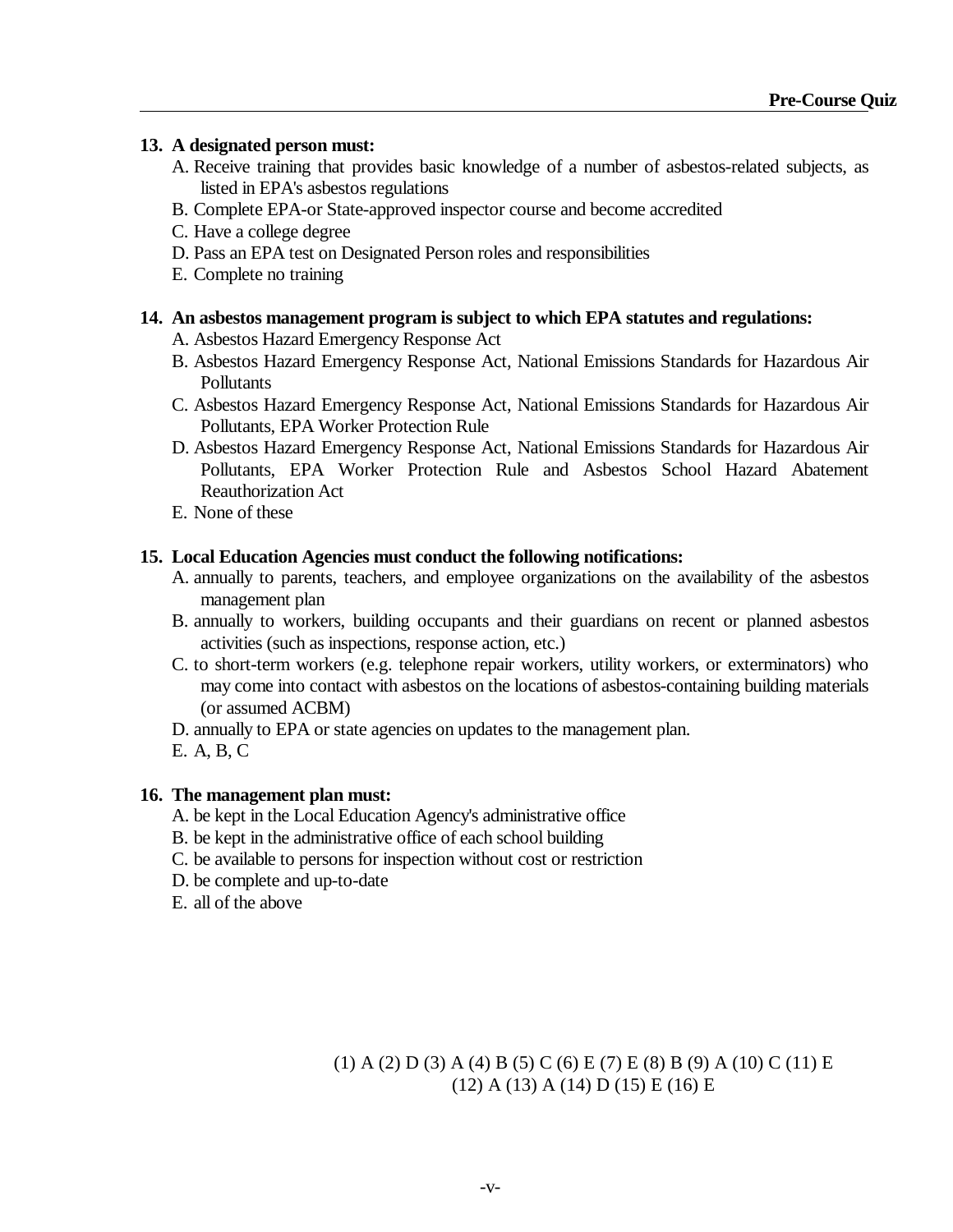**13. A designated person must:**

A. Receive training that provides basic knowledge of a number of asbestos-related subjects, as listed in EPA's asbestos regulations

B. Complete EPA-or State-approved inspector course and become accredited

C. Have a college degree

D. Pass an EPA test on Designated Person roles and responsibilities

E. Complete no training

**14. An asbestos management program is subject to which EPA statutes and regulations:**

A. Asbestos Hazard Emergency Response Act

B. Asbestos Hazard Emergency Response Act, National Emissions Standards for Hazardous Air Pollutants

C. Asbestos Hazard Emergency Response Act, National Emissions Standards for Hazardous Air Pollutants, EPA Worker Protection Rule

D. Asbestos Hazard Emergency Response Act, National Emissions Standards for Hazardous Air Pollutants, EPA Worker Protection Rule and Asbestos School Hazard Abatement Reauthorization Act

E. None of these

**15. Local Education Agencies must conduct the following notifications:**

A. annually to parents, teachers, and employee organizations on the availability of the asbestos management plan

B. annually to workers, building occupants and their guardians on recent or planned asbestos activities (such as inspections, response action, etc.)

C. to short-term workers (e.g. telephone repair workers, utility workers, or exterminators) who may come into contact with asbestos on the locations of asbestos-containing building materials (or assumed ACBM)

D. annually to EPA or state agencies on updates to the management plan.

E. A, B, C

**16. The management plan must:**

A. be kept in the Local Education Agency's administrative office

B. be kept in the administrative office of each school building

C. be available to persons for inspection without cost or restriction

D. be complete and up-to-date

E. all of the above

(1) A (2) D (3) A (4) B (5) C (6) E (7) E (8) B (9) A (10) C (11) E (12) A (13) A (14) D (15) E (16) E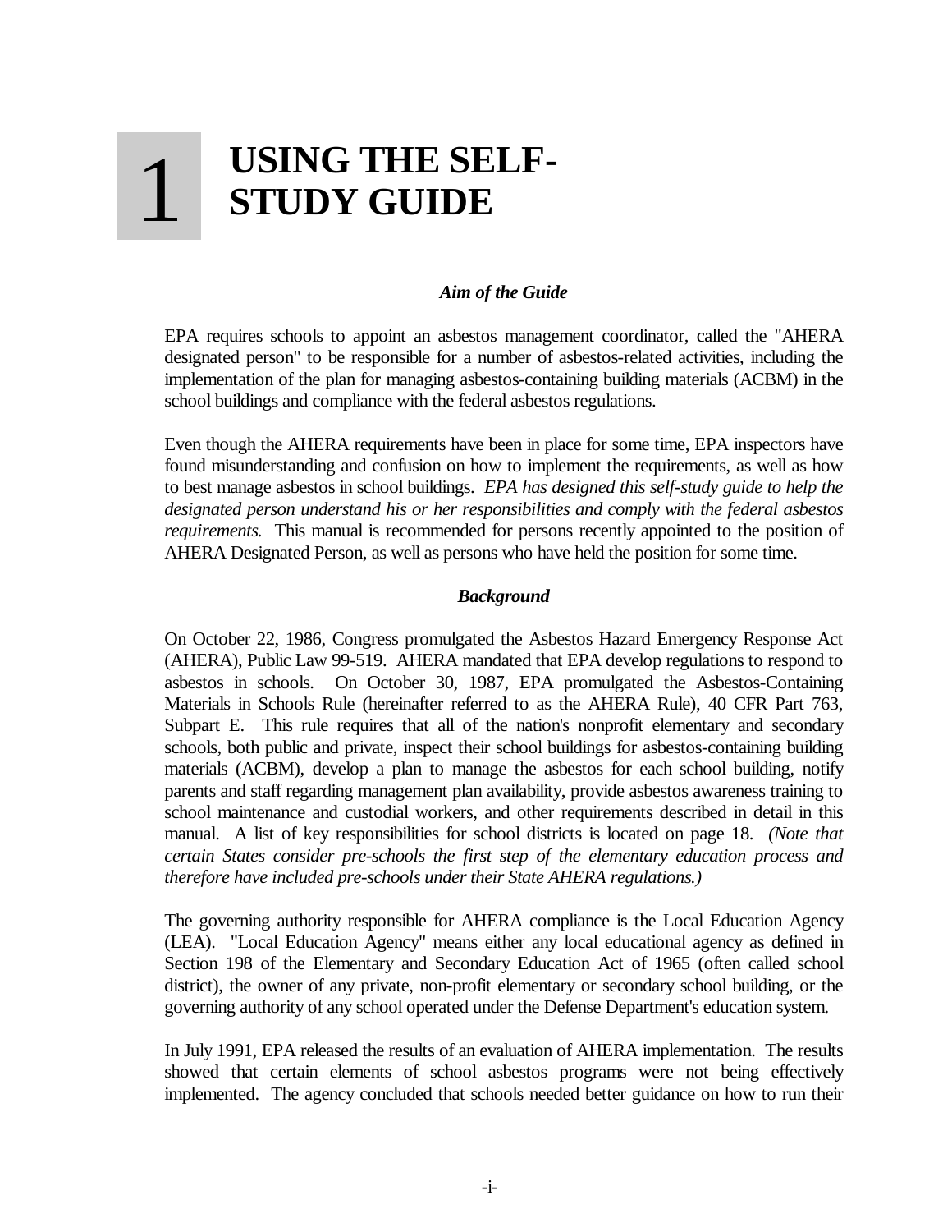# 1 USING THE SELF-STUDY GUIDE

### *Aim of the Guide*

EPA requires schools to appoint an asbestos management coordinator, called the "AHERA designated person" to be responsible for a number of asbestos-related activities, including the implementation of the plan for managing asbestos-containing building materials (ACBM) in the school buildings and compliance with the federal asbestos regulations.

Even though the AHERA requirements have been in place for some time, EPA inspectors have found misunderstanding and confusion on how to implement the requirements, as well as how to best manage asbestos in school buildings. *EPA has designed this self-study guide to help the designated person understand his or her responsibilities and comply with the federal asbestos requirements.* This manual is recommended for persons recently appointed to the position of AHERA Designated Person, as well as persons who have held the position for some time.

### *Background*

On October 22, 1986, Congress promulgated the Asbestos Hazard Emergency Response Act (AHERA), Public Law 99-519. AHERA mandated that EPA develop regulations to respond to asbestos in schools. On October 30, 1987, EPA promulgated the Asbestos-Containing Materials in Schools Rule (hereinafter referred to as the AHERA Rule), 40 CFR Part 763, Subpart E. This rule requires that all of the nation's nonprofit elementary and secondary schools, both public and private, inspect their school buildings for asbestos-containing building materials (ACBM), develop a plan to manage the asbestos for each school building, notify parents and staff regarding management plan availability, provide asbestos awareness training to school maintenance and custodial workers, and other requirements described in detail in this manual. A list of key responsibilities for school districts is located on page 18. *(Note that certain States consider pre-schools the first step of the elementary education process and therefore have included pre-schools under their State AHERA regulations.)*

The governing authority responsible for AHERA compliance is the Local Education Agency (LEA). "Local Education Agency" means either any local educational agency as defined in Section 198 of the Elementary and Secondary Education Act of 1965 (often called school district), the owner of any private, non-profit elementary or secondary school building, or the governing authority of any school operated under the Defense Department's education system.

In July 1991, EPA released the results of an evaluation of AHERA implementation. The results showed that certain elements of school asbestos programs were not being effectively implemented. The agency concluded that schools needed better guidance on how to run their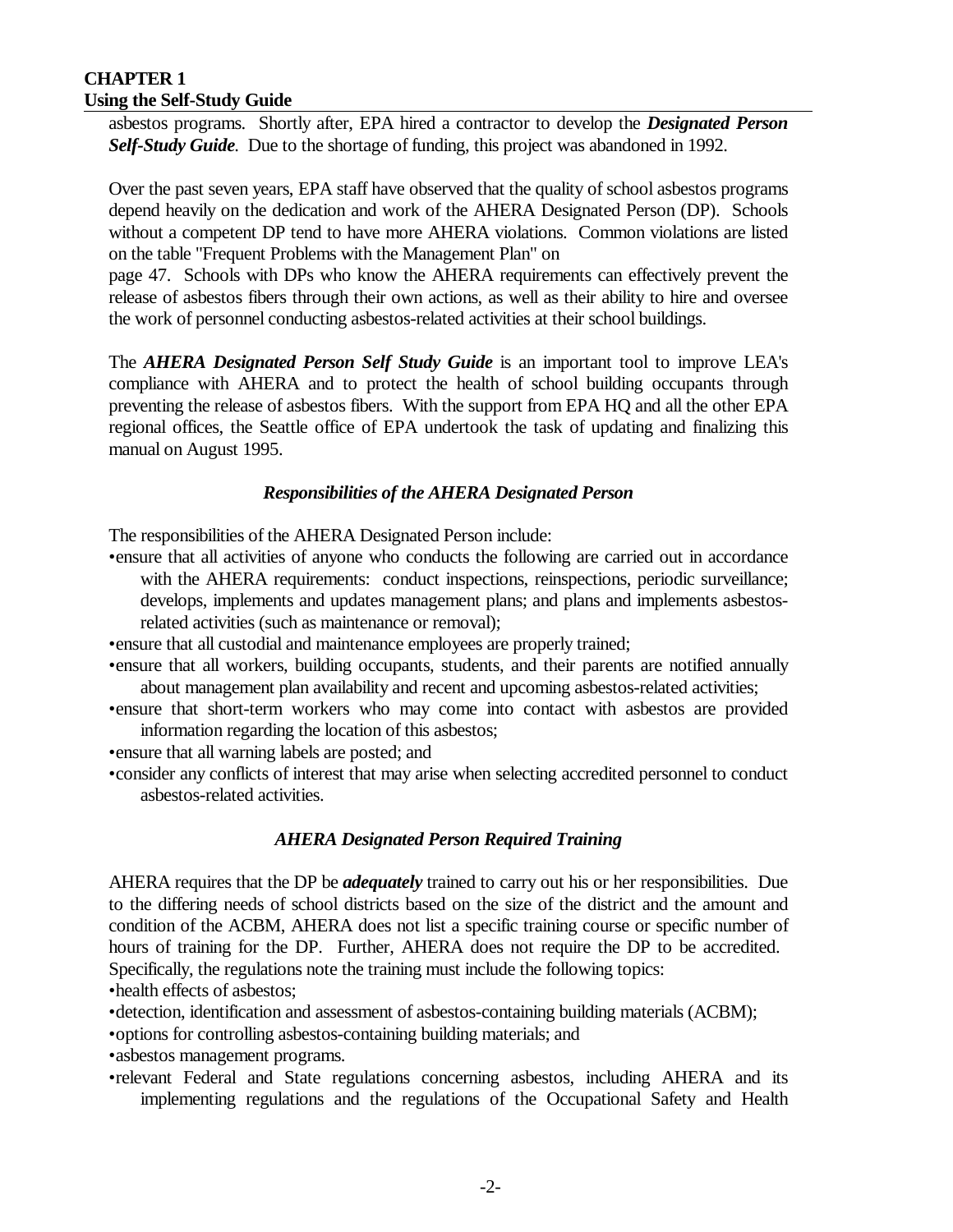asbestos programs. Shortly after, EPA hired a contractor to develop the ***Designated Person Self-Study Guide***. Due to the shortage of funding, this project was abandoned in 1992.

Over the past seven years, EPA staff have observed that the quality of school asbestos programs depend heavily on the dedication and work of the AHERA Designated Person (DP). Schools without a competent DP tend to have more AHERA violations. Common violations are listed on the table "Frequent Problems with the Management Plan" on page 47. Schools with DPs who know the AHERA requirements can effectively prevent the release of asbestos fibers through their own actions, as well as their ability to hire and oversee the work of personnel conducting asbestos-related activities at their school buildings.

The ***AHERA Designated Person Self Study Guide*** is an important tool to improve LEA's compliance with AHERA and to protect the health of school building occupants through preventing the release of asbestos fibers. With the support from EPA HQ and all the other EPA regional offices, the Seattle office of EPA undertook the task of updating and finalizing this manual on August 1995.

### *Responsibilities of the AHERA Designated Person*

The responsibilities of the AHERA Designated Person include:

- ensure that all activities of anyone who conducts the following are carried out in accordance with the AHERA requirements: conduct inspections, reinspections, periodic surveillance; develops, implements and updates management plans; and plans and implements asbestos-related activities (such as maintenance or removal);
- ensure that all custodial and maintenance employees are properly trained;
- ensure that all workers, building occupants, students, and their parents are notified annually about management plan availability and recent and upcoming asbestos-related activities;
- ensure that short-term workers who may come into contact with asbestos are provided information regarding the location of this asbestos;
- ensure that all warning labels are posted; and
- consider any conflicts of interest that may arise when selecting accredited personnel to conduct asbestos-related activities.

### *AHERA Designated Person Required Training*

AHERA requires that the DP be ***adequately*** trained to carry out his or her responsibilities. Due to the differing needs of school districts based on the size of the district and the amount and condition of the ACBM, AHERA does not list a specific training course or specific number of hours of training for the DP. Further, AHERA does not require the DP to be accredited. Specifically, the regulations note the training must include the following topics:

- health effects of asbestos;
- detection, identification and assessment of asbestos-containing building materials (ACBM);
- options for controlling asbestos-containing building materials; and
- asbestos management programs.
- relevant Federal and State regulations concerning asbestos, including AHERA and its implementing regulations and the regulations of the Occupational Safety and Health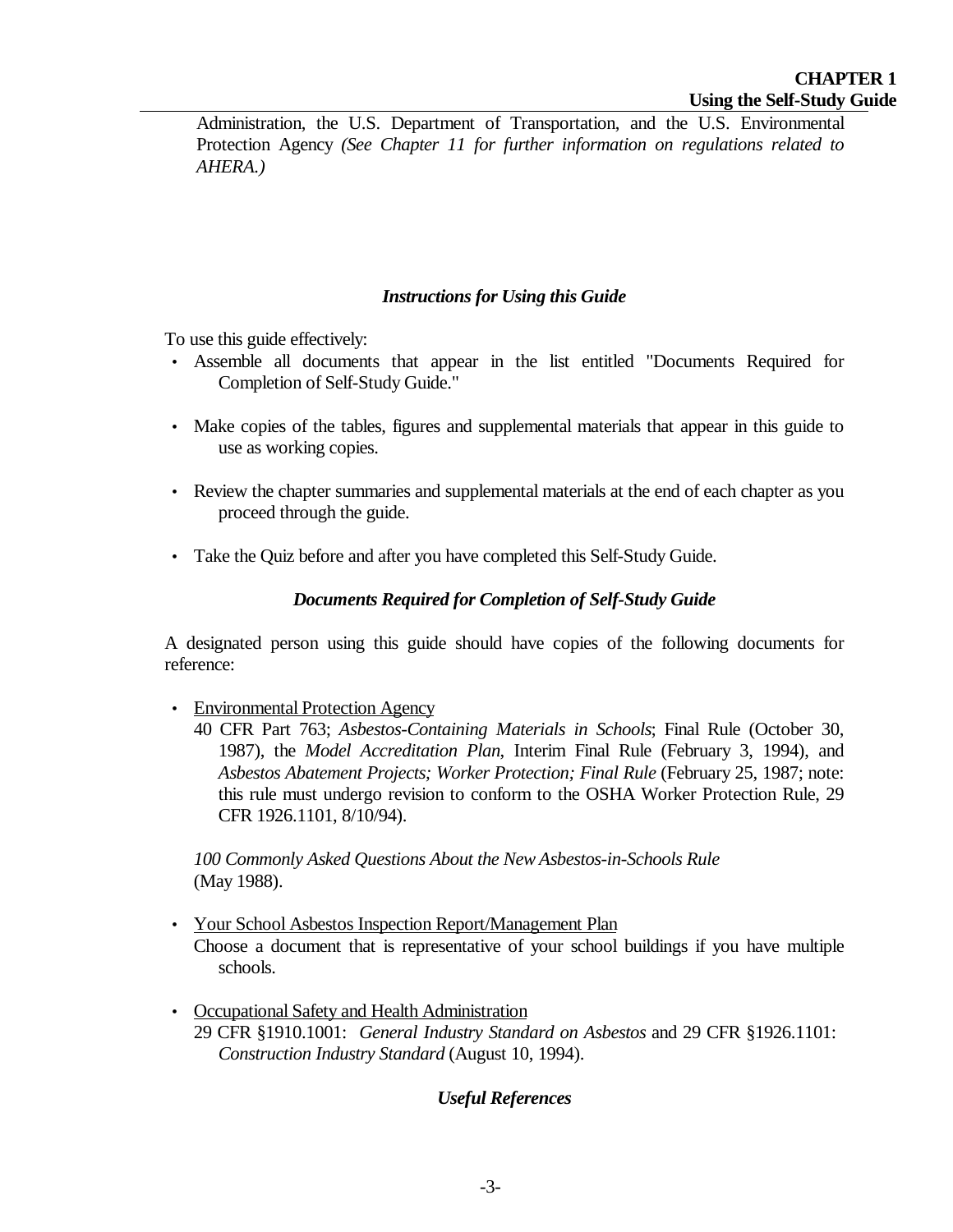Administration, the U.S. Department of Transportation, and the U.S. Environmental Protection Agency *(See Chapter 11 for further information on regulations related to AHERA.)*

### *Instructions for Using this Guide*

To use this guide effectively:

- Assemble all documents that appear in the list entitled "Documents Required for Completion of Self-Study Guide."
- Make copies of the tables, figures and supplemental materials that appear in this guide to use as working copies.
- Review the chapter summaries and supplemental materials at the end of each chapter as you proceed through the guide.
- Take the Quiz before and after you have completed this Self-Study Guide.

### *Documents Required for Completion of Self-Study Guide*

A designated person using this guide should have copies of the following documents for reference:

- Environmental Protection Agency
  40 CFR Part 763; *Asbestos-Containing Materials in Schools*; Final Rule (October 30, 1987), the *Model Accreditation Plan*, Interim Final Rule (February 3, 1994), and *Asbestos Abatement Projects; Worker Protection; Final Rule* (February 25, 1987; note: this rule must undergo revision to conform to the OSHA Worker Protection Rule, 29 CFR 1926.1101, 8/10/94).

  *100 Commonly Asked Questions About the New Asbestos-in-Schools Rule* (May 1988).

- Your School Asbestos Inspection Report/Management Plan
  Choose a document that is representative of your school buildings if you have multiple schools.

- Occupational Safety and Health Administration
  29 CFR §1910.1001: *General Industry Standard on Asbestos* and 29 CFR §1926.1101: *Construction Industry Standard* (August 10, 1994).

### *Useful References*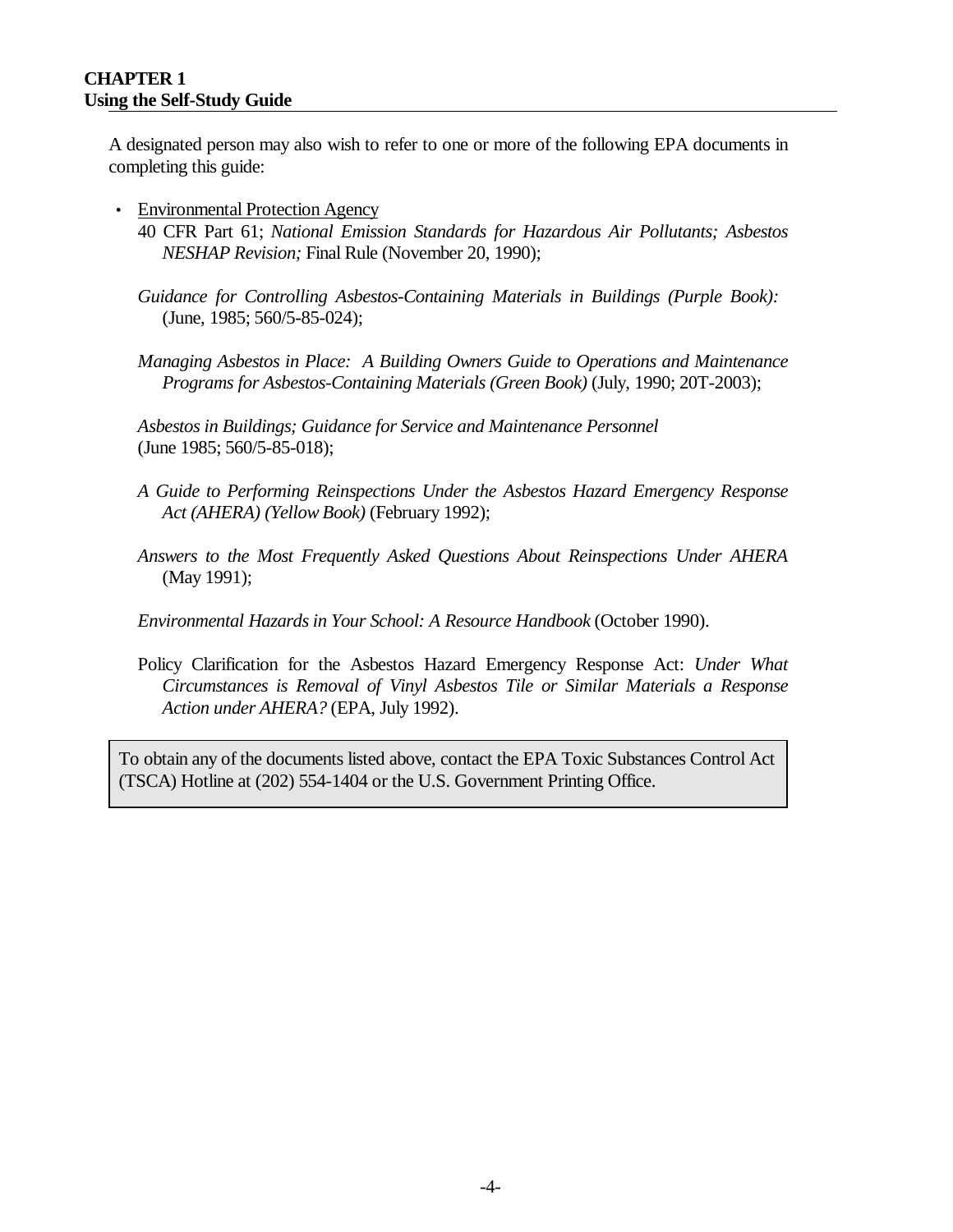A designated person may also wish to refer to one or more of the following EPA documents in completing this guide:

- Environmental Protection Agency

  40 CFR Part 61; *National Emission Standards for Hazardous Air Pollutants; Asbestos NESHAP Revision;* Final Rule (November 20, 1990);

  *Guidance for Controlling Asbestos-Containing Materials in Buildings (Purple Book):* (June, 1985; 560/5-85-024);

  *Managing Asbestos in Place: A Building Owners Guide to Operations and Maintenance Programs for Asbestos-Containing Materials (Green Book)* (July, 1990; 20T-2003);

  *Asbestos in Buildings; Guidance for Service and Maintenance Personnel* (June 1985; 560/5-85-018);

  *A Guide to Performing Reinspections Under the Asbestos Hazard Emergency Response Act (AHERA) (Yellow Book)* (February 1992);

  *Answers to the Most Frequently Asked Questions About Reinspections Under AHERA* (May 1991);

  *Environmental Hazards in Your School: A Resource Handbook* (October 1990).

  Policy Clarification for the Asbestos Hazard Emergency Response Act: *Under What Circumstances is Removal of Vinyl Asbestos Tile or Similar Materials a Response Action under AHERA?* (EPA, July 1992).

> To obtain any of the documents listed above, contact the EPA Toxic Substances Control Act (TSCA) Hotline at (202) 554-1404 or the U.S. Government Printing Office.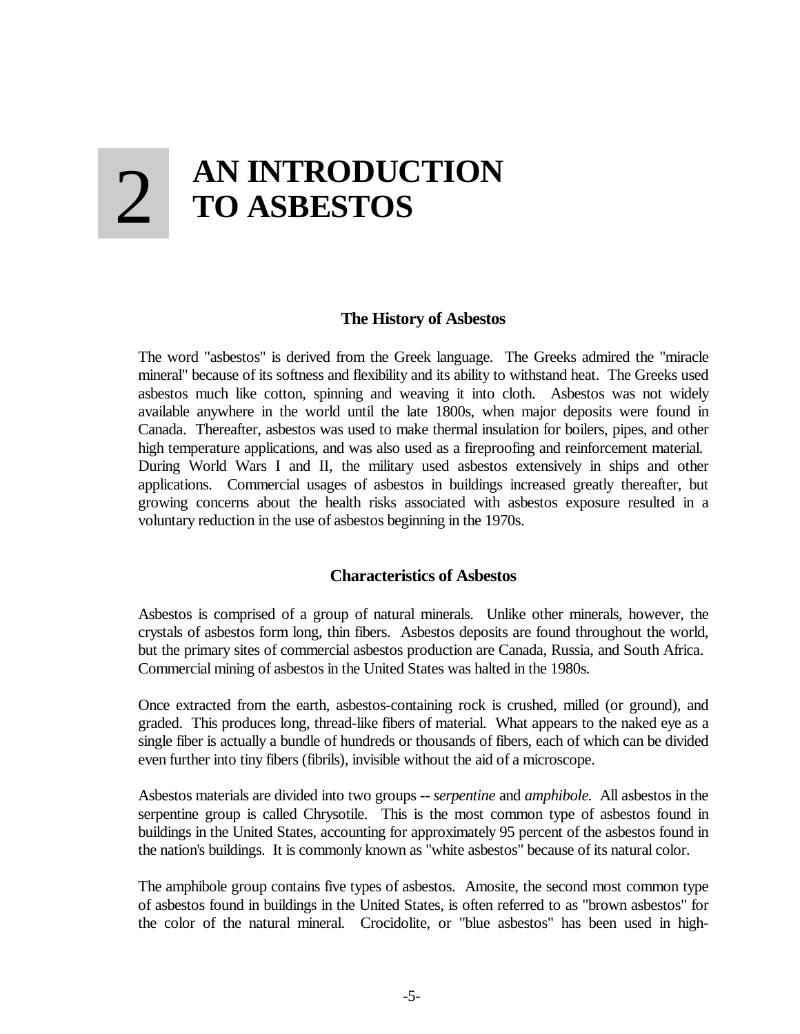# 2 AN INTRODUCTION TO ASBESTOS

### The History of Asbestos

The word "asbestos" is derived from the Greek language. The Greeks admired the "miracle mineral" because of its softness and flexibility and its ability to withstand heat. The Greeks used asbestos much like cotton, spinning and weaving it into cloth. Asbestos was not widely available anywhere in the world until the late 1800s, when major deposits were found in Canada. Thereafter, asbestos was used to make thermal insulation for boilers, pipes, and other high temperature applications, and was also used as a fireproofing and reinforcement material. During World Wars I and II, the military used asbestos extensively in ships and other applications. Commercial usages of asbestos in buildings increased greatly thereafter, but growing concerns about the health risks associated with asbestos exposure resulted in a voluntary reduction in the use of asbestos beginning in the 1970s.

### Characteristics of Asbestos

Asbestos is comprised of a group of natural minerals. Unlike other minerals, however, the crystals of asbestos form long, thin fibers. Asbestos deposits are found throughout the world, but the primary sites of commercial asbestos production are Canada, Russia, and South Africa. Commercial mining of asbestos in the United States was halted in the 1980s.

Once extracted from the earth, asbestos-containing rock is crushed, milled (or ground), and graded. This produces long, thread-like fibers of material. What appears to the naked eye as a single fiber is actually a bundle of hundreds or thousands of fibers, each of which can be divided even further into tiny fibers (fibrils), invisible without the aid of a microscope.

Asbestos materials are divided into two groups -- *serpentine* and *amphibole.* All asbestos in the serpentine group is called Chrysotile. This is the most common type of asbestos found in buildings in the United States, accounting for approximately 95 percent of the asbestos found in the nation's buildings. It is commonly known as "white asbestos" because of its natural color.

The amphibole group contains five types of asbestos. Amosite, the second most common type of asbestos found in buildings in the United States, is often referred to as "brown asbestos" for the color of the natural mineral. Crocidolite, or "blue asbestos" has been used in high-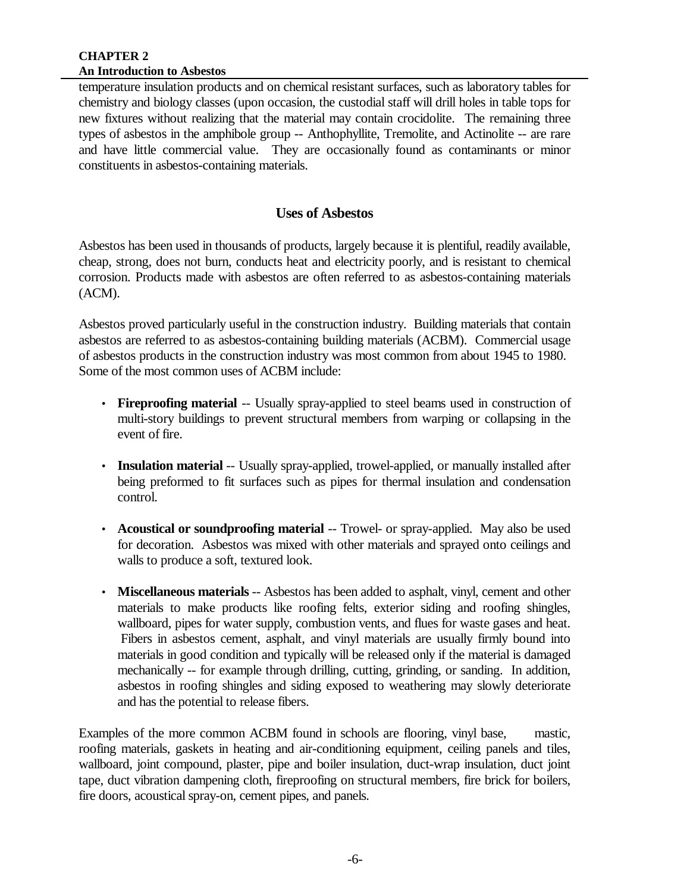temperature insulation products and on chemical resistant surfaces, such as laboratory tables for chemistry and biology classes (upon occasion, the custodial staff will drill holes in table tops for new fixtures without realizing that the material may contain crocidolite. The remaining three types of asbestos in the amphibole group -- Anthophyllite, Tremolite, and Actinolite -- are rare and have little commercial value. They are occasionally found as contaminants or minor constituents in asbestos-containing materials.

## Uses of Asbestos

Asbestos has been used in thousands of products, largely because it is plentiful, readily available, cheap, strong, does not burn, conducts heat and electricity poorly, and is resistant to chemical corrosion. Products made with asbestos are often referred to as asbestos-containing materials (ACM).

Asbestos proved particularly useful in the construction industry. Building materials that contain asbestos are referred to as asbestos-containing building materials (ACBM). Commercial usage of asbestos products in the construction industry was most common from about 1945 to 1980. Some of the most common uses of ACBM include:

- **Fireproofing material** -- Usually spray-applied to steel beams used in construction of multi-story buildings to prevent structural members from warping or collapsing in the event of fire.

- **Insulation material** -- Usually spray-applied, trowel-applied, or manually installed after being preformed to fit surfaces such as pipes for thermal insulation and condensation control.

- **Acoustical or soundproofing material** -- Trowel- or spray-applied. May also be used for decoration. Asbestos was mixed with other materials and sprayed onto ceilings and walls to produce a soft, textured look.

- **Miscellaneous materials** -- Asbestos has been added to asphalt, vinyl, cement and other materials to make products like roofing felts, exterior siding and roofing shingles, wallboard, pipes for water supply, combustion vents, and flues for waste gases and heat. Fibers in asbestos cement, asphalt, and vinyl materials are usually firmly bound into materials in good condition and typically will be released only if the material is damaged mechanically -- for example through drilling, cutting, grinding, or sanding. In addition, asbestos in roofing shingles and siding exposed to weathering may slowly deteriorate and has the potential to release fibers.

Examples of the more common ACBM found in schools are flooring, vinyl base, mastic, roofing materials, gaskets in heating and air-conditioning equipment, ceiling panels and tiles, wallboard, joint compound, plaster, pipe and boiler insulation, duct-wrap insulation, duct joint tape, duct vibration dampening cloth, fireproofing on structural members, fire brick for boilers, fire doors, acoustical spray-on, cement pipes, and panels.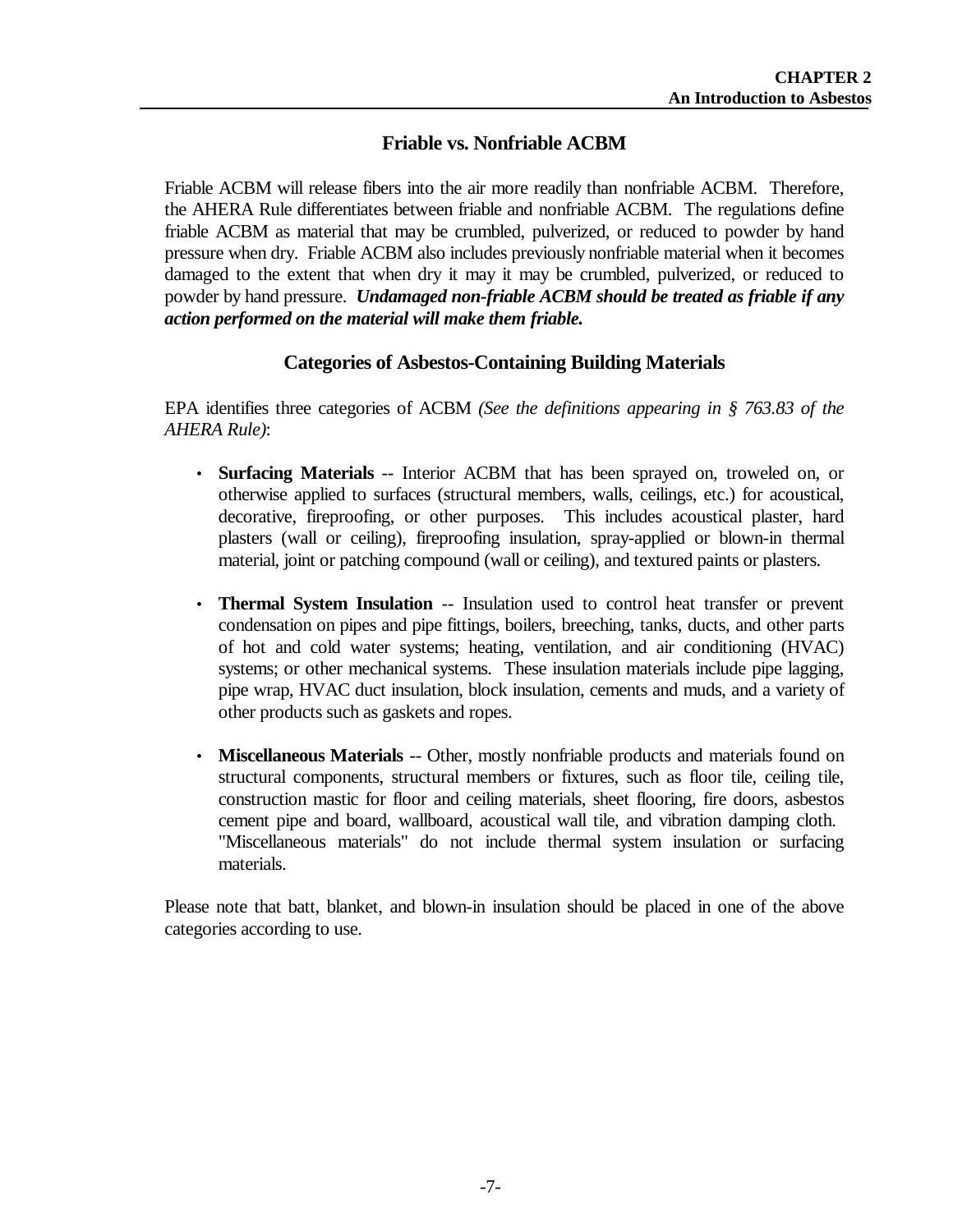## Friable vs. Nonfriable ACBM

Friable ACBM will release fibers into the air more readily than nonfriable ACBM. Therefore, the AHERA Rule differentiates between friable and nonfriable ACBM. The regulations define friable ACBM as material that may be crumbled, pulverized, or reduced to powder by hand pressure when dry. Friable ACBM also includes previously nonfriable material when it becomes damaged to the extent that when dry it may it may be crumbled, pulverized, or reduced to powder by hand pressure. ***Undamaged non-friable ACBM should be treated as friable if any action performed on the material will make them friable.***

## Categories of Asbestos-Containing Building Materials

EPA identifies three categories of ACBM *(See the definitions appearing in § 763.83 of the AHERA Rule)*:

- **Surfacing Materials** -- Interior ACBM that has been sprayed on, troweled on, or otherwise applied to surfaces (structural members, walls, ceilings, etc.) for acoustical, decorative, fireproofing, or other purposes. This includes acoustical plaster, hard plasters (wall or ceiling), fireproofing insulation, spray-applied or blown-in thermal material, joint or patching compound (wall or ceiling), and textured paints or plasters.

- **Thermal System Insulation** -- Insulation used to control heat transfer or prevent condensation on pipes and pipe fittings, boilers, breeching, tanks, ducts, and other parts of hot and cold water systems; heating, ventilation, and air conditioning (HVAC) systems; or other mechanical systems. These insulation materials include pipe lagging, pipe wrap, HVAC duct insulation, block insulation, cements and muds, and a variety of other products such as gaskets and ropes.

- **Miscellaneous Materials** -- Other, mostly nonfriable products and materials found on structural components, structural members or fixtures, such as floor tile, ceiling tile, construction mastic for floor and ceiling materials, sheet flooring, fire doors, asbestos cement pipe and board, wallboard, acoustical wall tile, and vibration damping cloth. "Miscellaneous materials" do not include thermal system insulation or surfacing materials.

Please note that batt, blanket, and blown-in insulation should be placed in one of the above categories according to use.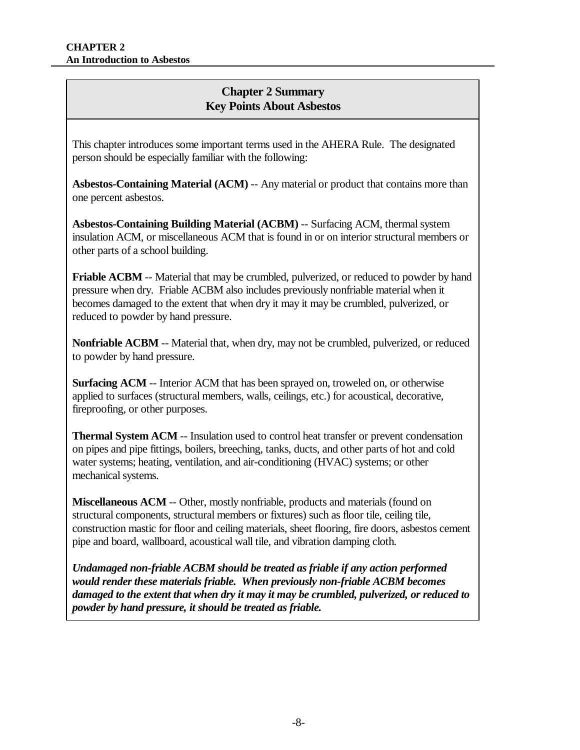## Chapter 2 Summary
## Key Points About Asbestos

This chapter introduces some important terms used in the AHERA Rule. The designated person should be especially familiar with the following:

**Asbestos-Containing Material (ACM)** -- Any material or product that contains more than one percent asbestos.

**Asbestos-Containing Building Material (ACBM)** -- Surfacing ACM, thermal system insulation ACM, or miscellaneous ACM that is found in or on interior structural members or other parts of a school building.

**Friable ACBM** -- Material that may be crumbled, pulverized, or reduced to powder by hand pressure when dry. Friable ACBM also includes previously nonfriable material when it becomes damaged to the extent that when dry it may it may be crumbled, pulverized, or reduced to powder by hand pressure.

**Nonfriable ACBM** -- Material that, when dry, may not be crumbled, pulverized, or reduced to powder by hand pressure.

**Surfacing ACM** -- Interior ACM that has been sprayed on, troweled on, or otherwise applied to surfaces (structural members, walls, ceilings, etc.) for acoustical, decorative, fireproofing, or other purposes.

**Thermal System ACM** -- Insulation used to control heat transfer or prevent condensation on pipes and pipe fittings, boilers, breeching, tanks, ducts, and other parts of hot and cold water systems; heating, ventilation, and air-conditioning (HVAC) systems; or other mechanical systems.

**Miscellaneous ACM** -- Other, mostly nonfriable, products and materials (found on structural components, structural members or fixtures) such as floor tile, ceiling tile, construction mastic for floor and ceiling materials, sheet flooring, fire doors, asbestos cement pipe and board, wallboard, acoustical wall tile, and vibration damping cloth.

***Undamaged non-friable ACBM should be treated as friable if any action performed would render these materials friable. When previously non-friable ACBM becomes damaged to the extent that when dry it may it may be crumbled, pulverized, or reduced to powder by hand pressure, it should be treated as friable.***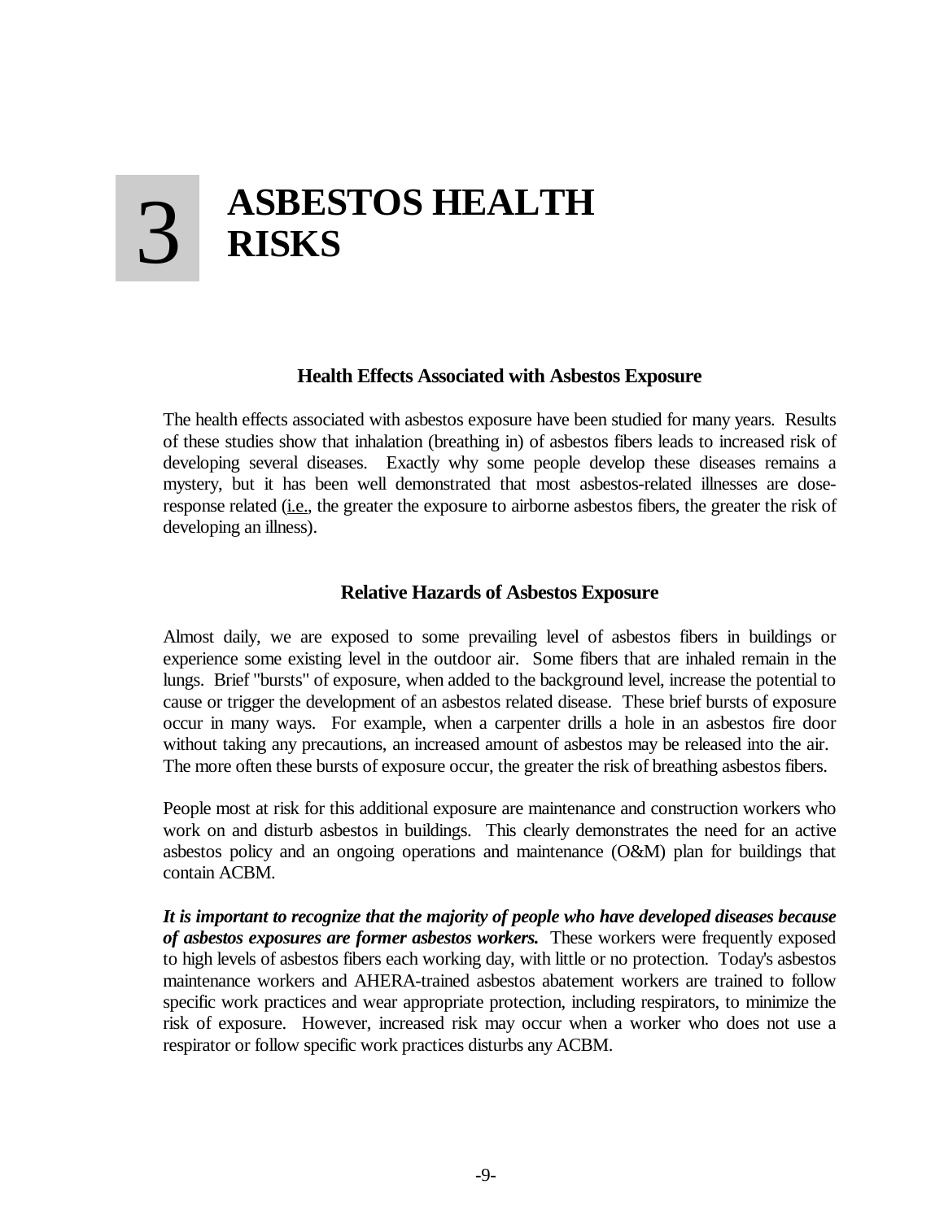# 3 ASBESTOS HEALTH RISKS

### Health Effects Associated with Asbestos Exposure

The health effects associated with asbestos exposure have been studied for many years. Results of these studies show that inhalation (breathing in) of asbestos fibers leads to increased risk of developing several diseases. Exactly why some people develop these diseases remains a mystery, but it has been well demonstrated that most asbestos-related illnesses are dose-response related (i.e., the greater the exposure to airborne asbestos fibers, the greater the risk of developing an illness).

### Relative Hazards of Asbestos Exposure

Almost daily, we are exposed to some prevailing level of asbestos fibers in buildings or experience some existing level in the outdoor air. Some fibers that are inhaled remain in the lungs. Brief "bursts" of exposure, when added to the background level, increase the potential to cause or trigger the development of an asbestos related disease. These brief bursts of exposure occur in many ways. For example, when a carpenter drills a hole in an asbestos fire door without taking any precautions, an increased amount of asbestos may be released into the air. The more often these bursts of exposure occur, the greater the risk of breathing asbestos fibers.

People most at risk for this additional exposure are maintenance and construction workers who work on and disturb asbestos in buildings. This clearly demonstrates the need for an active asbestos policy and an ongoing operations and maintenance (O&M) plan for buildings that contain ACBM.

***It is important to recognize that the majority of people who have developed diseases because of asbestos exposures are former asbestos workers.*** These workers were frequently exposed to high levels of asbestos fibers each working day, with little or no protection. Today's asbestos maintenance workers and AHERA-trained asbestos abatement workers are trained to follow specific work practices and wear appropriate protection, including respirators, to minimize the risk of exposure. However, increased risk may occur when a worker who does not use a respirator or follow specific work practices disturbs any ACBM.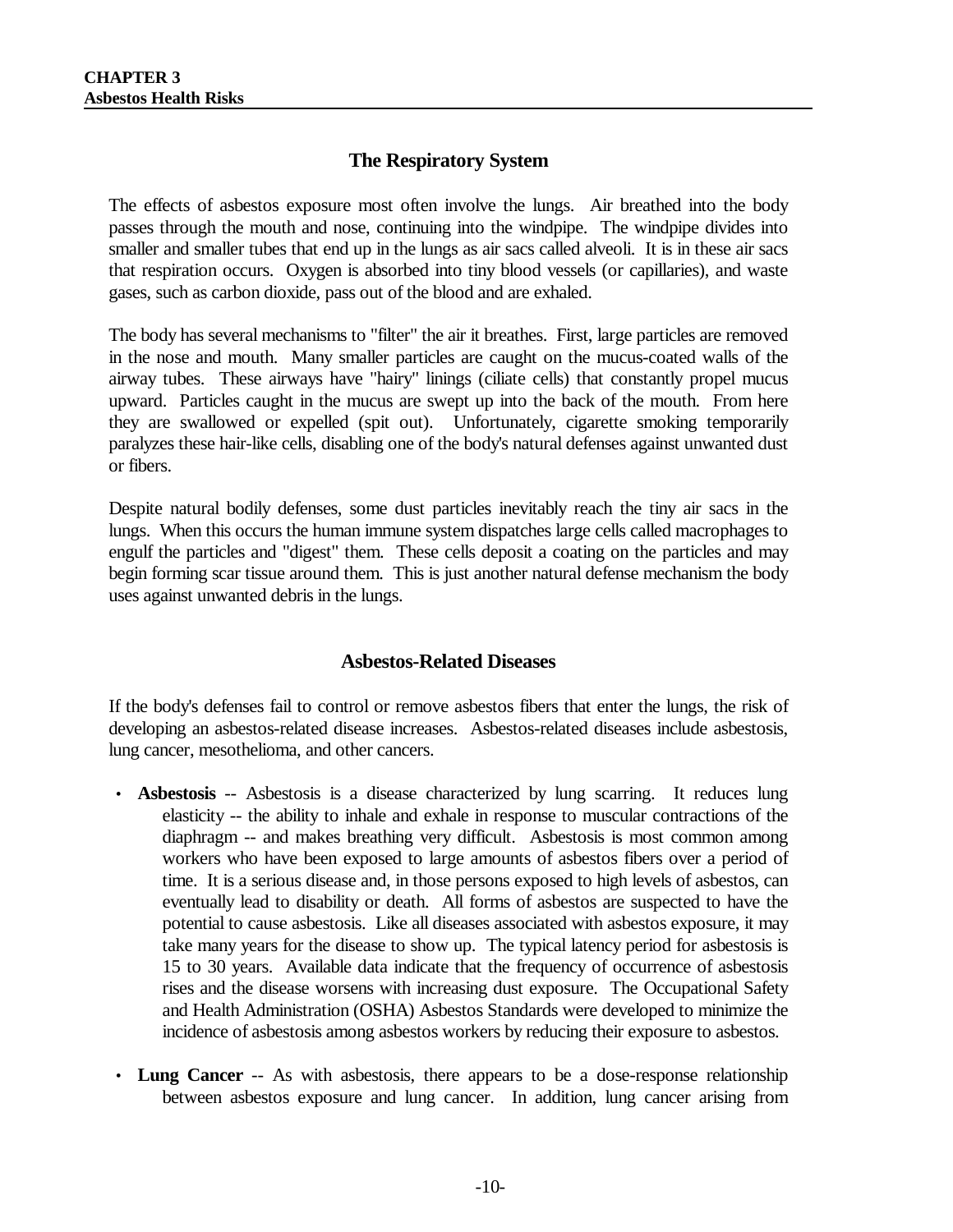## The Respiratory System

The effects of asbestos exposure most often involve the lungs. Air breathed into the body passes through the mouth and nose, continuing into the windpipe. The windpipe divides into smaller and smaller tubes that end up in the lungs as air sacs called alveoli. It is in these air sacs that respiration occurs. Oxygen is absorbed into tiny blood vessels (or capillaries), and waste gases, such as carbon dioxide, pass out of the blood and are exhaled.

The body has several mechanisms to "filter" the air it breathes. First, large particles are removed in the nose and mouth. Many smaller particles are caught on the mucus-coated walls of the airway tubes. These airways have "hairy" linings (ciliate cells) that constantly propel mucus upward. Particles caught in the mucus are swept up into the back of the mouth. From here they are swallowed or expelled (spit out). Unfortunately, cigarette smoking temporarily paralyzes these hair-like cells, disabling one of the body's natural defenses against unwanted dust or fibers.

Despite natural bodily defenses, some dust particles inevitably reach the tiny air sacs in the lungs. When this occurs the human immune system dispatches large cells called macrophages to engulf the particles and "digest" them. These cells deposit a coating on the particles and may begin forming scar tissue around them. This is just another natural defense mechanism the body uses against unwanted debris in the lungs.

## Asbestos-Related Diseases

If the body's defenses fail to control or remove asbestos fibers that enter the lungs, the risk of developing an asbestos-related disease increases. Asbestos-related diseases include asbestosis, lung cancer, mesothelioma, and other cancers.

- **Asbestosis** -- Asbestosis is a disease characterized by lung scarring. It reduces lung elasticity -- the ability to inhale and exhale in response to muscular contractions of the diaphragm -- and makes breathing very difficult. Asbestosis is most common among workers who have been exposed to large amounts of asbestos fibers over a period of time. It is a serious disease and, in those persons exposed to high levels of asbestos, can eventually lead to disability or death. All forms of asbestos are suspected to have the potential to cause asbestosis. Like all diseases associated with asbestos exposure, it may take many years for the disease to show up. The typical latency period for asbestosis is 15 to 30 years. Available data indicate that the frequency of occurrence of asbestosis rises and the disease worsens with increasing dust exposure. The Occupational Safety and Health Administration (OSHA) Asbestos Standards were developed to minimize the incidence of asbestosis among asbestos workers by reducing their exposure to asbestos.

- **Lung Cancer** -- As with asbestosis, there appears to be a dose-response relationship between asbestos exposure and lung cancer. In addition, lung cancer arising from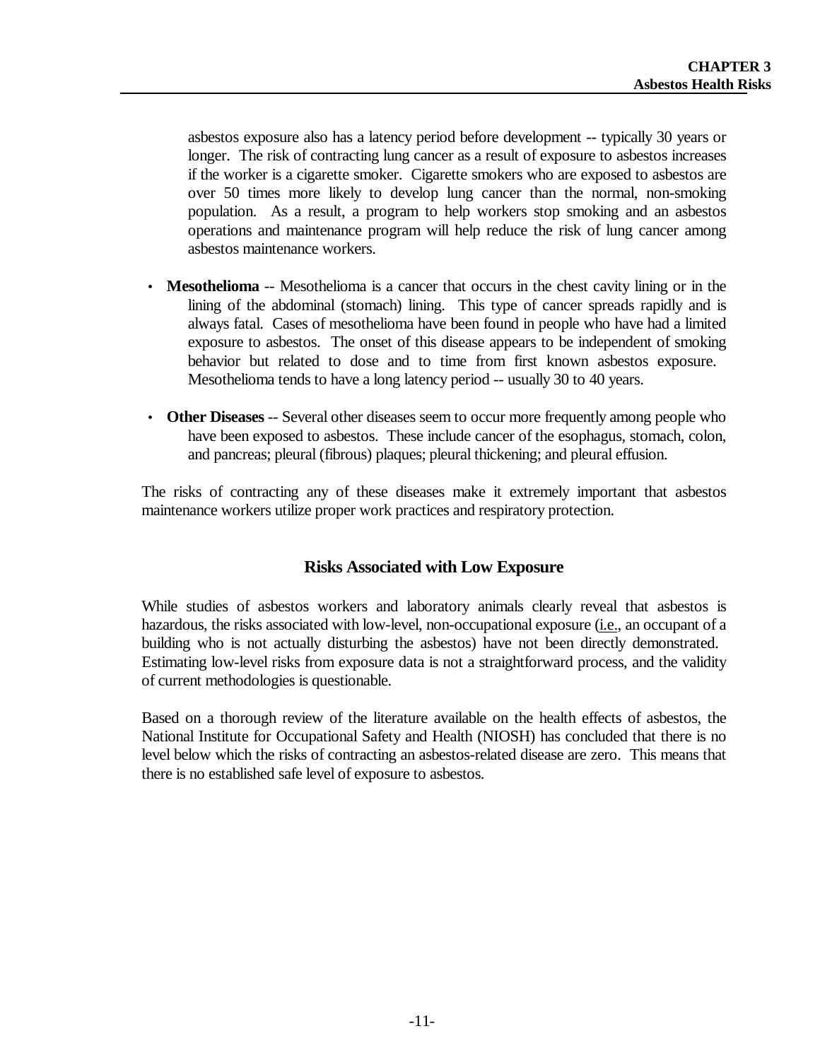asbestos exposure also has a latency period before development -- typically 30 years or longer. The risk of contracting lung cancer as a result of exposure to asbestos increases if the worker is a cigarette smoker. Cigarette smokers who are exposed to asbestos are over 50 times more likely to develop lung cancer than the normal, non-smoking population. As a result, a program to help workers stop smoking and an asbestos operations and maintenance program will help reduce the risk of lung cancer among asbestos maintenance workers.

- **Mesothelioma** -- Mesothelioma is a cancer that occurs in the chest cavity lining or in the lining of the abdominal (stomach) lining. This type of cancer spreads rapidly and is always fatal. Cases of mesothelioma have been found in people who have had a limited exposure to asbestos. The onset of this disease appears to be independent of smoking behavior but related to dose and to time from first known asbestos exposure. Mesothelioma tends to have a long latency period -- usually 30 to 40 years.

- **Other Diseases** -- Several other diseases seem to occur more frequently among people who have been exposed to asbestos. These include cancer of the esophagus, stomach, colon, and pancreas; pleural (fibrous) plaques; pleural thickening; and pleural effusion.

The risks of contracting any of these diseases make it extremely important that asbestos maintenance workers utilize proper work practices and respiratory protection.

## Risks Associated with Low Exposure

While studies of asbestos workers and laboratory animals clearly reveal that asbestos is hazardous, the risks associated with low-level, non-occupational exposure (i.e., an occupant of a building who is not actually disturbing the asbestos) have not been directly demonstrated. Estimating low-level risks from exposure data is not a straightforward process, and the validity of current methodologies is questionable.

Based on a thorough review of the literature available on the health effects of asbestos, the National Institute for Occupational Safety and Health (NIOSH) has concluded that there is no level below which the risks of contracting an asbestos-related disease are zero. This means that there is no established safe level of exposure to asbestos.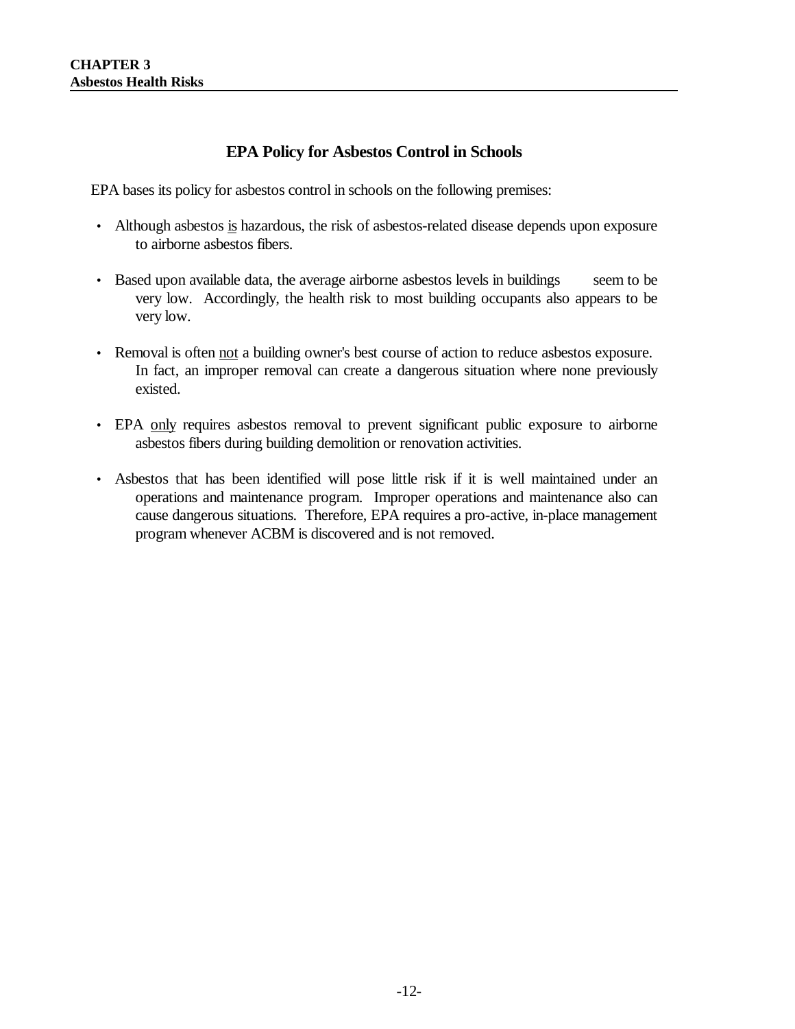## EPA Policy for Asbestos Control in Schools

EPA bases its policy for asbestos control in schools on the following premises:

- Although asbestos <u>is</u> hazardous, the risk of asbestos-related disease depends upon exposure to airborne asbestos fibers.
- Based upon available data, the average airborne asbestos levels in buildings seem to be very low. Accordingly, the health risk to most building occupants also appears to be very low.
- Removal is often <u>not</u> a building owner's best course of action to reduce asbestos exposure. In fact, an improper removal can create a dangerous situation where none previously existed.
- EPA <u>only</u> requires asbestos removal to prevent significant public exposure to airborne asbestos fibers during building demolition or renovation activities.
- Asbestos that has been identified will pose little risk if it is well maintained under an operations and maintenance program. Improper operations and maintenance also can cause dangerous situations. Therefore, EPA requires a pro-active, in-place management program whenever ACBM is discovered and is not removed.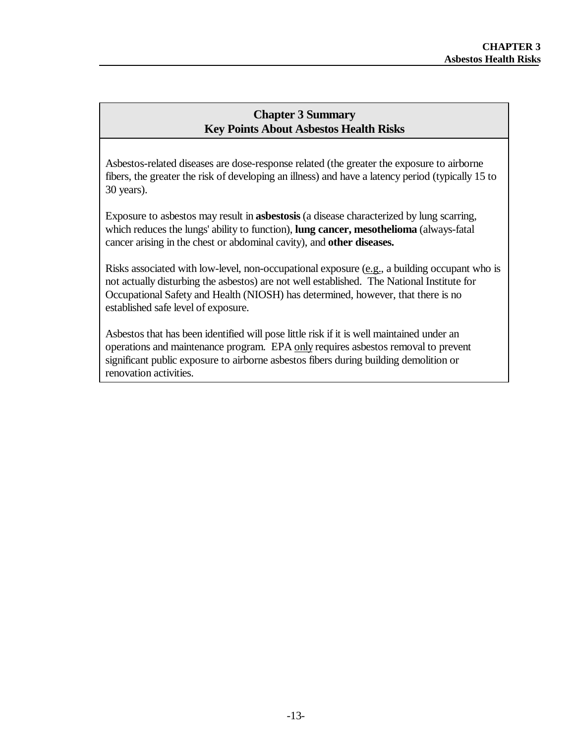## Chapter 3 Summary
## Key Points About Asbestos Health Risks

Asbestos-related diseases are dose-response related (the greater the exposure to airborne fibers, the greater the risk of developing an illness) and have a latency period (typically 15 to 30 years).

Exposure to asbestos may result in **asbestosis** (a disease characterized by lung scarring, which reduces the lungs' ability to function), **lung cancer, mesothelioma** (always-fatal cancer arising in the chest or abdominal cavity), and **other diseases.**

Risks associated with low-level, non-occupational exposure (e.g., a building occupant who is not actually disturbing the asbestos) are not well established. The National Institute for Occupational Safety and Health (NIOSH) has determined, however, that there is no established safe level of exposure.

Asbestos that has been identified will pose little risk if it is well maintained under an operations and maintenance program. EPA only requires asbestos removal to prevent significant public exposure to airborne asbestos fibers during building demolition or renovation activities.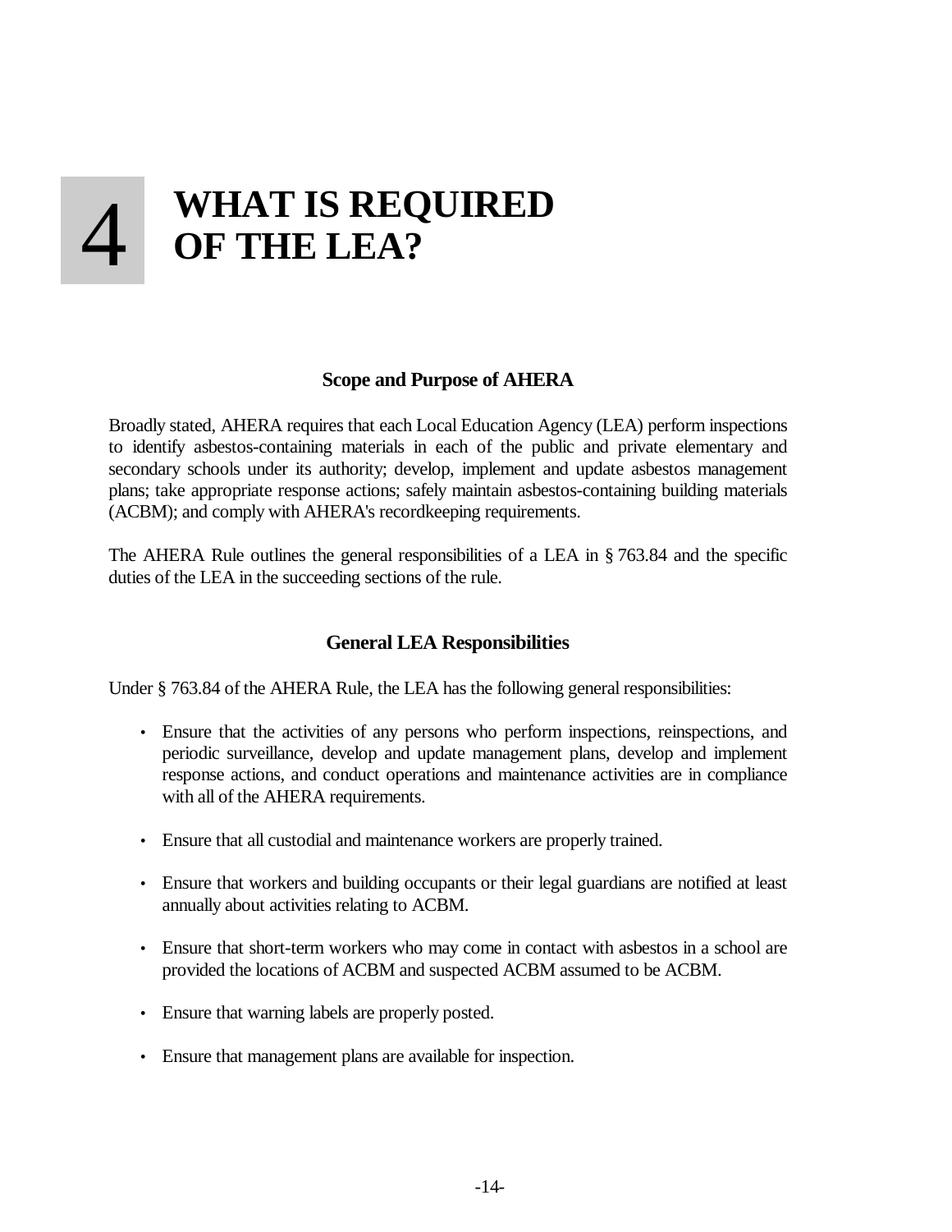# 4 WHAT IS REQUIRED OF THE LEA?

### Scope and Purpose of AHERA

Broadly stated, AHERA requires that each Local Education Agency (LEA) perform inspections to identify asbestos-containing materials in each of the public and private elementary and secondary schools under its authority; develop, implement and update asbestos management plans; take appropriate response actions; safely maintain asbestos-containing building materials (ACBM); and comply with AHERA's recordkeeping requirements.

The AHERA Rule outlines the general responsibilities of a LEA in § 763.84 and the specific duties of the LEA in the succeeding sections of the rule.

### General LEA Responsibilities

Under § 763.84 of the AHERA Rule, the LEA has the following general responsibilities:

- Ensure that the activities of any persons who perform inspections, reinspections, and periodic surveillance, develop and update management plans, develop and implement response actions, and conduct operations and maintenance activities are in compliance with all of the AHERA requirements.
- Ensure that all custodial and maintenance workers are properly trained.
- Ensure that workers and building occupants or their legal guardians are notified at least annually about activities relating to ACBM.
- Ensure that short-term workers who may come in contact with asbestos in a school are provided the locations of ACBM and suspected ACBM assumed to be ACBM.
- Ensure that warning labels are properly posted.
- Ensure that management plans are available for inspection.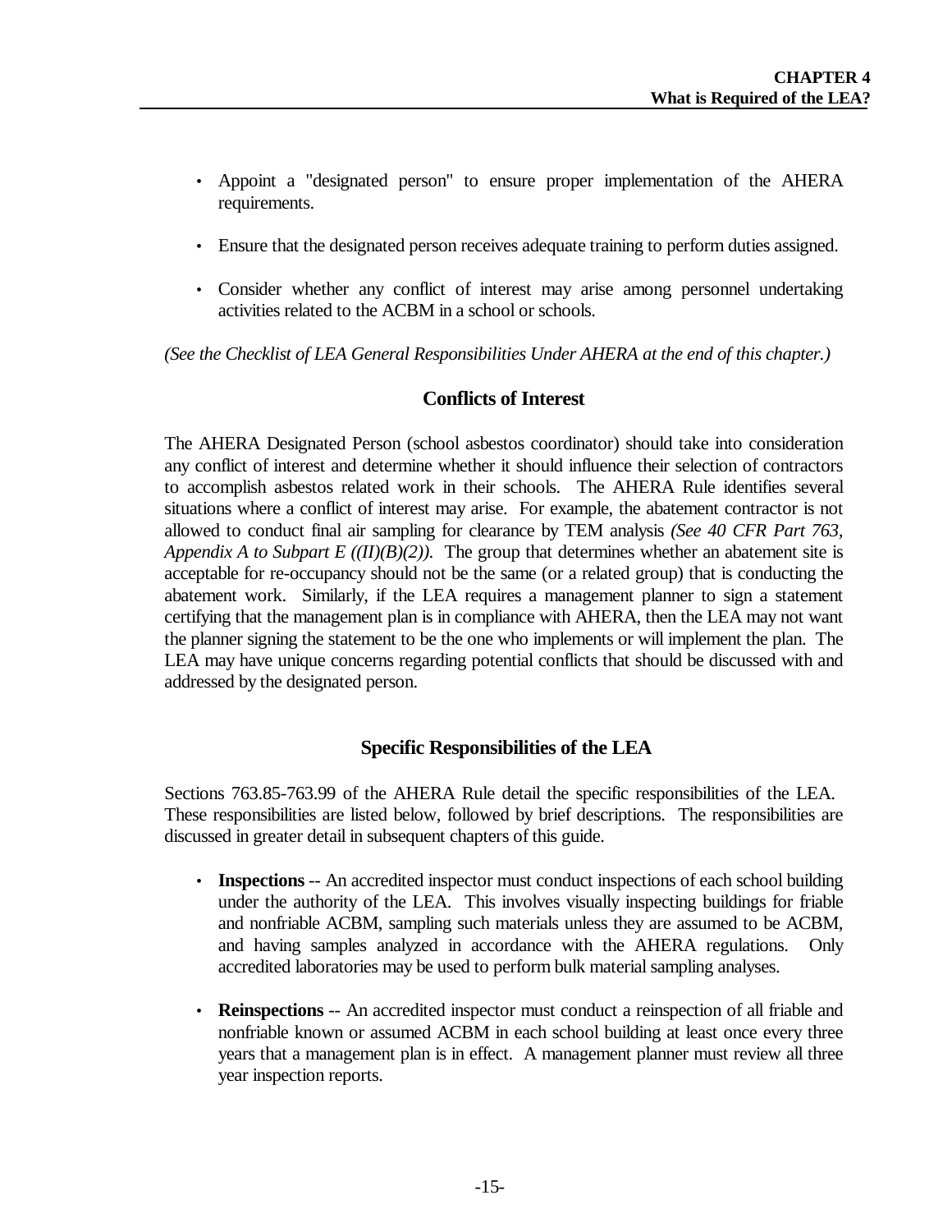- Appoint a "designated person" to ensure proper implementation of the AHERA requirements.
- Ensure that the designated person receives adequate training to perform duties assigned.
- Consider whether any conflict of interest may arise among personnel undertaking activities related to the ACBM in a school or schools.

*(See the Checklist of LEA General Responsibilities Under AHERA at the end of this chapter.)*

## Conflicts of Interest

The AHERA Designated Person (school asbestos coordinator) should take into consideration any conflict of interest and determine whether it should influence their selection of contractors to accomplish asbestos related work in their schools. The AHERA Rule identifies several situations where a conflict of interest may arise. For example, the abatement contractor is not allowed to conduct final air sampling for clearance by TEM analysis *(See 40 CFR Part 763, Appendix A to Subpart E ((II)(B)(2)).* The group that determines whether an abatement site is acceptable for re-occupancy should not be the same (or a related group) that is conducting the abatement work. Similarly, if the LEA requires a management planner to sign a statement certifying that the management plan is in compliance with AHERA, then the LEA may not want the planner signing the statement to be the one who implements or will implement the plan. The LEA may have unique concerns regarding potential conflicts that should be discussed with and addressed by the designated person.

## Specific Responsibilities of the LEA

Sections 763.85-763.99 of the AHERA Rule detail the specific responsibilities of the LEA. These responsibilities are listed below, followed by brief descriptions. The responsibilities are discussed in greater detail in subsequent chapters of this guide.

- **Inspections** -- An accredited inspector must conduct inspections of each school building under the authority of the LEA. This involves visually inspecting buildings for friable and nonfriable ACBM, sampling such materials unless they are assumed to be ACBM, and having samples analyzed in accordance with the AHERA regulations. Only accredited laboratories may be used to perform bulk material sampling analyses.
- **Reinspections** -- An accredited inspector must conduct a reinspection of all friable and nonfriable known or assumed ACBM in each school building at least once every three years that a management plan is in effect. A management planner must review all three year inspection reports.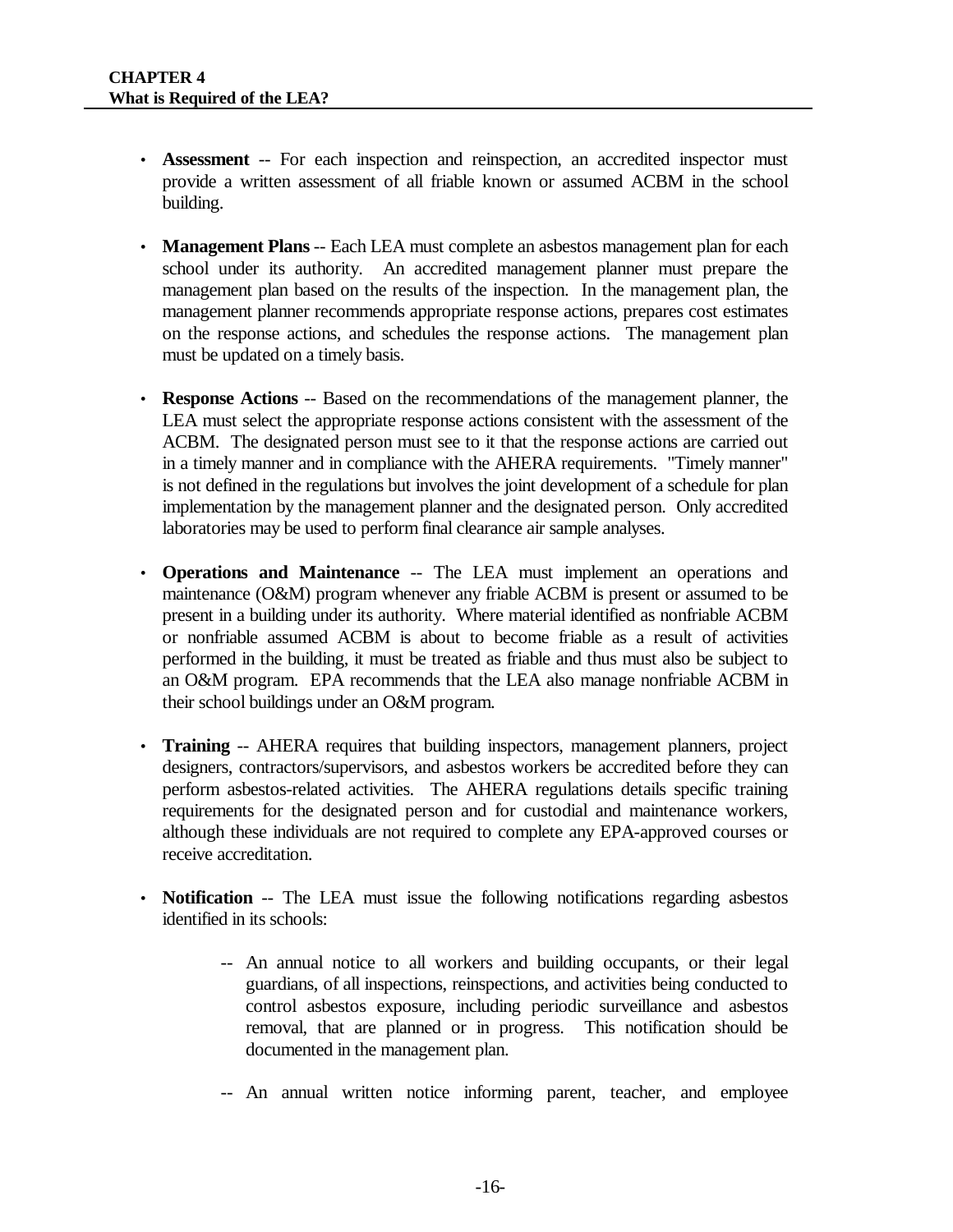- **Assessment** -- For each inspection and reinspection, an accredited inspector must provide a written assessment of all friable known or assumed ACBM in the school building.

- **Management Plans** -- Each LEA must complete an asbestos management plan for each school under its authority. An accredited management planner must prepare the management plan based on the results of the inspection. In the management plan, the management planner recommends appropriate response actions, prepares cost estimates on the response actions, and schedules the response actions. The management plan must be updated on a timely basis.

- **Response Actions** -- Based on the recommendations of the management planner, the LEA must select the appropriate response actions consistent with the assessment of the ACBM. The designated person must see to it that the response actions are carried out in a timely manner and in compliance with the AHERA requirements. "Timely manner" is not defined in the regulations but involves the joint development of a schedule for plan implementation by the management planner and the designated person. Only accredited laboratories may be used to perform final clearance air sample analyses.

- **Operations and Maintenance** -- The LEA must implement an operations and maintenance (O&M) program whenever any friable ACBM is present or assumed to be present in a building under its authority. Where material identified as nonfriable ACBM or nonfriable assumed ACBM is about to become friable as a result of activities performed in the building, it must be treated as friable and thus must also be subject to an O&M program. EPA recommends that the LEA also manage nonfriable ACBM in their school buildings under an O&M program.

- **Training** -- AHERA requires that building inspectors, management planners, project designers, contractors/supervisors, and asbestos workers be accredited before they can perform asbestos-related activities. The AHERA regulations details specific training requirements for the designated person and for custodial and maintenance workers, although these individuals are not required to complete any EPA-approved courses or receive accreditation.

- **Notification** -- The LEA must issue the following notifications regarding asbestos identified in its schools:

  -- An annual notice to all workers and building occupants, or their legal guardians, of all inspections, reinspections, and activities being conducted to control asbestos exposure, including periodic surveillance and asbestos removal, that are planned or in progress. This notification should be documented in the management plan.

  -- An annual written notice informing parent, teacher, and employee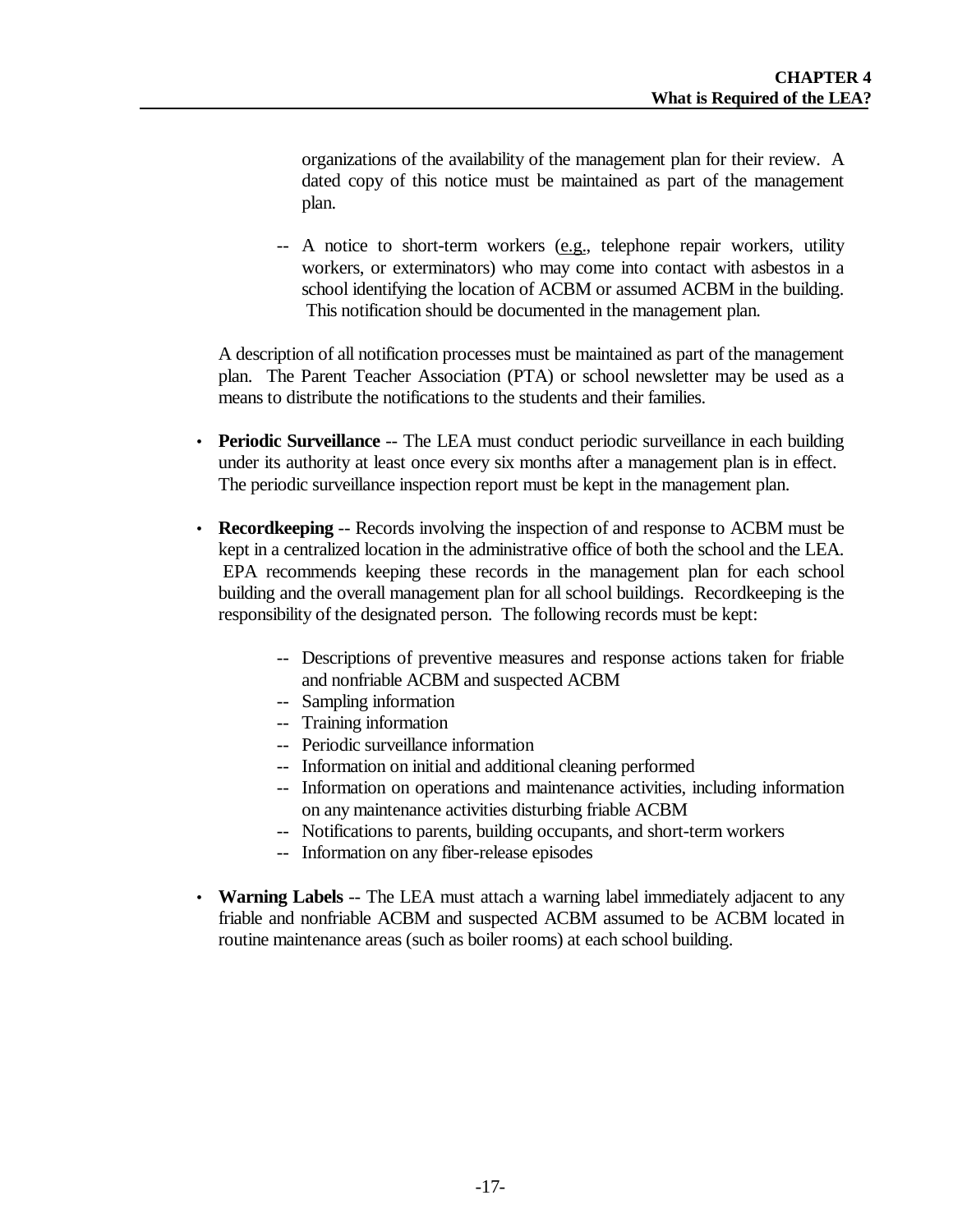organizations of the availability of the management plan for their review. A dated copy of this notice must be maintained as part of the management plan.

-- A notice to short-term workers (e.g., telephone repair workers, utility workers, or exterminators) who may come into contact with asbestos in a school identifying the location of ACBM or assumed ACBM in the building. This notification should be documented in the management plan.

A description of all notification processes must be maintained as part of the management plan. The Parent Teacher Association (PTA) or school newsletter may be used as a means to distribute the notifications to the students and their families.

- **Periodic Surveillance** -- The LEA must conduct periodic surveillance in each building under its authority at least once every six months after a management plan is in effect. The periodic surveillance inspection report must be kept in the management plan.

- **Recordkeeping** -- Records involving the inspection of and response to ACBM must be kept in a centralized location in the administrative office of both the school and the LEA. EPA recommends keeping these records in the management plan for each school building and the overall management plan for all school buildings. Recordkeeping is the responsibility of the designated person. The following records must be kept:

  -- Descriptions of preventive measures and response actions taken for friable and nonfriable ACBM and suspected ACBM
  -- Sampling information
  -- Training information
  -- Periodic surveillance information
  -- Information on initial and additional cleaning performed
  -- Information on operations and maintenance activities, including information on any maintenance activities disturbing friable ACBM
  -- Notifications to parents, building occupants, and short-term workers
  -- Information on any fiber-release episodes

- **Warning Labels** -- The LEA must attach a warning label immediately adjacent to any friable and nonfriable ACBM and suspected ACBM assumed to be ACBM located in routine maintenance areas (such as boiler rooms) at each school building.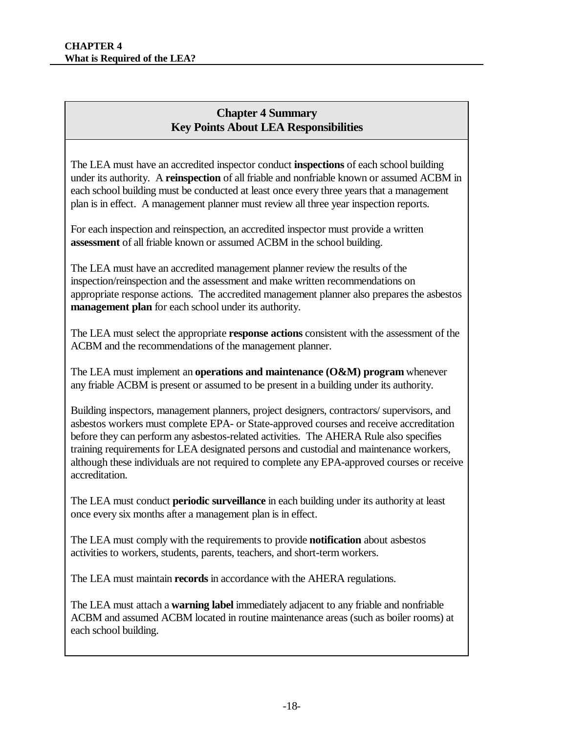## Chapter 4 Summary
## Key Points About LEA Responsibilities

The LEA must have an accredited inspector conduct **inspections** of each school building under its authority. A **reinspection** of all friable and nonfriable known or assumed ACBM in each school building must be conducted at least once every three years that a management plan is in effect. A management planner must review all three year inspection reports.

For each inspection and reinspection, an accredited inspector must provide a written **assessment** of all friable known or assumed ACBM in the school building.

The LEA must have an accredited management planner review the results of the inspection/reinspection and the assessment and make written recommendations on appropriate response actions. The accredited management planner also prepares the asbestos **management plan** for each school under its authority.

The LEA must select the appropriate **response actions** consistent with the assessment of the ACBM and the recommendations of the management planner.

The LEA must implement an **operations and maintenance (O&M) program** whenever any friable ACBM is present or assumed to be present in a building under its authority.

Building inspectors, management planners, project designers, contractors/ supervisors, and asbestos workers must complete EPA- or State-approved courses and receive accreditation before they can perform any asbestos-related activities. The AHERA Rule also specifies training requirements for LEA designated persons and custodial and maintenance workers, although these individuals are not required to complete any EPA-approved courses or receive accreditation.

The LEA must conduct **periodic surveillance** in each building under its authority at least once every six months after a management plan is in effect.

The LEA must comply with the requirements to provide **notification** about asbestos activities to workers, students, parents, teachers, and short-term workers.

The LEA must maintain **records** in accordance with the AHERA regulations.

The LEA must attach a **warning label** immediately adjacent to any friable and nonfriable ACBM and assumed ACBM located in routine maintenance areas (such as boiler rooms) at each school building.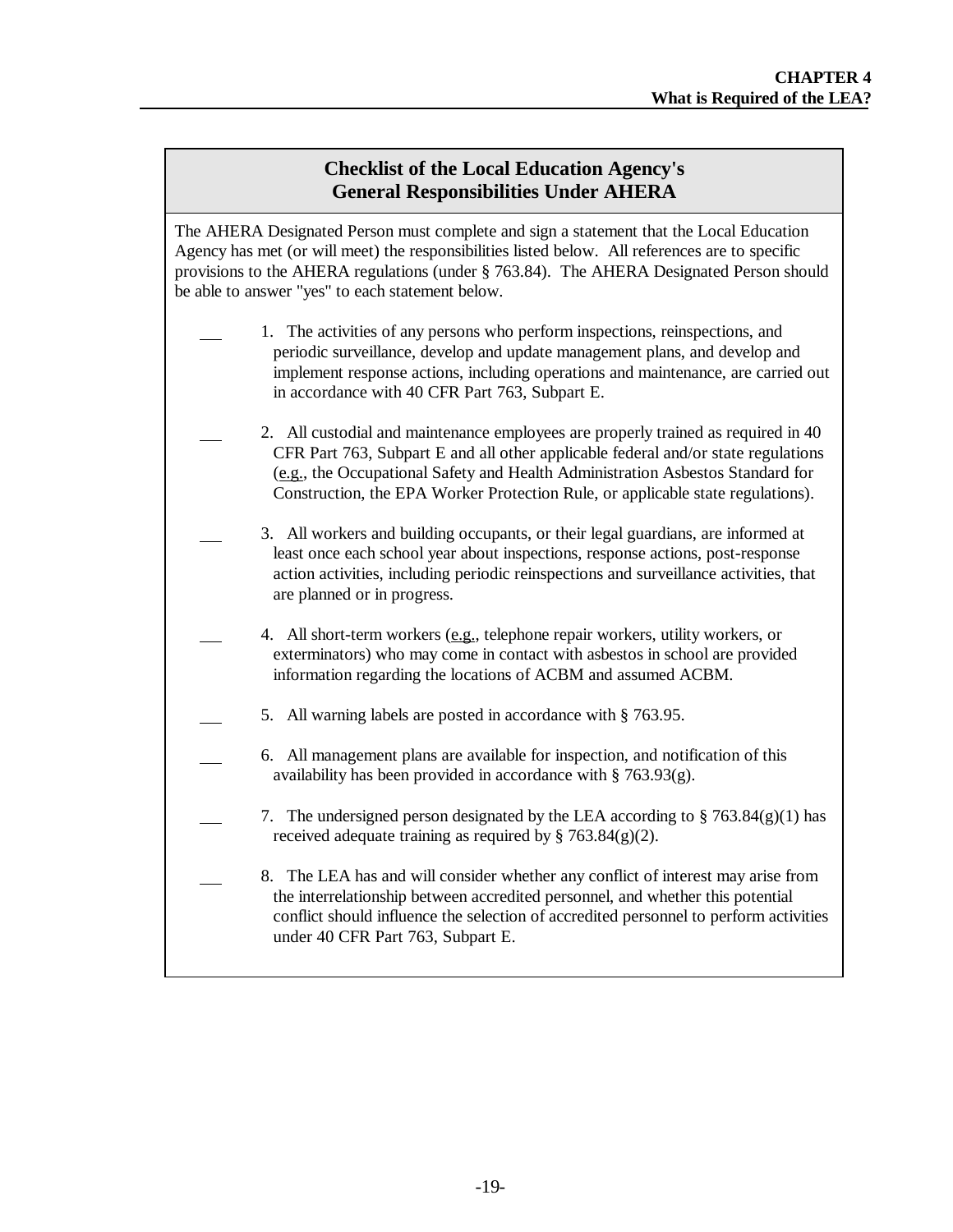## Checklist of the Local Education Agency's General Responsibilities Under AHERA

The AHERA Designated Person must complete and sign a statement that the Local Education Agency has met (or will meet) the responsibilities listed below. All references are to specific provisions to the AHERA regulations (under § 763.84). The AHERA Designated Person should be able to answer "yes" to each statement below.

___ 1. The activities of any persons who perform inspections, reinspections, and periodic surveillance, develop and update management plans, and develop and implement response actions, including operations and maintenance, are carried out in accordance with 40 CFR Part 763, Subpart E.

___ 2. All custodial and maintenance employees are properly trained as required in 40 CFR Part 763, Subpart E and all other applicable federal and/or state regulations (e.g., the Occupational Safety and Health Administration Asbestos Standard for Construction, the EPA Worker Protection Rule, or applicable state regulations).

___ 3. All workers and building occupants, or their legal guardians, are informed at least once each school year about inspections, response actions, post-response action activities, including periodic reinspections and surveillance activities, that are planned or in progress.

___ 4. All short-term workers (e.g., telephone repair workers, utility workers, or exterminators) who may come in contact with asbestos in school are provided information regarding the locations of ACBM and assumed ACBM.

___ 5. All warning labels are posted in accordance with § 763.95.

___ 6. All management plans are available for inspection, and notification of this availability has been provided in accordance with § 763.93(g).

___ 7. The undersigned person designated by the LEA according to § 763.84(g)(1) has received adequate training as required by § 763.84(g)(2).

___ 8. The LEA has and will consider whether any conflict of interest may arise from the interrelationship between accredited personnel, and whether this potential conflict should influence the selection of accredited personnel to perform activities under 40 CFR Part 763, Subpart E.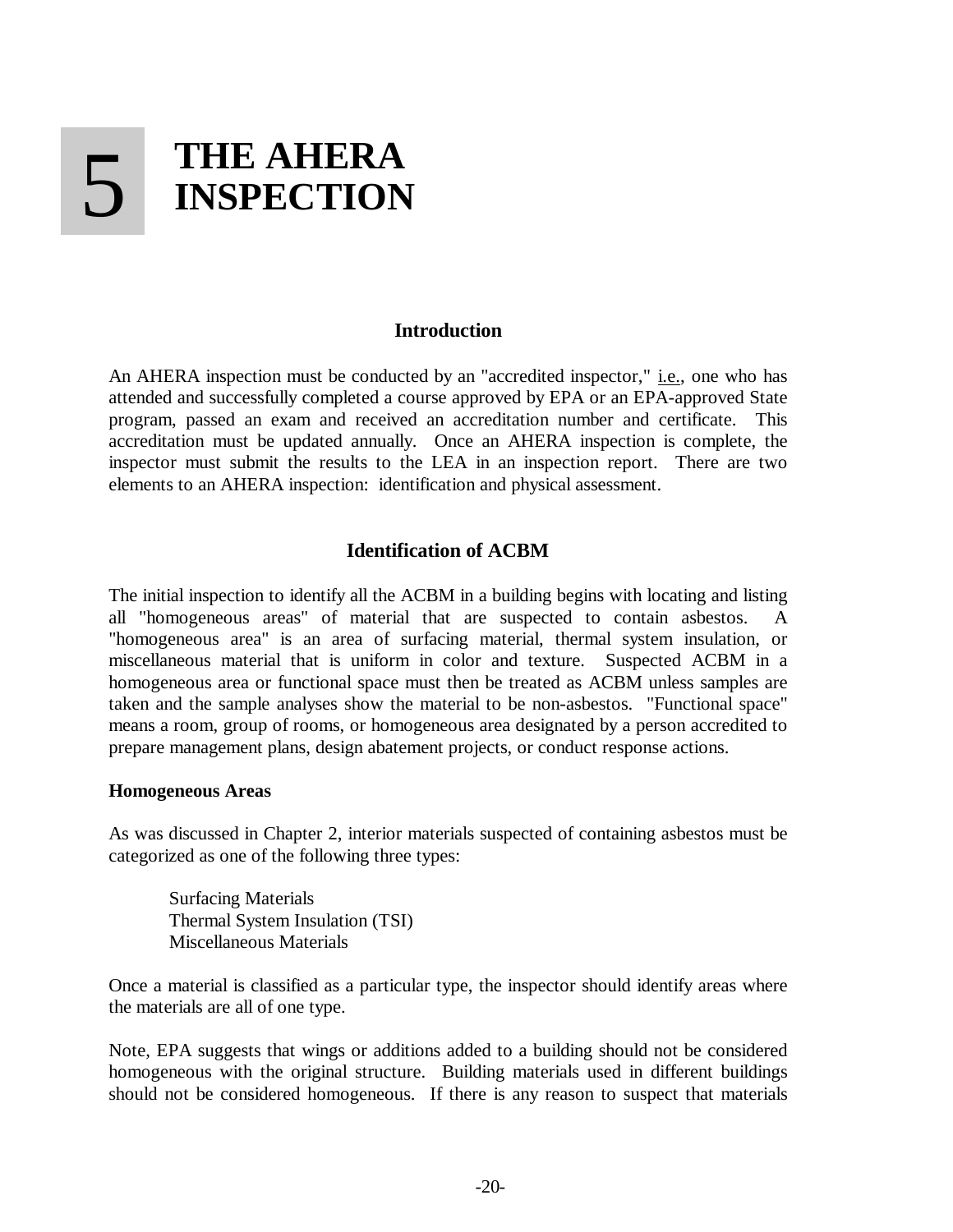# 5 THE AHERA INSPECTION

## Introduction

An AHERA inspection must be conducted by an "accredited inspector," i.e., one who has attended and successfully completed a course approved by EPA or an EPA-approved State program, passed an exam and received an accreditation number and certificate. This accreditation must be updated annually. Once an AHERA inspection is complete, the inspector must submit the results to the LEA in an inspection report. There are two elements to an AHERA inspection: identification and physical assessment.

## Identification of ACBM

The initial inspection to identify all the ACBM in a building begins with locating and listing all "homogeneous areas" of material that are suspected to contain asbestos. A "homogeneous area" is an area of surfacing material, thermal system insulation, or miscellaneous material that is uniform in color and texture. Suspected ACBM in a homogeneous area or functional space must then be treated as ACBM unless samples are taken and the sample analyses show the material to be non-asbestos. "Functional space" means a room, group of rooms, or homogeneous area designated by a person accredited to prepare management plans, design abatement projects, or conduct response actions.

### Homogeneous Areas

As was discussed in Chapter 2, interior materials suspected of containing asbestos must be categorized as one of the following three types:

Surfacing Materials
Thermal System Insulation (TSI)
Miscellaneous Materials

Once a material is classified as a particular type, the inspector should identify areas where the materials are all of one type.

Note, EPA suggests that wings or additions added to a building should not be considered homogeneous with the original structure. Building materials used in different buildings should not be considered homogeneous. If there is any reason to suspect that materials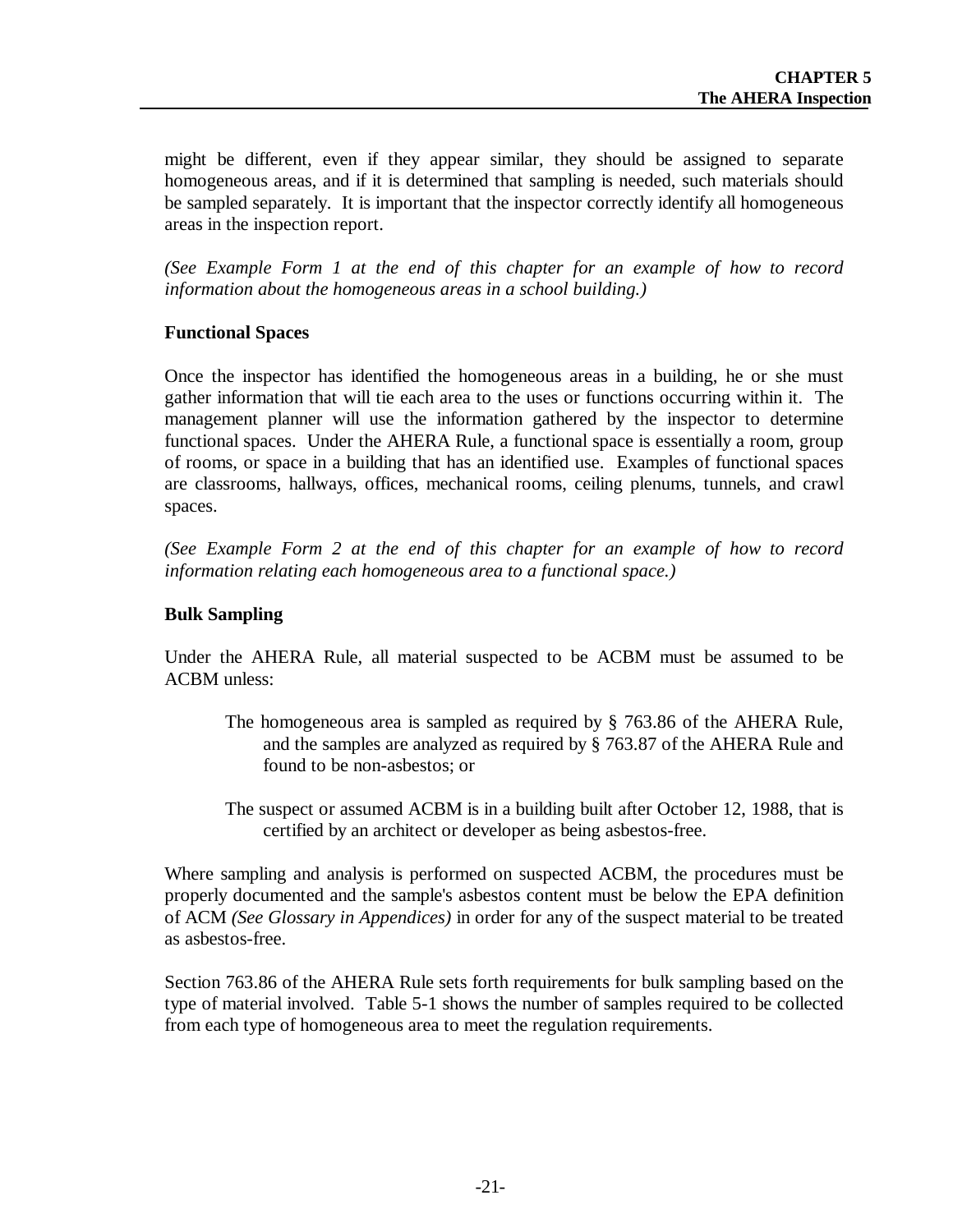might be different, even if they appear similar, they should be assigned to separate homogeneous areas, and if it is determined that sampling is needed, such materials should be sampled separately. It is important that the inspector correctly identify all homogeneous areas in the inspection report.

*(See Example Form 1 at the end of this chapter for an example of how to record information about the homogeneous areas in a school building.)*

### Functional Spaces

Once the inspector has identified the homogeneous areas in a building, he or she must gather information that will tie each area to the uses or functions occurring within it. The management planner will use the information gathered by the inspector to determine functional spaces. Under the AHERA Rule, a functional space is essentially a room, group of rooms, or space in a building that has an identified use. Examples of functional spaces are classrooms, hallways, offices, mechanical rooms, ceiling plenums, tunnels, and crawl spaces.

*(See Example Form 2 at the end of this chapter for an example of how to record information relating each homogeneous area to a functional space.)*

### Bulk Sampling

Under the AHERA Rule, all material suspected to be ACBM must be assumed to be ACBM unless:

> The homogeneous area is sampled as required by § 763.86 of the AHERA Rule, and the samples are analyzed as required by § 763.87 of the AHERA Rule and found to be non-asbestos; or
>
> The suspect or assumed ACBM is in a building built after October 12, 1988, that is certified by an architect or developer as being asbestos-free.

Where sampling and analysis is performed on suspected ACBM, the procedures must be properly documented and the sample's asbestos content must be below the EPA definition of ACM *(See Glossary in Appendices)* in order for any of the suspect material to be treated as asbestos-free.

Section 763.86 of the AHERA Rule sets forth requirements for bulk sampling based on the type of material involved. Table 5-1 shows the number of samples required to be collected from each type of homogeneous area to meet the regulation requirements.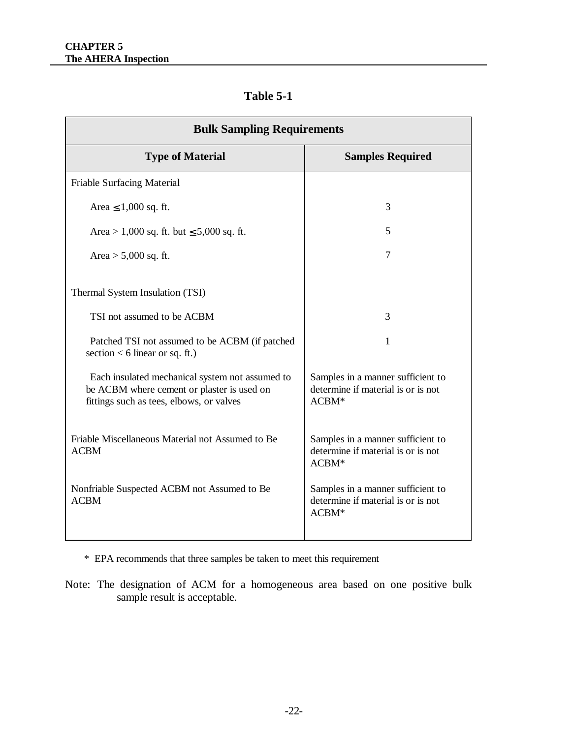**Table 5-1**

| Bulk Sampling Requirements | |
|---|---|
| **Type of Material** | **Samples Required** |
| Friable Surfacing Material | |
| Area ≤ 1,000 sq. ft. | 3 |
| Area > 1,000 sq. ft. but ≤ 5,000 sq. ft. | 5 |
| Area > 5,000 sq. ft. | 7 |
| Thermal System Insulation (TSI) | |
| TSI not assumed to be ACBM | 3 |
| Patched TSI not assumed to be ACBM (if patched section < 6 linear or sq. ft.) | 1 |
| Each insulated mechanical system not assumed to be ACBM where cement or plaster is used on fittings such as tees, elbows, or valves | Samples in a manner sufficient to determine if material is or is not ACBM* |
| Friable Miscellaneous Material not Assumed to Be ACBM | Samples in a manner sufficient to determine if material is or is not ACBM* |
| Nonfriable Suspected ACBM not Assumed to Be ACBM | Samples in a manner sufficient to determine if material is or is not ACBM* |

\* EPA recommends that three samples be taken to meet this requirement

Note: The designation of ACM for a homogeneous area based on one positive bulk sample result is acceptable.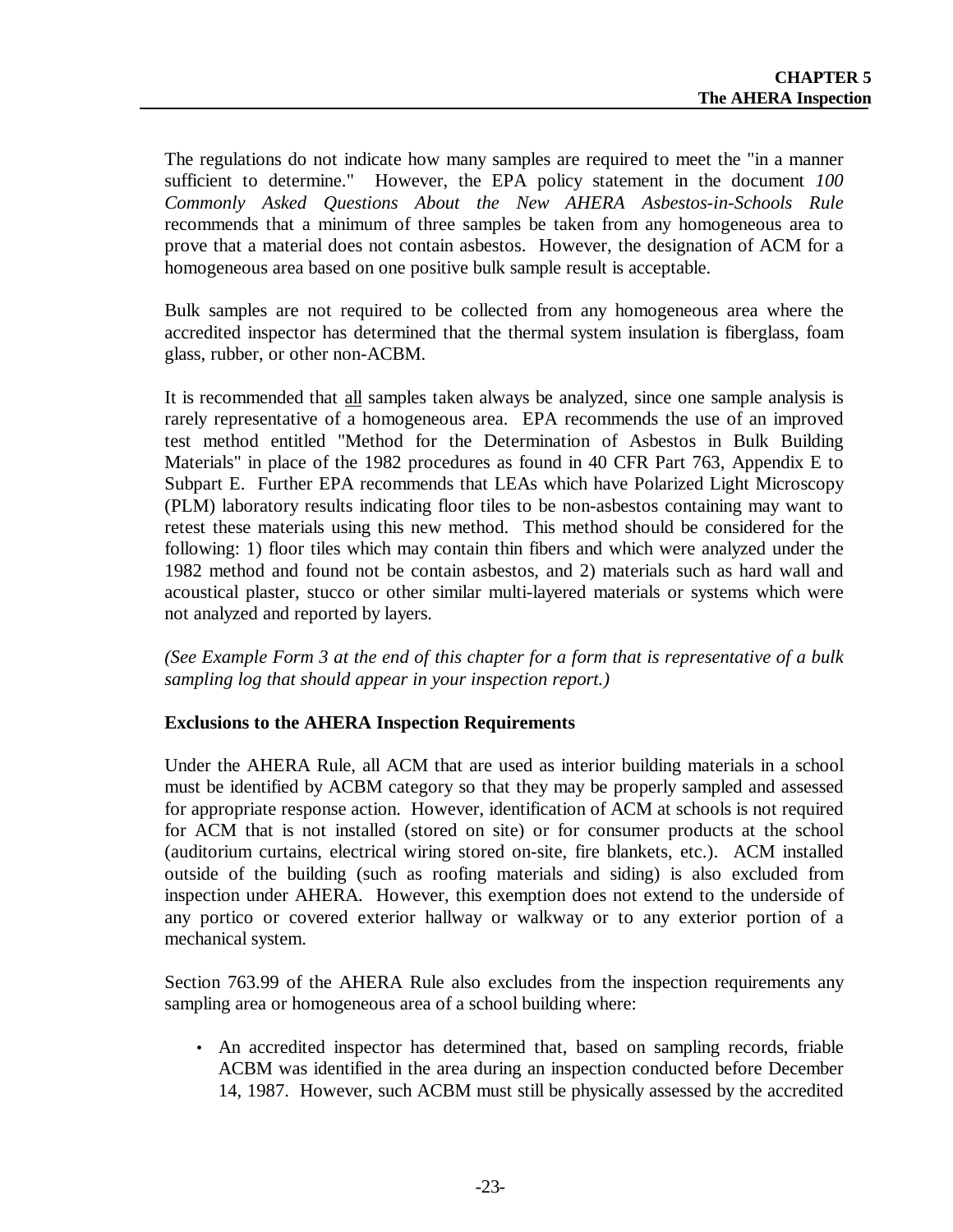The regulations do not indicate how many samples are required to meet the "in a manner sufficient to determine." However, the EPA policy statement in the document *100 Commonly Asked Questions About the New AHERA Asbestos-in-Schools Rule* recommends that a minimum of three samples be taken from any homogeneous area to prove that a material does not contain asbestos. However, the designation of ACM for a homogeneous area based on one positive bulk sample result is acceptable.

Bulk samples are not required to be collected from any homogeneous area where the accredited inspector has determined that the thermal system insulation is fiberglass, foam glass, rubber, or other non-ACBM.

It is recommended that <u>all</u> samples taken always be analyzed, since one sample analysis is rarely representative of a homogeneous area. EPA recommends the use of an improved test method entitled "Method for the Determination of Asbestos in Bulk Building Materials" in place of the 1982 procedures as found in 40 CFR Part 763, Appendix E to Subpart E. Further EPA recommends that LEAs which have Polarized Light Microscopy (PLM) laboratory results indicating floor tiles to be non-asbestos containing may want to retest these materials using this new method. This method should be considered for the following: 1) floor tiles which may contain thin fibers and which were analyzed under the 1982 method and found not be contain asbestos, and 2) materials such as hard wall and acoustical plaster, stucco or other similar multi-layered materials or systems which were not analyzed and reported by layers.

*(See Example Form 3 at the end of this chapter for a form that is representative of a bulk sampling log that should appear in your inspection report.)*

**Exclusions to the AHERA Inspection Requirements**

Under the AHERA Rule, all ACM that are used as interior building materials in a school must be identified by ACBM category so that they may be properly sampled and assessed for appropriate response action. However, identification of ACM at schools is not required for ACM that is not installed (stored on site) or for consumer products at the school (auditorium curtains, electrical wiring stored on-site, fire blankets, etc.). ACM installed outside of the building (such as roofing materials and siding) is also excluded from inspection under AHERA. However, this exemption does not extend to the underside of any portico or covered exterior hallway or walkway or to any exterior portion of a mechanical system.

Section 763.99 of the AHERA Rule also excludes from the inspection requirements any sampling area or homogeneous area of a school building where:

- An accredited inspector has determined that, based on sampling records, friable ACBM was identified in the area during an inspection conducted before December 14, 1987. However, such ACBM must still be physically assessed by the accredited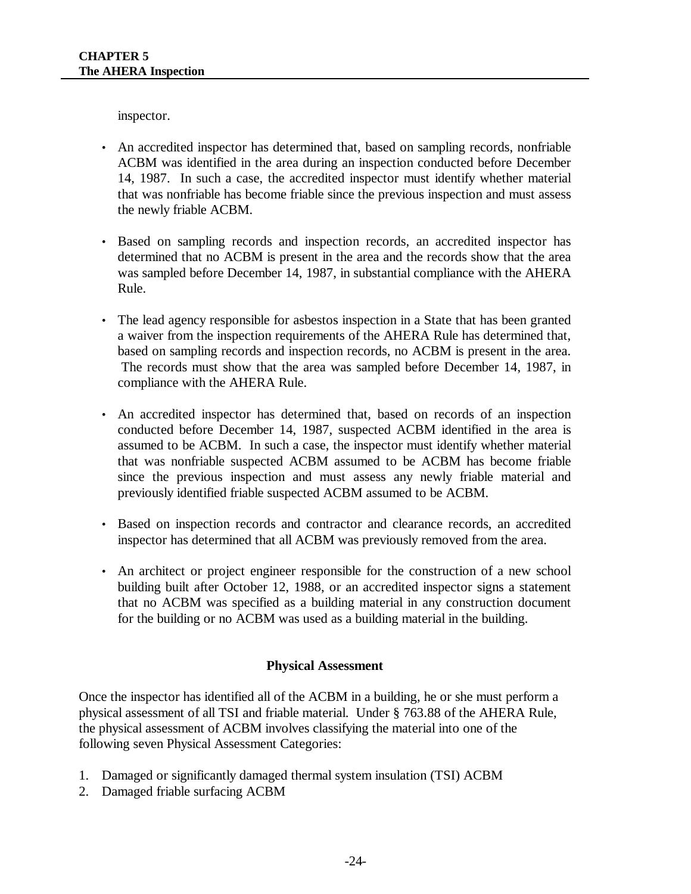inspector.

- An accredited inspector has determined that, based on sampling records, nonfriable ACBM was identified in the area during an inspection conducted before December 14, 1987. In such a case, the accredited inspector must identify whether material that was nonfriable has become friable since the previous inspection and must assess the newly friable ACBM.

- Based on sampling records and inspection records, an accredited inspector has determined that no ACBM is present in the area and the records show that the area was sampled before December 14, 1987, in substantial compliance with the AHERA Rule.

- The lead agency responsible for asbestos inspection in a State that has been granted a waiver from the inspection requirements of the AHERA Rule has determined that, based on sampling records and inspection records, no ACBM is present in the area. The records must show that the area was sampled before December 14, 1987, in compliance with the AHERA Rule.

- An accredited inspector has determined that, based on records of an inspection conducted before December 14, 1987, suspected ACBM identified in the area is assumed to be ACBM. In such a case, the inspector must identify whether material that was nonfriable suspected ACBM assumed to be ACBM has become friable since the previous inspection and must assess any newly friable material and previously identified friable suspected ACBM assumed to be ACBM.

- Based on inspection records and contractor and clearance records, an accredited inspector has determined that all ACBM was previously removed from the area.

- An architect or project engineer responsible for the construction of a new school building built after October 12, 1988, or an accredited inspector signs a statement that no ACBM was specified as a building material in any construction document for the building or no ACBM was used as a building material in the building.

### Physical Assessment

Once the inspector has identified all of the ACBM in a building, he or she must perform a physical assessment of all TSI and friable material. Under § 763.88 of the AHERA Rule, the physical assessment of ACBM involves classifying the material into one of the following seven Physical Assessment Categories:

1. Damaged or significantly damaged thermal system insulation (TSI) ACBM
2. Damaged friable surfacing ACBM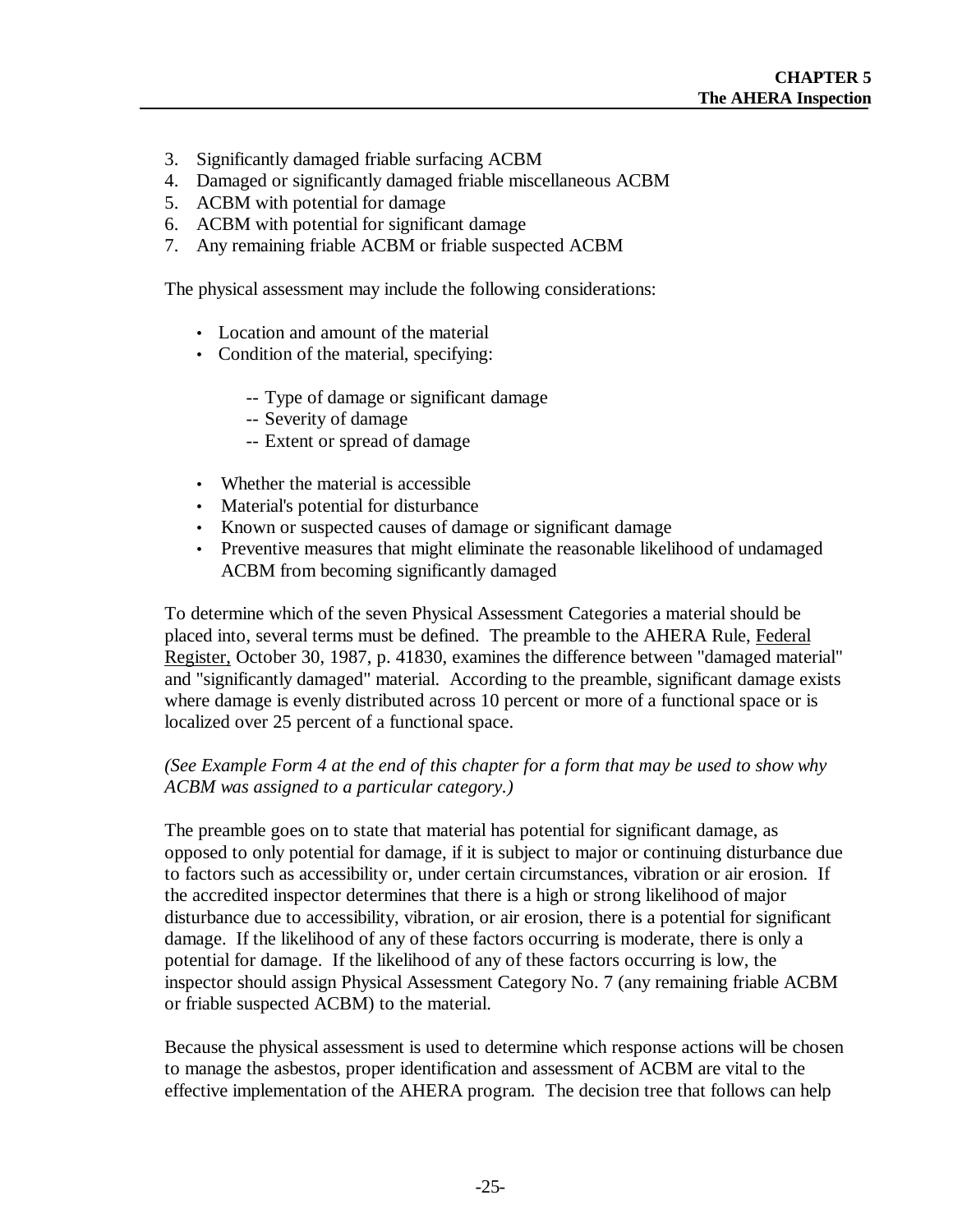3. Significantly damaged friable surfacing ACBM
4. Damaged or significantly damaged friable miscellaneous ACBM
5. ACBM with potential for damage
6. ACBM with potential for significant damage
7. Any remaining friable ACBM or friable suspected ACBM

The physical assessment may include the following considerations:

- Location and amount of the material
- Condition of the material, specifying:
  - -- Type of damage or significant damage
  - -- Severity of damage
  - -- Extent or spread of damage
- Whether the material is accessible
- Material's potential for disturbance
- Known or suspected causes of damage or significant damage
- Preventive measures that might eliminate the reasonable likelihood of undamaged ACBM from becoming significantly damaged

To determine which of the seven Physical Assessment Categories a material should be placed into, several terms must be defined. The preamble to the AHERA Rule, Federal Register, October 30, 1987, p. 41830, examines the difference between "damaged material" and "significantly damaged" material. According to the preamble, significant damage exists where damage is evenly distributed across 10 percent or more of a functional space or is localized over 25 percent of a functional space.

*(See Example Form 4 at the end of this chapter for a form that may be used to show why ACBM was assigned to a particular category.)*

The preamble goes on to state that material has potential for significant damage, as opposed to only potential for damage, if it is subject to major or continuing disturbance due to factors such as accessibility or, under certain circumstances, vibration or air erosion. If the accredited inspector determines that there is a high or strong likelihood of major disturbance due to accessibility, vibration, or air erosion, there is a potential for significant damage. If the likelihood of any of these factors occurring is moderate, there is only a potential for damage. If the likelihood of any of these factors occurring is low, the inspector should assign Physical Assessment Category No. 7 (any remaining friable ACBM or friable suspected ACBM) to the material.

Because the physical assessment is used to determine which response actions will be chosen to manage the asbestos, proper identification and assessment of ACBM are vital to the effective implementation of the AHERA program. The decision tree that follows can help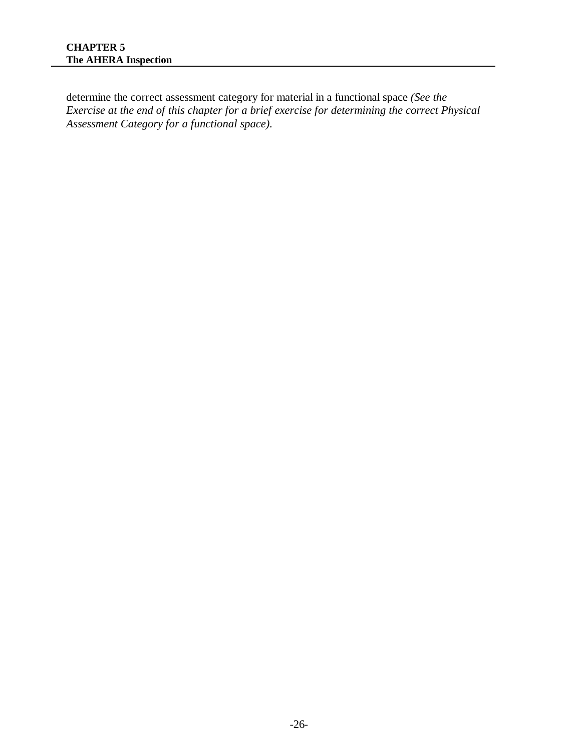determine the correct assessment category for material in a functional space *(See the Exercise at the end of this chapter for a brief exercise for determining the correct Physical Assessment Category for a functional space).*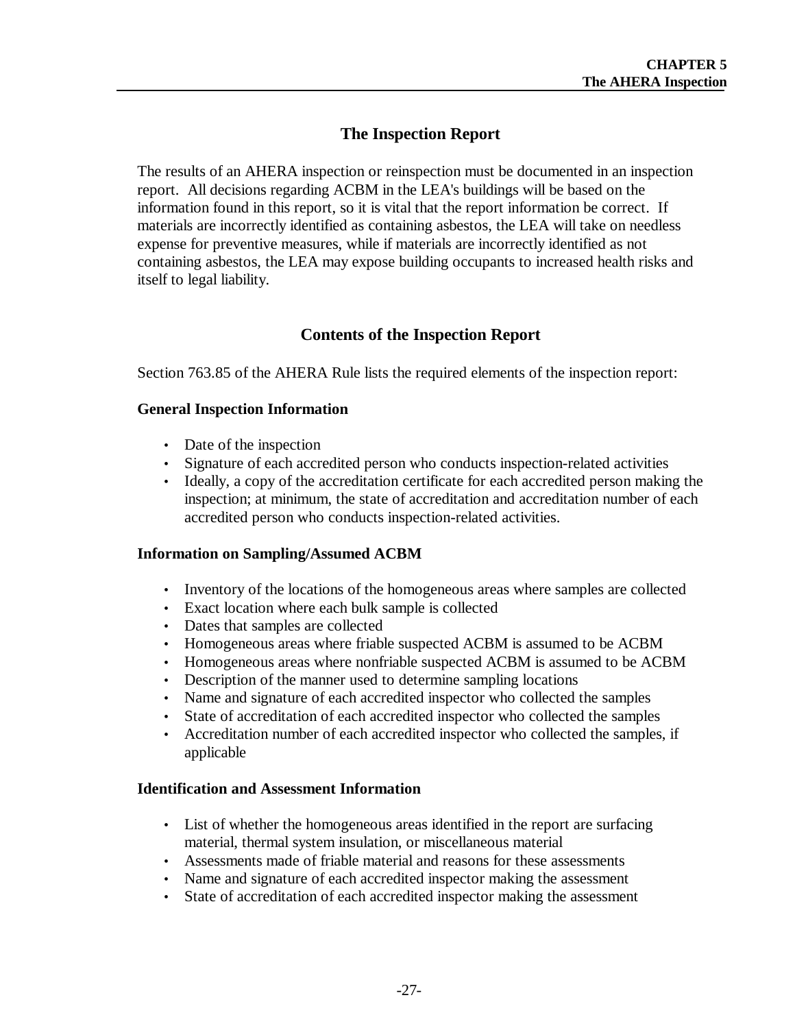## The Inspection Report

The results of an AHERA inspection or reinspection must be documented in an inspection report. All decisions regarding ACBM in the LEA's buildings will be based on the information found in this report, so it is vital that the report information be correct. If materials are incorrectly identified as containing asbestos, the LEA will take on needless expense for preventive measures, while if materials are incorrectly identified as not containing asbestos, the LEA may expose building occupants to increased health risks and itself to legal liability.

## Contents of the Inspection Report

Section 763.85 of the AHERA Rule lists the required elements of the inspection report:

**General Inspection Information**

- Date of the inspection
- Signature of each accredited person who conducts inspection-related activities
- Ideally, a copy of the accreditation certificate for each accredited person making the inspection; at minimum, the state of accreditation and accreditation number of each accredited person who conducts inspection-related activities.

**Information on Sampling/Assumed ACBM**

- Inventory of the locations of the homogeneous areas where samples are collected
- Exact location where each bulk sample is collected
- Dates that samples are collected
- Homogeneous areas where friable suspected ACBM is assumed to be ACBM
- Homogeneous areas where nonfriable suspected ACBM is assumed to be ACBM
- Description of the manner used to determine sampling locations
- Name and signature of each accredited inspector who collected the samples
- State of accreditation of each accredited inspector who collected the samples
- Accreditation number of each accredited inspector who collected the samples, if applicable

**Identification and Assessment Information**

- List of whether the homogeneous areas identified in the report are surfacing material, thermal system insulation, or miscellaneous material
- Assessments made of friable material and reasons for these assessments
- Name and signature of each accredited inspector making the assessment
- State of accreditation of each accredited inspector making the assessment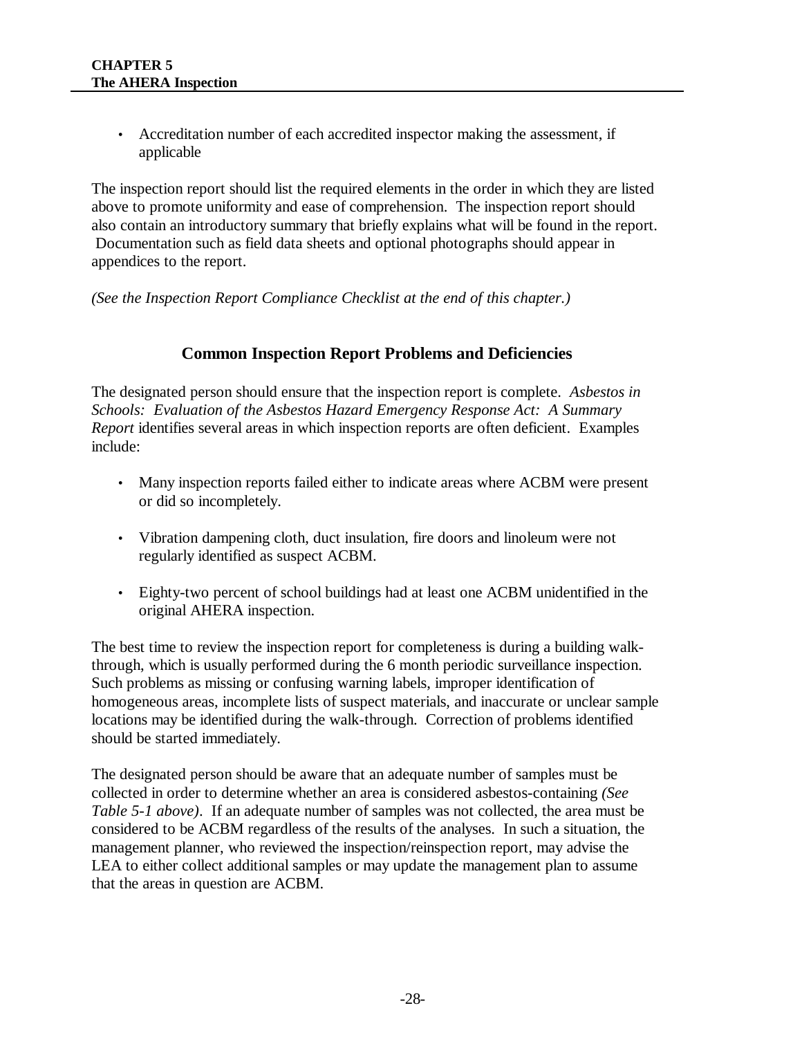- Accreditation number of each accredited inspector making the assessment, if applicable

The inspection report should list the required elements in the order in which they are listed above to promote uniformity and ease of comprehension. The inspection report should also contain an introductory summary that briefly explains what will be found in the report. Documentation such as field data sheets and optional photographs should appear in appendices to the report.

*(See the Inspection Report Compliance Checklist at the end of this chapter.)*

## Common Inspection Report Problems and Deficiencies

The designated person should ensure that the inspection report is complete. *Asbestos in Schools: Evaluation of the Asbestos Hazard Emergency Response Act: A Summary Report* identifies several areas in which inspection reports are often deficient. Examples include:

- Many inspection reports failed either to indicate areas where ACBM were present or did so incompletely.
- Vibration dampening cloth, duct insulation, fire doors and linoleum were not regularly identified as suspect ACBM.
- Eighty-two percent of school buildings had at least one ACBM unidentified in the original AHERA inspection.

The best time to review the inspection report for completeness is during a building walk-through, which is usually performed during the 6 month periodic surveillance inspection. Such problems as missing or confusing warning labels, improper identification of homogeneous areas, incomplete lists of suspect materials, and inaccurate or unclear sample locations may be identified during the walk-through. Correction of problems identified should be started immediately.

The designated person should be aware that an adequate number of samples must be collected in order to determine whether an area is considered asbestos-containing *(See Table 5-1 above)*. If an adequate number of samples was not collected, the area must be considered to be ACBM regardless of the results of the analyses. In such a situation, the management planner, who reviewed the inspection/reinspection report, may advise the LEA to either collect additional samples or may update the management plan to assume that the areas in question are ACBM.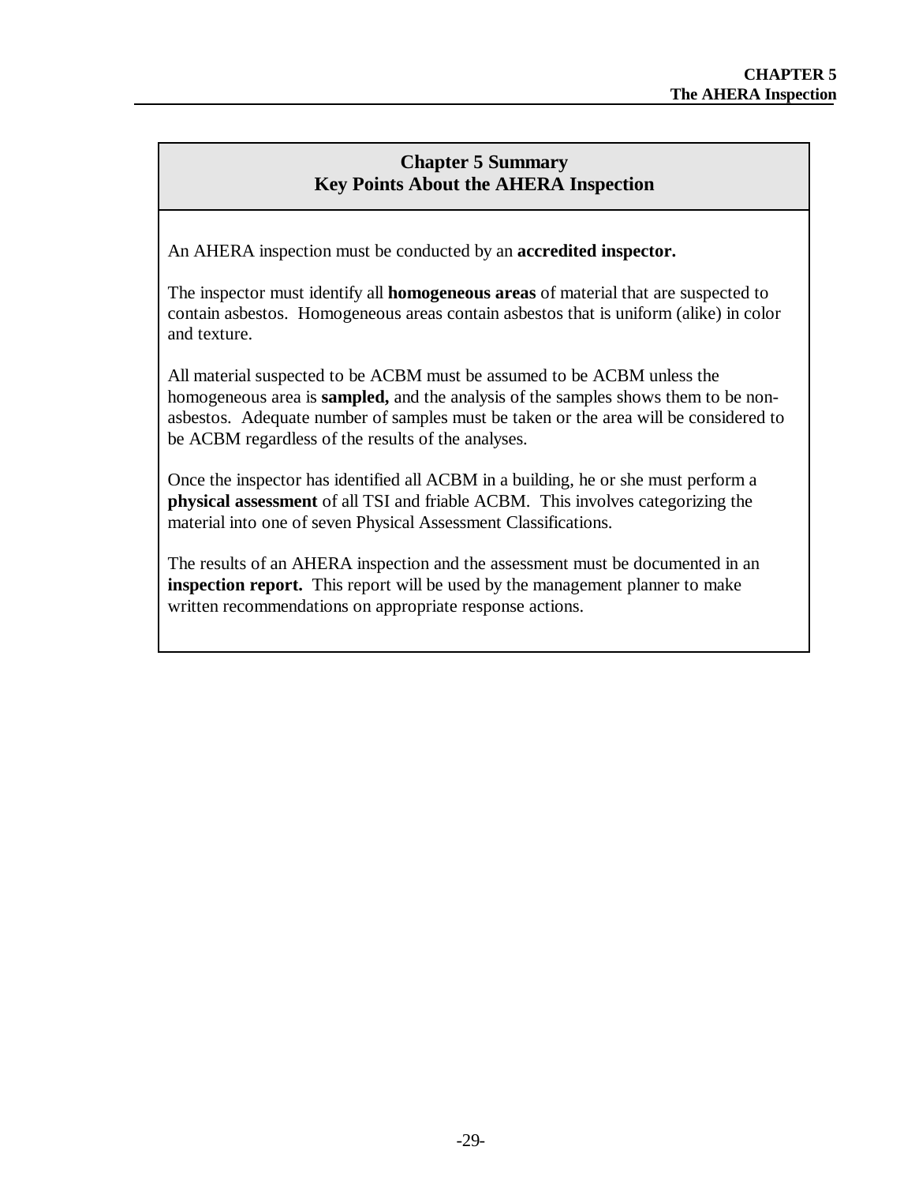## Chapter 5 Summary
## Key Points About the AHERA Inspection

An AHERA inspection must be conducted by an **accredited inspector.**

The inspector must identify all **homogeneous areas** of material that are suspected to contain asbestos. Homogeneous areas contain asbestos that is uniform (alike) in color and texture.

All material suspected to be ACBM must be assumed to be ACBM unless the homogeneous area is **sampled,** and the analysis of the samples shows them to be non-asbestos. Adequate number of samples must be taken or the area will be considered to be ACBM regardless of the results of the analyses.

Once the inspector has identified all ACBM in a building, he or she must perform a **physical assessment** of all TSI and friable ACBM. This involves categorizing the material into one of seven Physical Assessment Classifications.

The results of an AHERA inspection and the assessment must be documented in an **inspection report.** This report will be used by the management planner to make written recommendations on appropriate response actions.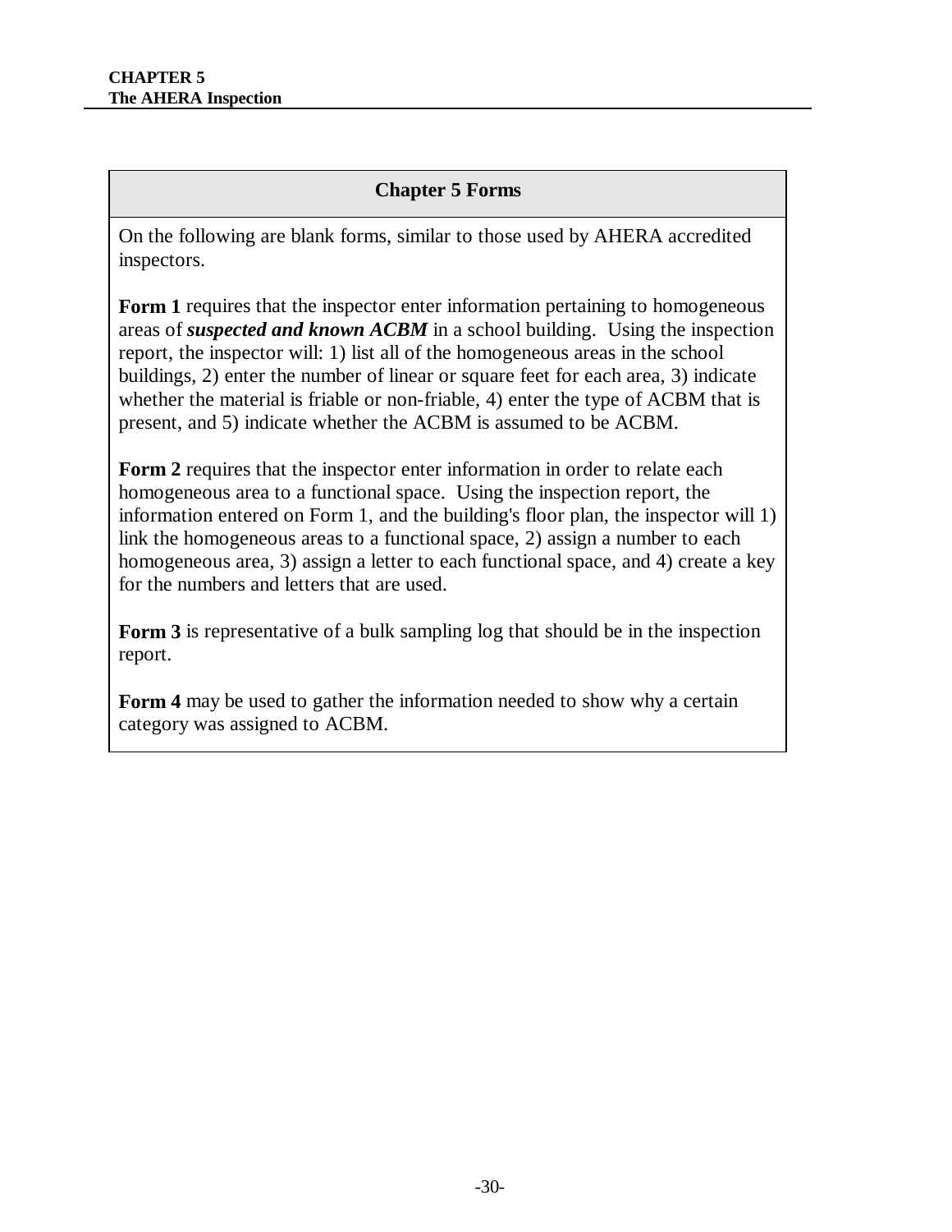## Chapter 5 Forms

On the following are blank forms, similar to those used by AHERA accredited inspectors.

**Form 1** requires that the inspector enter information pertaining to homogeneous areas of ***suspected and known ACBM*** in a school building. Using the inspection report, the inspector will: 1) list all of the homogeneous areas in the school buildings, 2) enter the number of linear or square feet for each area, 3) indicate whether the material is friable or non-friable, 4) enter the type of ACBM that is present, and 5) indicate whether the ACBM is assumed to be ACBM.

**Form 2** requires that the inspector enter information in order to relate each homogeneous area to a functional space. Using the inspection report, the information entered on Form 1, and the building's floor plan, the inspector will 1) link the homogeneous areas to a functional space, 2) assign a number to each homogeneous area, 3) assign a letter to each functional space, and 4) create a key for the numbers and letters that are used.

**Form 3** is representative of a bulk sampling log that should be in the inspection report.

**Form 4** may be used to gather the information needed to show why a certain category was assigned to ACBM.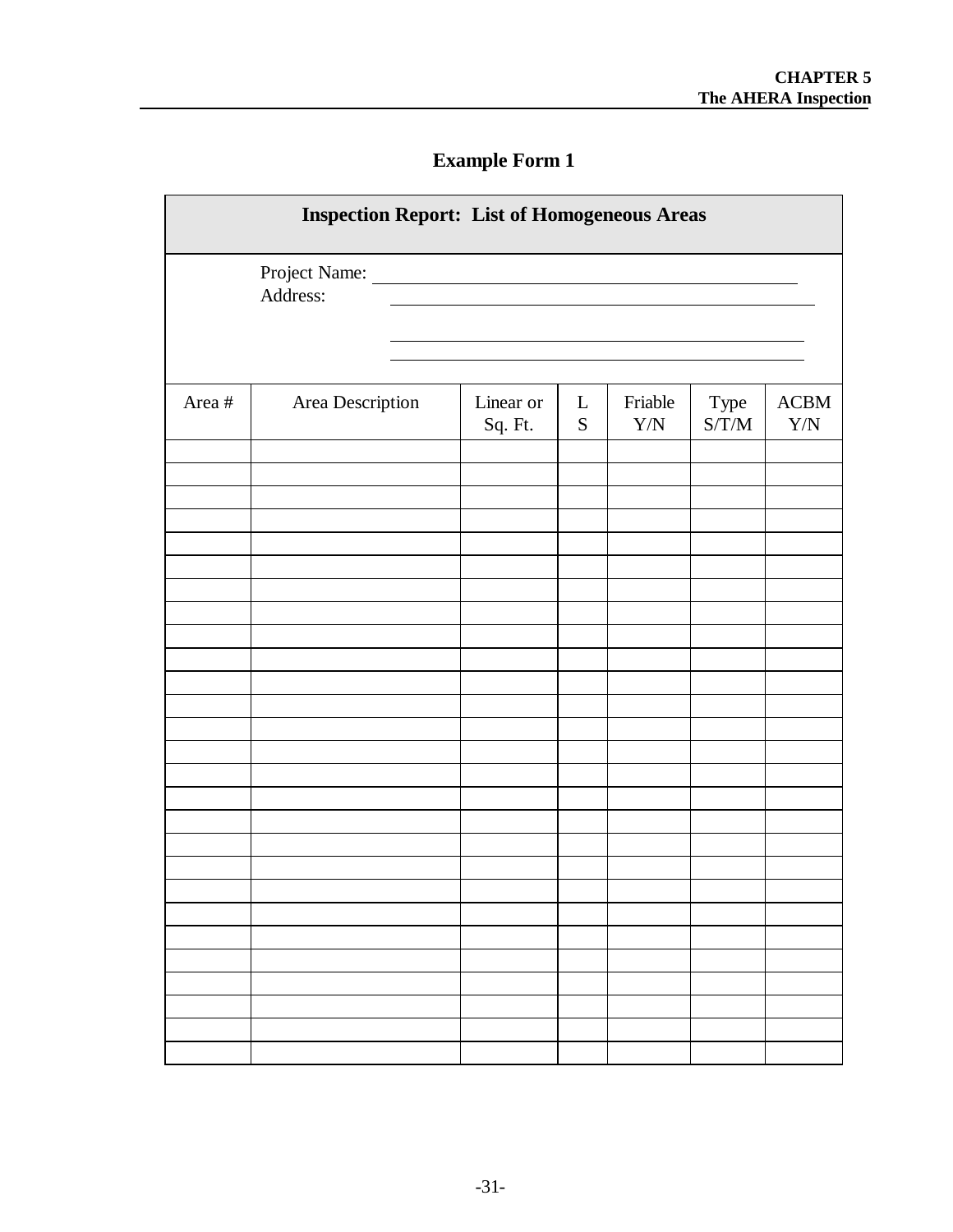## Example Form 1

**Inspection Report: List of Homogeneous Areas**

Project Name: ______________________________

Address: ______________________________

______________________________

______________________________

| Area # | Area Description | Linear or Sq. Ft. | L S | Friable Y/N | Type S/T/M | ACBM Y/N |
|---|---|---|---|---|---|---|
| | | | | | | |
| | | | | | | |
| | | | | | | |
| | | | | | | |
| | | | | | | |
| | | | | | | |
| | | | | | | |
| | | | | | | |
| | | | | | | |
| | | | | | | |
| | | | | | | |
| | | | | | | |
| | | | | | | |
| | | | | | | |
| | | | | | | |
| | | | | | | |
| | | | | | | |
| | | | | | | |
| | | | | | | |
| | | | | | | |
| | | | | | | |
| | | | | | | |
| | | | | | | |
| | | | | | | |
| | | | | | | |
| | | | | | | |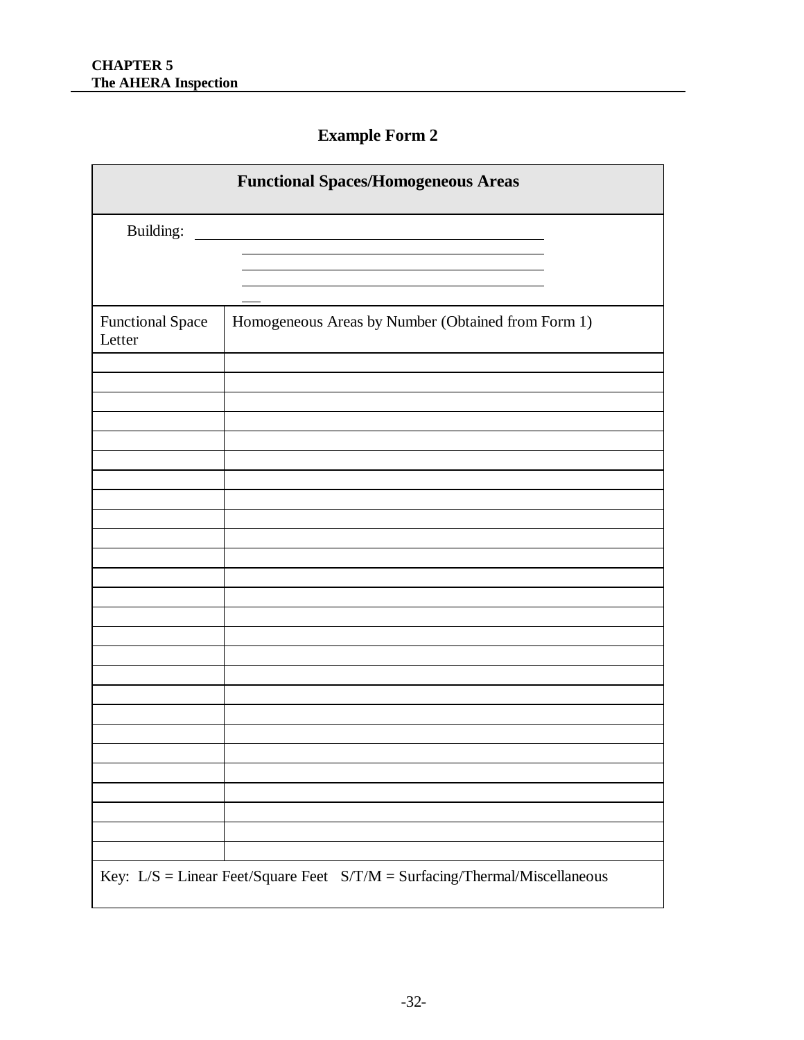## Example Form 2

| Functional Spaces/Homogeneous Areas | |
|---|---|
| Building: ______________________ | |
| Functional Space Letter | Homogeneous Areas by Number (Obtained from Form 1) |
| | |
| | |
| | |
| | |
| | |
| | |
| | |
| | |
| | |
| | |
| | |
| | |
| | |
| | |
| | |
| | |
| | |
| | |
| | |
| | |
| | |
| | |
| | |
| | |
| | |
| | |
| Key: L/S = Linear Feet/Square Feet S/T/M = Surfacing/Thermal/Miscellaneous | |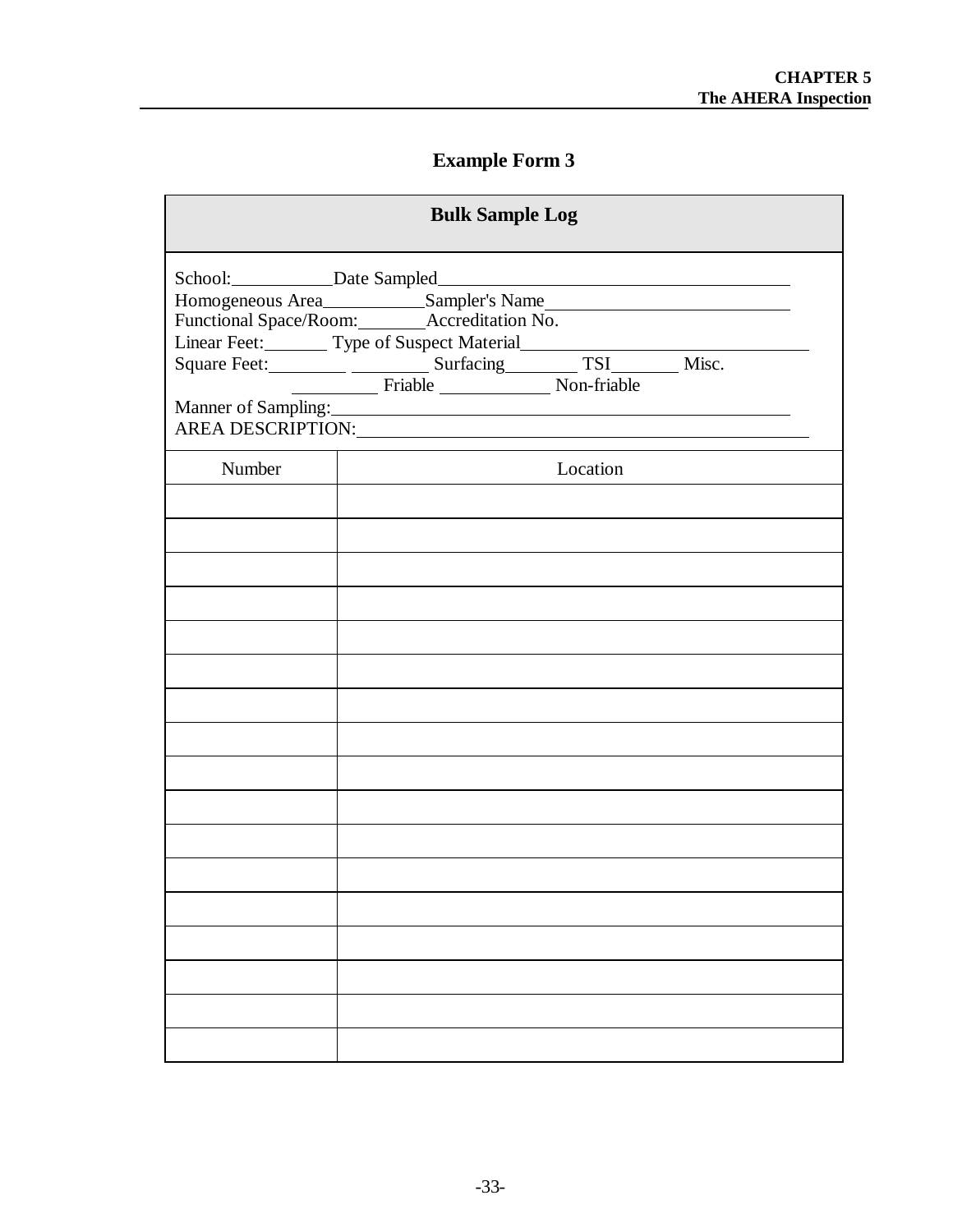## Example Form 3

### Bulk Sample Log

School:\_\_\_\_\_\_\_\_\_\_\_\_Date Sampled\_\_\_\_\_\_\_\_\_\_\_\_\_\_\_\_\_\_\_\_\_\_\_\_\_\_\_\_\_\_\_\_\_\_\_\_\_\_\_\_\_\_\_\_
Homogeneous Area\_\_\_\_\_\_\_\_\_\_\_\_Sampler's Name\_\_\_\_\_\_\_\_\_\_\_\_\_\_\_\_\_\_\_\_\_\_\_\_\_\_\_\_\_\_
Functional Space/Room:\_\_\_\_\_\_\_\_\_Accreditation No.
Linear Feet:\_\_\_\_\_\_\_\_ Type of Suspect Material\_\_\_\_\_\_\_\_\_\_\_\_\_\_\_\_\_\_\_\_\_\_\_\_\_\_\_\_\_\_\_\_\_\_
Square Feet:\_\_\_\_\_\_\_\_\_ \_\_\_\_\_\_\_\_\_ Surfacing\_\_\_\_\_\_\_\_\_ TSI\_\_\_\_\_\_\_\_ Misc.
\_\_\_\_\_\_\_\_\_\_ Friable \_\_\_\_\_\_\_\_\_\_\_\_\_ Non-friable
Manner of Sampling:\_\_\_\_\_\_\_\_\_\_\_\_\_\_\_\_\_\_\_\_\_\_\_\_\_\_\_\_\_\_\_\_\_\_\_\_\_\_\_\_\_\_\_\_\_\_\_\_\_\_\_\_\_\_\_\_\_
AREA DESCRIPTION:\_\_\_\_\_\_\_\_\_\_\_\_\_\_\_\_\_\_\_\_\_\_\_\_\_\_\_\_\_\_\_\_\_\_\_\_\_\_\_\_\_\_\_\_\_\_\_\_\_\_\_\_\_\_\_\_\_

| Number | Location |
|---|---|
| | |
| | |
| | |
| | |
| | |
| | |
| | |
| | |
| | |
| | |
| | |
| | |
| | |
| | |
| | |
| | |
| | |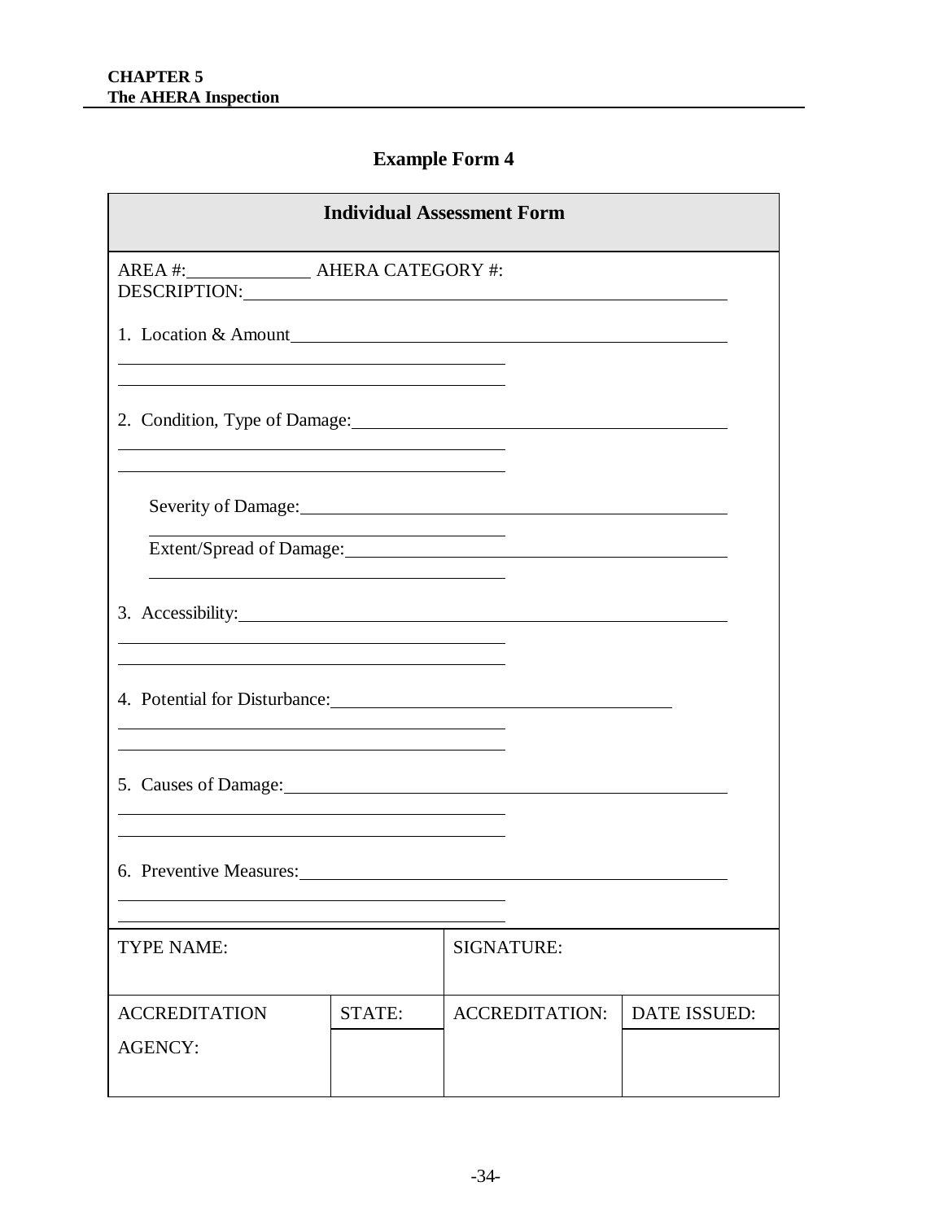## Example Form 4

| Individual Assessment Form | | | |
|---|---|---|---|
| AREA #:\_\_\_\_\_\_\_\_\_\_ AHERA CATEGORY #:<br>DESCRIPTION:\_\_\_\_\_\_\_\_\_\_<br><br>1. Location & Amount\_\_\_\_\_\_\_\_\_\_<br><br>2. Condition, Type of Damage:\_\_\_\_\_\_\_\_\_\_<br><br>Severity of Damage:\_\_\_\_\_\_\_\_\_\_<br><br>Extent/Spread of Damage:\_\_\_\_\_\_\_\_\_\_<br><br>3. Accessibility:\_\_\_\_\_\_\_\_\_\_<br><br>4. Potential for Disturbance:\_\_\_\_\_\_\_\_\_\_<br><br>5. Causes of Damage:\_\_\_\_\_\_\_\_\_\_<br><br>6. Preventive Measures:\_\_\_\_\_\_\_\_\_\_ | | | |
| TYPE NAME: | | SIGNATURE: | |
| ACCREDITATION AGENCY: | STATE: | ACCREDITATION: | DATE ISSUED: |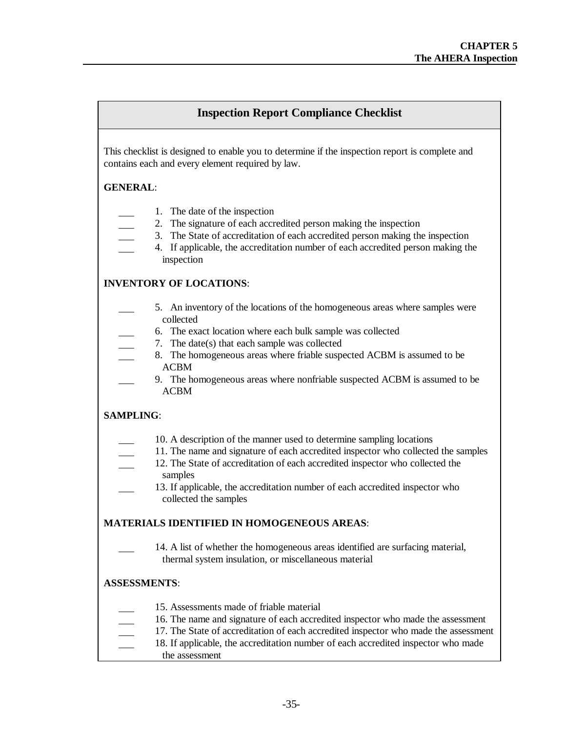## Inspection Report Compliance Checklist

This checklist is designed to enable you to determine if the inspection report is complete and contains each and every element required by law.

**GENERAL**:

___ 1. The date of the inspection
___ 2. The signature of each accredited person making the inspection
___ 3. The State of accreditation of each accredited person making the inspection
___ 4. If applicable, the accreditation number of each accredited person making the inspection

**INVENTORY OF LOCATIONS**:

___ 5. An inventory of the locations of the homogeneous areas where samples were collected
___ 6. The exact location where each bulk sample was collected
___ 7. The date(s) that each sample was collected
___ 8. The homogeneous areas where friable suspected ACBM is assumed to be ACBM
___ 9. The homogeneous areas where nonfriable suspected ACBM is assumed to be ACBM

**SAMPLING**:

___ 10. A description of the manner used to determine sampling locations
___ 11. The name and signature of each accredited inspector who collected the samples
___ 12. The State of accreditation of each accredited inspector who collected the samples
___ 13. If applicable, the accreditation number of each accredited inspector who collected the samples

**MATERIALS IDENTIFIED IN HOMOGENEOUS AREAS**:

___ 14. A list of whether the homogeneous areas identified are surfacing material, thermal system insulation, or miscellaneous material

**ASSESSMENTS**:

___ 15. Assessments made of friable material
___ 16. The name and signature of each accredited inspector who made the assessment
___ 17. The State of accreditation of each accredited inspector who made the assessment
___ 18. If applicable, the accreditation number of each accredited inspector who made the assessment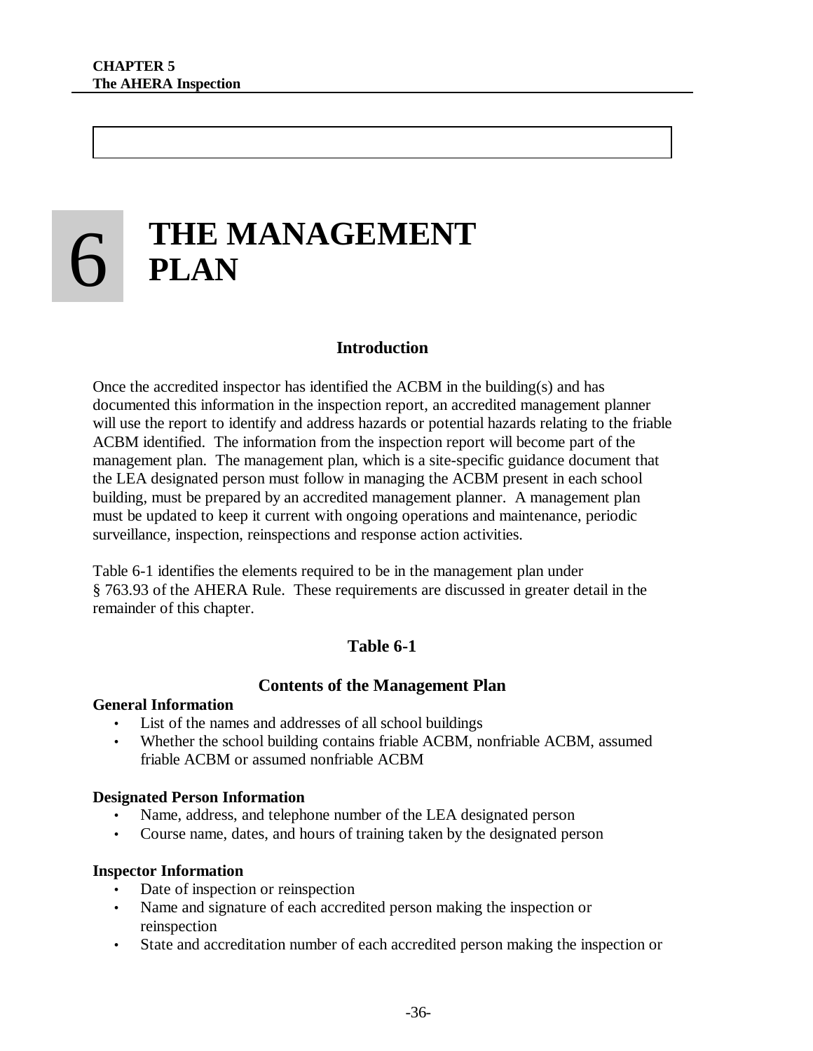# 6 THE MANAGEMENT PLAN

## Introduction

Once the accredited inspector has identified the ACBM in the building(s) and has documented this information in the inspection report, an accredited management planner will use the report to identify and address hazards or potential hazards relating to the friable ACBM identified. The information from the inspection report will become part of the management plan. The management plan, which is a site-specific guidance document that the LEA designated person must follow in managing the ACBM present in each school building, must be prepared by an accredited management planner. A management plan must be updated to keep it current with ongoing operations and maintenance, periodic surveillance, inspection, reinspections and response action activities.

Table 6-1 identifies the elements required to be in the management plan under § 763.93 of the AHERA Rule. These requirements are discussed in greater detail in the remainder of this chapter.

### Table 6-1

### Contents of the Management Plan

**General Information**

- List of the names and addresses of all school buildings
- Whether the school building contains friable ACBM, nonfriable ACBM, assumed friable ACBM or assumed nonfriable ACBM

**Designated Person Information**

- Name, address, and telephone number of the LEA designated person
- Course name, dates, and hours of training taken by the designated person

**Inspector Information**

- Date of inspection or reinspection
- Name and signature of each accredited person making the inspection or reinspection
- State and accreditation number of each accredited person making the inspection or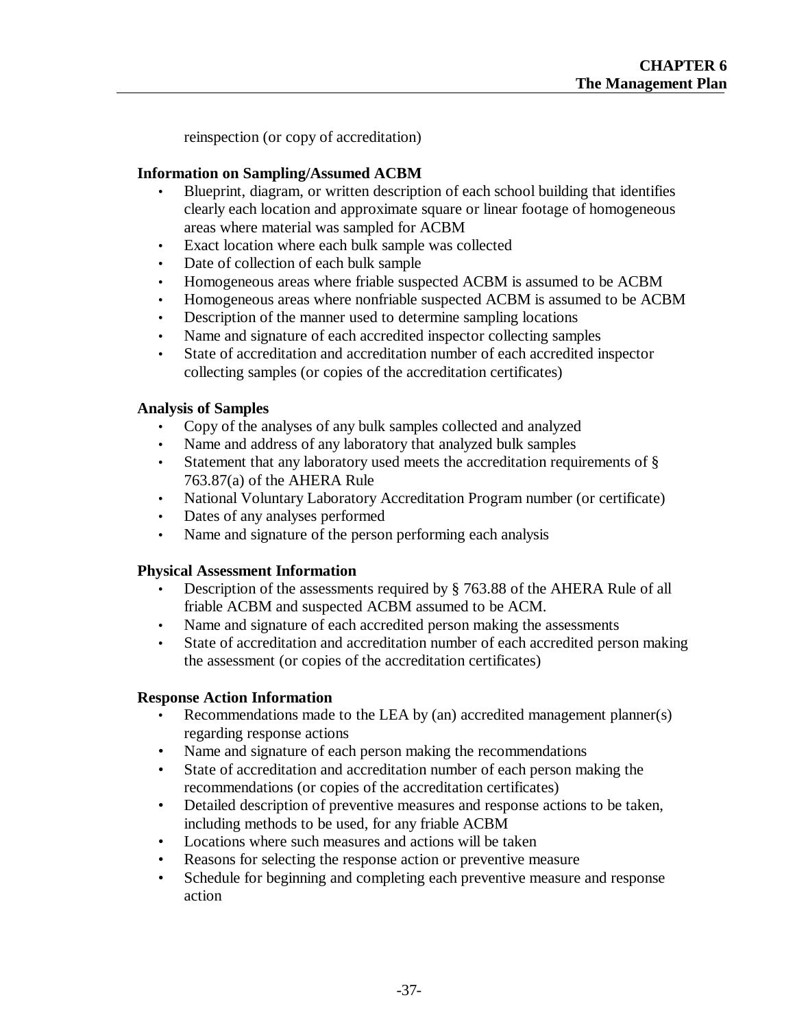reinspection (or copy of accreditation)

**Information on Sampling/Assumed ACBM**

- Blueprint, diagram, or written description of each school building that identifies clearly each location and approximate square or linear footage of homogeneous areas where material was sampled for ACBM
- Exact location where each bulk sample was collected
- Date of collection of each bulk sample
- Homogeneous areas where friable suspected ACBM is assumed to be ACBM
- Homogeneous areas where nonfriable suspected ACBM is assumed to be ACBM
- Description of the manner used to determine sampling locations
- Name and signature of each accredited inspector collecting samples
- State of accreditation and accreditation number of each accredited inspector collecting samples (or copies of the accreditation certificates)

**Analysis of Samples**

- Copy of the analyses of any bulk samples collected and analyzed
- Name and address of any laboratory that analyzed bulk samples
- Statement that any laboratory used meets the accreditation requirements of § 763.87(a) of the AHERA Rule
- National Voluntary Laboratory Accreditation Program number (or certificate)
- Dates of any analyses performed
- Name and signature of the person performing each analysis

**Physical Assessment Information**

- Description of the assessments required by § 763.88 of the AHERA Rule of all friable ACBM and suspected ACBM assumed to be ACM.
- Name and signature of each accredited person making the assessments
- State of accreditation and accreditation number of each accredited person making the assessment (or copies of the accreditation certificates)

**Response Action Information**

- Recommendations made to the LEA by (an) accredited management planner(s) regarding response actions
- Name and signature of each person making the recommendations
- State of accreditation and accreditation number of each person making the recommendations (or copies of the accreditation certificates)
- Detailed description of preventive measures and response actions to be taken, including methods to be used, for any friable ACBM
- Locations where such measures and actions will be taken
- Reasons for selecting the response action or preventive measure
- Schedule for beginning and completing each preventive measure and response action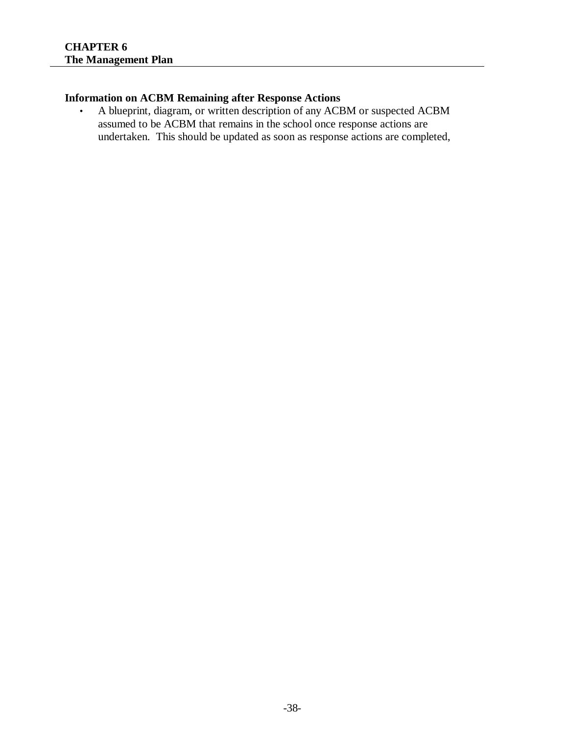**Information on ACBM Remaining after Response Actions**

- A blueprint, diagram, or written description of any ACBM or suspected ACBM assumed to be ACBM that remains in the school once response actions are undertaken. This should be updated as soon as response actions are completed,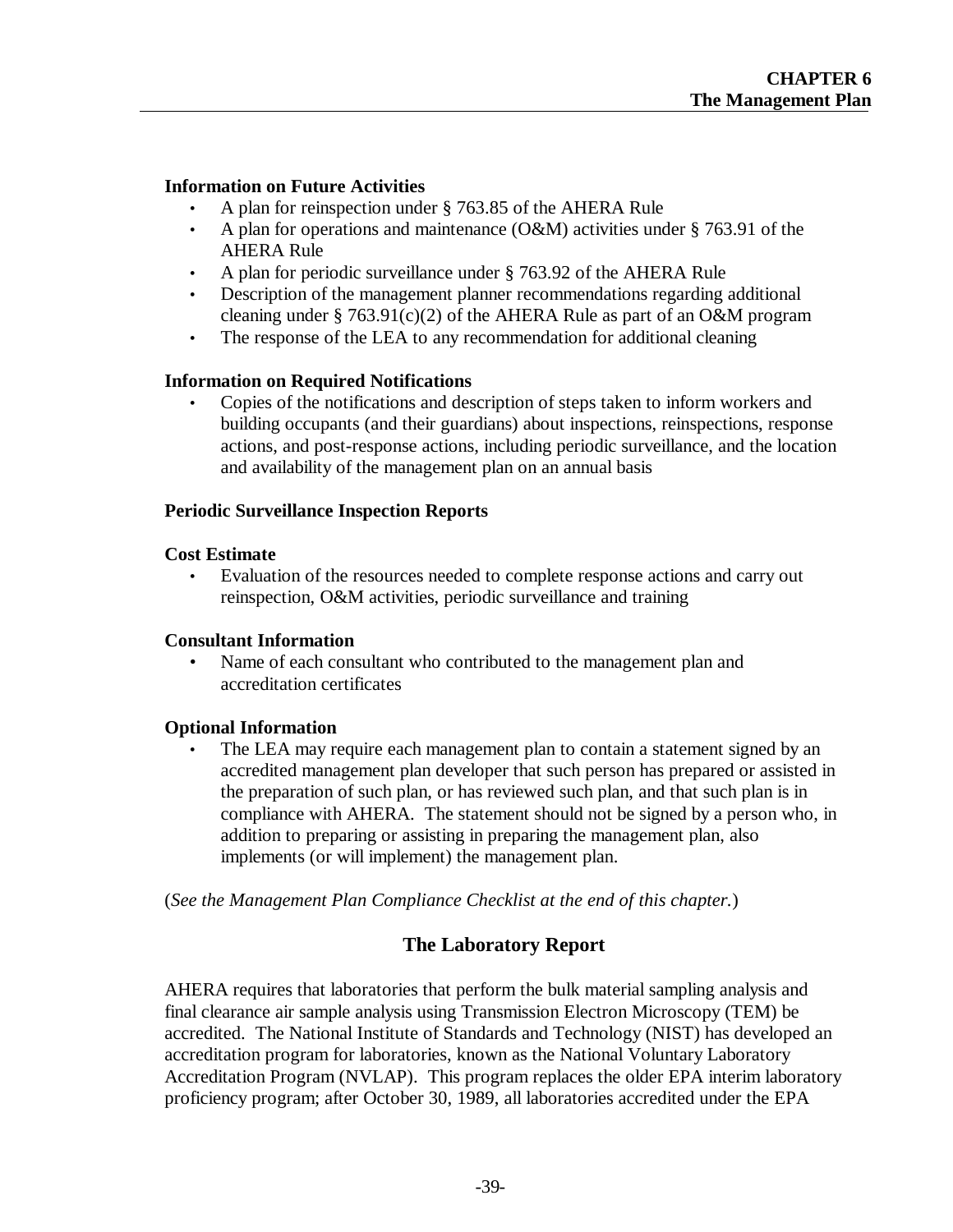**Information on Future Activities**

- A plan for reinspection under § 763.85 of the AHERA Rule
- A plan for operations and maintenance (O&M) activities under § 763.91 of the AHERA Rule
- A plan for periodic surveillance under § 763.92 of the AHERA Rule
- Description of the management planner recommendations regarding additional cleaning under § 763.91(c)(2) of the AHERA Rule as part of an O&M program
- The response of the LEA to any recommendation for additional cleaning

**Information on Required Notifications**

- Copies of the notifications and description of steps taken to inform workers and building occupants (and their guardians) about inspections, reinspections, response actions, and post-response actions, including periodic surveillance, and the location and availability of the management plan on an annual basis

**Periodic Surveillance Inspection Reports**

**Cost Estimate**

- Evaluation of the resources needed to complete response actions and carry out reinspection, O&M activities, periodic surveillance and training

**Consultant Information**

- Name of each consultant who contributed to the management plan and accreditation certificates

**Optional Information**

- The LEA may require each management plan to contain a statement signed by an accredited management plan developer that such person has prepared or assisted in the preparation of such plan, or has reviewed such plan, and that such plan is in compliance with AHERA. The statement should not be signed by a person who, in addition to preparing or assisting in preparing the management plan, also implements (or will implement) the management plan.

(*See the Management Plan Compliance Checklist at the end of this chapter.*)

## The Laboratory Report

AHERA requires that laboratories that perform the bulk material sampling analysis and final clearance air sample analysis using Transmission Electron Microscopy (TEM) be accredited. The National Institute of Standards and Technology (NIST) has developed an accreditation program for laboratories, known as the National Voluntary Laboratory Accreditation Program (NVLAP). This program replaces the older EPA interim laboratory proficiency program; after October 30, 1989, all laboratories accredited under the EPA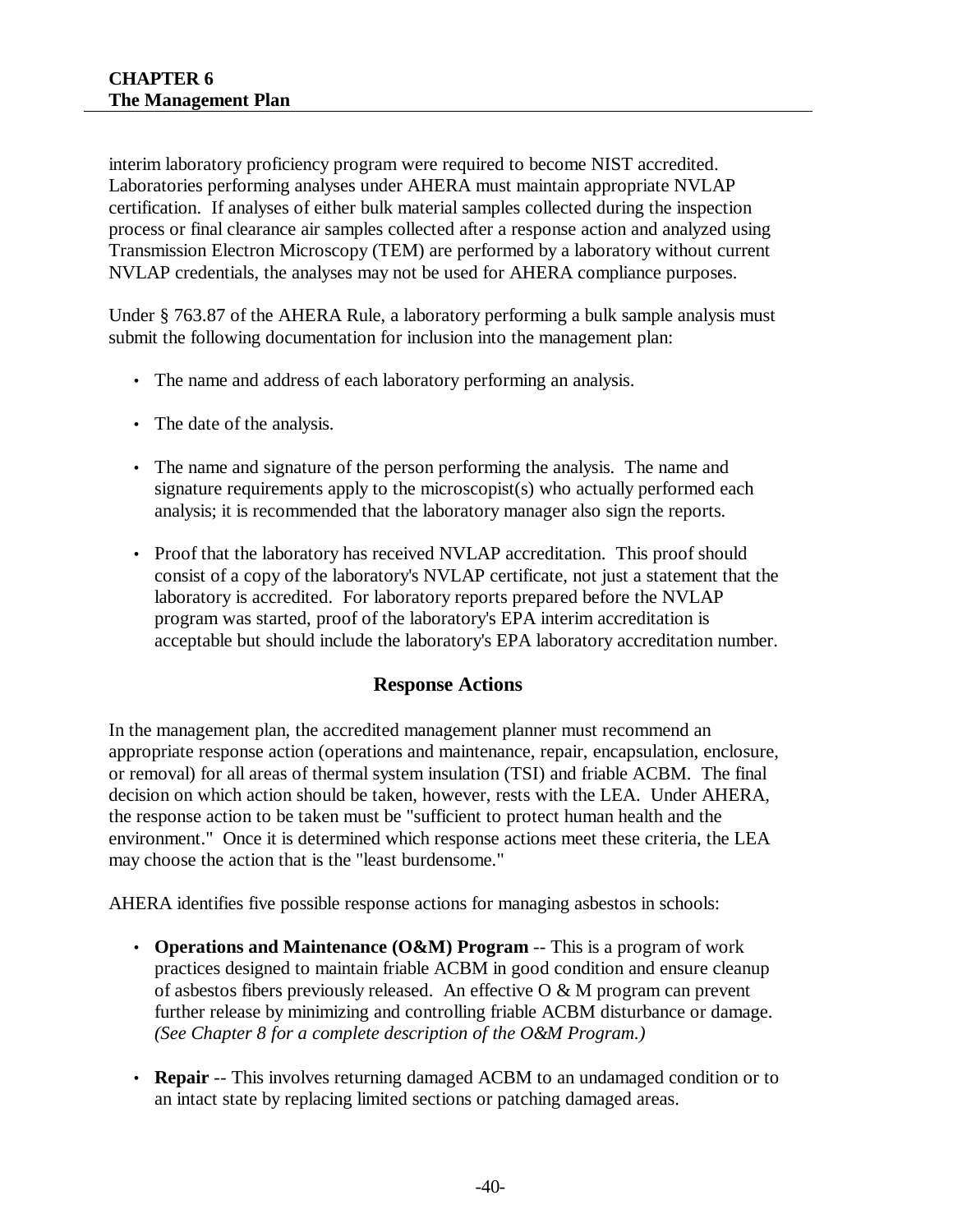interim laboratory proficiency program were required to become NIST accredited. Laboratories performing analyses under AHERA must maintain appropriate NVLAP certification. If analyses of either bulk material samples collected during the inspection process or final clearance air samples collected after a response action and analyzed using Transmission Electron Microscopy (TEM) are performed by a laboratory without current NVLAP credentials, the analyses may not be used for AHERA compliance purposes.

Under § 763.87 of the AHERA Rule, a laboratory performing a bulk sample analysis must submit the following documentation for inclusion into the management plan:

- The name and address of each laboratory performing an analysis.
- The date of the analysis.
- The name and signature of the person performing the analysis. The name and signature requirements apply to the microscopist(s) who actually performed each analysis; it is recommended that the laboratory manager also sign the reports.
- Proof that the laboratory has received NVLAP accreditation. This proof should consist of a copy of the laboratory's NVLAP certificate, not just a statement that the laboratory is accredited. For laboratory reports prepared before the NVLAP program was started, proof of the laboratory's EPA interim accreditation is acceptable but should include the laboratory's EPA laboratory accreditation number.

## Response Actions

In the management plan, the accredited management planner must recommend an appropriate response action (operations and maintenance, repair, encapsulation, enclosure, or removal) for all areas of thermal system insulation (TSI) and friable ACBM. The final decision on which action should be taken, however, rests with the LEA. Under AHERA, the response action to be taken must be "sufficient to protect human health and the environment." Once it is determined which response actions meet these criteria, the LEA may choose the action that is the "least burdensome."

AHERA identifies five possible response actions for managing asbestos in schools:

- **Operations and Maintenance (O&M) Program** -- This is a program of work practices designed to maintain friable ACBM in good condition and ensure cleanup of asbestos fibers previously released. An effective O & M program can prevent further release by minimizing and controlling friable ACBM disturbance or damage. *(See Chapter 8 for a complete description of the O&M Program.)*
- **Repair** -- This involves returning damaged ACBM to an undamaged condition or to an intact state by replacing limited sections or patching damaged areas.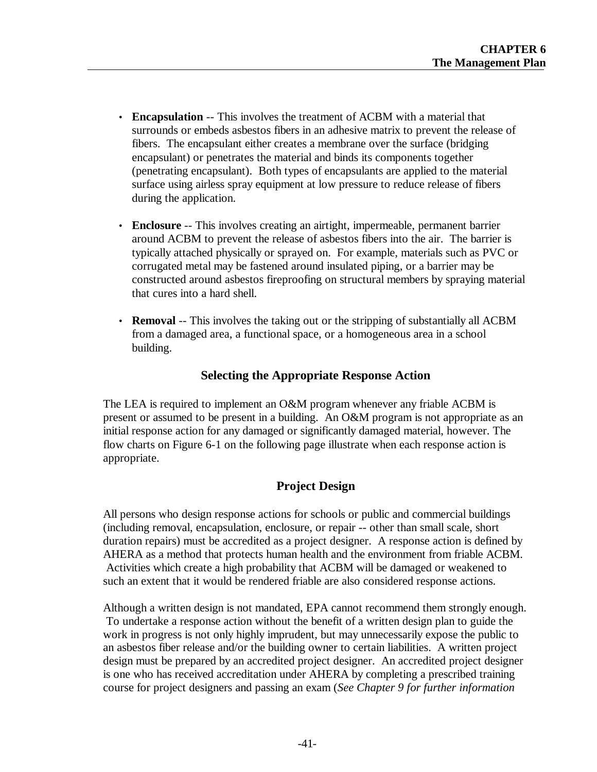- **Encapsulation** -- This involves the treatment of ACBM with a material that surrounds or embeds asbestos fibers in an adhesive matrix to prevent the release of fibers. The encapsulant either creates a membrane over the surface (bridging encapsulant) or penetrates the material and binds its components together (penetrating encapsulant). Both types of encapsulants are applied to the material surface using airless spray equipment at low pressure to reduce release of fibers during the application.

- **Enclosure** -- This involves creating an airtight, impermeable, permanent barrier around ACBM to prevent the release of asbestos fibers into the air. The barrier is typically attached physically or sprayed on. For example, materials such as PVC or corrugated metal may be fastened around insulated piping, or a barrier may be constructed around asbestos fireproofing on structural members by spraying material that cures into a hard shell.

- **Removal** -- This involves the taking out or the stripping of substantially all ACBM from a damaged area, a functional space, or a homogeneous area in a school building.

## Selecting the Appropriate Response Action

The LEA is required to implement an O&M program whenever any friable ACBM is present or assumed to be present in a building. An O&M program is not appropriate as an initial response action for any damaged or significantly damaged material, however. The flow charts on Figure 6-1 on the following page illustrate when each response action is appropriate.

## Project Design

All persons who design response actions for schools or public and commercial buildings (including removal, encapsulation, enclosure, or repair -- other than small scale, short duration repairs) must be accredited as a project designer. A response action is defined by AHERA as a method that protects human health and the environment from friable ACBM. Activities which create a high probability that ACBM will be damaged or weakened to such an extent that it would be rendered friable are also considered response actions.

Although a written design is not mandated, EPA cannot recommend them strongly enough. To undertake a response action without the benefit of a written design plan to guide the work in progress is not only highly imprudent, but may unnecessarily expose the public to an asbestos fiber release and/or the building owner to certain liabilities. A written project design must be prepared by an accredited project designer. An accredited project designer is one who has received accreditation under AHERA by completing a prescribed training course for project designers and passing an exam (*See Chapter 9 for further information*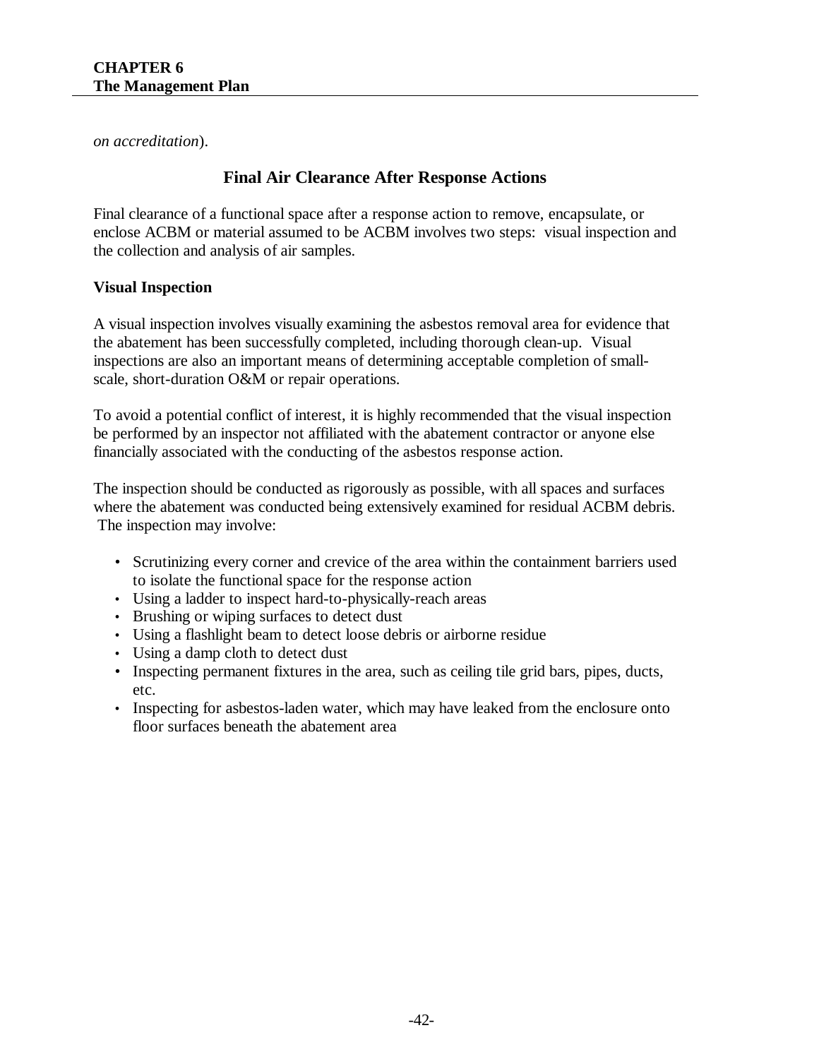*on accreditation*).

## Final Air Clearance After Response Actions

Final clearance of a functional space after a response action to remove, encapsulate, or enclose ACBM or material assumed to be ACBM involves two steps: visual inspection and the collection and analysis of air samples.

### Visual Inspection

A visual inspection involves visually examining the asbestos removal area for evidence that the abatement has been successfully completed, including thorough clean-up. Visual inspections are also an important means of determining acceptable completion of small-scale, short-duration O&M or repair operations.

To avoid a potential conflict of interest, it is highly recommended that the visual inspection be performed by an inspector not affiliated with the abatement contractor or anyone else financially associated with the conducting of the asbestos response action.

The inspection should be conducted as rigorously as possible, with all spaces and surfaces where the abatement was conducted being extensively examined for residual ACBM debris. The inspection may involve:

- Scrutinizing every corner and crevice of the area within the containment barriers used to isolate the functional space for the response action
- Using a ladder to inspect hard-to-physically-reach areas
- Brushing or wiping surfaces to detect dust
- Using a flashlight beam to detect loose debris or airborne residue
- Using a damp cloth to detect dust
- Inspecting permanent fixtures in the area, such as ceiling tile grid bars, pipes, ducts, etc.
- Inspecting for asbestos-laden water, which may have leaked from the enclosure onto floor surfaces beneath the abatement area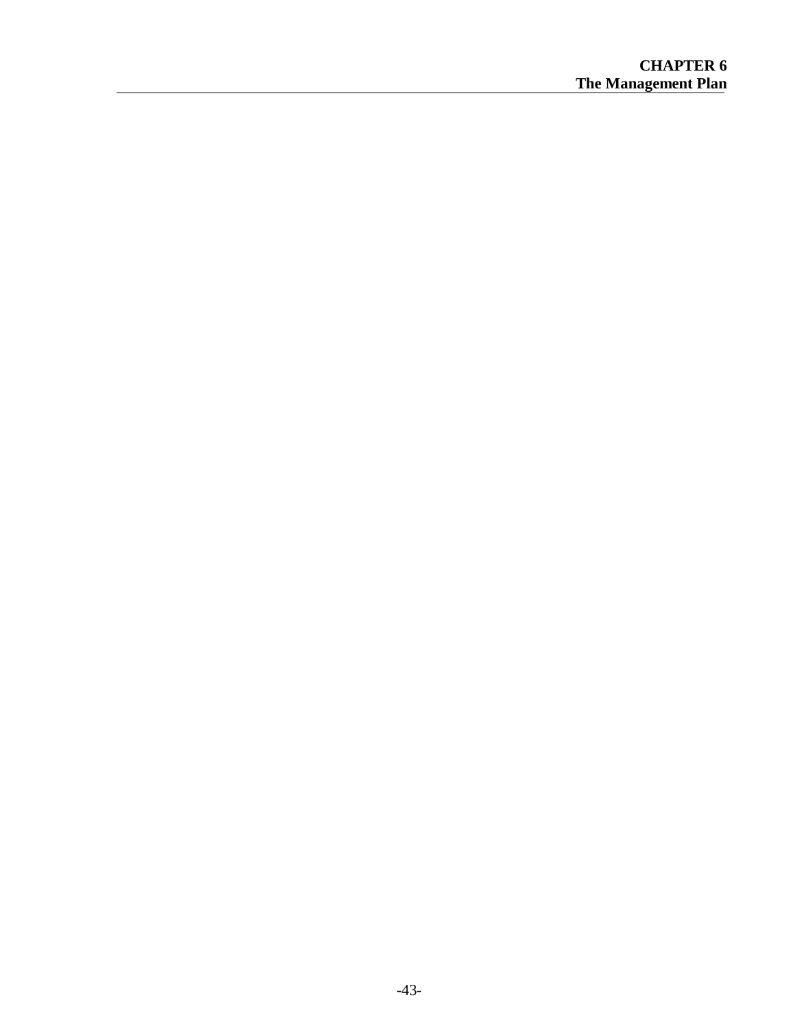# CHAPTER 6
## The Management Plan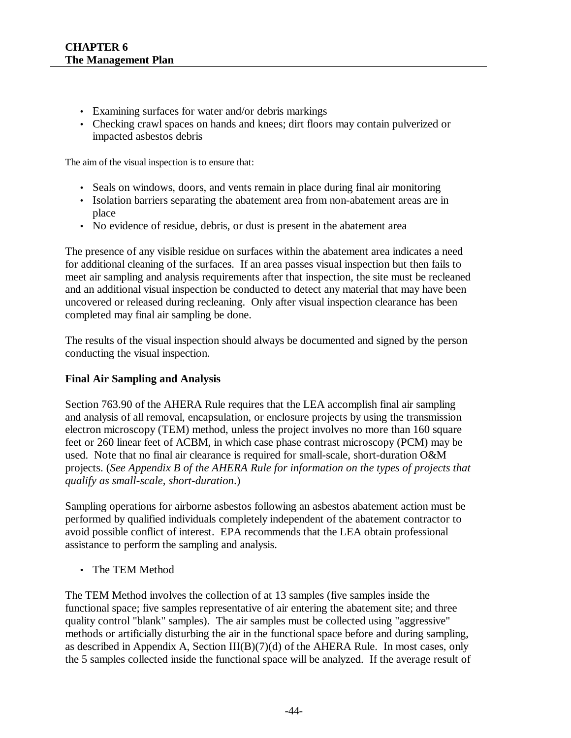- Examining surfaces for water and/or debris markings
- Checking crawl spaces on hands and knees; dirt floors may contain pulverized or impacted asbestos debris

The aim of the visual inspection is to ensure that:

- Seals on windows, doors, and vents remain in place during final air monitoring
- Isolation barriers separating the abatement area from non-abatement areas are in place
- No evidence of residue, debris, or dust is present in the abatement area

The presence of any visible residue on surfaces within the abatement area indicates a need for additional cleaning of the surfaces. If an area passes visual inspection but then fails to meet air sampling and analysis requirements after that inspection, the site must be recleaned and an additional visual inspection be conducted to detect any material that may have been uncovered or released during recleaning. Only after visual inspection clearance has been completed may final air sampling be done.

The results of the visual inspection should always be documented and signed by the person conducting the visual inspection.

### Final Air Sampling and Analysis

Section 763.90 of the AHERA Rule requires that the LEA accomplish final air sampling and analysis of all removal, encapsulation, or enclosure projects by using the transmission electron microscopy (TEM) method, unless the project involves no more than 160 square feet or 260 linear feet of ACBM, in which case phase contrast microscopy (PCM) may be used. Note that no final air clearance is required for small-scale, short-duration O&M projects. (*See Appendix B of the AHERA Rule for information on the types of projects that qualify as small-scale, short-duration*.)

Sampling operations for airborne asbestos following an asbestos abatement action must be performed by qualified individuals completely independent of the abatement contractor to avoid possible conflict of interest. EPA recommends that the LEA obtain professional assistance to perform the sampling and analysis.

- The TEM Method

The TEM Method involves the collection of at 13 samples (five samples inside the functional space; five samples representative of air entering the abatement site; and three quality control "blank" samples). The air samples must be collected using "aggressive" methods or artificially disturbing the air in the functional space before and during sampling, as described in Appendix A, Section III(B)(7)(d) of the AHERA Rule. In most cases, only the 5 samples collected inside the functional space will be analyzed. If the average result of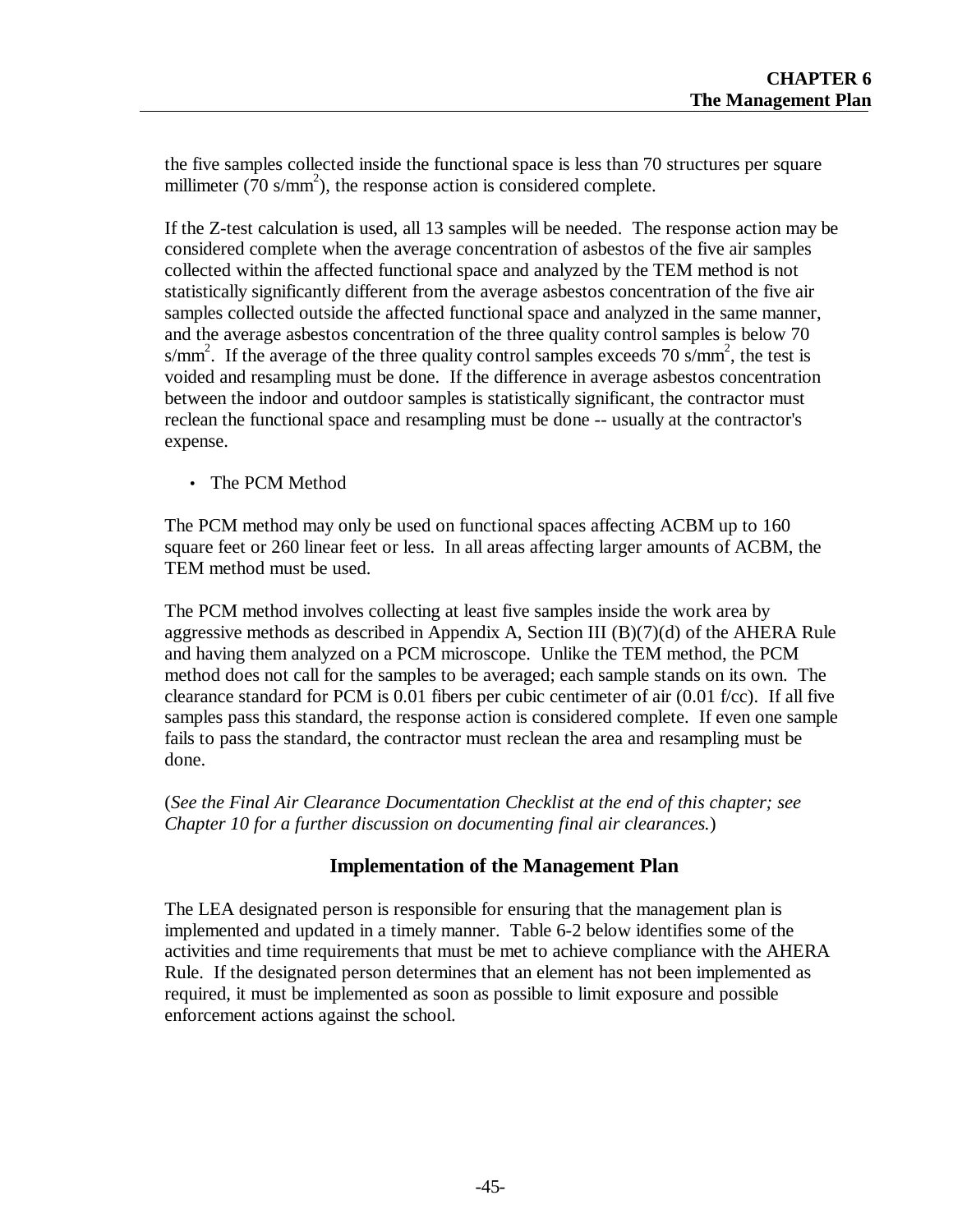the five samples collected inside the functional space is less than 70 structures per square millimeter (70 s/mm$^2$), the response action is considered complete.

If the Z-test calculation is used, all 13 samples will be needed. The response action may be considered complete when the average concentration of asbestos of the five air samples collected within the affected functional space and analyzed by the TEM method is not statistically significantly different from the average asbestos concentration of the five air samples collected outside the affected functional space and analyzed in the same manner, and the average asbestos concentration of the three quality control samples is below 70 s/mm$^2$. If the average of the three quality control samples exceeds 70 s/mm$^2$, the test is voided and resampling must be done. If the difference in average asbestos concentration between the indoor and outdoor samples is statistically significant, the contractor must reclean the functional space and resampling must be done -- usually at the contractor's expense.

- The PCM Method

The PCM method may only be used on functional spaces affecting ACBM up to 160 square feet or 260 linear feet or less. In all areas affecting larger amounts of ACBM, the TEM method must be used.

The PCM method involves collecting at least five samples inside the work area by aggressive methods as described in Appendix A, Section III (B)(7)(d) of the AHERA Rule and having them analyzed on a PCM microscope. Unlike the TEM method, the PCM method does not call for the samples to be averaged; each sample stands on its own. The clearance standard for PCM is 0.01 fibers per cubic centimeter of air (0.01 f/cc). If all five samples pass this standard, the response action is considered complete. If even one sample fails to pass the standard, the contractor must reclean the area and resampling must be done.

(*See the Final Air Clearance Documentation Checklist at the end of this chapter; see Chapter 10 for a further discussion on documenting final air clearances.*)

## Implementation of the Management Plan

The LEA designated person is responsible for ensuring that the management plan is implemented and updated in a timely manner. Table 6-2 below identifies some of the activities and time requirements that must be met to achieve compliance with the AHERA Rule. If the designated person determines that an element has not been implemented as required, it must be implemented as soon as possible to limit exposure and possible enforcement actions against the school.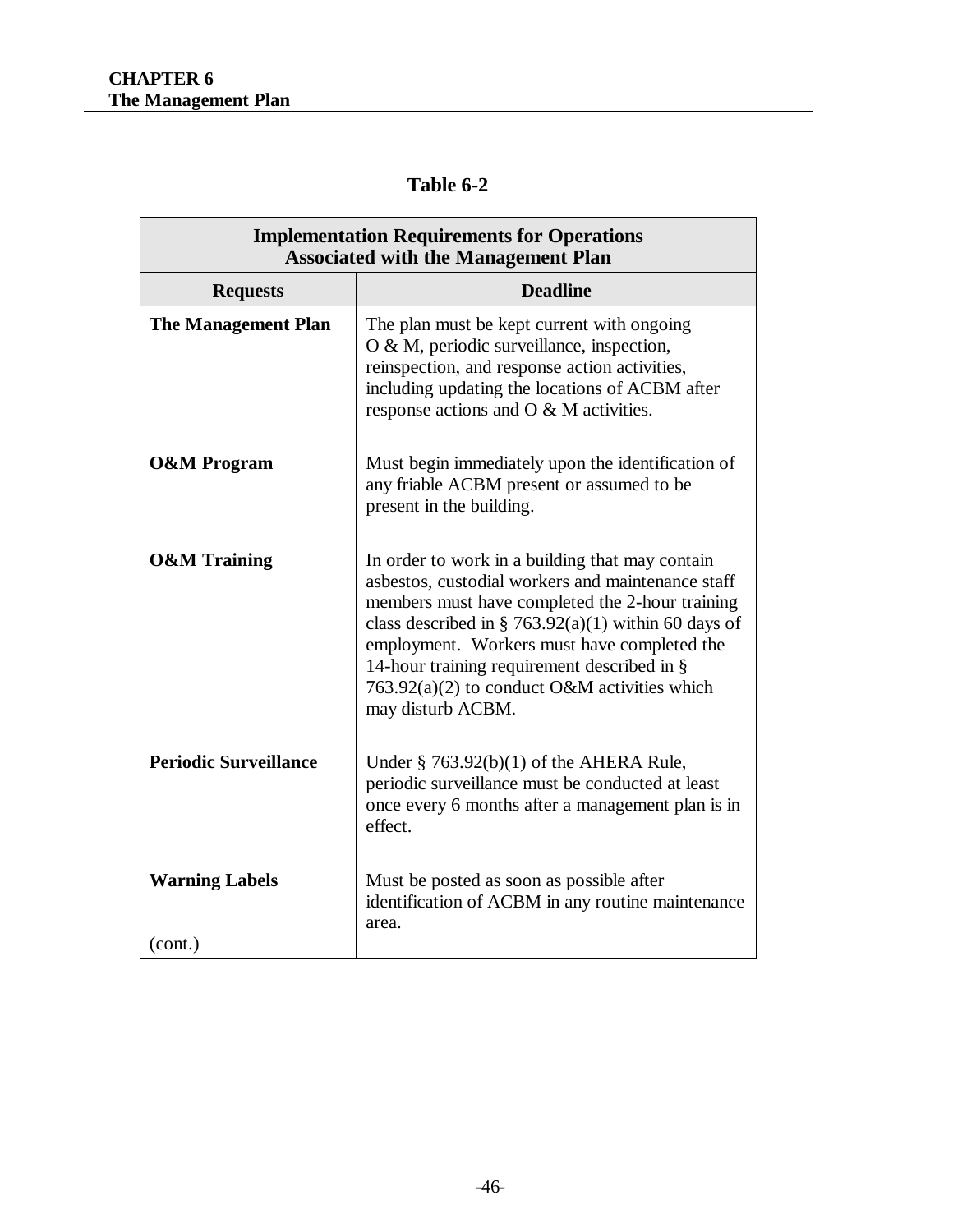**Table 6-2**

| Implementation Requirements for Operations Associated with the Management Plan | |
|---|---|
| **Requests** | **Deadline** |
| **The Management Plan** | The plan must be kept current with ongoing O & M, periodic surveillance, inspection, reinspection, and response action activities, including updating the locations of ACBM after response actions and O & M activities. |
| **O&M Program** | Must begin immediately upon the identification of any friable ACBM present or assumed to be present in the building. |
| **O&M Training** | In order to work in a building that may contain asbestos, custodial workers and maintenance staff members must have completed the 2-hour training class described in § 763.92(a)(1) within 60 days of employment. Workers must have completed the 14-hour training requirement described in § 763.92(a)(2) to conduct O&M activities which may disturb ACBM. |
| **Periodic Surveillance** | Under § 763.92(b)(1) of the AHERA Rule, periodic surveillance must be conducted at least once every 6 months after a management plan is in effect. |
| **Warning Labels** | Must be posted as soon as possible after identification of ACBM in any routine maintenance area. |
| (cont.) | |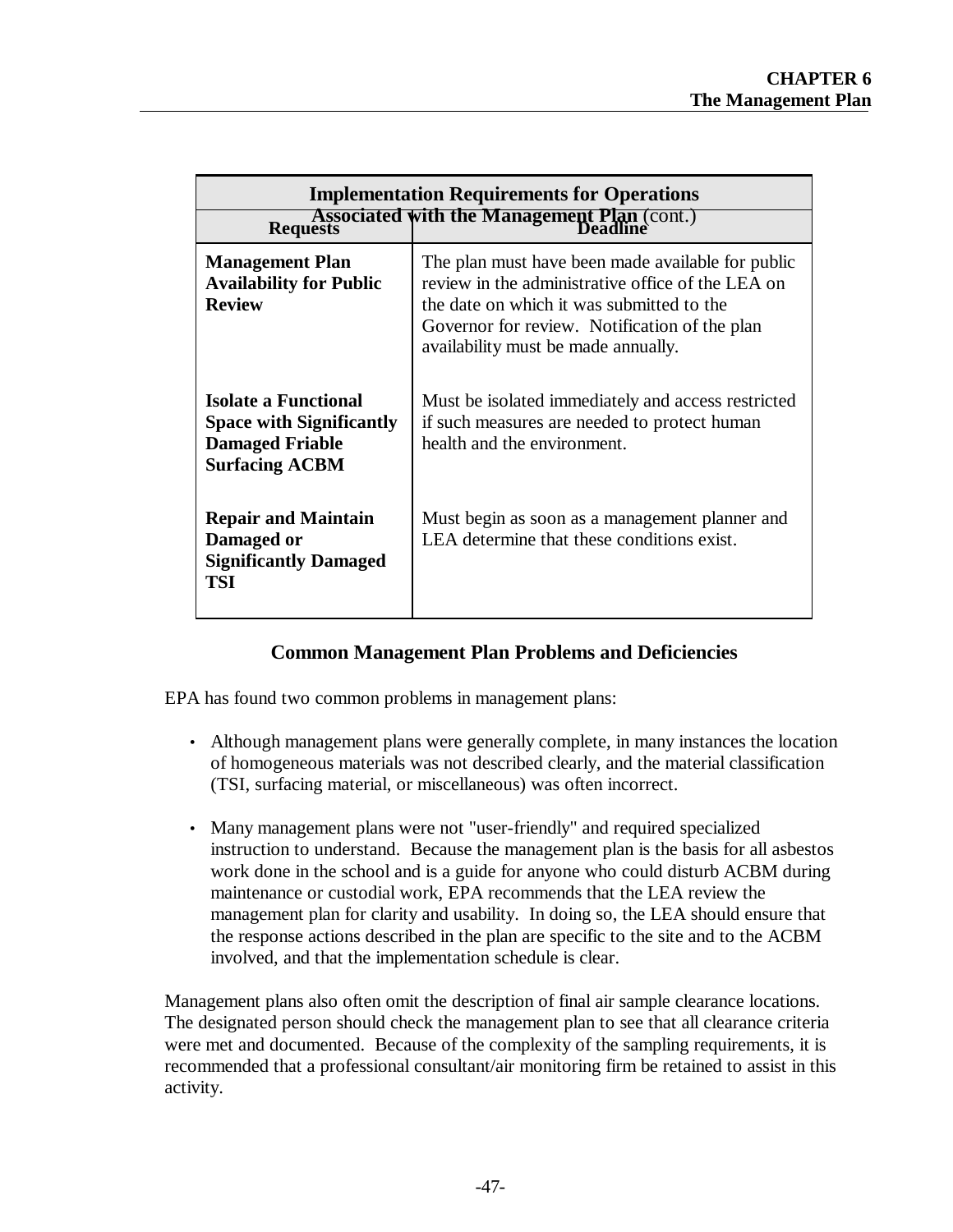| **Implementation Requirements for Operations Associated with the Management Plan** (cont.) | |
|---|---|
| **Requests** | **Deadline** |
| **Management Plan Availability for Public Review** | The plan must have been made available for public review in the administrative office of the LEA on the date on which it was submitted to the Governor for review. Notification of the plan availability must be made annually. |
| **Isolate a Functional Space with Significantly Damaged Friable Surfacing ACBM** | Must be isolated immediately and access restricted if such measures are needed to protect human health and the environment. |
| **Repair and Maintain Damaged or Significantly Damaged TSI** | Must begin as soon as a management planner and LEA determine that these conditions exist. |

## Common Management Plan Problems and Deficiencies

EPA has found two common problems in management plans:

- Although management plans were generally complete, in many instances the location of homogeneous materials was not described clearly, and the material classification (TSI, surfacing material, or miscellaneous) was often incorrect.

- Many management plans were not "user-friendly" and required specialized instruction to understand. Because the management plan is the basis for all asbestos work done in the school and is a guide for anyone who could disturb ACBM during maintenance or custodial work, EPA recommends that the LEA review the management plan for clarity and usability. In doing so, the LEA should ensure that the response actions described in the plan are specific to the site and to the ACBM involved, and that the implementation schedule is clear.

Management plans also often omit the description of final air sample clearance locations. The designated person should check the management plan to see that all clearance criteria were met and documented. Because of the complexity of the sampling requirements, it is recommended that a professional consultant/air monitoring firm be retained to assist in this activity.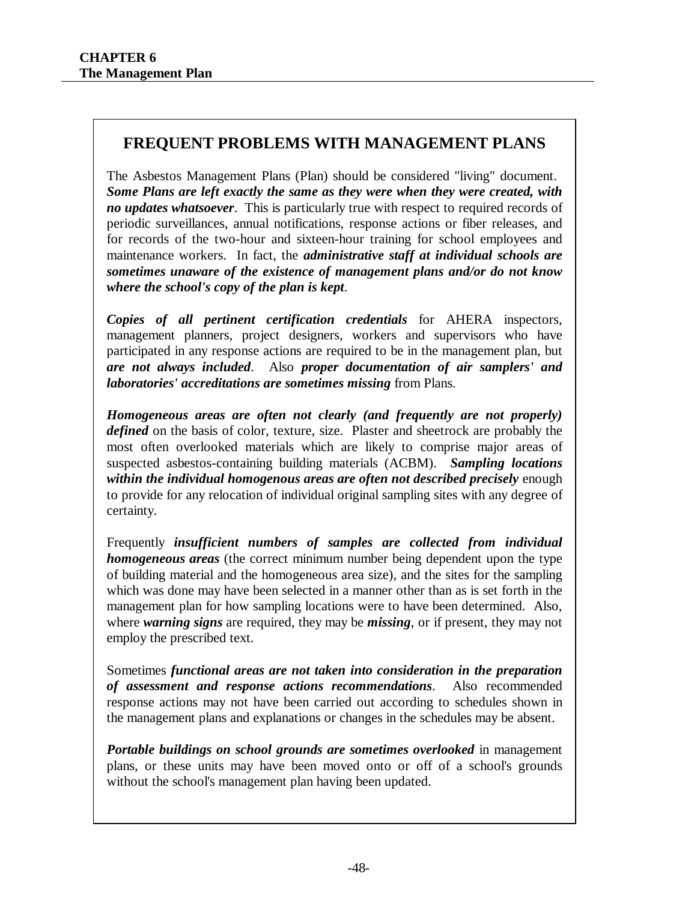## FREQUENT PROBLEMS WITH MANAGEMENT PLANS

The Asbestos Management Plans (Plan) should be considered "living" document. ***Some Plans are left exactly the same as they were when they were created, with no updates whatsoever***. This is particularly true with respect to required records of periodic surveillances, annual notifications, response actions or fiber releases, and for records of the two-hour and sixteen-hour training for school employees and maintenance workers. In fact, the ***administrative staff at individual schools are sometimes unaware of the existence of management plans and/or do not know where the school's copy of the plan is kept***.

***Copies of all pertinent certification credentials*** for AHERA inspectors, management planners, project designers, workers and supervisors who have participated in any response actions are required to be in the management plan, but ***are not always included***. Also ***proper documentation of air samplers' and laboratories' accreditations are sometimes missing*** from Plans.

***Homogeneous areas are often not clearly (and frequently are not properly) defined*** on the basis of color, texture, size. Plaster and sheetrock are probably the most often overlooked materials which are likely to comprise major areas of suspected asbestos-containing building materials (ACBM). ***Sampling locations within the individual homogenous areas are often not described precisely*** enough to provide for any relocation of individual original sampling sites with any degree of certainty.

Frequently ***insufficient numbers of samples are collected from individual homogeneous areas*** (the correct minimum number being dependent upon the type of building material and the homogeneous area size), and the sites for the sampling which was done may have been selected in a manner other than as is set forth in the management plan for how sampling locations were to have been determined. Also, where ***warning signs*** are required, they may be ***missing***, or if present, they may not employ the prescribed text.

Sometimes ***functional areas are not taken into consideration in the preparation of assessment and response actions recommendations***. Also recommended response actions may not have been carried out according to schedules shown in the management plans and explanations or changes in the schedules may be absent.

***Portable buildings on school grounds are sometimes overlooked*** in management plans, or these units may have been moved onto or off of a school's grounds without the school's management plan having been updated.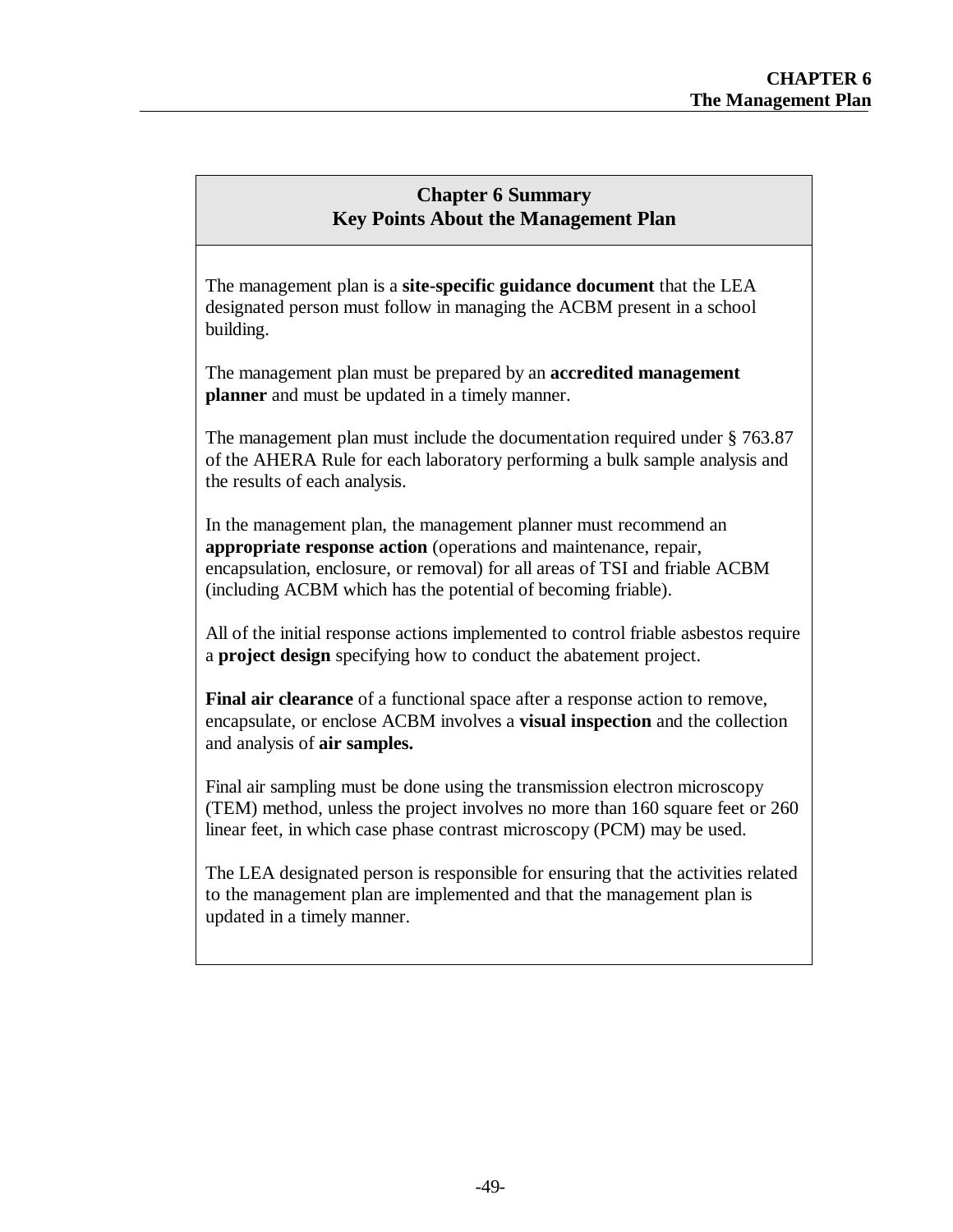## Chapter 6 Summary
## Key Points About the Management Plan

The management plan is a **site-specific guidance document** that the LEA designated person must follow in managing the ACBM present in a school building.

The management plan must be prepared by an **accredited management planner** and must be updated in a timely manner.

The management plan must include the documentation required under § 763.87 of the AHERA Rule for each laboratory performing a bulk sample analysis and the results of each analysis.

In the management plan, the management planner must recommend an **appropriate response action** (operations and maintenance, repair, encapsulation, enclosure, or removal) for all areas of TSI and friable ACBM (including ACBM which has the potential of becoming friable).

All of the initial response actions implemented to control friable asbestos require a **project design** specifying how to conduct the abatement project.

**Final air clearance** of a functional space after a response action to remove, encapsulate, or enclose ACBM involves a **visual inspection** and the collection and analysis of **air samples.**

Final air sampling must be done using the transmission electron microscopy (TEM) method, unless the project involves no more than 160 square feet or 260 linear feet, in which case phase contrast microscopy (PCM) may be used.

The LEA designated person is responsible for ensuring that the activities related to the management plan are implemented and that the management plan is updated in a timely manner.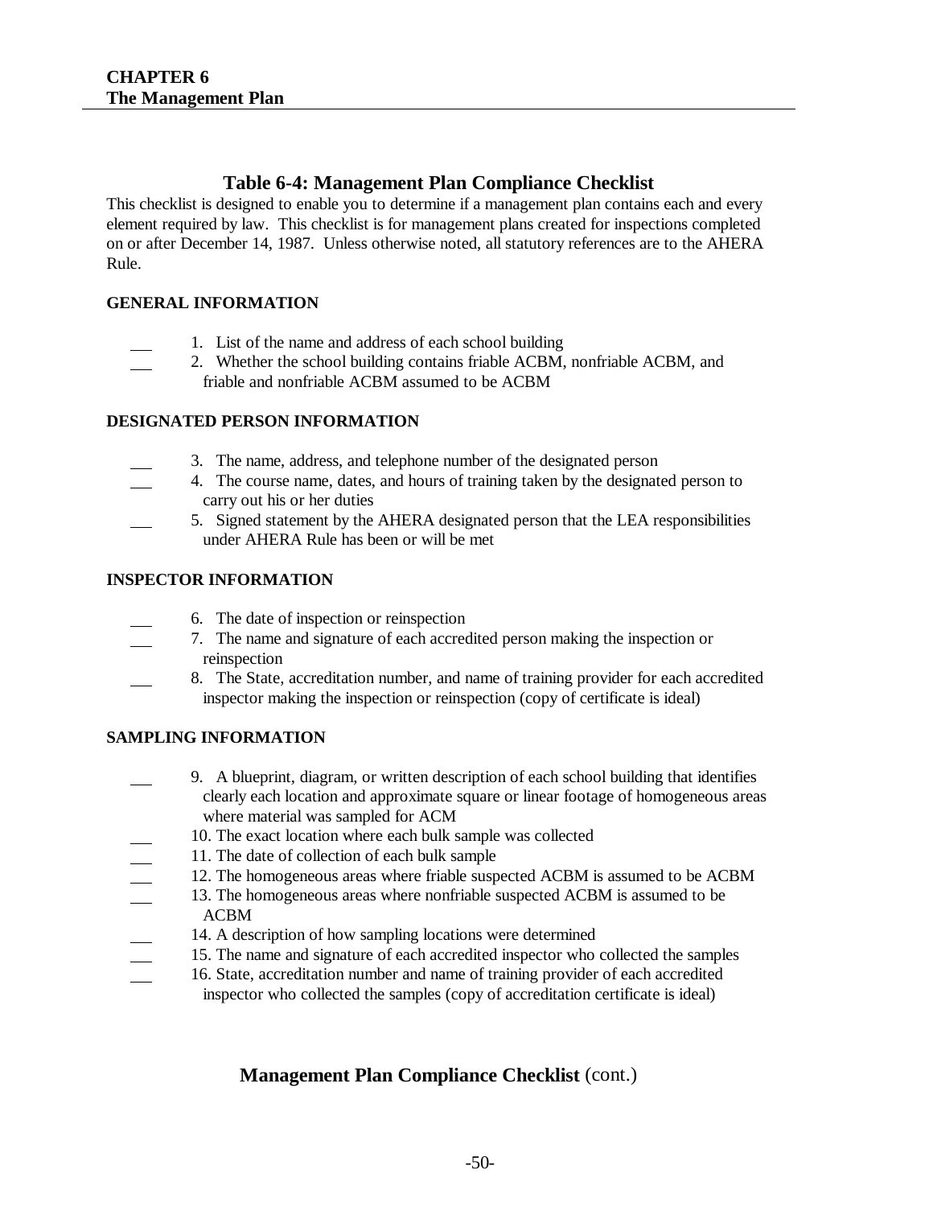## Table 6-4: Management Plan Compliance Checklist

This checklist is designed to enable you to determine if a management plan contains each and every element required by law. This checklist is for management plans created for inspections completed on or after December 14, 1987. Unless otherwise noted, all statutory references are to the AHERA Rule.

**GENERAL INFORMATION**

\_\_\_ 1. List of the name and address of each school building

\_\_\_ 2. Whether the school building contains friable ACBM, nonfriable ACBM, and friable and nonfriable ACBM assumed to be ACBM

**DESIGNATED PERSON INFORMATION**

\_\_\_ 3. The name, address, and telephone number of the designated person

\_\_\_ 4. The course name, dates, and hours of training taken by the designated person to carry out his or her duties

\_\_\_ 5. Signed statement by the AHERA designated person that the LEA responsibilities under AHERA Rule has been or will be met

**INSPECTOR INFORMATION**

\_\_\_ 6. The date of inspection or reinspection

\_\_\_ 7. The name and signature of each accredited person making the inspection or reinspection

\_\_\_ 8. The State, accreditation number, and name of training provider for each accredited inspector making the inspection or reinspection (copy of certificate is ideal)

**SAMPLING INFORMATION**

\_\_\_ 9. A blueprint, diagram, or written description of each school building that identifies clearly each location and approximate square or linear footage of homogeneous areas where material was sampled for ACM

\_\_\_ 10. The exact location where each bulk sample was collected

\_\_\_ 11. The date of collection of each bulk sample

\_\_\_ 12. The homogeneous areas where friable suspected ACBM is assumed to be ACBM

\_\_\_ 13. The homogeneous areas where nonfriable suspected ACBM is assumed to be ACBM

\_\_\_ 14. A description of how sampling locations were determined

\_\_\_ 15. The name and signature of each accredited inspector who collected the samples

\_\_\_ 16. State, accreditation number and name of training provider of each accredited inspector who collected the samples (copy of accreditation certificate is ideal)

## Management Plan Compliance Checklist (cont.)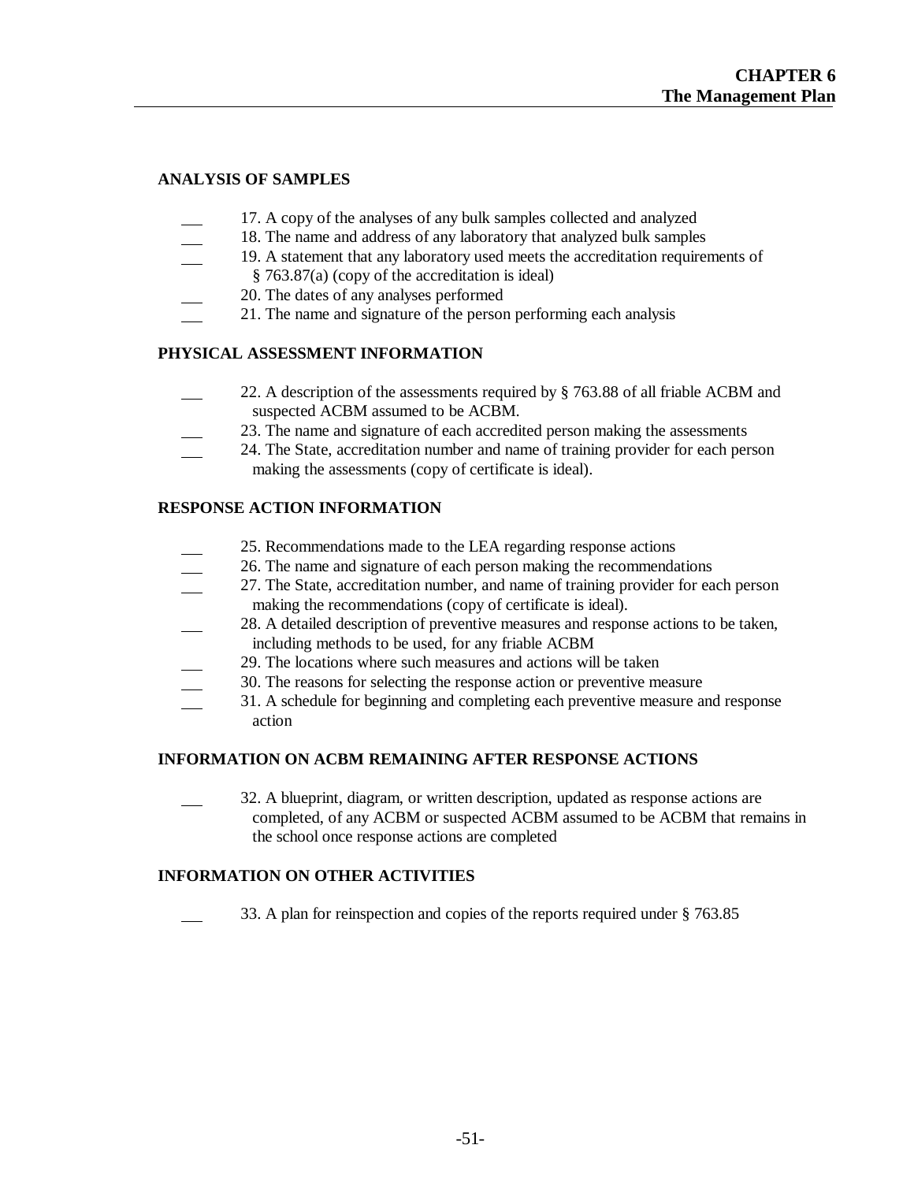## ANALYSIS OF SAMPLES

___ 17. A copy of the analyses of any bulk samples collected and analyzed
___ 18. The name and address of any laboratory that analyzed bulk samples
___ 19. A statement that any laboratory used meets the accreditation requirements of § 763.87(a) (copy of the accreditation is ideal)
___ 20. The dates of any analyses performed
___ 21. The name and signature of the person performing each analysis

## PHYSICAL ASSESSMENT INFORMATION

___ 22. A description of the assessments required by § 763.88 of all friable ACBM and suspected ACBM assumed to be ACBM.
___ 23. The name and signature of each accredited person making the assessments
___ 24. The State, accreditation number and name of training provider for each person making the assessments (copy of certificate is ideal).

## RESPONSE ACTION INFORMATION

___ 25. Recommendations made to the LEA regarding response actions
___ 26. The name and signature of each person making the recommendations
___ 27. The State, accreditation number, and name of training provider for each person making the recommendations (copy of certificate is ideal).
___ 28. A detailed description of preventive measures and response actions to be taken, including methods to be used, for any friable ACBM
___ 29. The locations where such measures and actions will be taken
___ 30. The reasons for selecting the response action or preventive measure
___ 31. A schedule for beginning and completing each preventive measure and response action

## INFORMATION ON ACBM REMAINING AFTER RESPONSE ACTIONS

___ 32. A blueprint, diagram, or written description, updated as response actions are completed, of any ACBM or suspected ACBM assumed to be ACBM that remains in the school once response actions are completed

## INFORMATION ON OTHER ACTIVITIES

___ 33. A plan for reinspection and copies of the reports required under § 763.85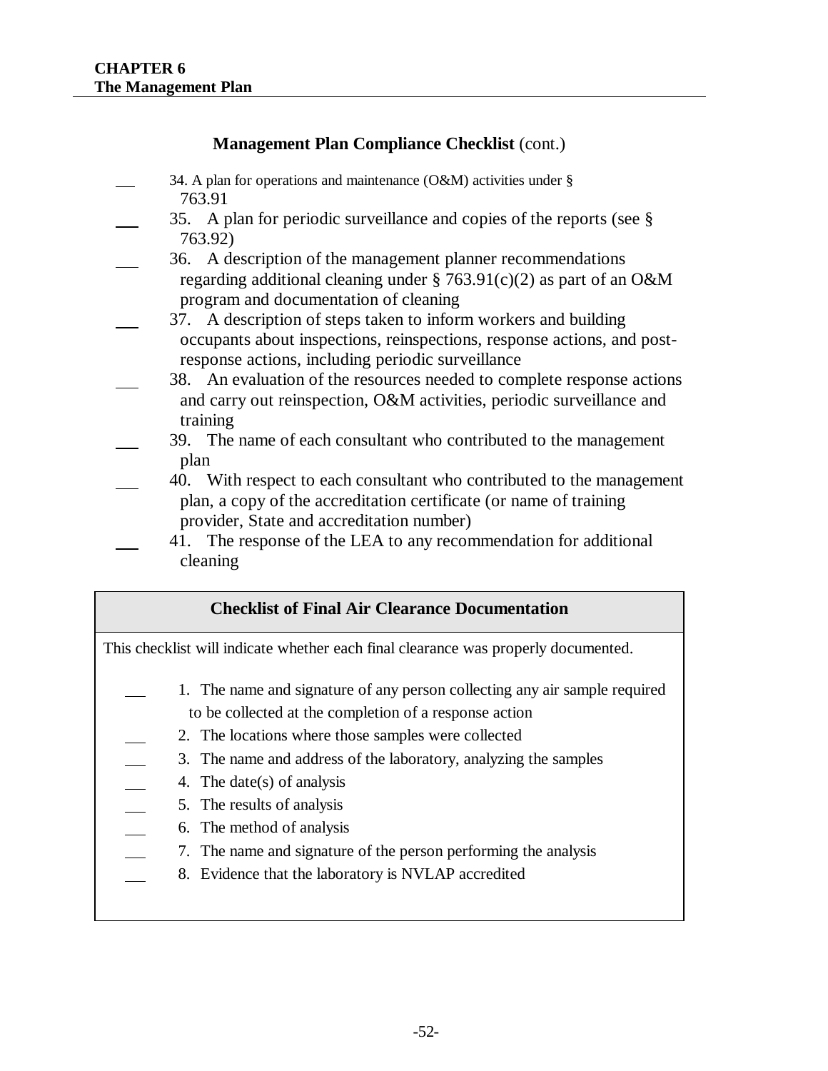**Management Plan Compliance Checklist** (cont.)

- ___ 34. A plan for operations and maintenance (O&M) activities under § 763.91
- ___ 35. A plan for periodic surveillance and copies of the reports (see § 763.92)
- ___ 36. A description of the management planner recommendations regarding additional cleaning under § 763.91(c)(2) as part of an O&M program and documentation of cleaning
- ___ 37. A description of steps taken to inform workers and building occupants about inspections, reinspections, response actions, and post-response actions, including periodic surveillance
- ___ 38. An evaluation of the resources needed to complete response actions and carry out reinspection, O&M activities, periodic surveillance and training
- ___ 39. The name of each consultant who contributed to the management plan
- ___ 40. With respect to each consultant who contributed to the management plan, a copy of the accreditation certificate (or name of training provider, State and accreditation number)
- ___ 41. The response of the LEA to any recommendation for additional cleaning

**Checklist of Final Air Clearance Documentation**

This checklist will indicate whether each final clearance was properly documented.

- ___ 1. The name and signature of any person collecting any air sample required to be collected at the completion of a response action
- ___ 2. The locations where those samples were collected
- ___ 3. The name and address of the laboratory, analyzing the samples
- ___ 4. The date(s) of analysis
- ___ 5. The results of analysis
- ___ 6. The method of analysis
- ___ 7. The name and signature of the person performing the analysis
- ___ 8. Evidence that the laboratory is NVLAP accredited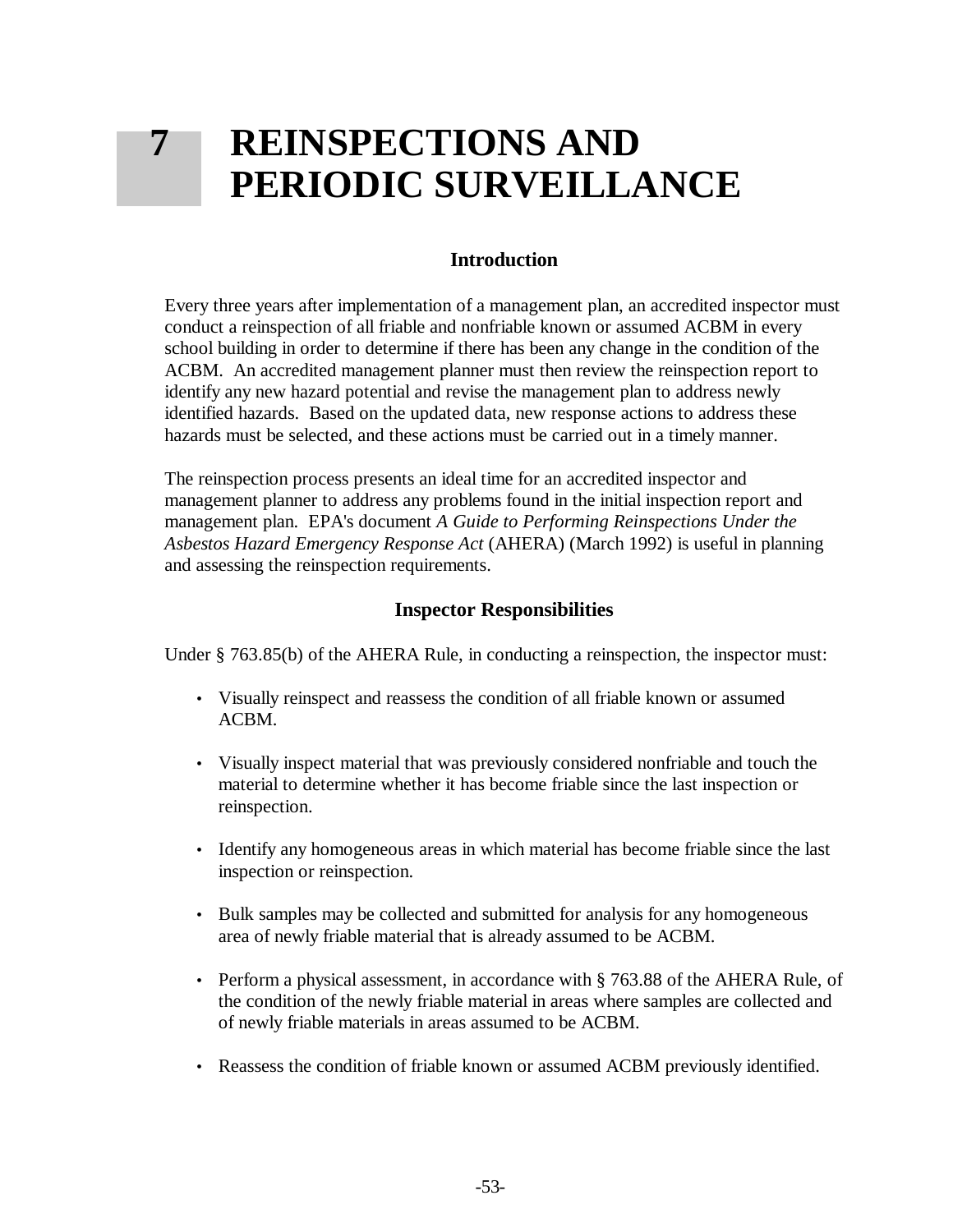# 7 REINSPECTIONS AND PERIODIC SURVEILLANCE

## Introduction

Every three years after implementation of a management plan, an accredited inspector must conduct a reinspection of all friable and nonfriable known or assumed ACBM in every school building in order to determine if there has been any change in the condition of the ACBM. An accredited management planner must then review the reinspection report to identify any new hazard potential and revise the management plan to address newly identified hazards. Based on the updated data, new response actions to address these hazards must be selected, and these actions must be carried out in a timely manner.

The reinspection process presents an ideal time for an accredited inspector and management planner to address any problems found in the initial inspection report and management plan. EPA's document *A Guide to Performing Reinspections Under the Asbestos Hazard Emergency Response Act* (AHERA) (March 1992) is useful in planning and assessing the reinspection requirements.

## Inspector Responsibilities

Under § 763.85(b) of the AHERA Rule, in conducting a reinspection, the inspector must:

- Visually reinspect and reassess the condition of all friable known or assumed ACBM.
- Visually inspect material that was previously considered nonfriable and touch the material to determine whether it has become friable since the last inspection or reinspection.
- Identify any homogeneous areas in which material has become friable since the last inspection or reinspection.
- Bulk samples may be collected and submitted for analysis for any homogeneous area of newly friable material that is already assumed to be ACBM.
- Perform a physical assessment, in accordance with § 763.88 of the AHERA Rule, of the condition of the newly friable material in areas where samples are collected and of newly friable materials in areas assumed to be ACBM.
- Reassess the condition of friable known or assumed ACBM previously identified.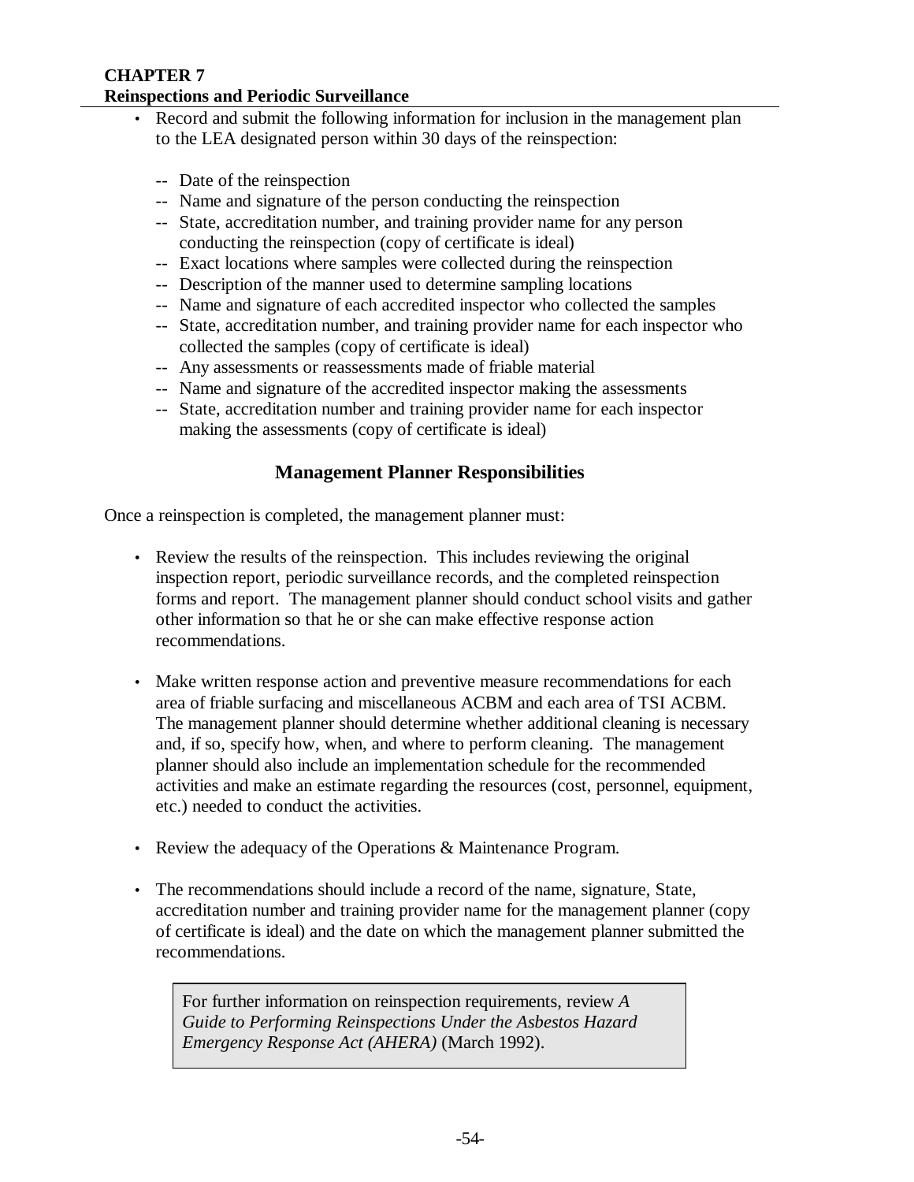- Record and submit the following information for inclusion in the management plan to the LEA designated person within 30 days of the reinspection:

  -- Date of the reinspection
  -- Name and signature of the person conducting the reinspection
  -- State, accreditation number, and training provider name for any person conducting the reinspection (copy of certificate is ideal)
  -- Exact locations where samples were collected during the reinspection
  -- Description of the manner used to determine sampling locations
  -- Name and signature of each accredited inspector who collected the samples
  -- State, accreditation number, and training provider name for each inspector who collected the samples (copy of certificate is ideal)
  -- Any assessments or reassessments made of friable material
  -- Name and signature of the accredited inspector making the assessments
  -- State, accreditation number and training provider name for each inspector making the assessments (copy of certificate is ideal)

## Management Planner Responsibilities

Once a reinspection is completed, the management planner must:

- Review the results of the reinspection. This includes reviewing the original inspection report, periodic surveillance records, and the completed reinspection forms and report. The management planner should conduct school visits and gather other information so that he or she can make effective response action recommendations.

- Make written response action and preventive measure recommendations for each area of friable surfacing and miscellaneous ACBM and each area of TSI ACBM. The management planner should determine whether additional cleaning is necessary and, if so, specify how, when, and where to perform cleaning. The management planner should also include an implementation schedule for the recommended activities and make an estimate regarding the resources (cost, personnel, equipment, etc.) needed to conduct the activities.

- Review the adequacy of the Operations & Maintenance Program.

- The recommendations should include a record of the name, signature, State, accreditation number and training provider name for the management planner (copy of certificate is ideal) and the date on which the management planner submitted the recommendations.

> For further information on reinspection requirements, review *A Guide to Performing Reinspections Under the Asbestos Hazard Emergency Response Act (AHERA)* (March 1992).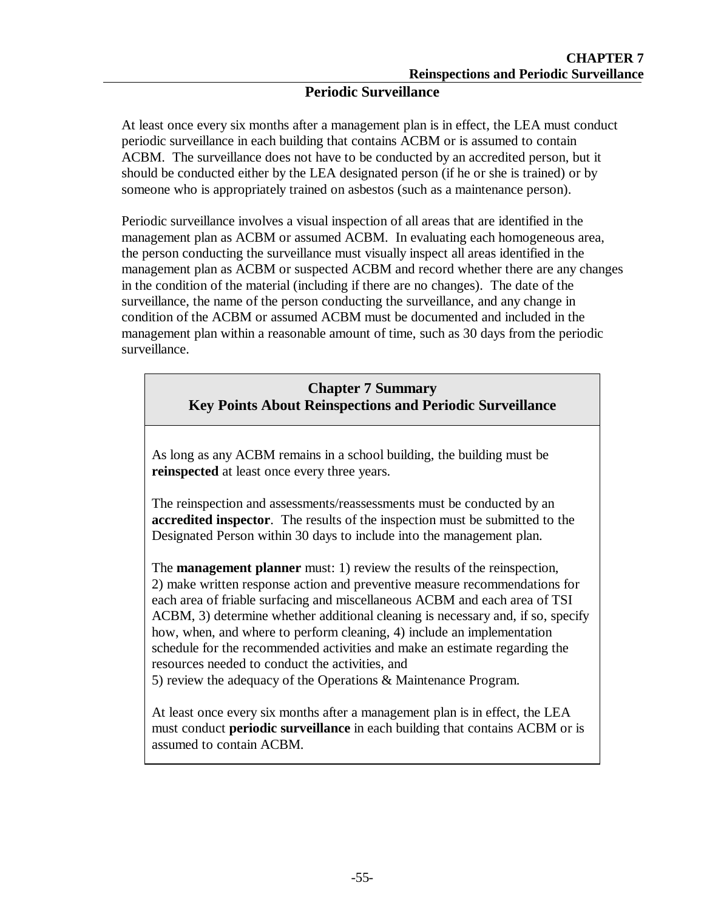## Periodic Surveillance

At least once every six months after a management plan is in effect, the LEA must conduct periodic surveillance in each building that contains ACBM or is assumed to contain ACBM. The surveillance does not have to be conducted by an accredited person, but it should be conducted either by the LEA designated person (if he or she is trained) or by someone who is appropriately trained on asbestos (such as a maintenance person).

Periodic surveillance involves a visual inspection of all areas that are identified in the management plan as ACBM or assumed ACBM. In evaluating each homogeneous area, the person conducting the surveillance must visually inspect all areas identified in the management plan as ACBM or suspected ACBM and record whether there are any changes in the condition of the material (including if there are no changes). The date of the surveillance, the name of the person conducting the surveillance, and any change in condition of the ACBM or assumed ACBM must be documented and included in the management plan within a reasonable amount of time, such as 30 days from the periodic surveillance.

### Chapter 7 Summary
### Key Points About Reinspections and Periodic Surveillance

As long as any ACBM remains in a school building, the building must be **reinspected** at least once every three years.

The reinspection and assessments/reassessments must be conducted by an **accredited inspector**. The results of the inspection must be submitted to the Designated Person within 30 days to include into the management plan.

The **management planner** must: 1) review the results of the reinspection, 2) make written response action and preventive measure recommendations for each area of friable surfacing and miscellaneous ACBM and each area of TSI ACBM, 3) determine whether additional cleaning is necessary and, if so, specify how, when, and where to perform cleaning, 4) include an implementation schedule for the recommended activities and make an estimate regarding the resources needed to conduct the activities, and 5) review the adequacy of the Operations & Maintenance Program.

At least once every six months after a management plan is in effect, the LEA must conduct **periodic surveillance** in each building that contains ACBM or is assumed to contain ACBM.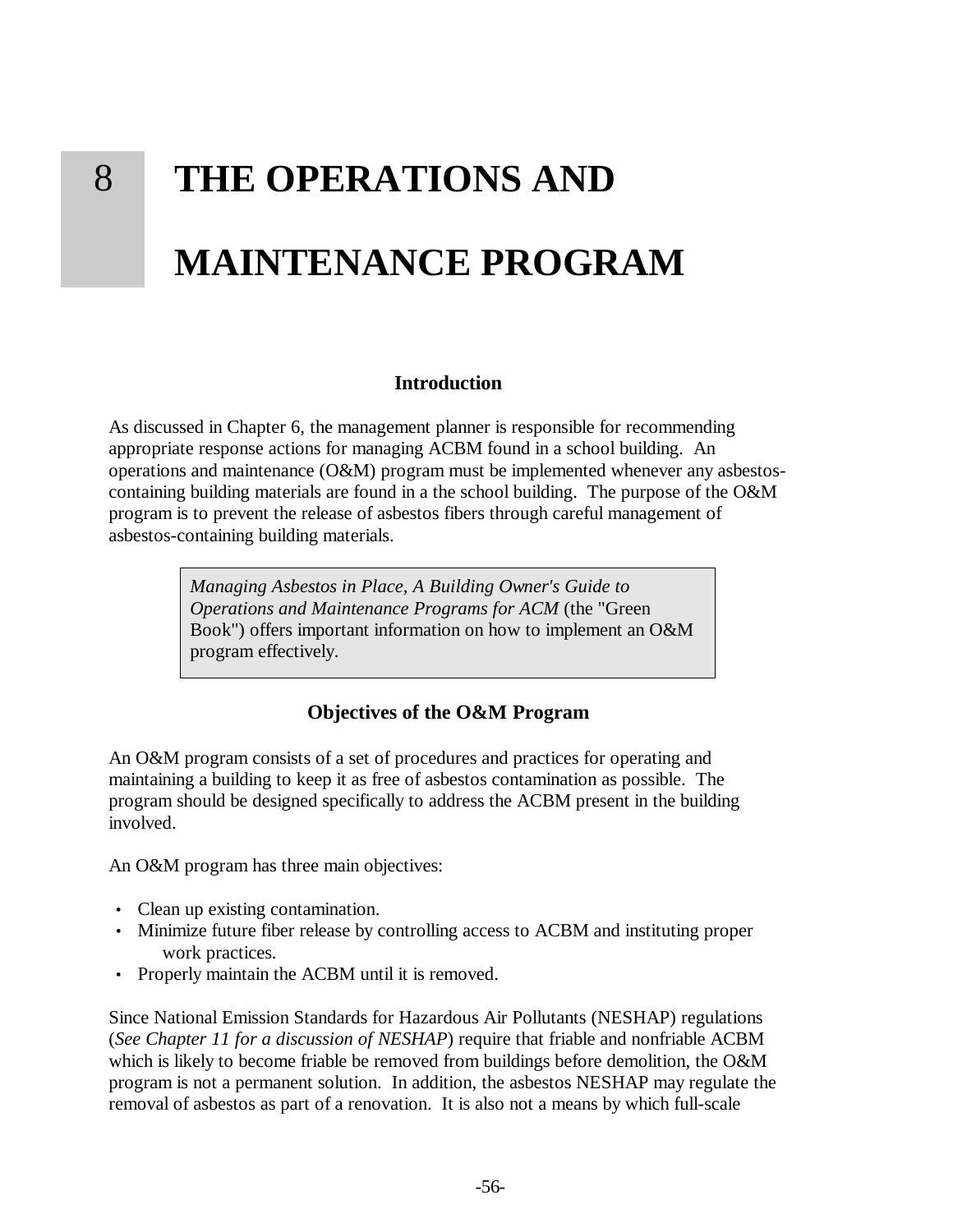# 8 THE OPERATIONS AND MAINTENANCE PROGRAM

### Introduction

As discussed in Chapter 6, the management planner is responsible for recommending appropriate response actions for managing ACBM found in a school building. An operations and maintenance (O&M) program must be implemented whenever any asbestos-containing building materials are found in a the school building. The purpose of the O&M program is to prevent the release of asbestos fibers through careful management of asbestos-containing building materials.

> *Managing Asbestos in Place, A Building Owner's Guide to Operations and Maintenance Programs for ACM* (the "Green Book") offers important information on how to implement an O&M program effectively.

### Objectives of the O&M Program

An O&M program consists of a set of procedures and practices for operating and maintaining a building to keep it as free of asbestos contamination as possible. The program should be designed specifically to address the ACBM present in the building involved.

An O&M program has three main objectives:

- Clean up existing contamination.
- Minimize future fiber release by controlling access to ACBM and instituting proper work practices.
- Properly maintain the ACBM until it is removed.

Since National Emission Standards for Hazardous Air Pollutants (NESHAP) regulations (*See Chapter 11 for a discussion of NESHAP*) require that friable and nonfriable ACBM which is likely to become friable be removed from buildings before demolition, the O&M program is not a permanent solution. In addition, the asbestos NESHAP may regulate the removal of asbestos as part of a renovation. It is also not a means by which full-scale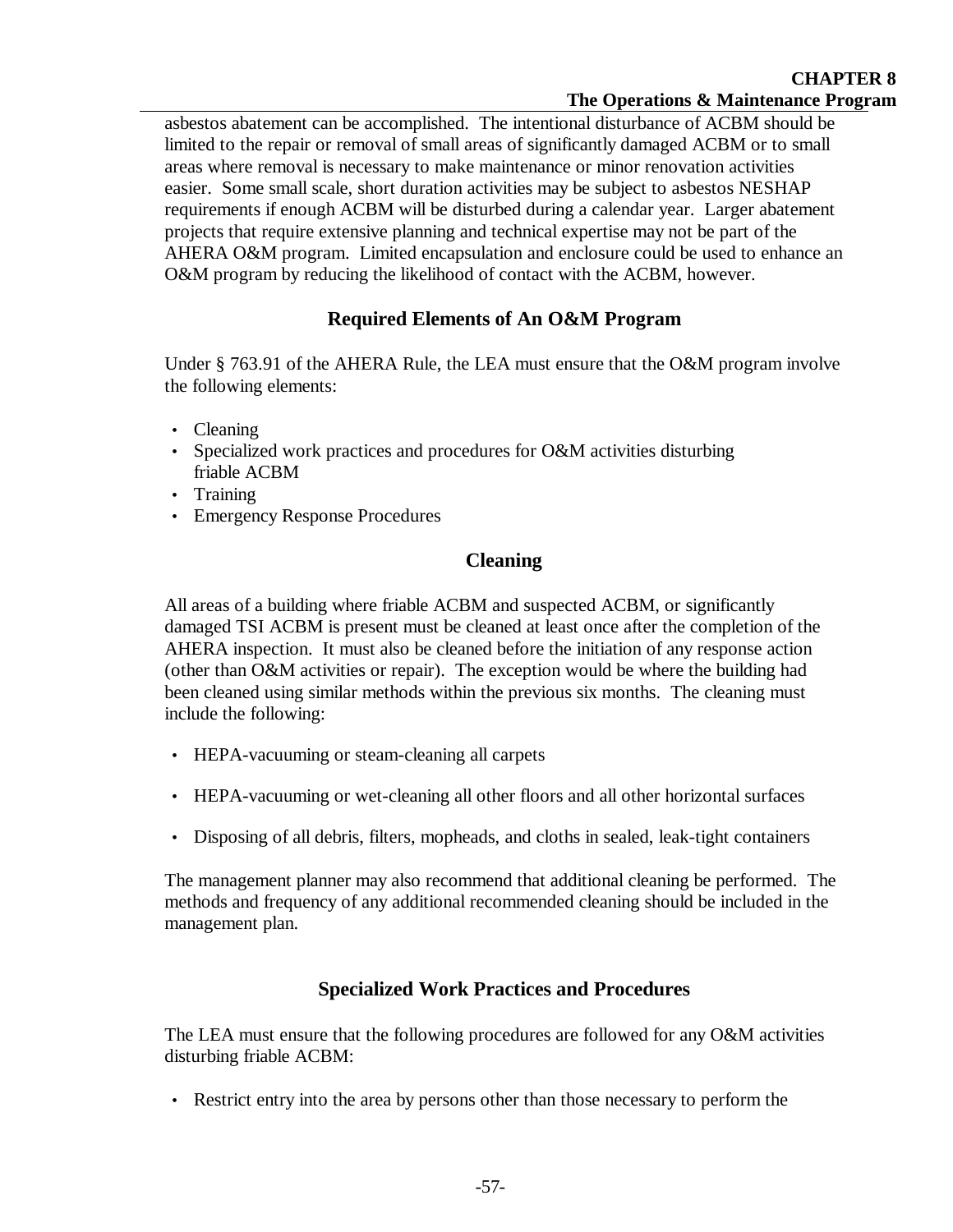asbestos abatement can be accomplished. The intentional disturbance of ACBM should be limited to the repair or removal of small areas of significantly damaged ACBM or to small areas where removal is necessary to make maintenance or minor renovation activities easier. Some small scale, short duration activities may be subject to asbestos NESHAP requirements if enough ACBM will be disturbed during a calendar year. Larger abatement projects that require extensive planning and technical expertise may not be part of the AHERA O&M program. Limited encapsulation and enclosure could be used to enhance an O&M program by reducing the likelihood of contact with the ACBM, however.

## Required Elements of An O&M Program

Under § 763.91 of the AHERA Rule, the LEA must ensure that the O&M program involve the following elements:

- Cleaning
- Specialized work practices and procedures for O&M activities disturbing friable ACBM
- Training
- Emergency Response Procedures

## Cleaning

All areas of a building where friable ACBM and suspected ACBM, or significantly damaged TSI ACBM is present must be cleaned at least once after the completion of the AHERA inspection. It must also be cleaned before the initiation of any response action (other than O&M activities or repair). The exception would be where the building had been cleaned using similar methods within the previous six months. The cleaning must include the following:

- HEPA-vacuuming or steam-cleaning all carpets
- HEPA-vacuuming or wet-cleaning all other floors and all other horizontal surfaces
- Disposing of all debris, filters, mopheads, and cloths in sealed, leak-tight containers

The management planner may also recommend that additional cleaning be performed. The methods and frequency of any additional recommended cleaning should be included in the management plan.

## Specialized Work Practices and Procedures

The LEA must ensure that the following procedures are followed for any O&M activities disturbing friable ACBM:

- Restrict entry into the area by persons other than those necessary to perform the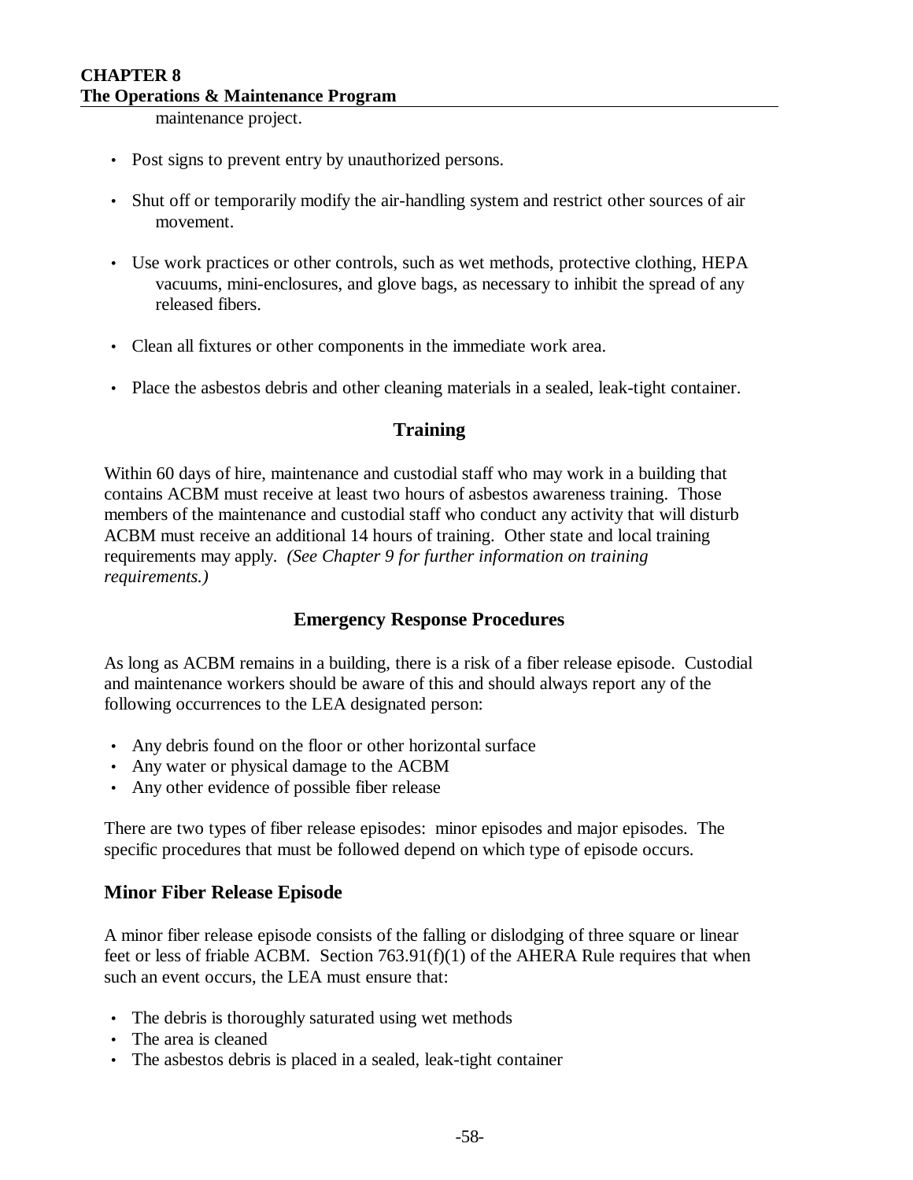maintenance project.

- Post signs to prevent entry by unauthorized persons.
- Shut off or temporarily modify the air-handling system and restrict other sources of air movement.
- Use work practices or other controls, such as wet methods, protective clothing, HEPA vacuums, mini-enclosures, and glove bags, as necessary to inhibit the spread of any released fibers.
- Clean all fixtures or other components in the immediate work area.
- Place the asbestos debris and other cleaning materials in a sealed, leak-tight container.

## Training

Within 60 days of hire, maintenance and custodial staff who may work in a building that contains ACBM must receive at least two hours of asbestos awareness training. Those members of the maintenance and custodial staff who conduct any activity that will disturb ACBM must receive an additional 14 hours of training. Other state and local training requirements may apply. *(See Chapter 9 for further information on training requirements.)*

## Emergency Response Procedures

As long as ACBM remains in a building, there is a risk of a fiber release episode. Custodial and maintenance workers should be aware of this and should always report any of the following occurrences to the LEA designated person:

- Any debris found on the floor or other horizontal surface
- Any water or physical damage to the ACBM
- Any other evidence of possible fiber release

There are two types of fiber release episodes: minor episodes and major episodes. The specific procedures that must be followed depend on which type of episode occurs.

### Minor Fiber Release Episode

A minor fiber release episode consists of the falling or dislodging of three square or linear feet or less of friable ACBM. Section 763.91(f)(1) of the AHERA Rule requires that when such an event occurs, the LEA must ensure that:

- The debris is thoroughly saturated using wet methods
- The area is cleaned
- The asbestos debris is placed in a sealed, leak-tight container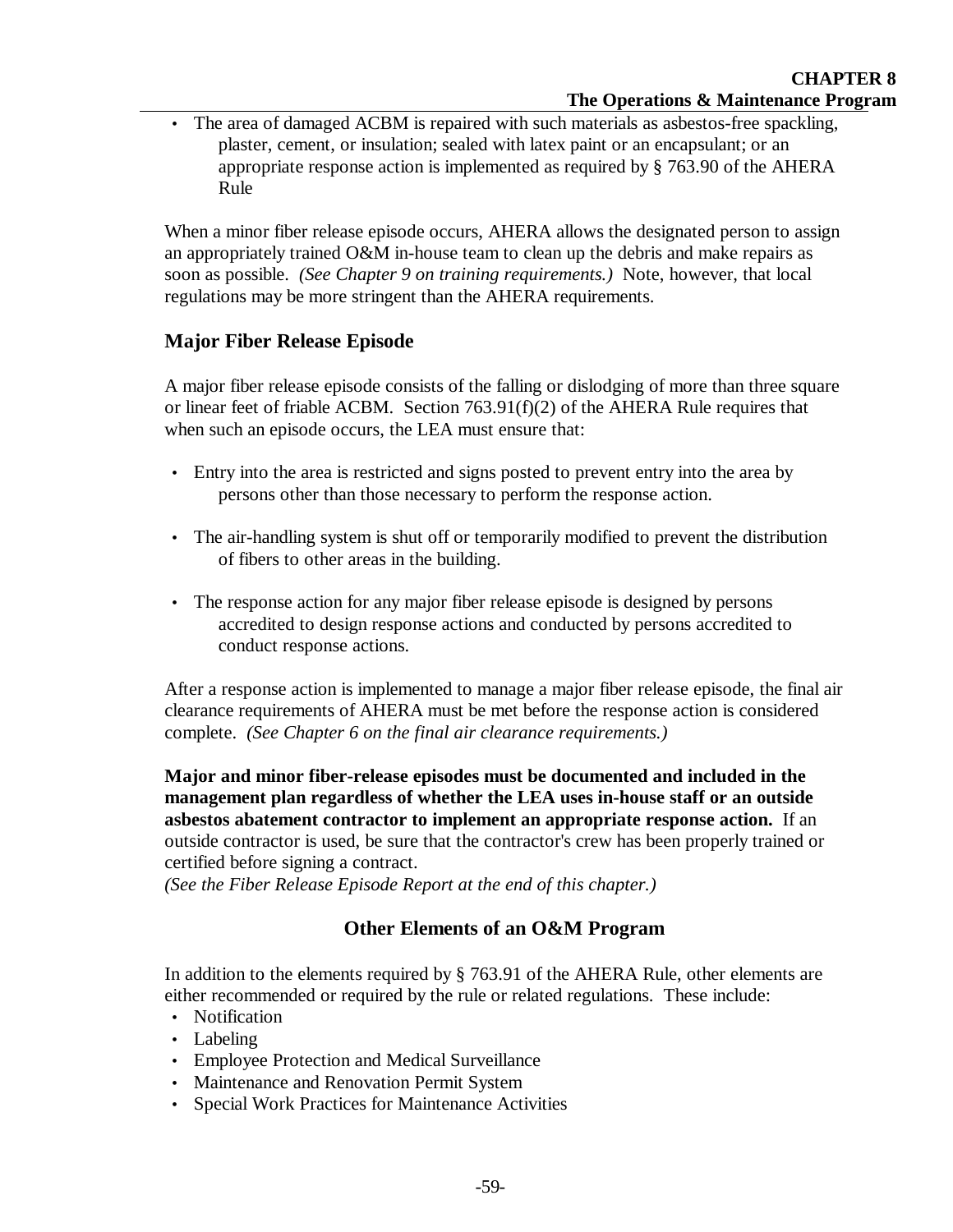- The area of damaged ACBM is repaired with such materials as asbestos-free spackling, plaster, cement, or insulation; sealed with latex paint or an encapsulant; or an appropriate response action is implemented as required by § 763.90 of the AHERA Rule

When a minor fiber release episode occurs, AHERA allows the designated person to assign an appropriately trained O&M in-house team to clean up the debris and make repairs as soon as possible. *(See Chapter 9 on training requirements.)* Note, however, that local regulations may be more stringent than the AHERA requirements.

### Major Fiber Release Episode

A major fiber release episode consists of the falling or dislodging of more than three square or linear feet of friable ACBM. Section 763.91(f)(2) of the AHERA Rule requires that when such an episode occurs, the LEA must ensure that:

- Entry into the area is restricted and signs posted to prevent entry into the area by persons other than those necessary to perform the response action.
- The air-handling system is shut off or temporarily modified to prevent the distribution of fibers to other areas in the building.
- The response action for any major fiber release episode is designed by persons accredited to design response actions and conducted by persons accredited to conduct response actions.

After a response action is implemented to manage a major fiber release episode, the final air clearance requirements of AHERA must be met before the response action is considered complete. *(See Chapter 6 on the final air clearance requirements.)*

**Major and minor fiber-release episodes must be documented and included in the management plan regardless of whether the LEA uses in-house staff or an outside asbestos abatement contractor to implement an appropriate response action.** If an outside contractor is used, be sure that the contractor's crew has been properly trained or certified before signing a contract.
*(See the Fiber Release Episode Report at the end of this chapter.)*

## Other Elements of an O&M Program

In addition to the elements required by § 763.91 of the AHERA Rule, other elements are either recommended or required by the rule or related regulations. These include:

- Notification
- Labeling
- Employee Protection and Medical Surveillance
- Maintenance and Renovation Permit System
- Special Work Practices for Maintenance Activities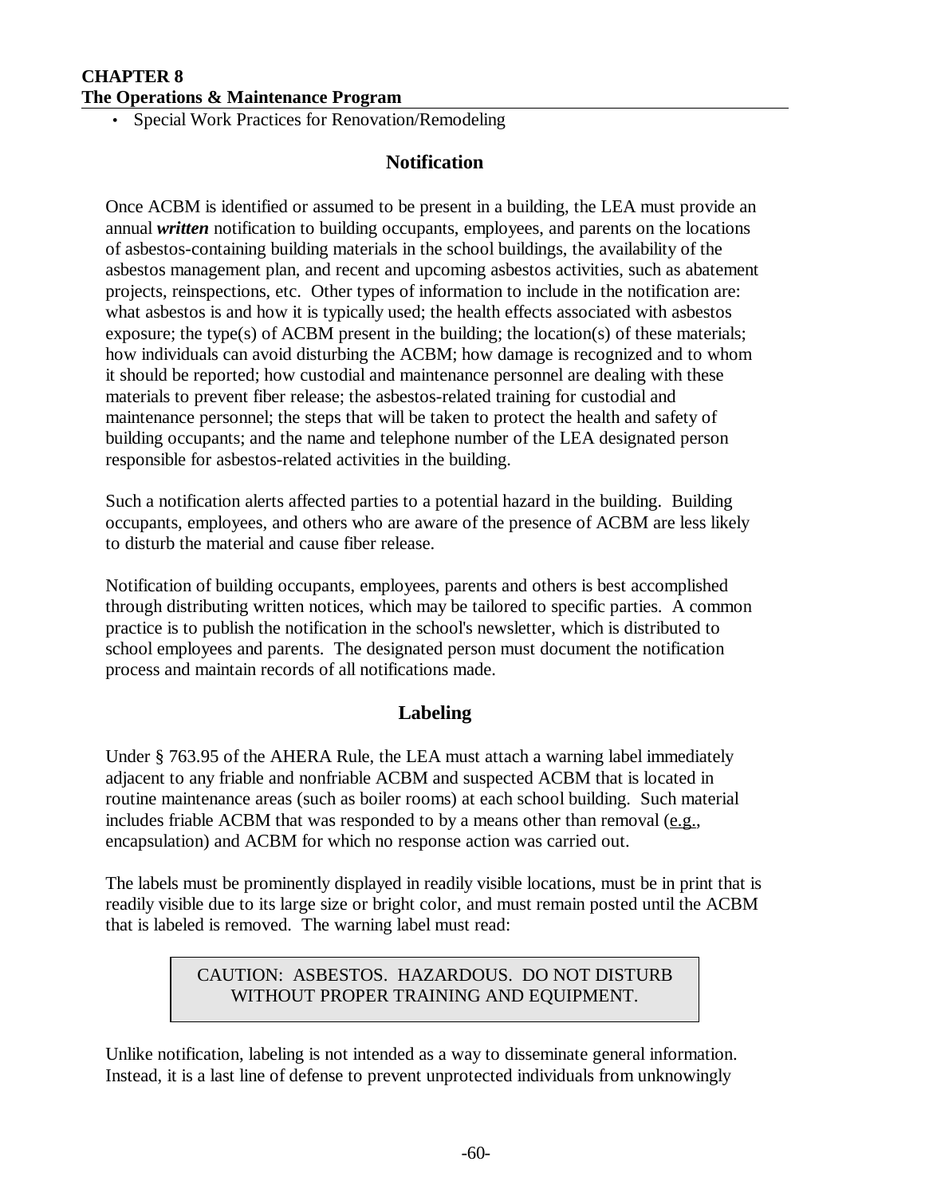- Special Work Practices for Renovation/Remodeling

## Notification

Once ACBM is identified or assumed to be present in a building, the LEA must provide an annual ***written*** notification to building occupants, employees, and parents on the locations of asbestos-containing building materials in the school buildings, the availability of the asbestos management plan, and recent and upcoming asbestos activities, such as abatement projects, reinspections, etc. Other types of information to include in the notification are: what asbestos is and how it is typically used; the health effects associated with asbestos exposure; the type(s) of ACBM present in the building; the location(s) of these materials; how individuals can avoid disturbing the ACBM; how damage is recognized and to whom it should be reported; how custodial and maintenance personnel are dealing with these materials to prevent fiber release; the asbestos-related training for custodial and maintenance personnel; the steps that will be taken to protect the health and safety of building occupants; and the name and telephone number of the LEA designated person responsible for asbestos-related activities in the building.

Such a notification alerts affected parties to a potential hazard in the building. Building occupants, employees, and others who are aware of the presence of ACBM are less likely to disturb the material and cause fiber release.

Notification of building occupants, employees, parents and others is best accomplished through distributing written notices, which may be tailored to specific parties. A common practice is to publish the notification in the school's newsletter, which is distributed to school employees and parents. The designated person must document the notification process and maintain records of all notifications made.

## Labeling

Under § 763.95 of the AHERA Rule, the LEA must attach a warning label immediately adjacent to any friable and nonfriable ACBM and suspected ACBM that is located in routine maintenance areas (such as boiler rooms) at each school building. Such material includes friable ACBM that was responded to by a means other than removal (e.g., encapsulation) and ACBM for which no response action was carried out.

The labels must be prominently displayed in readily visible locations, must be in print that is readily visible due to its large size or bright color, and must remain posted until the ACBM that is labeled is removed. The warning label must read:

| CAUTION: ASBESTOS. HAZARDOUS. DO NOT DISTURB WITHOUT PROPER TRAINING AND EQUIPMENT. |
|---|

Unlike notification, labeling is not intended as a way to disseminate general information. Instead, it is a last line of defense to prevent unprotected individuals from unknowingly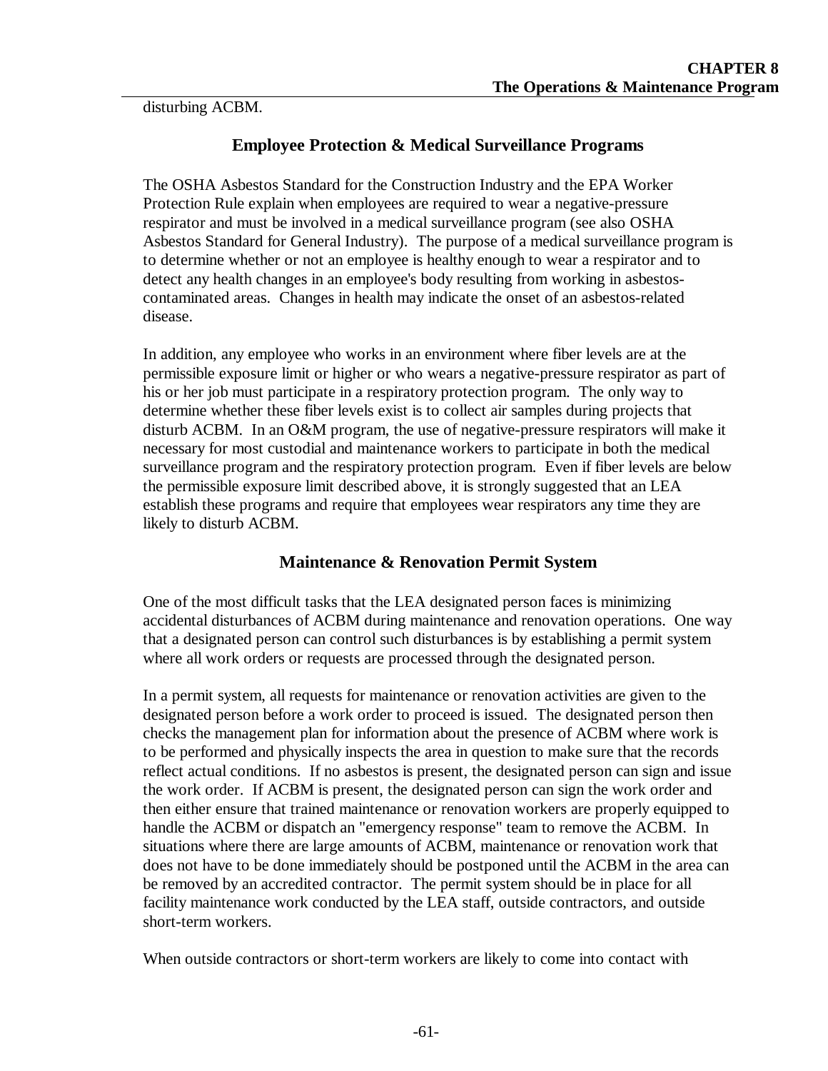disturbing ACBM.

## Employee Protection & Medical Surveillance Programs

The OSHA Asbestos Standard for the Construction Industry and the EPA Worker Protection Rule explain when employees are required to wear a negative-pressure respirator and must be involved in a medical surveillance program (see also OSHA Asbestos Standard for General Industry). The purpose of a medical surveillance program is to determine whether or not an employee is healthy enough to wear a respirator and to detect any health changes in an employee's body resulting from working in asbestos-contaminated areas. Changes in health may indicate the onset of an asbestos-related disease.

In addition, any employee who works in an environment where fiber levels are at the permissible exposure limit or higher or who wears a negative-pressure respirator as part of his or her job must participate in a respiratory protection program. The only way to determine whether these fiber levels exist is to collect air samples during projects that disturb ACBM. In an O&M program, the use of negative-pressure respirators will make it necessary for most custodial and maintenance workers to participate in both the medical surveillance program and the respiratory protection program. Even if fiber levels are below the permissible exposure limit described above, it is strongly suggested that an LEA establish these programs and require that employees wear respirators any time they are likely to disturb ACBM.

## Maintenance & Renovation Permit System

One of the most difficult tasks that the LEA designated person faces is minimizing accidental disturbances of ACBM during maintenance and renovation operations. One way that a designated person can control such disturbances is by establishing a permit system where all work orders or requests are processed through the designated person.

In a permit system, all requests for maintenance or renovation activities are given to the designated person before a work order to proceed is issued. The designated person then checks the management plan for information about the presence of ACBM where work is to be performed and physically inspects the area in question to make sure that the records reflect actual conditions. If no asbestos is present, the designated person can sign and issue the work order. If ACBM is present, the designated person can sign the work order and then either ensure that trained maintenance or renovation workers are properly equipped to handle the ACBM or dispatch an "emergency response" team to remove the ACBM. In situations where there are large amounts of ACBM, maintenance or renovation work that does not have to be done immediately should be postponed until the ACBM in the area can be removed by an accredited contractor. The permit system should be in place for all facility maintenance work conducted by the LEA staff, outside contractors, and outside short-term workers.

When outside contractors or short-term workers are likely to come into contact with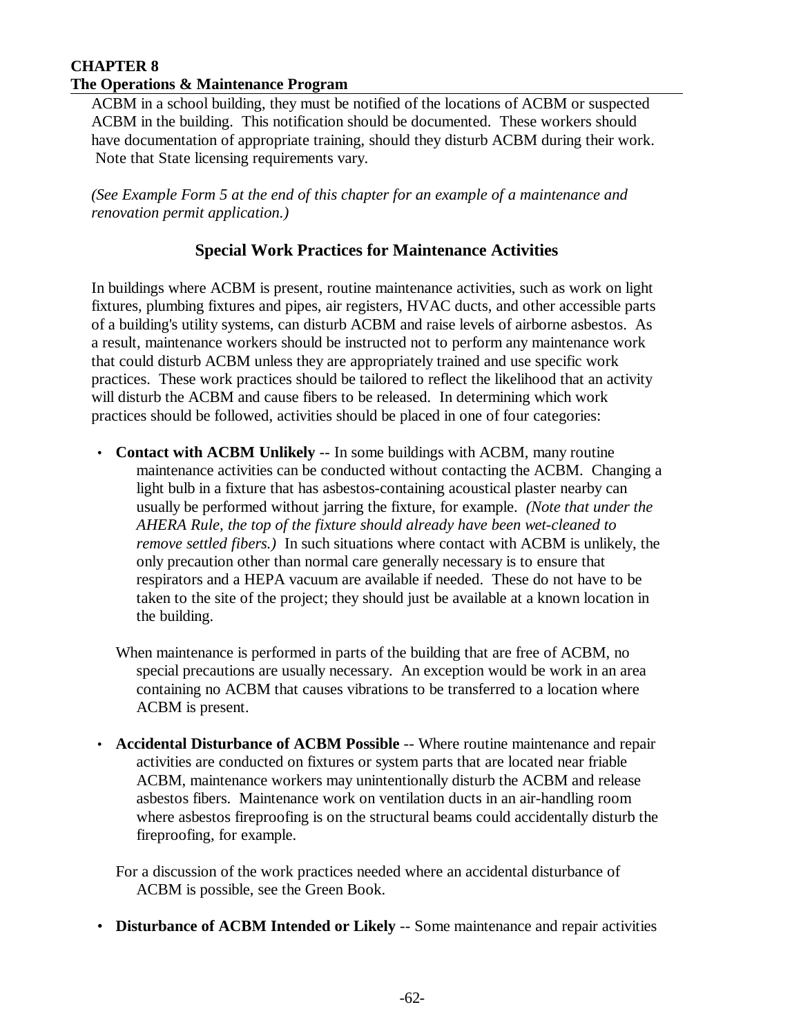ACBM in a school building, they must be notified of the locations of ACBM or suspected ACBM in the building. This notification should be documented. These workers should have documentation of appropriate training, should they disturb ACBM during their work. Note that State licensing requirements vary.

*(See Example Form 5 at the end of this chapter for an example of a maintenance and renovation permit application.)*

## Special Work Practices for Maintenance Activities

In buildings where ACBM is present, routine maintenance activities, such as work on light fixtures, plumbing fixtures and pipes, air registers, HVAC ducts, and other accessible parts of a building's utility systems, can disturb ACBM and raise levels of airborne asbestos. As a result, maintenance workers should be instructed not to perform any maintenance work that could disturb ACBM unless they are appropriately trained and use specific work practices. These work practices should be tailored to reflect the likelihood that an activity will disturb the ACBM and cause fibers to be released. In determining which work practices should be followed, activities should be placed in one of four categories:

- **Contact with ACBM Unlikely** -- In some buildings with ACBM, many routine maintenance activities can be conducted without contacting the ACBM. Changing a light bulb in a fixture that has asbestos-containing acoustical plaster nearby can usually be performed without jarring the fixture, for example. *(Note that under the AHERA Rule, the top of the fixture should already have been wet-cleaned to remove settled fibers.)* In such situations where contact with ACBM is unlikely, the only precaution other than normal care generally necessary is to ensure that respirators and a HEPA vacuum are available if needed. These do not have to be taken to the site of the project; they should just be available at a known location in the building.

  When maintenance is performed in parts of the building that are free of ACBM, no special precautions are usually necessary. An exception would be work in an area containing no ACBM that causes vibrations to be transferred to a location where ACBM is present.

- **Accidental Disturbance of ACBM Possible** -- Where routine maintenance and repair activities are conducted on fixtures or system parts that are located near friable ACBM, maintenance workers may unintentionally disturb the ACBM and release asbestos fibers. Maintenance work on ventilation ducts in an air-handling room where asbestos fireproofing is on the structural beams could accidentally disturb the fireproofing, for example.

  For a discussion of the work practices needed where an accidental disturbance of ACBM is possible, see the Green Book.

- **Disturbance of ACBM Intended or Likely** -- Some maintenance and repair activities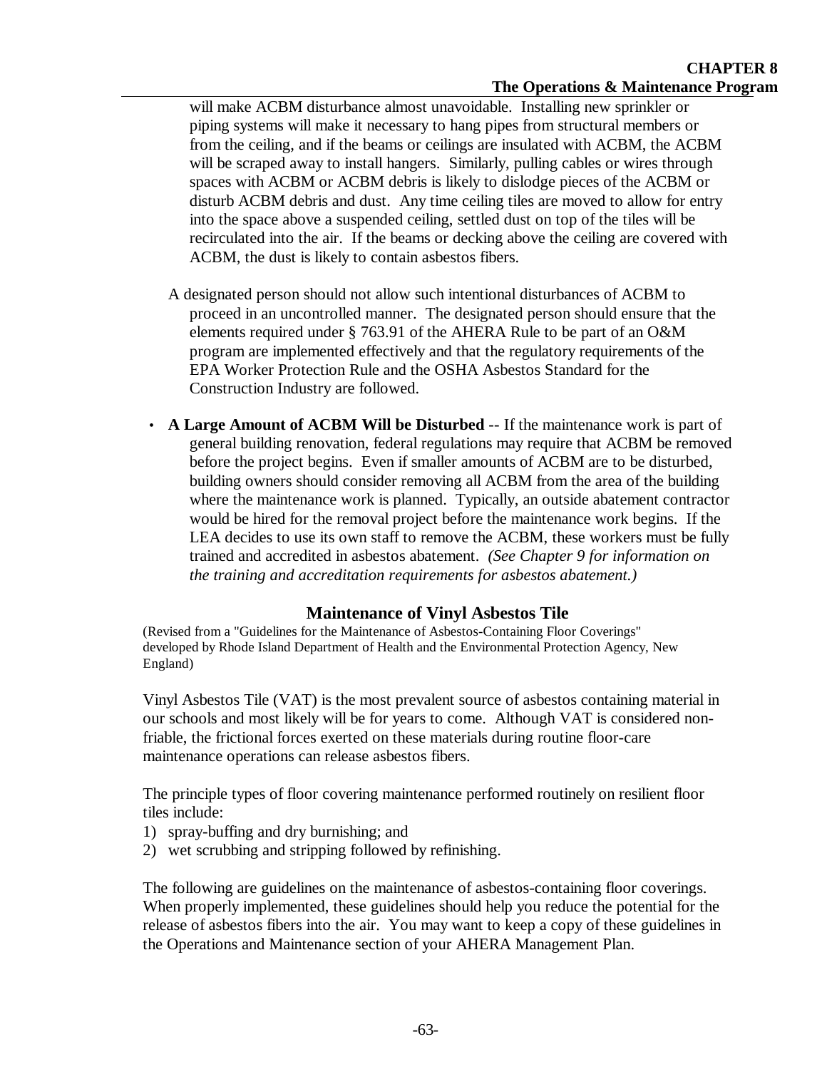will make ACBM disturbance almost unavoidable. Installing new sprinkler or piping systems will make it necessary to hang pipes from structural members or from the ceiling, and if the beams or ceilings are insulated with ACBM, the ACBM will be scraped away to install hangers. Similarly, pulling cables or wires through spaces with ACBM or ACBM debris is likely to dislodge pieces of the ACBM or disturb ACBM debris and dust. Any time ceiling tiles are moved to allow for entry into the space above a suspended ceiling, settled dust on top of the tiles will be recirculated into the air. If the beams or decking above the ceiling are covered with ACBM, the dust is likely to contain asbestos fibers.

A designated person should not allow such intentional disturbances of ACBM to proceed in an uncontrolled manner. The designated person should ensure that the elements required under § 763.91 of the AHERA Rule to be part of an O&M program are implemented effectively and that the regulatory requirements of the EPA Worker Protection Rule and the OSHA Asbestos Standard for the Construction Industry are followed.

- **A Large Amount of ACBM Will be Disturbed** -- If the maintenance work is part of general building renovation, federal regulations may require that ACBM be removed before the project begins. Even if smaller amounts of ACBM are to be disturbed, building owners should consider removing all ACBM from the area of the building where the maintenance work is planned. Typically, an outside abatement contractor would be hired for the removal project before the maintenance work begins. If the LEA decides to use its own staff to remove the ACBM, these workers must be fully trained and accredited in asbestos abatement. *(See Chapter 9 for information on the training and accreditation requirements for asbestos abatement.)*

## Maintenance of Vinyl Asbestos Tile

(Revised from a "Guidelines for the Maintenance of Asbestos-Containing Floor Coverings" developed by Rhode Island Department of Health and the Environmental Protection Agency, New England)

Vinyl Asbestos Tile (VAT) is the most prevalent source of asbestos containing material in our schools and most likely will be for years to come. Although VAT is considered non-friable, the frictional forces exerted on these materials during routine floor-care maintenance operations can release asbestos fibers.

The principle types of floor covering maintenance performed routinely on resilient floor tiles include:

1) spray-buffing and dry burnishing; and
2) wet scrubbing and stripping followed by refinishing.

The following are guidelines on the maintenance of asbestos-containing floor coverings. When properly implemented, these guidelines should help you reduce the potential for the release of asbestos fibers into the air. You may want to keep a copy of these guidelines in the Operations and Maintenance section of your AHERA Management Plan.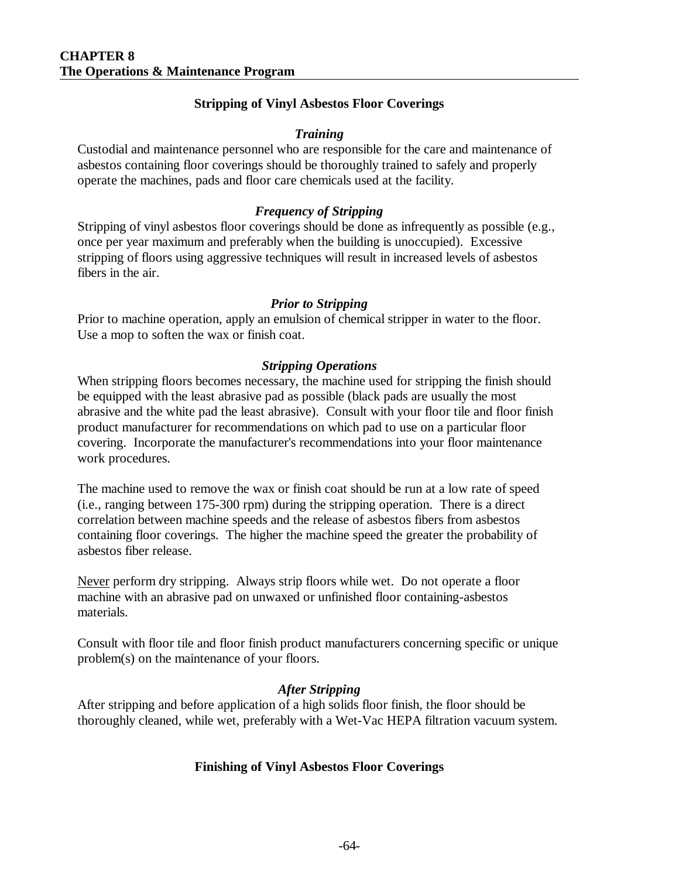## Stripping of Vinyl Asbestos Floor Coverings

### *Training*

Custodial and maintenance personnel who are responsible for the care and maintenance of asbestos containing floor coverings should be thoroughly trained to safely and properly operate the machines, pads and floor care chemicals used at the facility.

### *Frequency of Stripping*

Stripping of vinyl asbestos floor coverings should be done as infrequently as possible (e.g., once per year maximum and preferably when the building is unoccupied). Excessive stripping of floors using aggressive techniques will result in increased levels of asbestos fibers in the air.

### *Prior to Stripping*

Prior to machine operation, apply an emulsion of chemical stripper in water to the floor. Use a mop to soften the wax or finish coat.

### *Stripping Operations*

When stripping floors becomes necessary, the machine used for stripping the finish should be equipped with the least abrasive pad as possible (black pads are usually the most abrasive and the white pad the least abrasive). Consult with your floor tile and floor finish product manufacturer for recommendations on which pad to use on a particular floor covering. Incorporate the manufacturer's recommendations into your floor maintenance work procedures.

The machine used to remove the wax or finish coat should be run at a low rate of speed (i.e., ranging between 175-300 rpm) during the stripping operation. There is a direct correlation between machine speeds and the release of asbestos fibers from asbestos containing floor coverings. The higher the machine speed the greater the probability of asbestos fiber release.

<u>Never</u> perform dry stripping. Always strip floors while wet. Do not operate a floor machine with an abrasive pad on unwaxed or unfinished floor containing-asbestos materials.

Consult with floor tile and floor finish product manufacturers concerning specific or unique problem(s) on the maintenance of your floors.

### *After Stripping*

After stripping and before application of a high solids floor finish, the floor should be thoroughly cleaned, while wet, preferably with a Wet-Vac HEPA filtration vacuum system.

## Finishing of Vinyl Asbestos Floor Coverings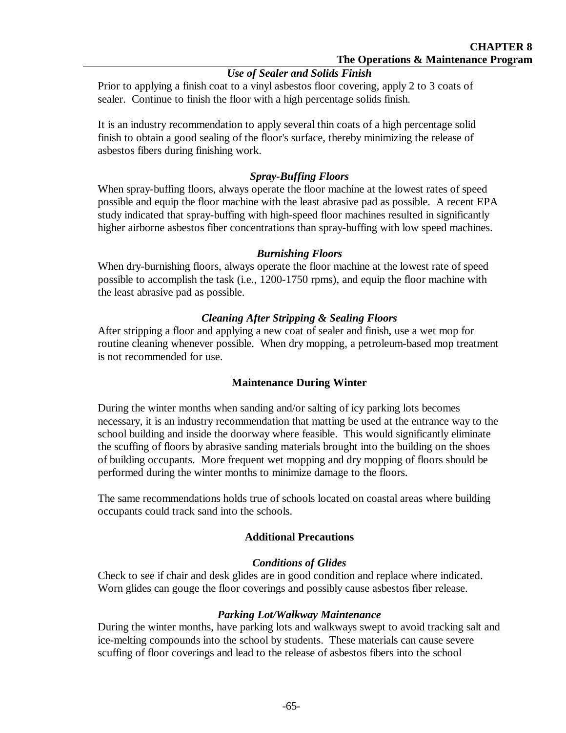***Use of Sealer and Solids Finish***

Prior to applying a finish coat to a vinyl asbestos floor covering, apply 2 to 3 coats of sealer. Continue to finish the floor with a high percentage solids finish.

It is an industry recommendation to apply several thin coats of a high percentage solid finish to obtain a good sealing of the floor's surface, thereby minimizing the release of asbestos fibers during finishing work.

***Spray-Buffing Floors***

When spray-buffing floors, always operate the floor machine at the lowest rates of speed possible and equip the floor machine with the least abrasive pad as possible. A recent EPA study indicated that spray-buffing with high-speed floor machines resulted in significantly higher airborne asbestos fiber concentrations than spray-buffing with low speed machines.

***Burnishing Floors***

When dry-burnishing floors, always operate the floor machine at the lowest rate of speed possible to accomplish the task (i.e., 1200-1750 rpms), and equip the floor machine with the least abrasive pad as possible.

***Cleaning After Stripping & Sealing Floors***

After stripping a floor and applying a new coat of sealer and finish, use a wet mop for routine cleaning whenever possible. When dry mopping, a petroleum-based mop treatment is not recommended for use.

**Maintenance During Winter**

During the winter months when sanding and/or salting of icy parking lots becomes necessary, it is an industry recommendation that matting be used at the entrance way to the school building and inside the doorway where feasible. This would significantly eliminate the scuffing of floors by abrasive sanding materials brought into the building on the shoes of building occupants. More frequent wet mopping and dry mopping of floors should be performed during the winter months to minimize damage to the floors.

The same recommendations holds true of schools located on coastal areas where building occupants could track sand into the schools.

**Additional Precautions**

***Conditions of Glides***

Check to see if chair and desk glides are in good condition and replace where indicated. Worn glides can gouge the floor coverings and possibly cause asbestos fiber release.

***Parking Lot/Walkway Maintenance***

During the winter months, have parking lots and walkways swept to avoid tracking salt and ice-melting compounds into the school by students. These materials can cause severe scuffing of floor coverings and lead to the release of asbestos fibers into the school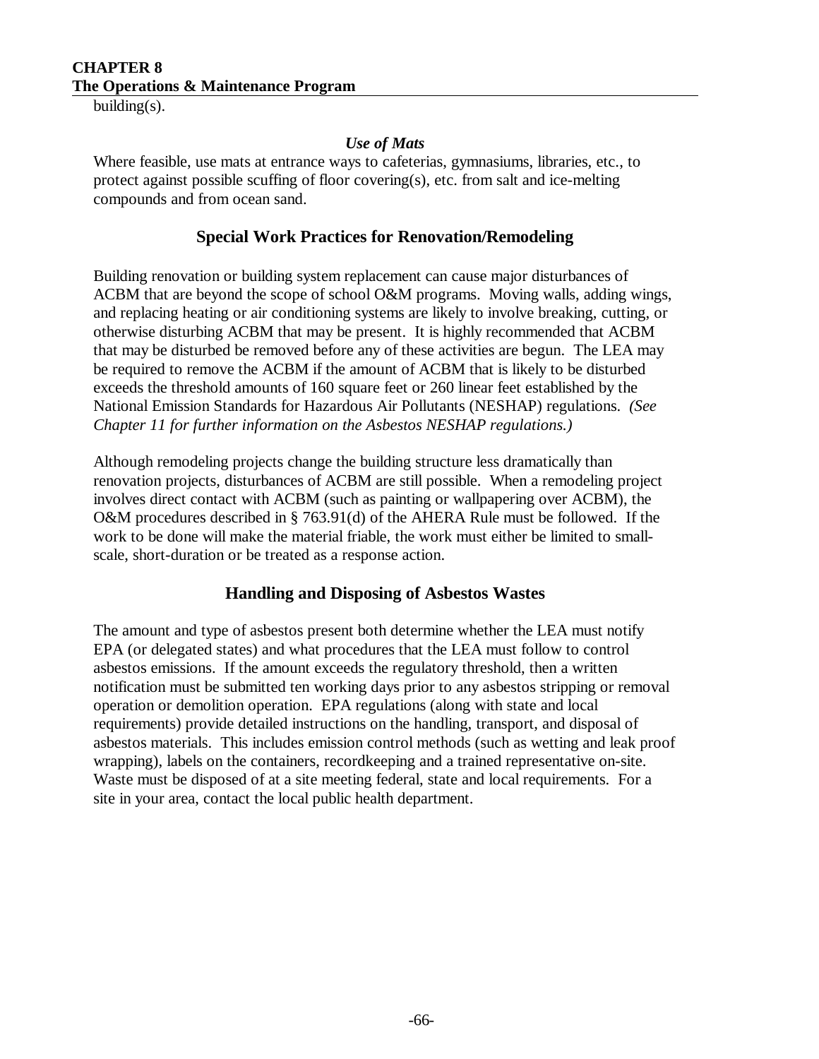building(s).

***Use of Mats***

Where feasible, use mats at entrance ways to cafeterias, gymnasiums, libraries, etc., to protect against possible scuffing of floor covering(s), etc. from salt and ice-melting compounds and from ocean sand.

## Special Work Practices for Renovation/Remodeling

Building renovation or building system replacement can cause major disturbances of ACBM that are beyond the scope of school O&M programs. Moving walls, adding wings, and replacing heating or air conditioning systems are likely to involve breaking, cutting, or otherwise disturbing ACBM that may be present. It is highly recommended that ACBM that may be disturbed be removed before any of these activities are begun. The LEA may be required to remove the ACBM if the amount of ACBM that is likely to be disturbed exceeds the threshold amounts of 160 square feet or 260 linear feet established by the National Emission Standards for Hazardous Air Pollutants (NESHAP) regulations. *(See Chapter 11 for further information on the Asbestos NESHAP regulations.)*

Although remodeling projects change the building structure less dramatically than renovation projects, disturbances of ACBM are still possible. When a remodeling project involves direct contact with ACBM (such as painting or wallpapering over ACBM), the O&M procedures described in § 763.91(d) of the AHERA Rule must be followed. If the work to be done will make the material friable, the work must either be limited to small-scale, short-duration or be treated as a response action.

## Handling and Disposing of Asbestos Wastes

The amount and type of asbestos present both determine whether the LEA must notify EPA (or delegated states) and what procedures that the LEA must follow to control asbestos emissions. If the amount exceeds the regulatory threshold, then a written notification must be submitted ten working days prior to any asbestos stripping or removal operation or demolition operation. EPA regulations (along with state and local requirements) provide detailed instructions on the handling, transport, and disposal of asbestos materials. This includes emission control methods (such as wetting and leak proof wrapping), labels on the containers, recordkeeping and a trained representative on-site. Waste must be disposed of at a site meeting federal, state and local requirements. For a site in your area, contact the local public health department.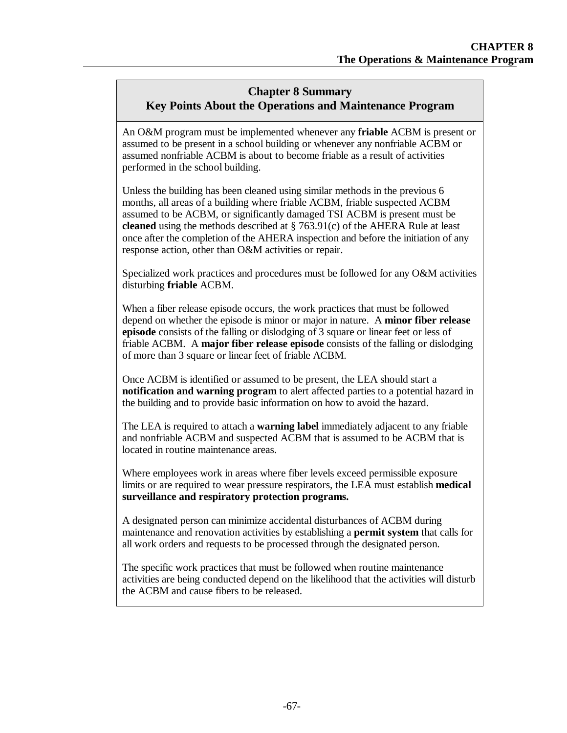## Chapter 8 Summary
## Key Points About the Operations and Maintenance Program

An O&M program must be implemented whenever any **friable** ACBM is present or assumed to be present in a school building or whenever any nonfriable ACBM or assumed nonfriable ACBM is about to become friable as a result of activities performed in the school building.

Unless the building has been cleaned using similar methods in the previous 6 months, all areas of a building where friable ACBM, friable suspected ACBM assumed to be ACBM, or significantly damaged TSI ACBM is present must be **cleaned** using the methods described at § 763.91(c) of the AHERA Rule at least once after the completion of the AHERA inspection and before the initiation of any response action, other than O&M activities or repair.

Specialized work practices and procedures must be followed for any O&M activities disturbing **friable** ACBM.

When a fiber release episode occurs, the work practices that must be followed depend on whether the episode is minor or major in nature. A **minor fiber release episode** consists of the falling or dislodging of 3 square or linear feet or less of friable ACBM. A **major fiber release episode** consists of the falling or dislodging of more than 3 square or linear feet of friable ACBM.

Once ACBM is identified or assumed to be present, the LEA should start a **notification and warning program** to alert affected parties to a potential hazard in the building and to provide basic information on how to avoid the hazard.

The LEA is required to attach a **warning label** immediately adjacent to any friable and nonfriable ACBM and suspected ACBM that is assumed to be ACBM that is located in routine maintenance areas.

Where employees work in areas where fiber levels exceed permissible exposure limits or are required to wear pressure respirators, the LEA must establish **medical surveillance and respiratory protection programs.**

A designated person can minimize accidental disturbances of ACBM during maintenance and renovation activities by establishing a **permit system** that calls for all work orders and requests to be processed through the designated person.

The specific work practices that must be followed when routine maintenance activities are being conducted depend on the likelihood that the activities will disturb the ACBM and cause fibers to be released.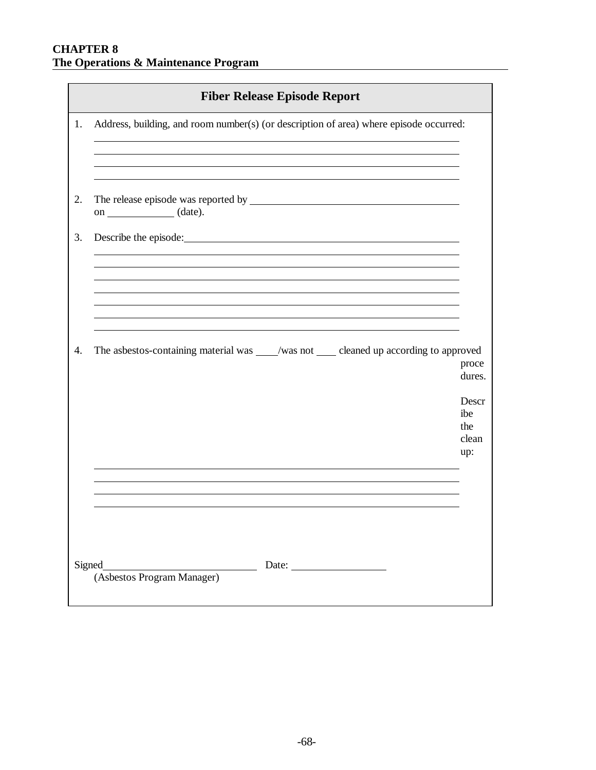**CHAPTER 8**
**The Operations & Maintenance Program**

## Fiber Release Episode Report

1. Address, building, and room number(s) (or description of area) where episode occurred:
\_\_\_\_\_\_\_\_\_\_\_\_\_\_\_\_\_\_\_\_\_\_\_\_\_\_\_\_\_\_\_\_\_\_\_\_\_\_\_\_\_\_\_\_\_\_\_\_\_\_\_\_\_\_\_\_\_\_\_\_
\_\_\_\_\_\_\_\_\_\_\_\_\_\_\_\_\_\_\_\_\_\_\_\_\_\_\_\_\_\_\_\_\_\_\_\_\_\_\_\_\_\_\_\_\_\_\_\_\_\_\_\_\_\_\_\_\_\_\_\_
\_\_\_\_\_\_\_\_\_\_\_\_\_\_\_\_\_\_\_\_\_\_\_\_\_\_\_\_\_\_\_\_\_\_\_\_\_\_\_\_\_\_\_\_\_\_\_\_\_\_\_\_\_\_\_\_\_\_\_\_
\_\_\_\_\_\_\_\_\_\_\_\_\_\_\_\_\_\_\_\_\_\_\_\_\_\_\_\_\_\_\_\_\_\_\_\_\_\_\_\_\_\_\_\_\_\_\_\_\_\_\_\_\_\_\_\_\_\_\_\_

2. The release episode was reported by \_\_\_\_\_\_\_\_\_\_\_\_\_\_\_\_\_\_\_\_\_\_\_\_\_\_\_\_\_\_\_\_\_\_\_\_
on \_\_\_\_\_\_\_\_\_\_\_ (date).

3. Describe the episode:\_\_\_\_\_\_\_\_\_\_\_\_\_\_\_\_\_\_\_\_\_\_\_\_\_\_\_\_\_\_\_\_\_\_\_\_\_\_\_\_\_\_\_\_\_\_
\_\_\_\_\_\_\_\_\_\_\_\_\_\_\_\_\_\_\_\_\_\_\_\_\_\_\_\_\_\_\_\_\_\_\_\_\_\_\_\_\_\_\_\_\_\_\_\_\_\_\_\_\_\_\_\_\_\_\_\_
\_\_\_\_\_\_\_\_\_\_\_\_\_\_\_\_\_\_\_\_\_\_\_\_\_\_\_\_\_\_\_\_\_\_\_\_\_\_\_\_\_\_\_\_\_\_\_\_\_\_\_\_\_\_\_\_\_\_\_\_
\_\_\_\_\_\_\_\_\_\_\_\_\_\_\_\_\_\_\_\_\_\_\_\_\_\_\_\_\_\_\_\_\_\_\_\_\_\_\_\_\_\_\_\_\_\_\_\_\_\_\_\_\_\_\_\_\_\_\_\_
\_\_\_\_\_\_\_\_\_\_\_\_\_\_\_\_\_\_\_\_\_\_\_\_\_\_\_\_\_\_\_\_\_\_\_\_\_\_\_\_\_\_\_\_\_\_\_\_\_\_\_\_\_\_\_\_\_\_\_\_
\_\_\_\_\_\_\_\_\_\_\_\_\_\_\_\_\_\_\_\_\_\_\_\_\_\_\_\_\_\_\_\_\_\_\_\_\_\_\_\_\_\_\_\_\_\_\_\_\_\_\_\_\_\_\_\_\_\_\_\_
\_\_\_\_\_\_\_\_\_\_\_\_\_\_\_\_\_\_\_\_\_\_\_\_\_\_\_\_\_\_\_\_\_\_\_\_\_\_\_\_\_\_\_\_\_\_\_\_\_\_\_\_\_\_\_\_\_\_\_\_
\_\_\_\_\_\_\_\_\_\_\_\_\_\_\_\_\_\_\_\_\_\_\_\_\_\_\_\_\_\_\_\_\_\_\_\_\_\_\_\_\_\_\_\_\_\_\_\_\_\_\_\_\_\_\_\_\_\_\_\_

4. The asbestos-containing material was \_\_\_\_/was not \_\_\_\_ cleaned up according to approved procedures.

Describe the cleanup:
\_\_\_\_\_\_\_\_\_\_\_\_\_\_\_\_\_\_\_\_\_\_\_\_\_\_\_\_\_\_\_\_\_\_\_\_\_\_\_\_\_\_\_\_\_\_\_\_\_\_\_\_\_\_\_\_\_\_\_\_
\_\_\_\_\_\_\_\_\_\_\_\_\_\_\_\_\_\_\_\_\_\_\_\_\_\_\_\_\_\_\_\_\_\_\_\_\_\_\_\_\_\_\_\_\_\_\_\_\_\_\_\_\_\_\_\_\_\_\_\_
\_\_\_\_\_\_\_\_\_\_\_\_\_\_\_\_\_\_\_\_\_\_\_\_\_\_\_\_\_\_\_\_\_\_\_\_\_\_\_\_\_\_\_\_\_\_\_\_\_\_\_\_\_\_\_\_\_\_\_\_
\_\_\_\_\_\_\_\_\_\_\_\_\_\_\_\_\_\_\_\_\_\_\_\_\_\_\_\_\_\_\_\_\_\_\_\_\_\_\_\_\_\_\_\_\_\_\_\_\_\_\_\_\_\_\_\_\_\_\_\_

Signed\_\_\_\_\_\_\_\_\_\_\_\_\_\_\_\_\_\_\_\_\_\_\_\_\_\_ Date: \_\_\_\_\_\_\_\_\_\_\_\_\_\_\_\_
(Asbestos Program Manager)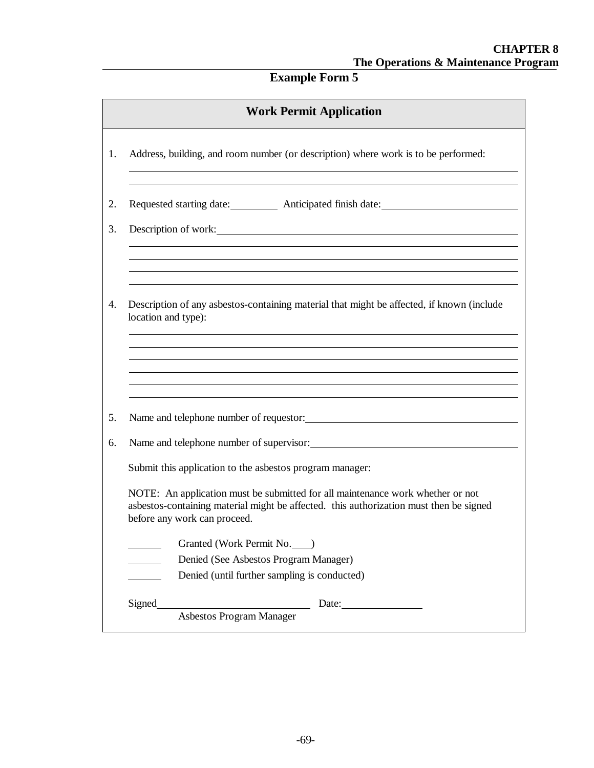## Example Form 5

### Work Permit Application

1. Address, building, and room number (or description) where work is to be performed:
   ______________________________________________________________
   ______________________________________________________________

2. Requested starting date: __________ Anticipated finish date: __________________________

3. Description of work: ________________________________________________
   ______________________________________________________________
   ______________________________________________________________
   ______________________________________________________________
   ______________________________________________________________

4. Description of any asbestos-containing material that might be affected, if known (include location and type):
   ______________________________________________________________
   ______________________________________________________________
   ______________________________________________________________
   ______________________________________________________________
   ______________________________________________________________
   ______________________________________________________________

5. Name and telephone number of requestor: ______________________________________

6. Name and telephone number of supervisor: _____________________________________

Submit this application to the asbestos program manager:

NOTE: An application must be submitted for all maintenance work whether or not asbestos-containing material might be affected. this authorization must then be signed before any work can proceed.

_______ Granted (Work Permit No. ____)

_______ Denied (See Asbestos Program Manager)

_______ Denied (until further sampling is conducted)

Signed ______________________________ Date: ________________

Asbestos Program Manager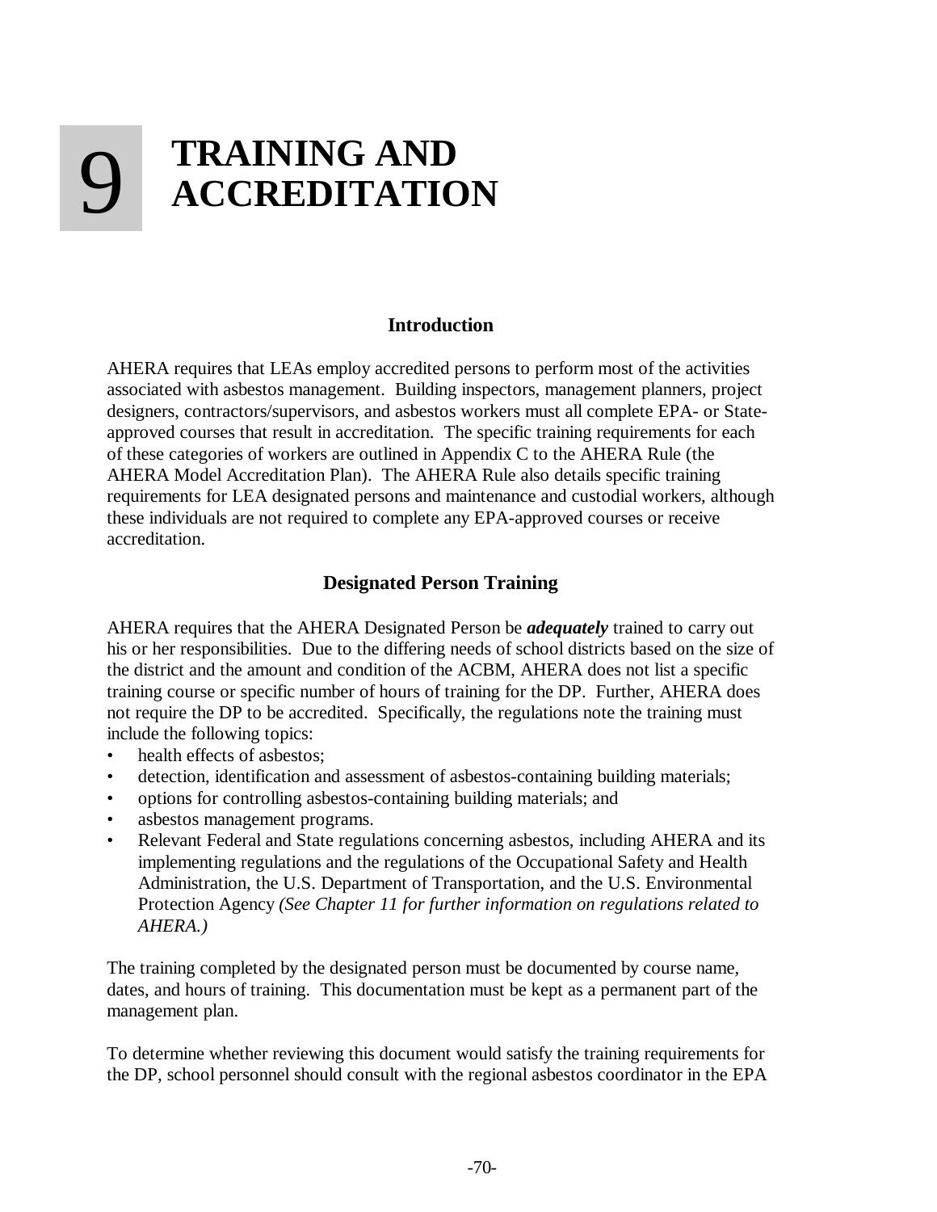# 9 TRAINING AND ACCREDITATION

## Introduction

AHERA requires that LEAs employ accredited persons to perform most of the activities associated with asbestos management. Building inspectors, management planners, project designers, contractors/supervisors, and asbestos workers must all complete EPA- or State-approved courses that result in accreditation. The specific training requirements for each of these categories of workers are outlined in Appendix C to the AHERA Rule (the AHERA Model Accreditation Plan). The AHERA Rule also details specific training requirements for LEA designated persons and maintenance and custodial workers, although these individuals are not required to complete any EPA-approved courses or receive accreditation.

## Designated Person Training

AHERA requires that the AHERA Designated Person be ***adequately*** trained to carry out his or her responsibilities. Due to the differing needs of school districts based on the size of the district and the amount and condition of the ACBM, AHERA does not list a specific training course or specific number of hours of training for the DP. Further, AHERA does not require the DP to be accredited. Specifically, the regulations note the training must include the following topics:

- health effects of asbestos;
- detection, identification and assessment of asbestos-containing building materials;
- options for controlling asbestos-containing building materials; and
- asbestos management programs.
- Relevant Federal and State regulations concerning asbestos, including AHERA and its implementing regulations and the regulations of the Occupational Safety and Health Administration, the U.S. Department of Transportation, and the U.S. Environmental Protection Agency *(See Chapter 11 for further information on regulations related to AHERA.)*

The training completed by the designated person must be documented by course name, dates, and hours of training. This documentation must be kept as a permanent part of the management plan.

To determine whether reviewing this document would satisfy the training requirements for the DP, school personnel should consult with the regional asbestos coordinator in the EPA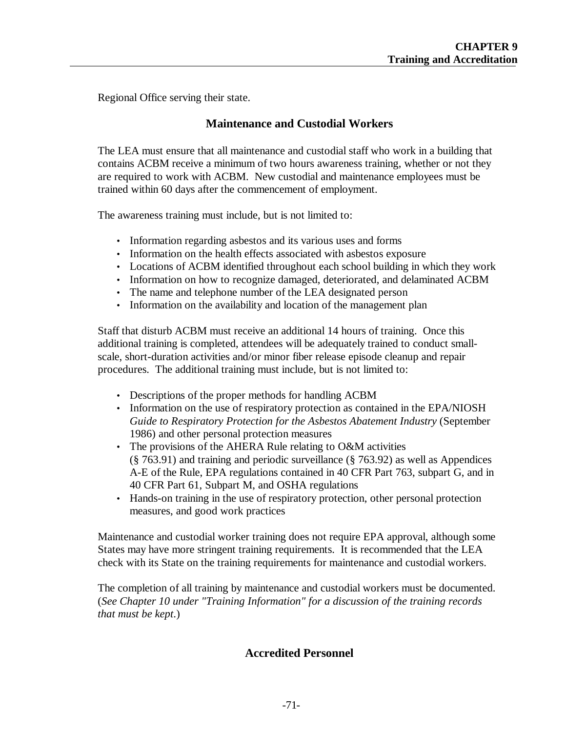Regional Office serving their state.

## Maintenance and Custodial Workers

The LEA must ensure that all maintenance and custodial staff who work in a building that contains ACBM receive a minimum of two hours awareness training, whether or not they are required to work with ACBM. New custodial and maintenance employees must be trained within 60 days after the commencement of employment.

The awareness training must include, but is not limited to:

- Information regarding asbestos and its various uses and forms
- Information on the health effects associated with asbestos exposure
- Locations of ACBM identified throughout each school building in which they work
- Information on how to recognize damaged, deteriorated, and delaminated ACBM
- The name and telephone number of the LEA designated person
- Information on the availability and location of the management plan

Staff that disturb ACBM must receive an additional 14 hours of training. Once this additional training is completed, attendees will be adequately trained to conduct small-scale, short-duration activities and/or minor fiber release episode cleanup and repair procedures. The additional training must include, but is not limited to:

- Descriptions of the proper methods for handling ACBM
- Information on the use of respiratory protection as contained in the EPA/NIOSH *Guide to Respiratory Protection for the Asbestos Abatement Industry* (September 1986) and other personal protection measures
- The provisions of the AHERA Rule relating to O&M activities (§ 763.91) and training and periodic surveillance (§ 763.92) as well as Appendices A-E of the Rule, EPA regulations contained in 40 CFR Part 763, subpart G, and in 40 CFR Part 61, Subpart M, and OSHA regulations
- Hands-on training in the use of respiratory protection, other personal protection measures, and good work practices

Maintenance and custodial worker training does not require EPA approval, although some States may have more stringent training requirements. It is recommended that the LEA check with its State on the training requirements for maintenance and custodial workers.

The completion of all training by maintenance and custodial workers must be documented. (*See Chapter 10 under "Training Information" for a discussion of the training records that must be kept.*)

## Accredited Personnel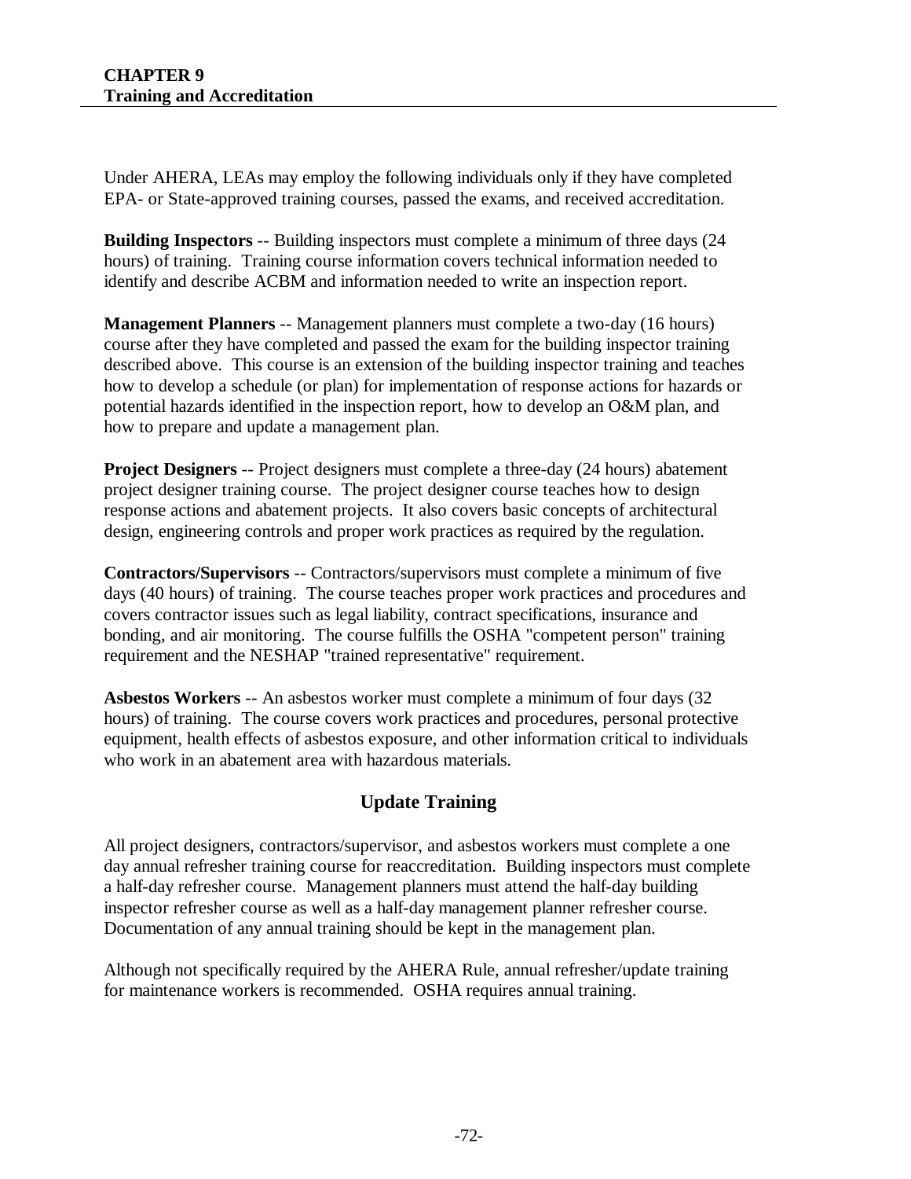# CHAPTER 9
## Training and Accreditation

Under AHERA, LEAs may employ the following individuals only if they have completed EPA- or State-approved training courses, passed the exams, and received accreditation.

**Building Inspectors** -- Building inspectors must complete a minimum of three days (24 hours) of training. Training course information covers technical information needed to identify and describe ACBM and information needed to write an inspection report.

**Management Planners** -- Management planners must complete a two-day (16 hours) course after they have completed and passed the exam for the building inspector training described above. This course is an extension of the building inspector training and teaches how to develop a schedule (or plan) for implementation of response actions for hazards or potential hazards identified in the inspection report, how to develop an O&M plan, and how to prepare and update a management plan.

**Project Designers** -- Project designers must complete a three-day (24 hours) abatement project designer training course. The project designer course teaches how to design response actions and abatement projects. It also covers basic concepts of architectural design, engineering controls and proper work practices as required by the regulation.

**Contractors/Supervisors** -- Contractors/supervisors must complete a minimum of five days (40 hours) of training. The course teaches proper work practices and procedures and covers contractor issues such as legal liability, contract specifications, insurance and bonding, and air monitoring. The course fulfills the OSHA "competent person" training requirement and the NESHAP "trained representative" requirement.

**Asbestos Workers** -- An asbestos worker must complete a minimum of four days (32 hours) of training. The course covers work practices and procedures, personal protective equipment, health effects of asbestos exposure, and other information critical to individuals who work in an abatement area with hazardous materials.

## Update Training

All project designers, contractors/supervisor, and asbestos workers must complete a one day annual refresher training course for reaccreditation. Building inspectors must complete a half-day refresher course. Management planners must attend the half-day building inspector refresher course as well as a half-day management planner refresher course. Documentation of any annual training should be kept in the management plan.

Although not specifically required by the AHERA Rule, annual refresher/update training for maintenance workers is recommended. OSHA requires annual training.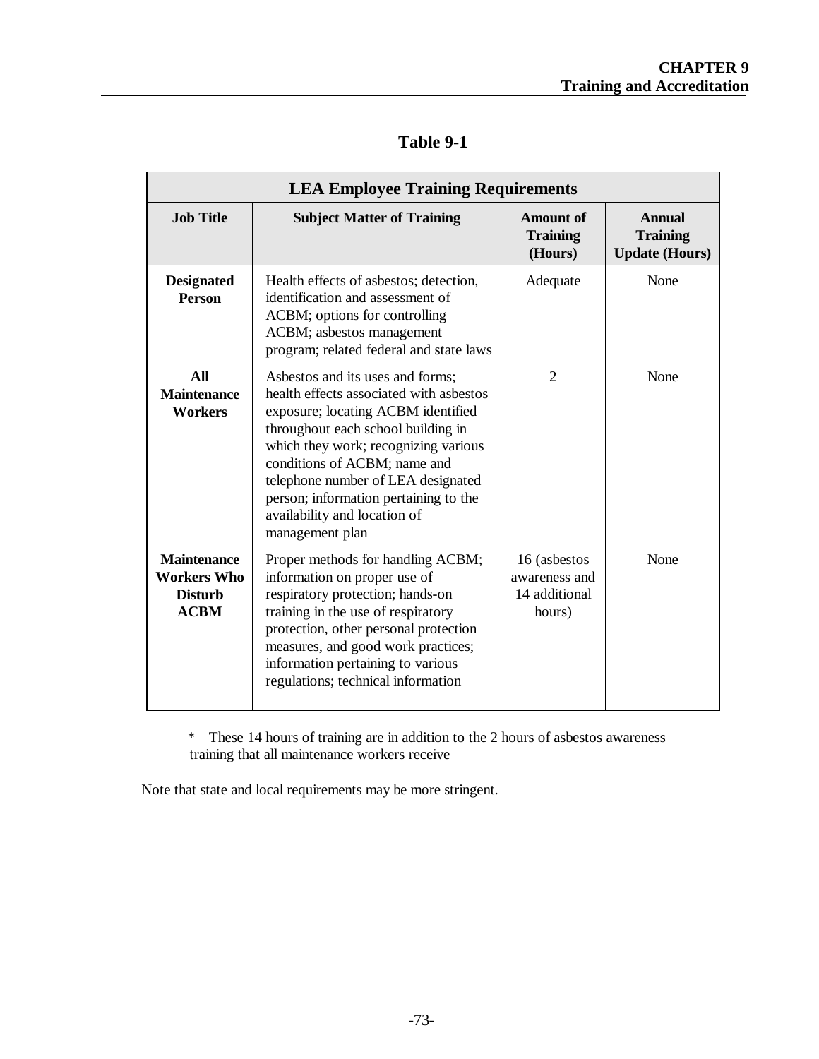# Table 9-1

| LEA Employee Training Requirements | | | |
|---|---|---|---|
| **Job Title** | **Subject Matter of Training** | **Amount of Training (Hours)** | **Annual Training Update (Hours)** |
| **Designated Person** | Health effects of asbestos; detection, identification and assessment of ACBM; options for controlling ACBM; asbestos management program; related federal and state laws | Adequate | None |
| **All Maintenance Workers** | Asbestos and its uses and forms; health effects associated with asbestos exposure; locating ACBM identified throughout each school building in which they work; recognizing various conditions of ACBM; name and telephone number of LEA designated person; information pertaining to the availability and location of management plan | 2 | None |
| **Maintenance Workers Who Disturb ACBM** | Proper methods for handling ACBM; information on proper use of respiratory protection; hands-on training in the use of respiratory protection, other personal protection measures, and good work practices; information pertaining to various regulations; technical information | 16 (asbestos awareness and 14 additional hours) | None |

\* These 14 hours of training are in addition to the 2 hours of asbestos awareness training that all maintenance workers receive

Note that state and local requirements may be more stringent.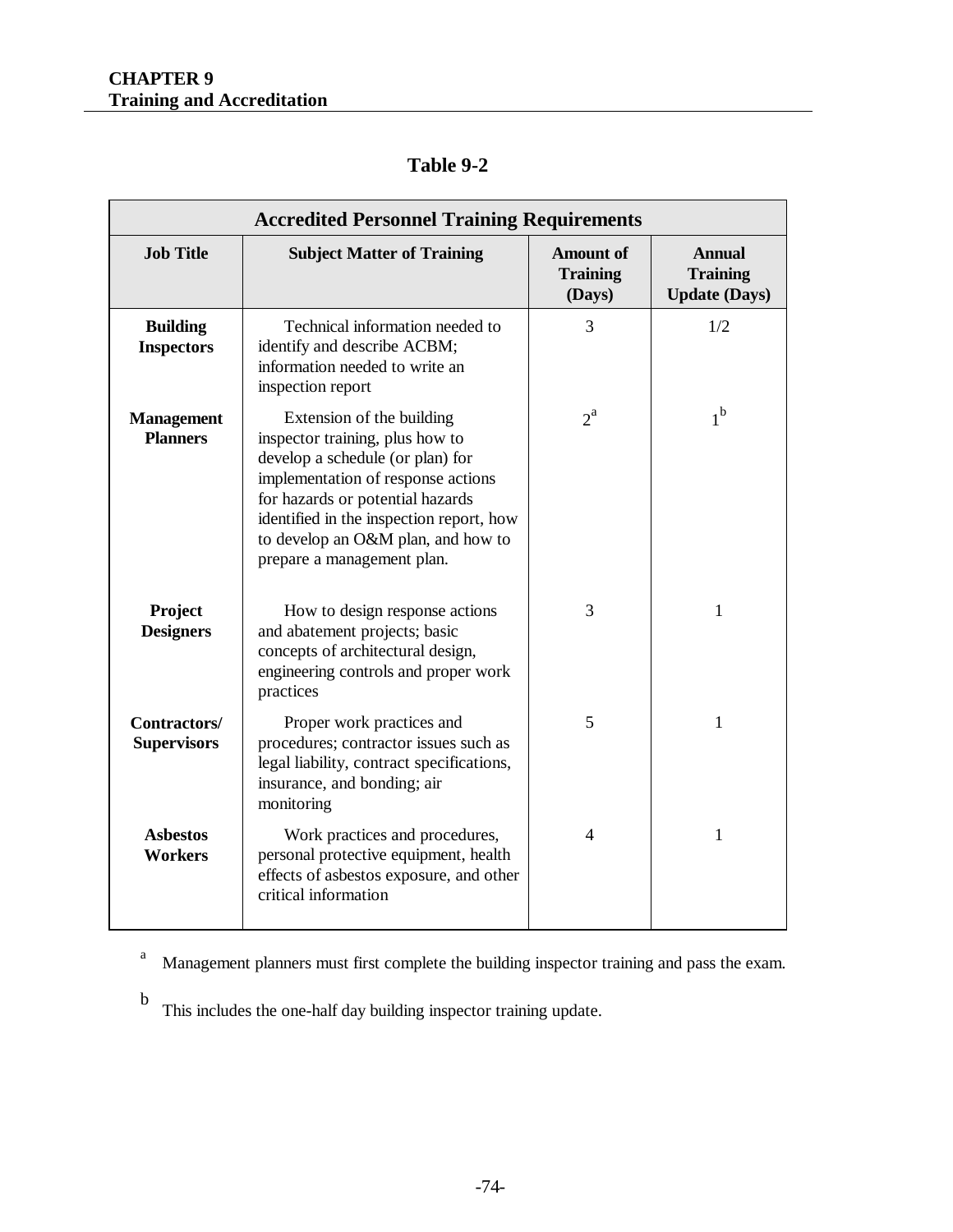## Table 9-2

| Accredited Personnel Training Requirements | | | |
|---|---|---|---|
| **Job Title** | **Subject Matter of Training** | **Amount of Training (Days)** | **Annual Training Update (Days)** |
| **Building Inspectors** | Technical information needed to identify and describe ACBM; information needed to write an inspection report | 3 | 1/2 |
| **Management Planners** | Extension of the building inspector training, plus how to develop a schedule (or plan) for implementation of response actions for hazards or potential hazards identified in the inspection report, how to develop an O&M plan, and how to prepare a management plan. | 2[a] | 1[b] |
| **Project Designers** | How to design response actions and abatement projects; basic concepts of architectural design, engineering controls and proper work practices | 3 | 1 |
| **Contractors/ Supervisors** | Proper work practices and procedures; contractor issues such as legal liability, contract specifications, insurance, and bonding; air monitoring | 5 | 1 |
| **Asbestos Workers** | Work practices and procedures, personal protective equipment, health effects of asbestos exposure, and other critical information | 4 | 1 |

[a] Management planners must first complete the building inspector training and pass the exam.

[b] This includes the one-half day building inspector training update.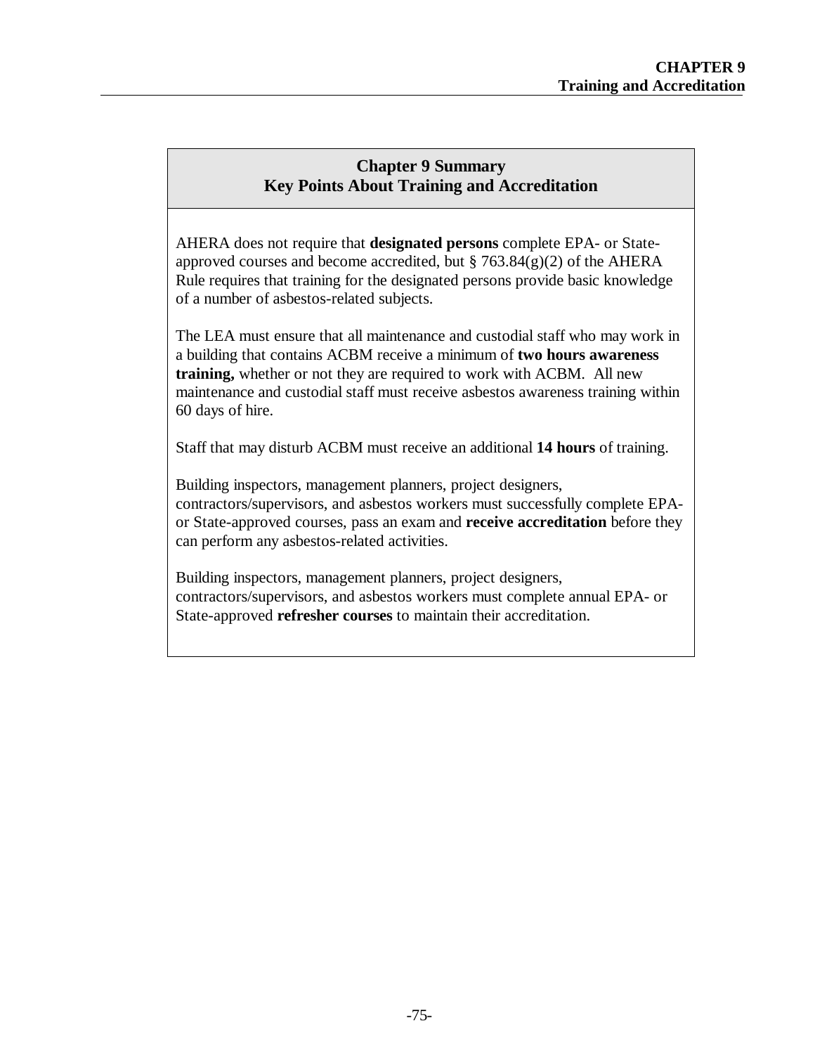## Chapter 9 Summary
## Key Points About Training and Accreditation

AHERA does not require that **designated persons** complete EPA- or State-approved courses and become accredited, but § 763.84(g)(2) of the AHERA Rule requires that training for the designated persons provide basic knowledge of a number of asbestos-related subjects.

The LEA must ensure that all maintenance and custodial staff who may work in a building that contains ACBM receive a minimum of **two hours awareness training,** whether or not they are required to work with ACBM. All new maintenance and custodial staff must receive asbestos awareness training within 60 days of hire.

Staff that may disturb ACBM must receive an additional **14 hours** of training.

Building inspectors, management planners, project designers, contractors/supervisors, and asbestos workers must successfully complete EPA- or State-approved courses, pass an exam and **receive accreditation** before they can perform any asbestos-related activities.

Building inspectors, management planners, project designers, contractors/supervisors, and asbestos workers must complete annual EPA- or State-approved **refresher courses** to maintain their accreditation.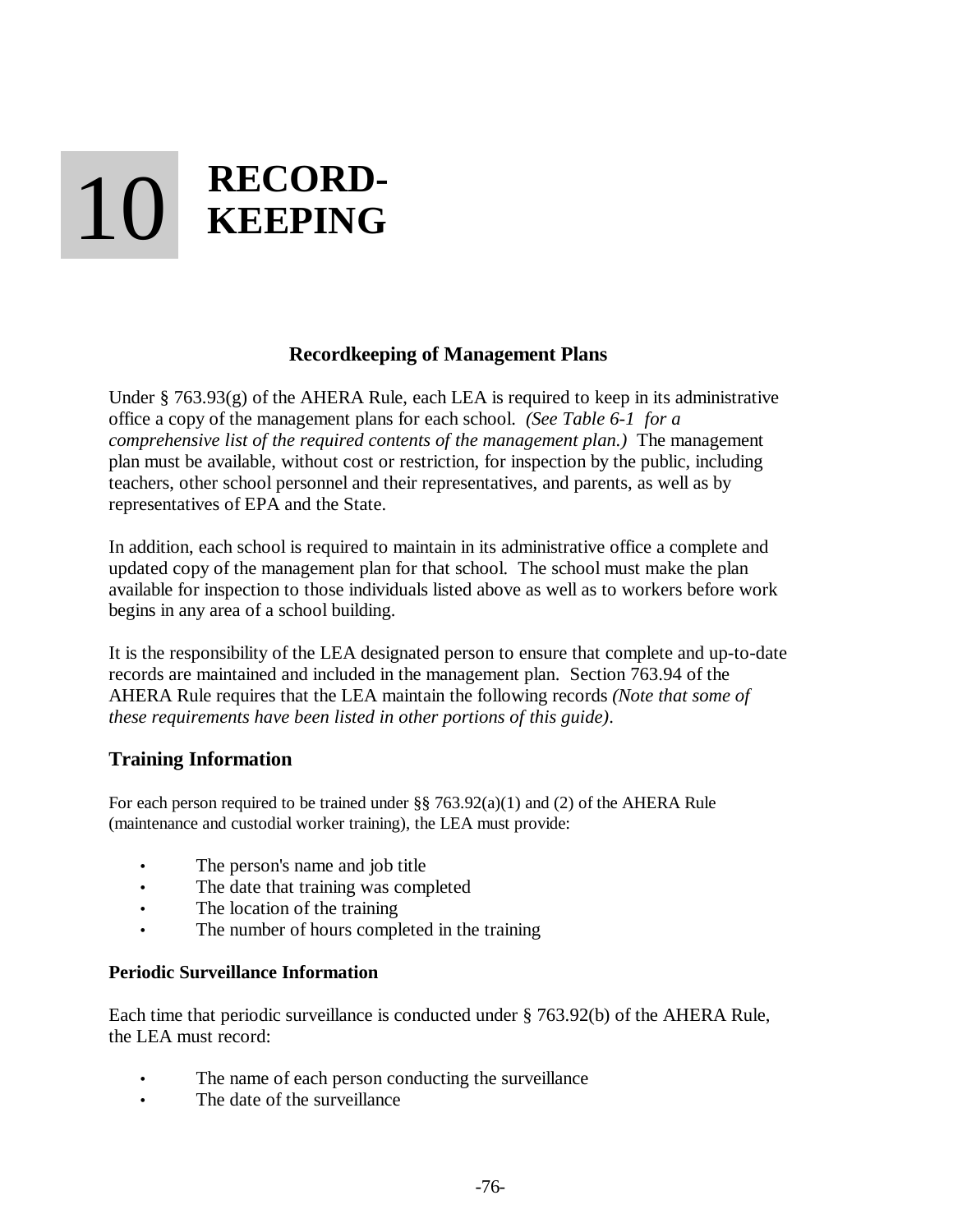# 10 RECORD-KEEPING

### Recordkeeping of Management Plans

Under § 763.93(g) of the AHERA Rule, each LEA is required to keep in its administrative office a copy of the management plans for each school. *(See Table 6-1 for a comprehensive list of the required contents of the management plan.)* The management plan must be available, without cost or restriction, for inspection by the public, including teachers, other school personnel and their representatives, and parents, as well as by representatives of EPA and the State.

In addition, each school is required to maintain in its administrative office a complete and updated copy of the management plan for that school. The school must make the plan available for inspection to those individuals listed above as well as to workers before work begins in any area of a school building.

It is the responsibility of the LEA designated person to ensure that complete and up-to-date records are maintained and included in the management plan. Section 763.94 of the AHERA Rule requires that the LEA maintain the following records *(Note that some of these requirements have been listed in other portions of this guide)*.

## Training Information

For each person required to be trained under §§ 763.92(a)(1) and (2) of the AHERA Rule (maintenance and custodial worker training), the LEA must provide:

- The person's name and job title
- The date that training was completed
- The location of the training
- The number of hours completed in the training

**Periodic Surveillance Information**

Each time that periodic surveillance is conducted under § 763.92(b) of the AHERA Rule, the LEA must record:

- The name of each person conducting the surveillance
- The date of the surveillance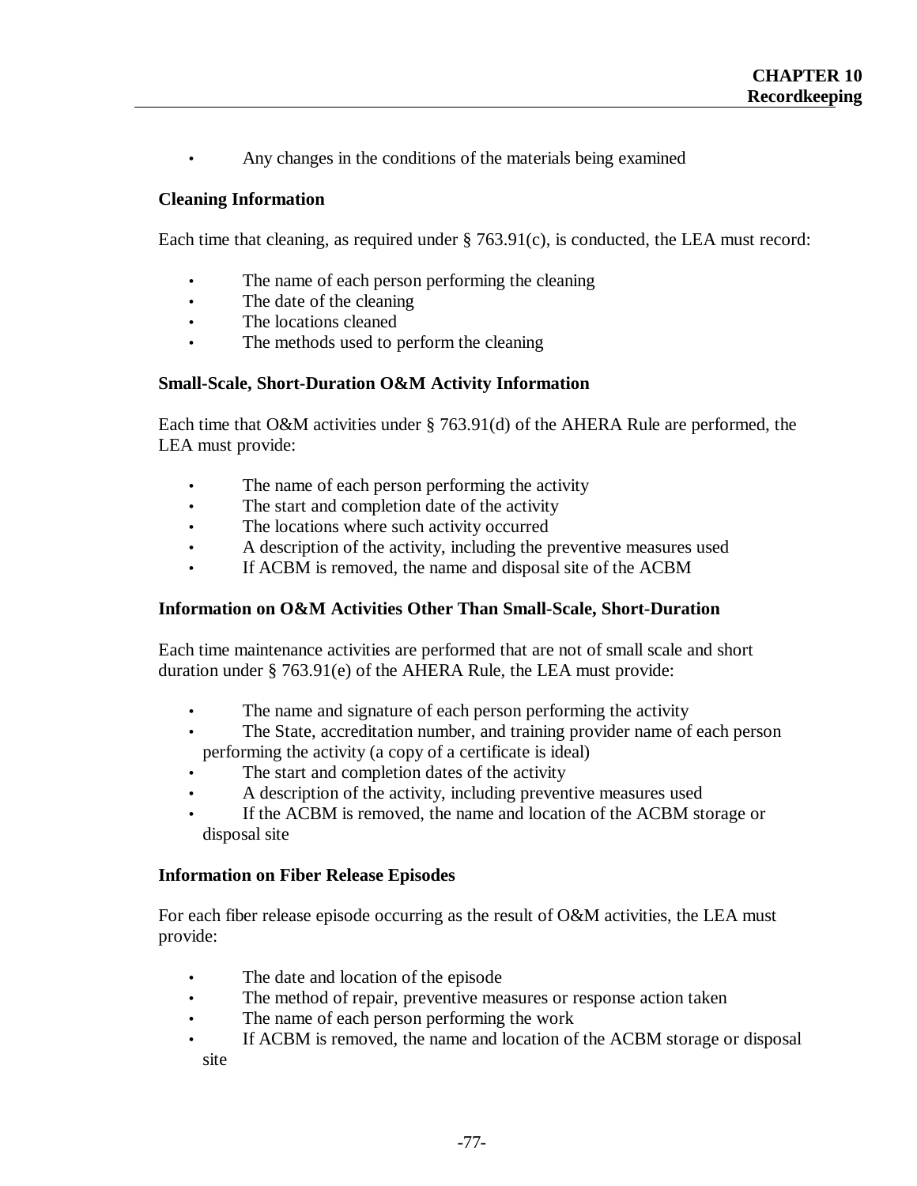- Any changes in the conditions of the materials being examined

### Cleaning Information

Each time that cleaning, as required under § 763.91(c), is conducted, the LEA must record:

- The name of each person performing the cleaning
- The date of the cleaning
- The locations cleaned
- The methods used to perform the cleaning

### Small-Scale, Short-Duration O&M Activity Information

Each time that O&M activities under § 763.91(d) of the AHERA Rule are performed, the LEA must provide:

- The name of each person performing the activity
- The start and completion date of the activity
- The locations where such activity occurred
- A description of the activity, including the preventive measures used
- If ACBM is removed, the name and disposal site of the ACBM

### Information on O&M Activities Other Than Small-Scale, Short-Duration

Each time maintenance activities are performed that are not of small scale and short duration under § 763.91(e) of the AHERA Rule, the LEA must provide:

- The name and signature of each person performing the activity
- The State, accreditation number, and training provider name of each person performing the activity (a copy of a certificate is ideal)
- The start and completion dates of the activity
- A description of the activity, including preventive measures used
- If the ACBM is removed, the name and location of the ACBM storage or disposal site

### Information on Fiber Release Episodes

For each fiber release episode occurring as the result of O&M activities, the LEA must provide:

- The date and location of the episode
- The method of repair, preventive measures or response action taken
- The name of each person performing the work
- If ACBM is removed, the name and location of the ACBM storage or disposal site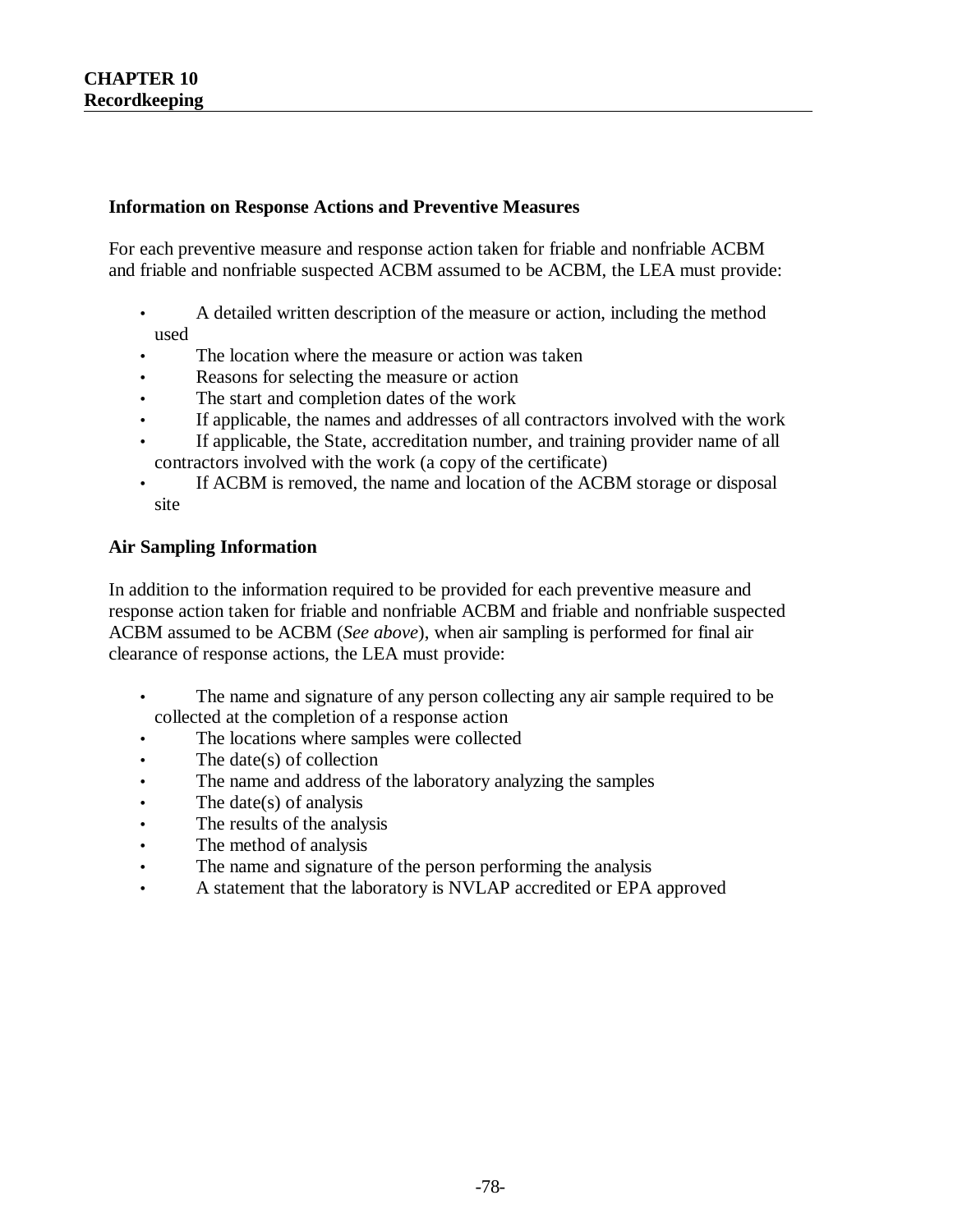### Information on Response Actions and Preventive Measures

For each preventive measure and response action taken for friable and nonfriable ACBM and friable and nonfriable suspected ACBM assumed to be ACBM, the LEA must provide:

- A detailed written description of the measure or action, including the method used
- The location where the measure or action was taken
- Reasons for selecting the measure or action
- The start and completion dates of the work
- If applicable, the names and addresses of all contractors involved with the work
- If applicable, the State, accreditation number, and training provider name of all contractors involved with the work (a copy of the certificate)
- If ACBM is removed, the name and location of the ACBM storage or disposal site

### Air Sampling Information

In addition to the information required to be provided for each preventive measure and response action taken for friable and nonfriable ACBM and friable and nonfriable suspected ACBM assumed to be ACBM (*See above*), when air sampling is performed for final air clearance of response actions, the LEA must provide:

- The name and signature of any person collecting any air sample required to be collected at the completion of a response action
- The locations where samples were collected
- The date(s) of collection
- The name and address of the laboratory analyzing the samples
- The date(s) of analysis
- The results of the analysis
- The method of analysis
- The name and signature of the person performing the analysis
- A statement that the laboratory is NVLAP accredited or EPA approved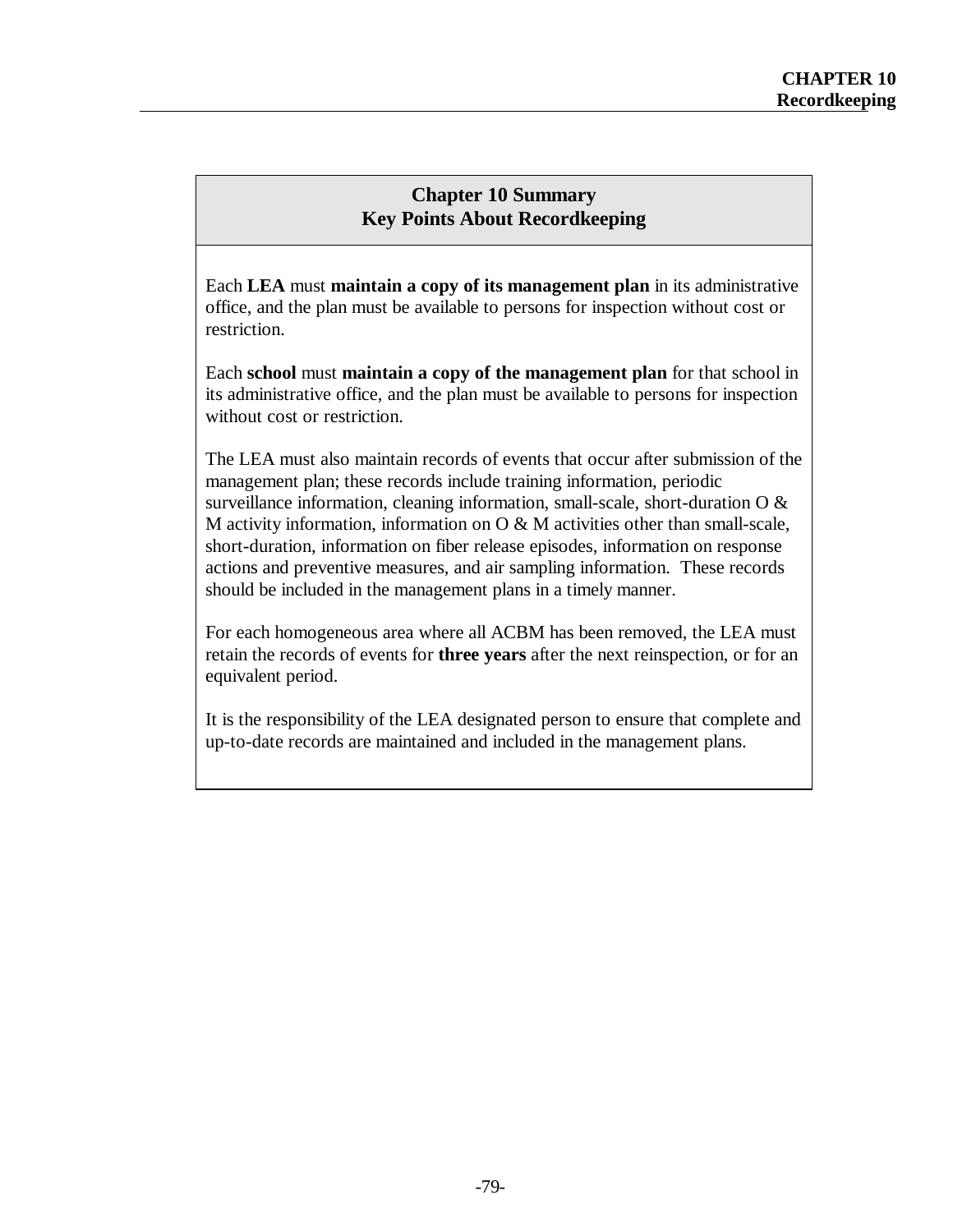## Chapter 10 Summary
## Key Points About Recordkeeping

Each **LEA** must **maintain a copy of its management plan** in its administrative office, and the plan must be available to persons for inspection without cost or restriction.

Each **school** must **maintain a copy of the management plan** for that school in its administrative office, and the plan must be available to persons for inspection without cost or restriction.

The LEA must also maintain records of events that occur after submission of the management plan; these records include training information, periodic surveillance information, cleaning information, small-scale, short-duration O & M activity information, information on O & M activities other than small-scale, short-duration, information on fiber release episodes, information on response actions and preventive measures, and air sampling information. These records should be included in the management plans in a timely manner.

For each homogeneous area where all ACBM has been removed, the LEA must retain the records of events for **three years** after the next reinspection, or for an equivalent period.

It is the responsibility of the LEA designated person to ensure that complete and up-to-date records are maintained and included in the management plans.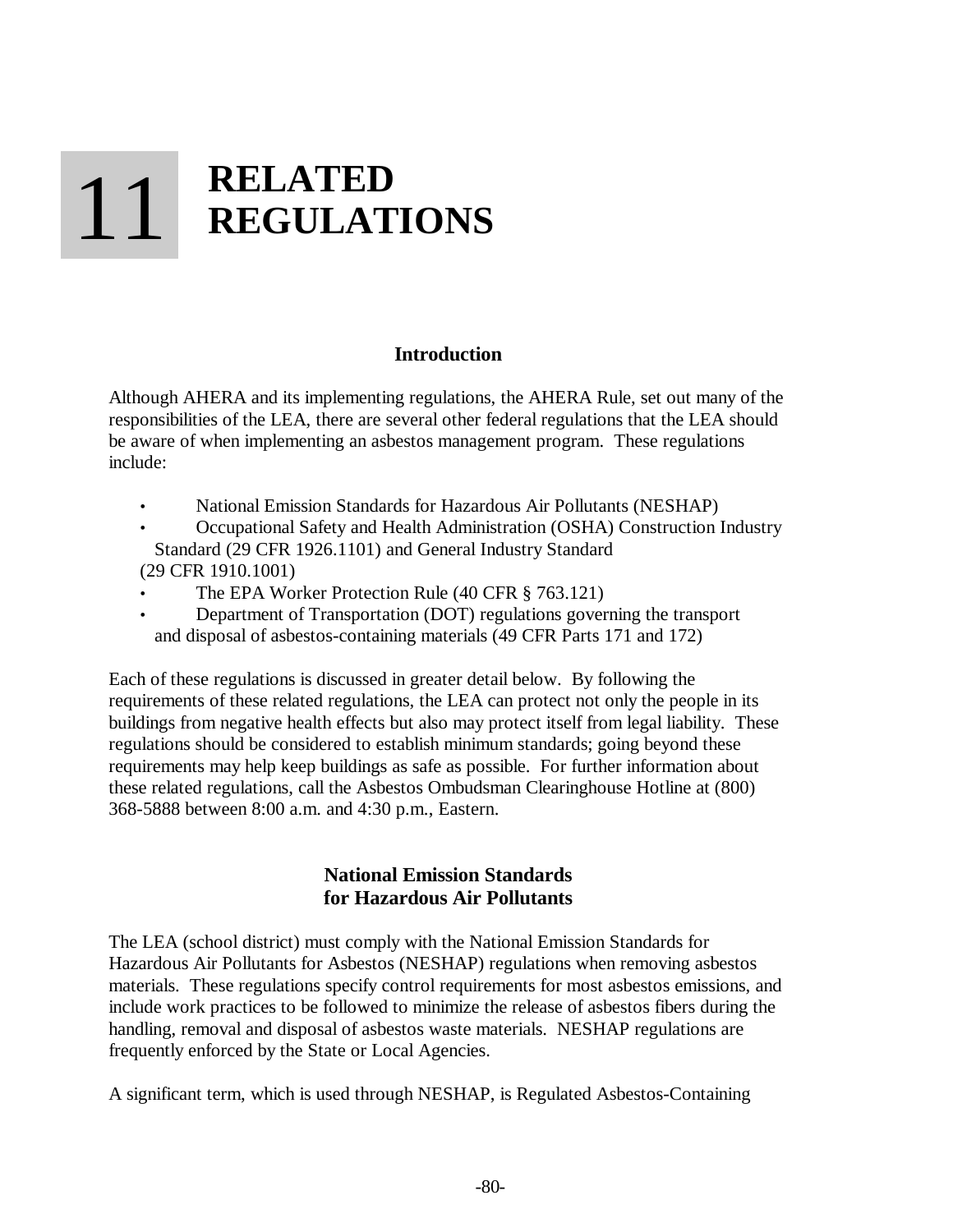# 11 RELATED REGULATIONS

## Introduction

Although AHERA and its implementing regulations, the AHERA Rule, set out many of the responsibilities of the LEA, there are several other federal regulations that the LEA should be aware of when implementing an asbestos management program. These regulations include:

- National Emission Standards for Hazardous Air Pollutants (NESHAP)
- Occupational Safety and Health Administration (OSHA) Construction Industry Standard (29 CFR 1926.1101) and General Industry Standard (29 CFR 1910.1001)
- The EPA Worker Protection Rule (40 CFR § 763.121)
- Department of Transportation (DOT) regulations governing the transport and disposal of asbestos-containing materials (49 CFR Parts 171 and 172)

Each of these regulations is discussed in greater detail below. By following the requirements of these related regulations, the LEA can protect not only the people in its buildings from negative health effects but also may protect itself from legal liability. These regulations should be considered to establish minimum standards; going beyond these requirements may help keep buildings as safe as possible. For further information about these related regulations, call the Asbestos Ombudsman Clearinghouse Hotline at (800) 368-5888 between 8:00 a.m. and 4:30 p.m., Eastern.

## National Emission Standards for Hazardous Air Pollutants

The LEA (school district) must comply with the National Emission Standards for Hazardous Air Pollutants for Asbestos (NESHAP) regulations when removing asbestos materials. These regulations specify control requirements for most asbestos emissions, and include work practices to be followed to minimize the release of asbestos fibers during the handling, removal and disposal of asbestos waste materials. NESHAP regulations are frequently enforced by the State or Local Agencies.

A significant term, which is used through NESHAP, is Regulated Asbestos-Containing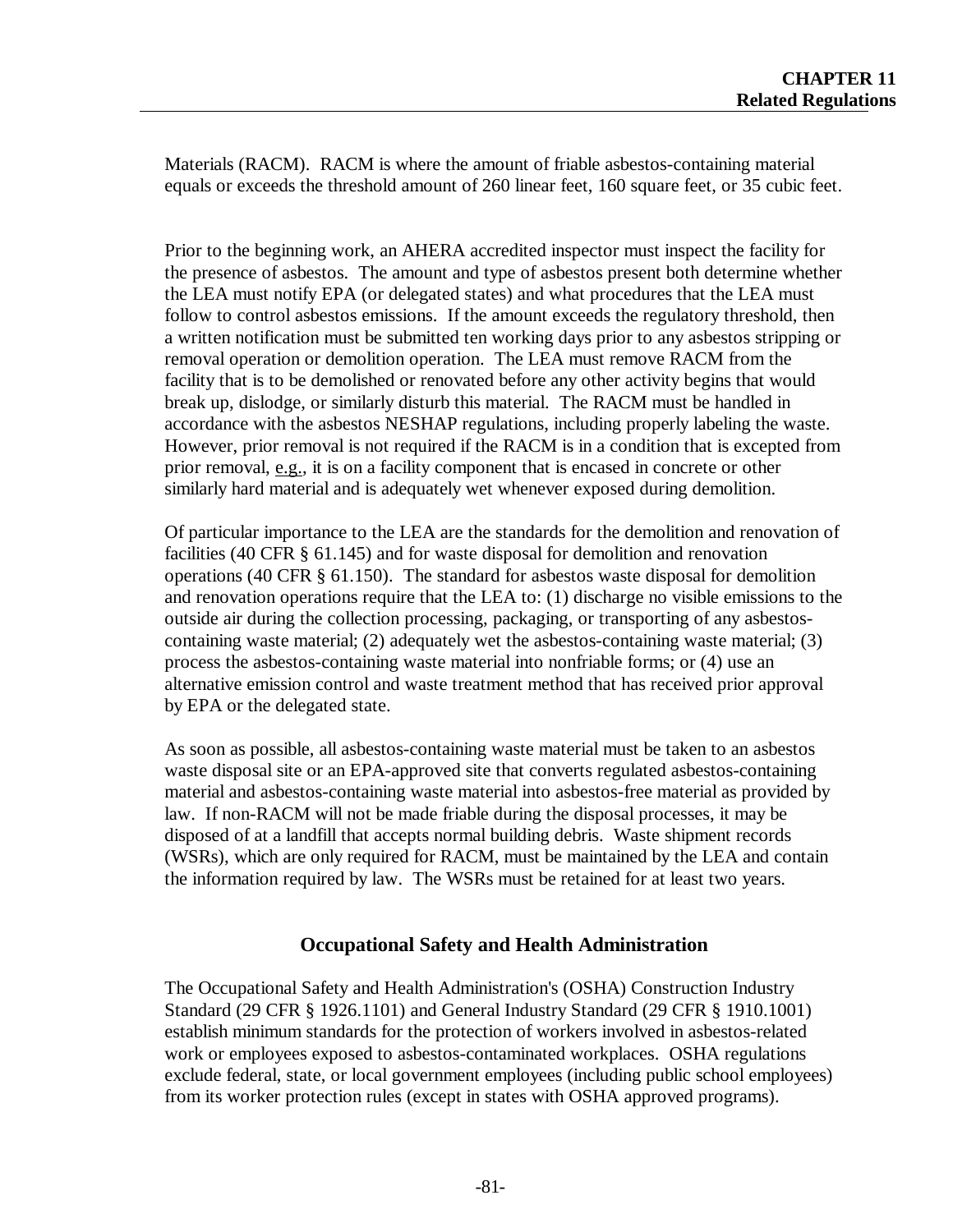Materials (RACM). RACM is where the amount of friable asbestos-containing material equals or exceeds the threshold amount of 260 linear feet, 160 square feet, or 35 cubic feet.

Prior to the beginning work, an AHERA accredited inspector must inspect the facility for the presence of asbestos. The amount and type of asbestos present both determine whether the LEA must notify EPA (or delegated states) and what procedures that the LEA must follow to control asbestos emissions. If the amount exceeds the regulatory threshold, then a written notification must be submitted ten working days prior to any asbestos stripping or removal operation or demolition operation. The LEA must remove RACM from the facility that is to be demolished or renovated before any other activity begins that would break up, dislodge, or similarly disturb this material. The RACM must be handled in accordance with the asbestos NESHAP regulations, including properly labeling the waste. However, prior removal is not required if the RACM is in a condition that is excepted from prior removal, e.g., it is on a facility component that is encased in concrete or other similarly hard material and is adequately wet whenever exposed during demolition.

Of particular importance to the LEA are the standards for the demolition and renovation of facilities (40 CFR § 61.145) and for waste disposal for demolition and renovation operations (40 CFR § 61.150). The standard for asbestos waste disposal for demolition and renovation operations require that the LEA to: (1) discharge no visible emissions to the outside air during the collection processing, packaging, or transporting of any asbestos-containing waste material; (2) adequately wet the asbestos-containing waste material; (3) process the asbestos-containing waste material into nonfriable forms; or (4) use an alternative emission control and waste treatment method that has received prior approval by EPA or the delegated state.

As soon as possible, all asbestos-containing waste material must be taken to an asbestos waste disposal site or an EPA-approved site that converts regulated asbestos-containing material and asbestos-containing waste material into asbestos-free material as provided by law. If non-RACM will not be made friable during the disposal processes, it may be disposed of at a landfill that accepts normal building debris. Waste shipment records (WSRs), which are only required for RACM, must be maintained by the LEA and contain the information required by law. The WSRs must be retained for at least two years.

## Occupational Safety and Health Administration

The Occupational Safety and Health Administration's (OSHA) Construction Industry Standard (29 CFR § 1926.1101) and General Industry Standard (29 CFR § 1910.1001) establish minimum standards for the protection of workers involved in asbestos-related work or employees exposed to asbestos-contaminated workplaces. OSHA regulations exclude federal, state, or local government employees (including public school employees) from its worker protection rules (except in states with OSHA approved programs).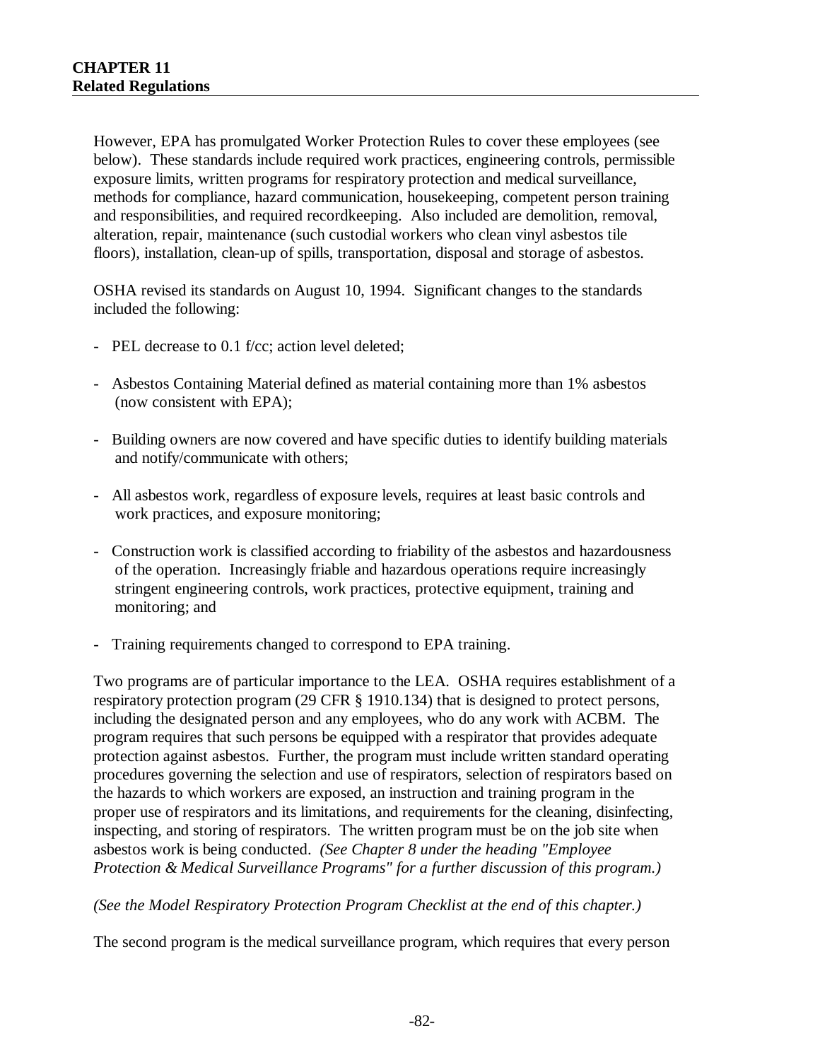However, EPA has promulgated Worker Protection Rules to cover these employees (see below). These standards include required work practices, engineering controls, permissible exposure limits, written programs for respiratory protection and medical surveillance, methods for compliance, hazard communication, housekeeping, competent person training and responsibilities, and required recordkeeping. Also included are demolition, removal, alteration, repair, maintenance (such custodial workers who clean vinyl asbestos tile floors), installation, clean-up of spills, transportation, disposal and storage of asbestos.

OSHA revised its standards on August 10, 1994. Significant changes to the standards included the following:

- PEL decrease to 0.1 f/cc; action level deleted;

- Asbestos Containing Material defined as material containing more than 1% asbestos (now consistent with EPA);

- Building owners are now covered and have specific duties to identify building materials and notify/communicate with others;

- All asbestos work, regardless of exposure levels, requires at least basic controls and work practices, and exposure monitoring;

- Construction work is classified according to friability of the asbestos and hazardousness of the operation. Increasingly friable and hazardous operations require increasingly stringent engineering controls, work practices, protective equipment, training and monitoring; and

- Training requirements changed to correspond to EPA training.

Two programs are of particular importance to the LEA. OSHA requires establishment of a respiratory protection program (29 CFR § 1910.134) that is designed to protect persons, including the designated person and any employees, who do any work with ACBM. The program requires that such persons be equipped with a respirator that provides adequate protection against asbestos. Further, the program must include written standard operating procedures governing the selection and use of respirators, selection of respirators based on the hazards to which workers are exposed, an instruction and training program in the proper use of respirators and its limitations, and requirements for the cleaning, disinfecting, inspecting, and storing of respirators. The written program must be on the job site when asbestos work is being conducted. *(See Chapter 8 under the heading "Employee Protection & Medical Surveillance Programs" for a further discussion of this program.)*

*(See the Model Respiratory Protection Program Checklist at the end of this chapter.)*

The second program is the medical surveillance program, which requires that every person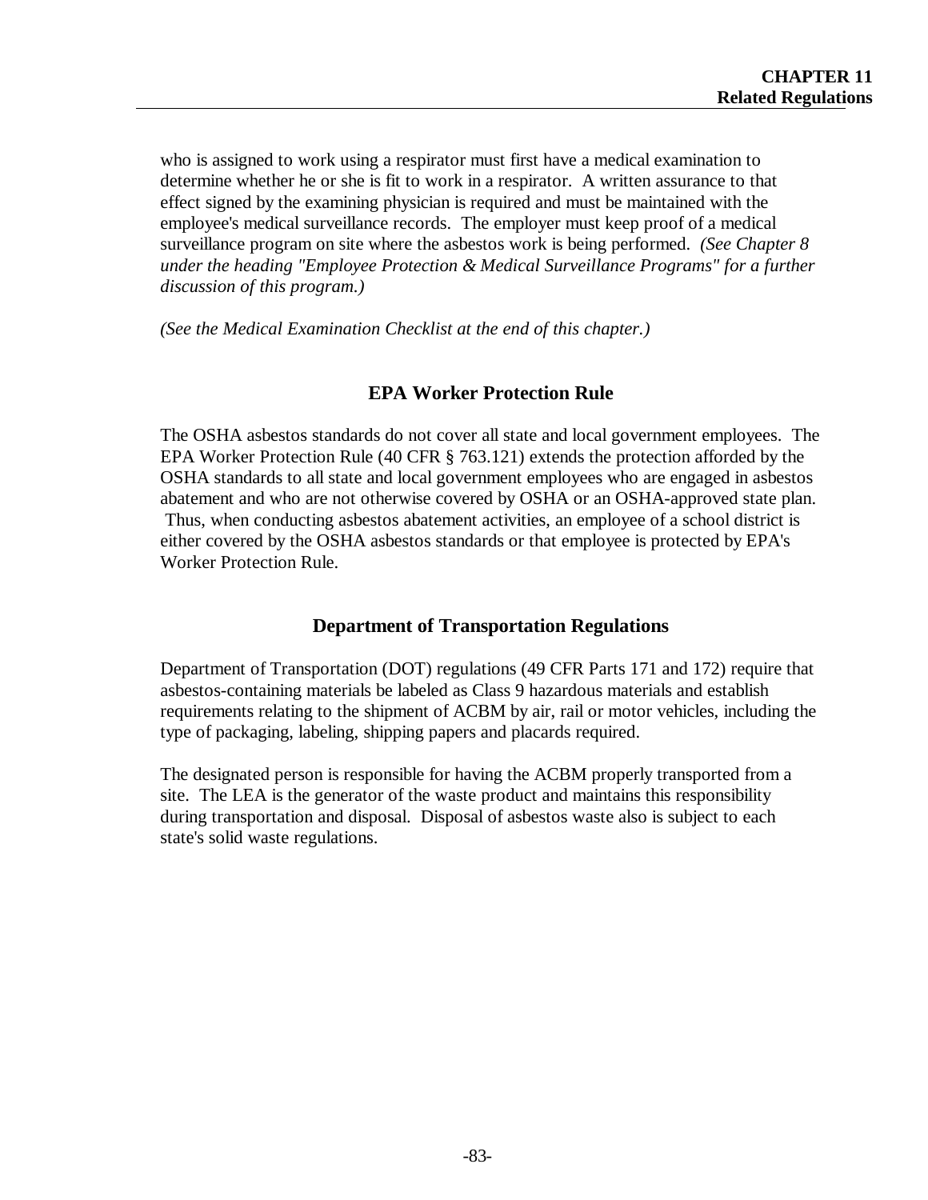who is assigned to work using a respirator must first have a medical examination to determine whether he or she is fit to work in a respirator. A written assurance to that effect signed by the examining physician is required and must be maintained with the employee's medical surveillance records. The employer must keep proof of a medical surveillance program on site where the asbestos work is being performed. *(See Chapter 8 under the heading "Employee Protection & Medical Surveillance Programs" for a further discussion of this program.)*

*(See the Medical Examination Checklist at the end of this chapter.)*

## EPA Worker Protection Rule

The OSHA asbestos standards do not cover all state and local government employees. The EPA Worker Protection Rule (40 CFR § 763.121) extends the protection afforded by the OSHA standards to all state and local government employees who are engaged in asbestos abatement and who are not otherwise covered by OSHA or an OSHA-approved state plan. Thus, when conducting asbestos abatement activities, an employee of a school district is either covered by the OSHA asbestos standards or that employee is protected by EPA's Worker Protection Rule.

## Department of Transportation Regulations

Department of Transportation (DOT) regulations (49 CFR Parts 171 and 172) require that asbestos-containing materials be labeled as Class 9 hazardous materials and establish requirements relating to the shipment of ACBM by air, rail or motor vehicles, including the type of packaging, labeling, shipping papers and placards required.

The designated person is responsible for having the ACBM properly transported from a site. The LEA is the generator of the waste product and maintains this responsibility during transportation and disposal. Disposal of asbestos waste also is subject to each state's solid waste regulations.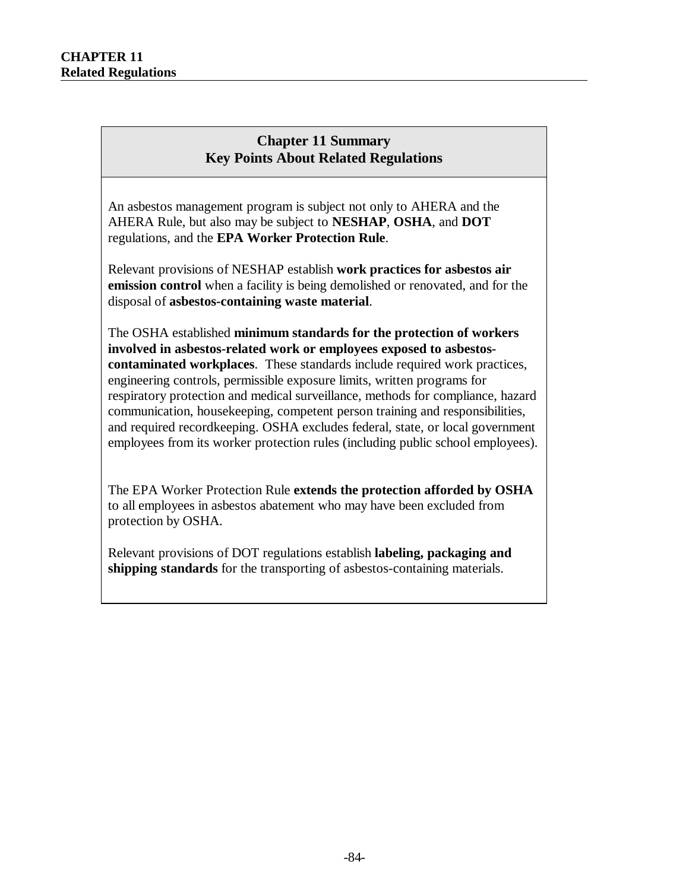**CHAPTER 11**
**Related Regulations**

## Chapter 11 Summary
## Key Points About Related Regulations

An asbestos management program is subject not only to AHERA and the AHERA Rule, but also may be subject to **NESHAP**, **OSHA**, and **DOT** regulations, and the **EPA Worker Protection Rule**.

Relevant provisions of NESHAP establish **work practices for asbestos air emission control** when a facility is being demolished or renovated, and for the disposal of **asbestos-containing waste material**.

The OSHA established **minimum standards for the protection of workers involved in asbestos-related work or employees exposed to asbestos-contaminated workplaces**. These standards include required work practices, engineering controls, permissible exposure limits, written programs for respiratory protection and medical surveillance, methods for compliance, hazard communication, housekeeping, competent person training and responsibilities, and required recordkeeping. OSHA excludes federal, state, or local government employees from its worker protection rules (including public school employees).

The EPA Worker Protection Rule **extends the protection afforded by OSHA** to all employees in asbestos abatement who may have been excluded from protection by OSHA.

Relevant provisions of DOT regulations establish **labeling, packaging and shipping standards** for the transporting of asbestos-containing materials.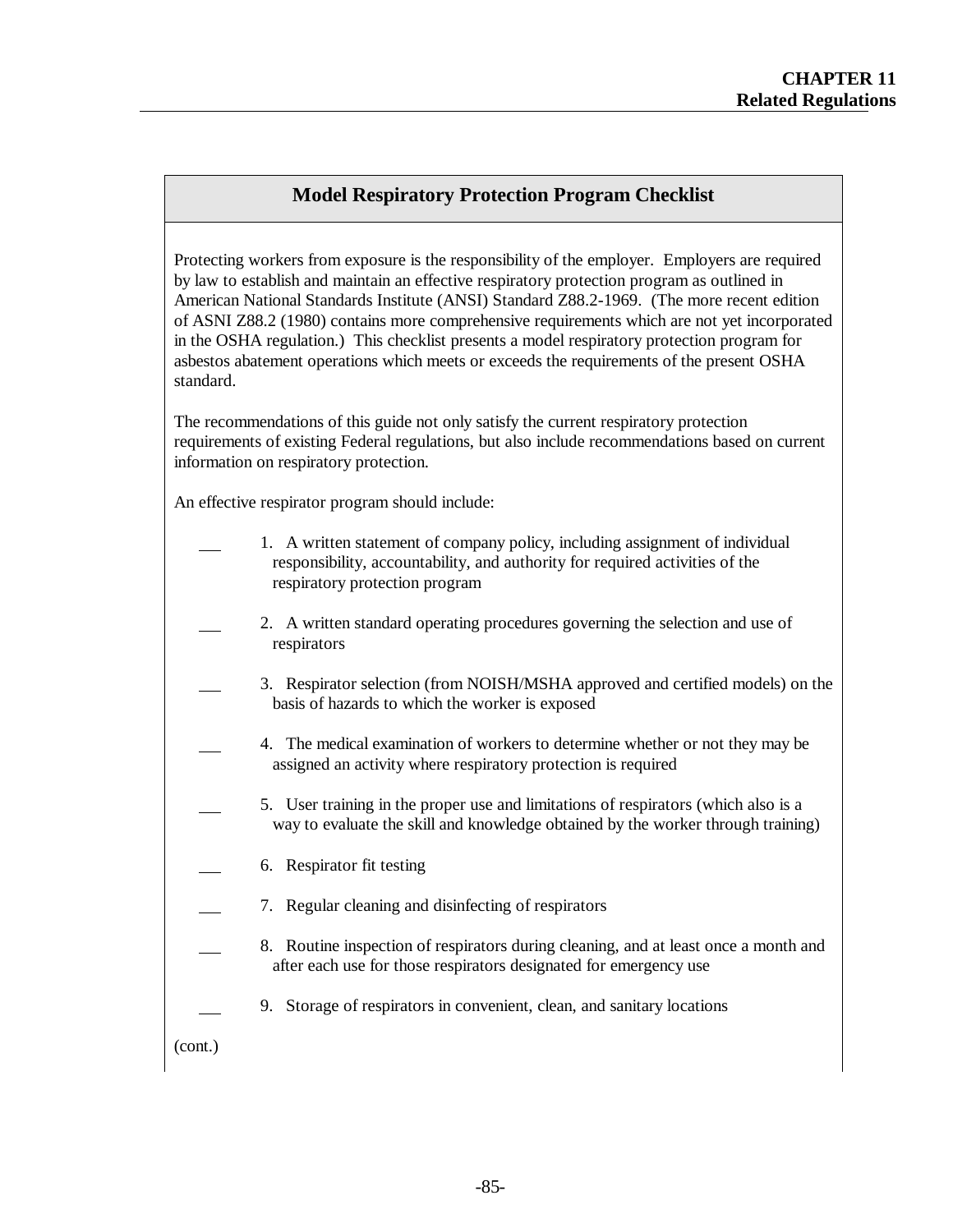## Model Respiratory Protection Program Checklist

Protecting workers from exposure is the responsibility of the employer. Employers are required by law to establish and maintain an effective respiratory protection program as outlined in American National Standards Institute (ANSI) Standard Z88.2-1969. (The more recent edition of ASNI Z88.2 (1980) contains more comprehensive requirements which are not yet incorporated in the OSHA regulation.) This checklist presents a model respiratory protection program for asbestos abatement operations which meets or exceeds the requirements of the present OSHA standard.

The recommendations of this guide not only satisfy the current respiratory protection requirements of existing Federal regulations, but also include recommendations based on current information on respiratory protection.

An effective respirator program should include:

___ 1. A written statement of company policy, including assignment of individual responsibility, accountability, and authority for required activities of the respiratory protection program

___ 2. A written standard operating procedures governing the selection and use of respirators

___ 3. Respirator selection (from NOISH/MSHA approved and certified models) on the basis of hazards to which the worker is exposed

___ 4. The medical examination of workers to determine whether or not they may be assigned an activity where respiratory protection is required

___ 5. User training in the proper use and limitations of respirators (which also is a way to evaluate the skill and knowledge obtained by the worker through training)

___ 6. Respirator fit testing

___ 7. Regular cleaning and disinfecting of respirators

___ 8. Routine inspection of respirators during cleaning, and at least once a month and after each use for those respirators designated for emergency use

___ 9. Storage of respirators in convenient, clean, and sanitary locations

(cont.)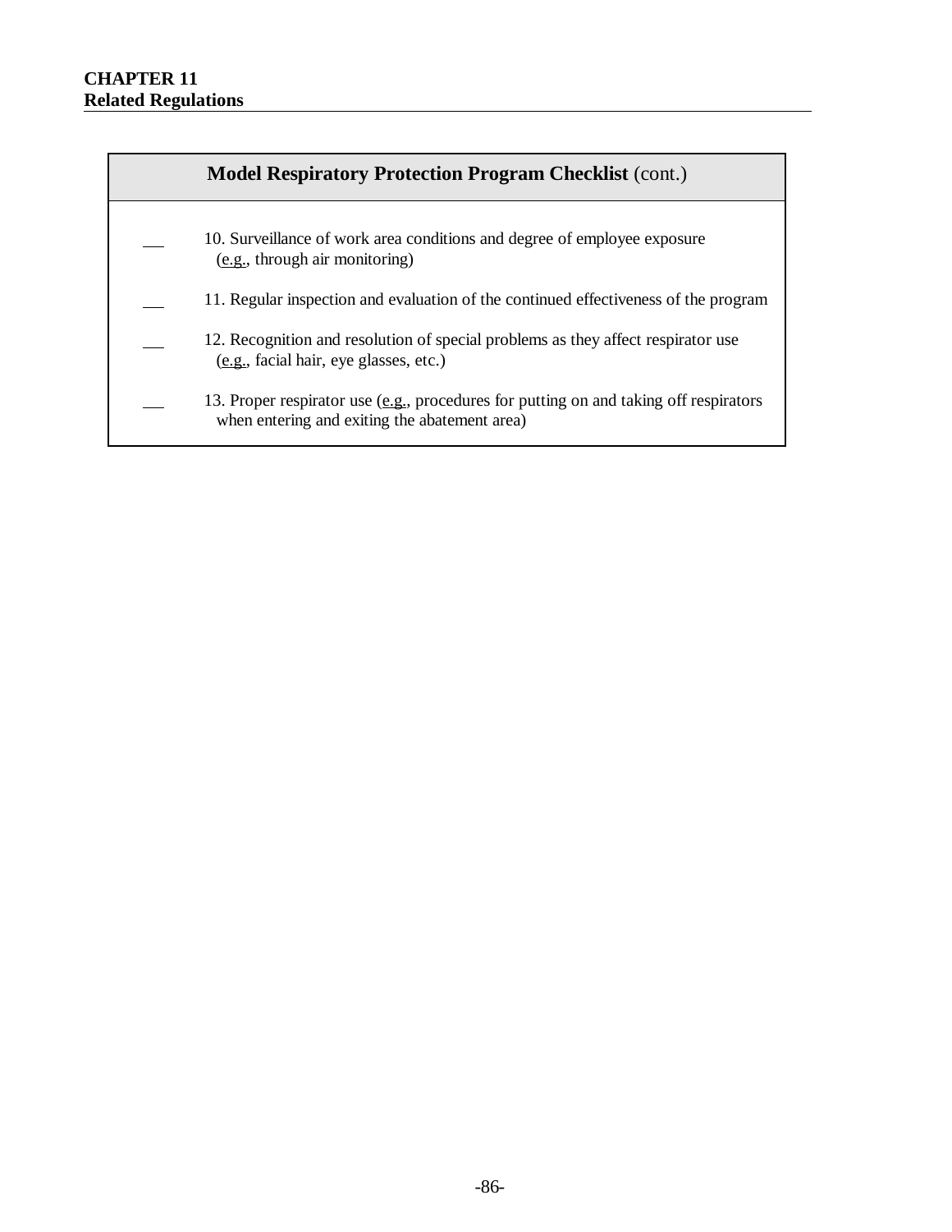**Model Respiratory Protection Program Checklist** (cont.)

\_\_\_ 10. Surveillance of work area conditions and degree of employee exposure (e.g., through air monitoring)

\_\_\_ 11. Regular inspection and evaluation of the continued effectiveness of the program

\_\_\_ 12. Recognition and resolution of special problems as they affect respirator use (e.g., facial hair, eye glasses, etc.)

\_\_\_ 13. Proper respirator use (e.g., procedures for putting on and taking off respirators when entering and exiting the abatement area)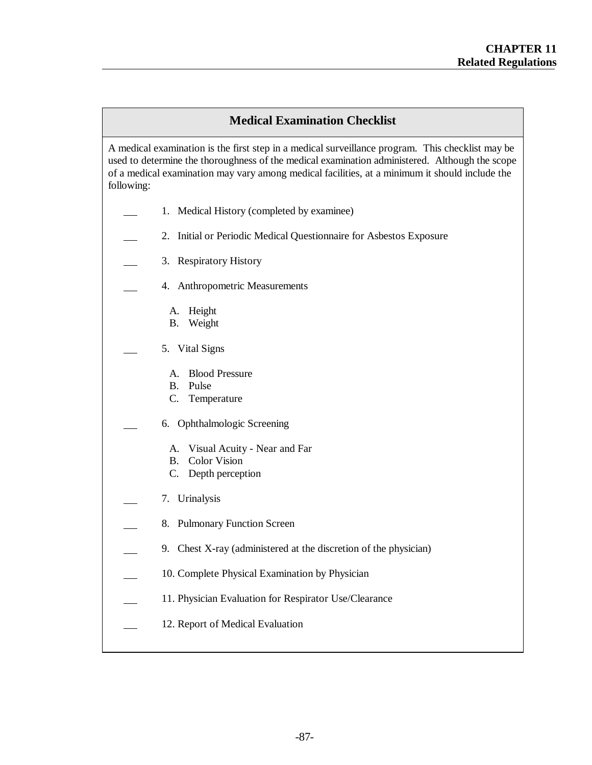## Medical Examination Checklist

A medical examination is the first step in a medical surveillance program. This checklist may be used to determine the thoroughness of the medical examination administered. Although the scope of a medical examination may vary among medical facilities, at a minimum it should include the following:

___ 1. Medical History (completed by examinee)

___ 2. Initial or Periodic Medical Questionnaire for Asbestos Exposure

___ 3. Respiratory History

___ 4. Anthropometric Measurements

  A. Height
  B. Weight

___ 5. Vital Signs

  A. Blood Pressure
  B. Pulse
  C. Temperature

___ 6. Ophthalmologic Screening

  A. Visual Acuity - Near and Far
  B. Color Vision
  C. Depth perception

___ 7. Urinalysis

___ 8. Pulmonary Function Screen

___ 9. Chest X-ray (administered at the discretion of the physician)

___ 10. Complete Physical Examination by Physician

___ 11. Physician Evaluation for Respirator Use/Clearance

___ 12. Report of Medical Evaluation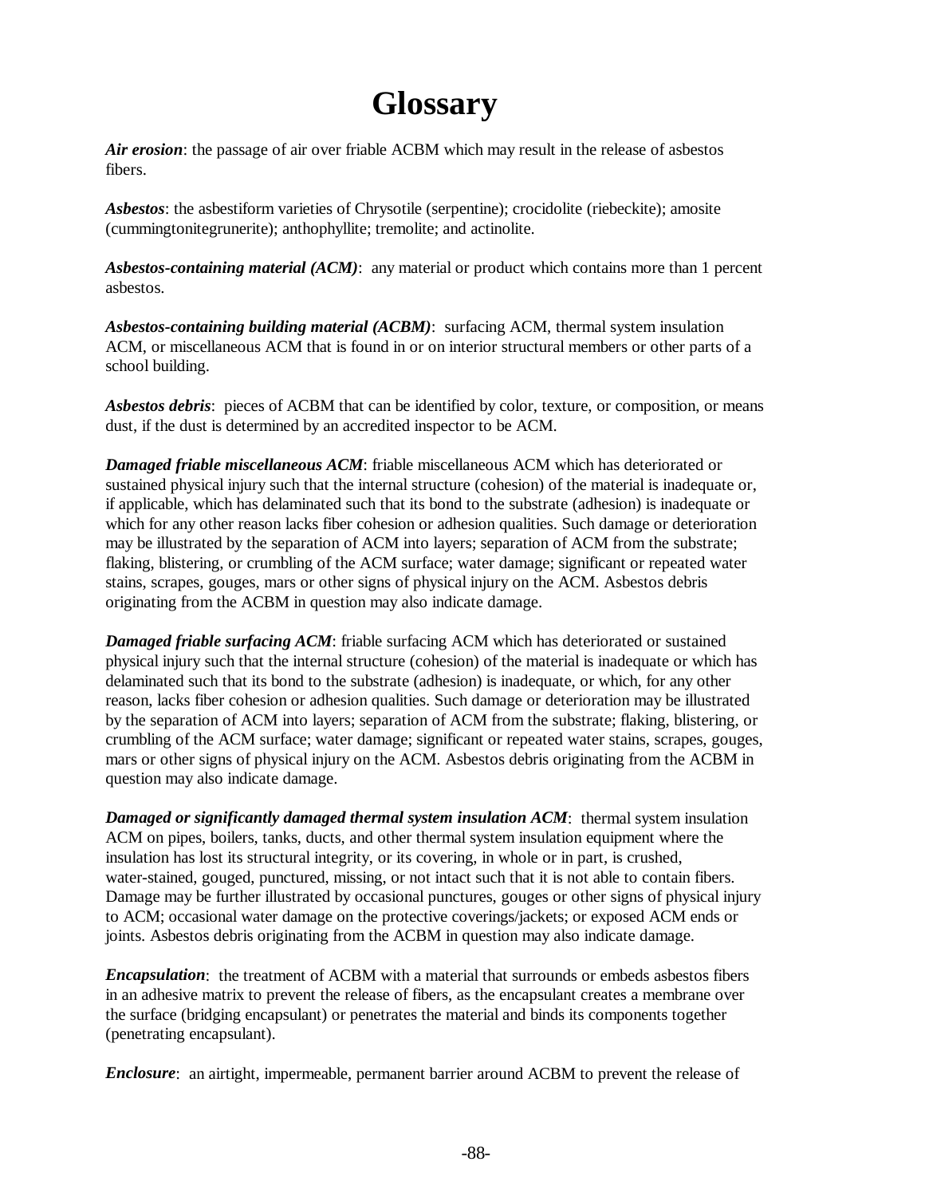# Glossary

***Air erosion***: the passage of air over friable ACBM which may result in the release of asbestos fibers.

***Asbestos***: the asbestiform varieties of Chrysotile (serpentine); crocidolite (riebeckite); amosite (cummingtonitegrunerite); anthophyllite; tremolite; and actinolite.

***Asbestos-containing material (ACM)***: any material or product which contains more than 1 percent asbestos.

***Asbestos-containing building material (ACBM)***: surfacing ACM, thermal system insulation ACM, or miscellaneous ACM that is found in or on interior structural members or other parts of a school building.

***Asbestos debris***: pieces of ACBM that can be identified by color, texture, or composition, or means dust, if the dust is determined by an accredited inspector to be ACM.

***Damaged friable miscellaneous ACM***: friable miscellaneous ACM which has deteriorated or sustained physical injury such that the internal structure (cohesion) of the material is inadequate or, if applicable, which has delaminated such that its bond to the substrate (adhesion) is inadequate or which for any other reason lacks fiber cohesion or adhesion qualities. Such damage or deterioration may be illustrated by the separation of ACM into layers; separation of ACM from the substrate; flaking, blistering, or crumbling of the ACM surface; water damage; significant or repeated water stains, scrapes, gouges, mars or other signs of physical injury on the ACM. Asbestos debris originating from the ACBM in question may also indicate damage.

***Damaged friable surfacing ACM***: friable surfacing ACM which has deteriorated or sustained physical injury such that the internal structure (cohesion) of the material is inadequate or which has delaminated such that its bond to the substrate (adhesion) is inadequate, or which, for any other reason, lacks fiber cohesion or adhesion qualities. Such damage or deterioration may be illustrated by the separation of ACM into layers; separation of ACM from the substrate; flaking, blistering, or crumbling of the ACM surface; water damage; significant or repeated water stains, scrapes, gouges, mars or other signs of physical injury on the ACM. Asbestos debris originating from the ACBM in question may also indicate damage.

***Damaged or significantly damaged thermal system insulation ACM***: thermal system insulation ACM on pipes, boilers, tanks, ducts, and other thermal system insulation equipment where the insulation has lost its structural integrity, or its covering, in whole or in part, is crushed, water-stained, gouged, punctured, missing, or not intact such that it is not able to contain fibers. Damage may be further illustrated by occasional punctures, gouges or other signs of physical injury to ACM; occasional water damage on the protective coverings/jackets; or exposed ACM ends or joints. Asbestos debris originating from the ACBM in question may also indicate damage.

***Encapsulation***: the treatment of ACBM with a material that surrounds or embeds asbestos fibers in an adhesive matrix to prevent the release of fibers, as the encapsulant creates a membrane over the surface (bridging encapsulant) or penetrates the material and binds its components together (penetrating encapsulant).

***Enclosure***: an airtight, impermeable, permanent barrier around ACBM to prevent the release of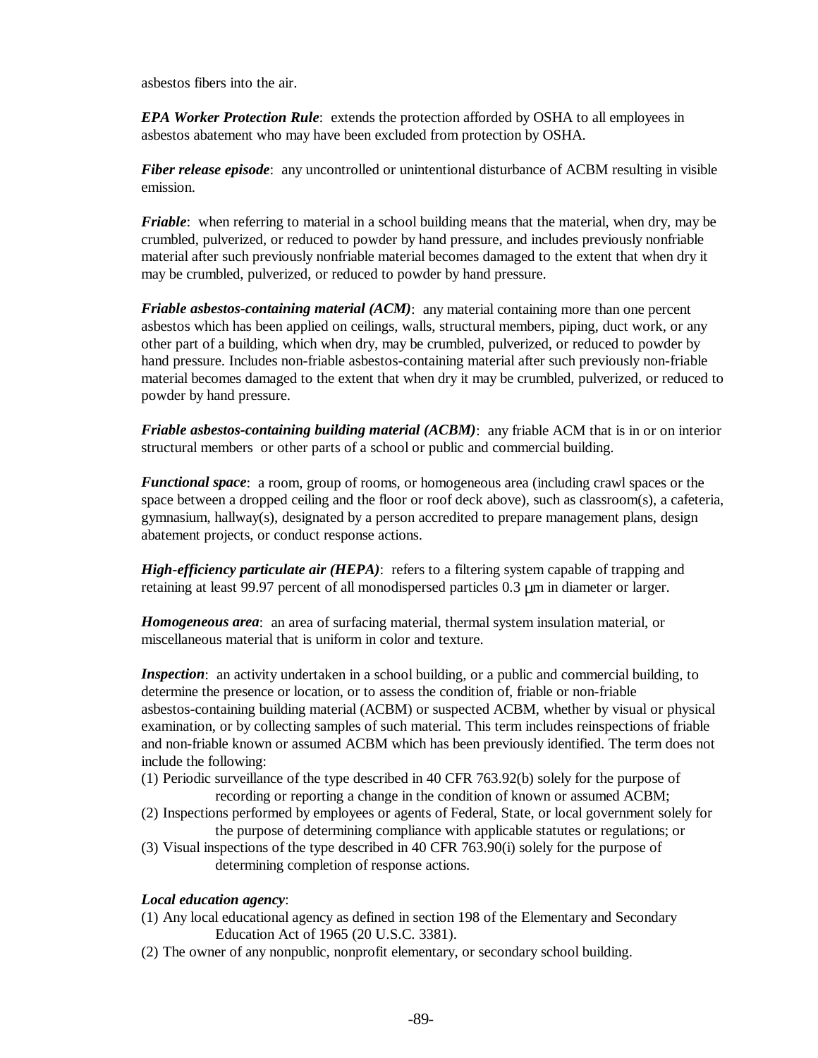asbestos fibers into the air.

***EPA Worker Protection Rule***: extends the protection afforded by OSHA to all employees in asbestos abatement who may have been excluded from protection by OSHA.

***Fiber release episode***: any uncontrolled or unintentional disturbance of ACBM resulting in visible emission.

***Friable***: when referring to material in a school building means that the material, when dry, may be crumbled, pulverized, or reduced to powder by hand pressure, and includes previously nonfriable material after such previously nonfriable material becomes damaged to the extent that when dry it may be crumbled, pulverized, or reduced to powder by hand pressure.

***Friable asbestos-containing material (ACM)***: any material containing more than one percent asbestos which has been applied on ceilings, walls, structural members, piping, duct work, or any other part of a building, which when dry, may be crumbled, pulverized, or reduced to powder by hand pressure. Includes non-friable asbestos-containing material after such previously non-friable material becomes damaged to the extent that when dry it may be crumbled, pulverized, or reduced to powder by hand pressure.

***Friable asbestos-containing building material (ACBM)***: any friable ACM that is in or on interior structural members or other parts of a school or public and commercial building.

***Functional space***: a room, group of rooms, or homogeneous area (including crawl spaces or the space between a dropped ceiling and the floor or roof deck above), such as classroom(s), a cafeteria, gymnasium, hallway(s), designated by a person accredited to prepare management plans, design abatement projects, or conduct response actions.

***High-efficiency particulate air (HEPA)***: refers to a filtering system capable of trapping and retaining at least 99.97 percent of all monodispersed particles 0.3 μm in diameter or larger.

***Homogeneous area***: an area of surfacing material, thermal system insulation material, or miscellaneous material that is uniform in color and texture.

***Inspection***: an activity undertaken in a school building, or a public and commercial building, to determine the presence or location, or to assess the condition of, friable or non-friable asbestos-containing building material (ACBM) or suspected ACBM, whether by visual or physical examination, or by collecting samples of such material. This term includes reinspections of friable and non-friable known or assumed ACBM which has been previously identified. The term does not include the following:

(1) Periodic surveillance of the type described in 40 CFR 763.92(b) solely for the purpose of recording or reporting a change in the condition of known or assumed ACBM;
(2) Inspections performed by employees or agents of Federal, State, or local government solely for the purpose of determining compliance with applicable statutes or regulations; or
(3) Visual inspections of the type described in 40 CFR 763.90(i) solely for the purpose of determining completion of response actions.

***Local education agency***:

(1) Any local educational agency as defined in section 198 of the Elementary and Secondary Education Act of 1965 (20 U.S.C. 3381).
(2) The owner of any nonpublic, nonprofit elementary, or secondary school building.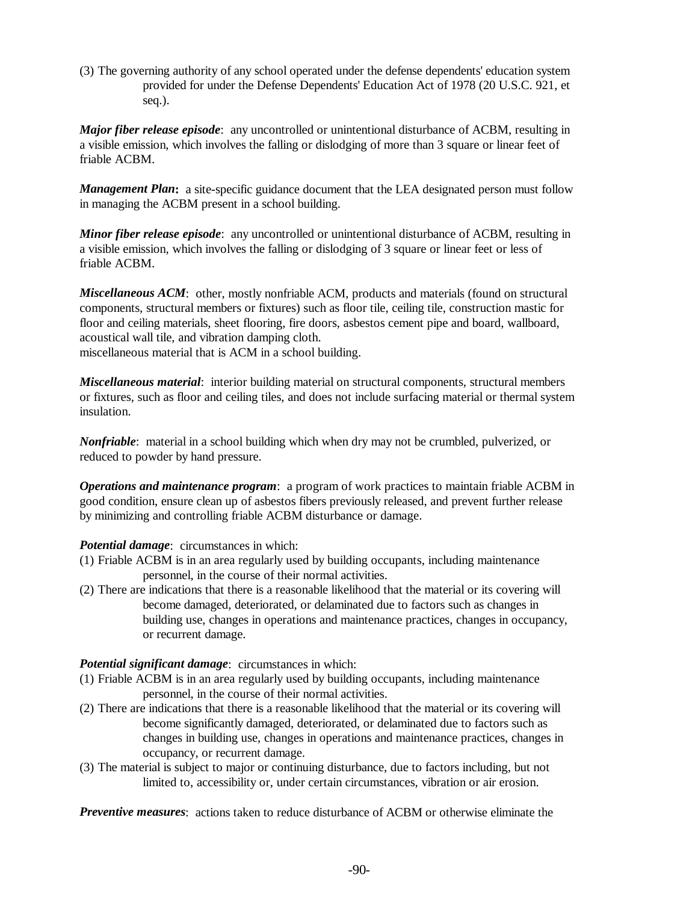(3) The governing authority of any school operated under the defense dependents' education system provided for under the Defense Dependents' Education Act of 1978 (20 U.S.C. 921, et seq.).

***Major fiber release episode***: any uncontrolled or unintentional disturbance of ACBM, resulting in a visible emission, which involves the falling or dislodging of more than 3 square or linear feet of friable ACBM.

***Management Plan*:** a site-specific guidance document that the LEA designated person must follow in managing the ACBM present in a school building.

***Minor fiber release episode***: any uncontrolled or unintentional disturbance of ACBM, resulting in a visible emission, which involves the falling or dislodging of 3 square or linear feet or less of friable ACBM.

***Miscellaneous ACM***: other, mostly nonfriable ACM, products and materials (found on structural components, structural members or fixtures) such as floor tile, ceiling tile, construction mastic for floor and ceiling materials, sheet flooring, fire doors, asbestos cement pipe and board, wallboard, acoustical wall tile, and vibration damping cloth.
miscellaneous material that is ACM in a school building.

***Miscellaneous material***: interior building material on structural components, structural members or fixtures, such as floor and ceiling tiles, and does not include surfacing material or thermal system insulation.

***Nonfriable***: material in a school building which when dry may not be crumbled, pulverized, or reduced to powder by hand pressure.

***Operations and maintenance program***: a program of work practices to maintain friable ACBM in good condition, ensure clean up of asbestos fibers previously released, and prevent further release by minimizing and controlling friable ACBM disturbance or damage.

***Potential damage***: circumstances in which:
(1) Friable ACBM is in an area regularly used by building occupants, including maintenance personnel, in the course of their normal activities.
(2) There are indications that there is a reasonable likelihood that the material or its covering will become damaged, deteriorated, or delaminated due to factors such as changes in building use, changes in operations and maintenance practices, changes in occupancy, or recurrent damage.

***Potential significant damage***: circumstances in which:
(1) Friable ACBM is in an area regularly used by building occupants, including maintenance personnel, in the course of their normal activities.
(2) There are indications that there is a reasonable likelihood that the material or its covering will become significantly damaged, deteriorated, or delaminated due to factors such as changes in building use, changes in operations and maintenance practices, changes in occupancy, or recurrent damage.
(3) The material is subject to major or continuing disturbance, due to factors including, but not limited to, accessibility or, under certain circumstances, vibration or air erosion.

***Preventive measures***: actions taken to reduce disturbance of ACBM or otherwise eliminate the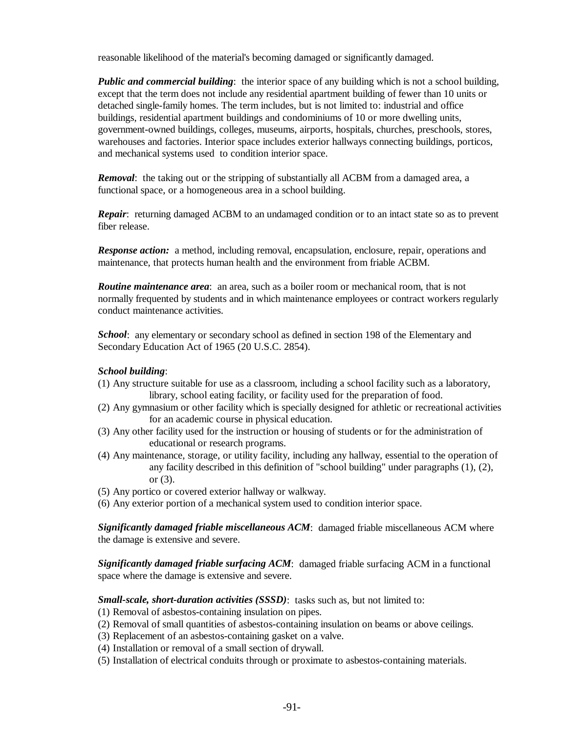reasonable likelihood of the material's becoming damaged or significantly damaged.

***Public and commercial building***: the interior space of any building which is not a school building, except that the term does not include any residential apartment building of fewer than 10 units or detached single-family homes. The term includes, but is not limited to: industrial and office buildings, residential apartment buildings and condominiums of 10 or more dwelling units, government-owned buildings, colleges, museums, airports, hospitals, churches, preschools, stores, warehouses and factories. Interior space includes exterior hallways connecting buildings, porticos, and mechanical systems used to condition interior space.

***Removal***: the taking out or the stripping of substantially all ACBM from a damaged area, a functional space, or a homogeneous area in a school building.

***Repair***: returning damaged ACBM to an undamaged condition or to an intact state so as to prevent fiber release.

***Response action:*** a method, including removal, encapsulation, enclosure, repair, operations and maintenance, that protects human health and the environment from friable ACBM.

***Routine maintenance area***: an area, such as a boiler room or mechanical room, that is not normally frequented by students and in which maintenance employees or contract workers regularly conduct maintenance activities.

***School***: any elementary or secondary school as defined in section 198 of the Elementary and Secondary Education Act of 1965 (20 U.S.C. 2854).

***School building***:

(1) Any structure suitable for use as a classroom, including a school facility such as a laboratory, library, school eating facility, or facility used for the preparation of food.
(2) Any gymnasium or other facility which is specially designed for athletic or recreational activities for an academic course in physical education.
(3) Any other facility used for the instruction or housing of students or for the administration of educational or research programs.
(4) Any maintenance, storage, or utility facility, including any hallway, essential to the operation of any facility described in this definition of "school building" under paragraphs (1), (2), or (3).
(5) Any portico or covered exterior hallway or walkway.
(6) Any exterior portion of a mechanical system used to condition interior space.

***Significantly damaged friable miscellaneous ACM***: damaged friable miscellaneous ACM where the damage is extensive and severe.

***Significantly damaged friable surfacing ACM***: damaged friable surfacing ACM in a functional space where the damage is extensive and severe.

***Small-scale, short-duration activities (SSSD)***: tasks such as, but not limited to:

(1) Removal of asbestos-containing insulation on pipes.
(2) Removal of small quantities of asbestos-containing insulation on beams or above ceilings.
(3) Replacement of an asbestos-containing gasket on a valve.
(4) Installation or removal of a small section of drywall.
(5) Installation of electrical conduits through or proximate to asbestos-containing materials.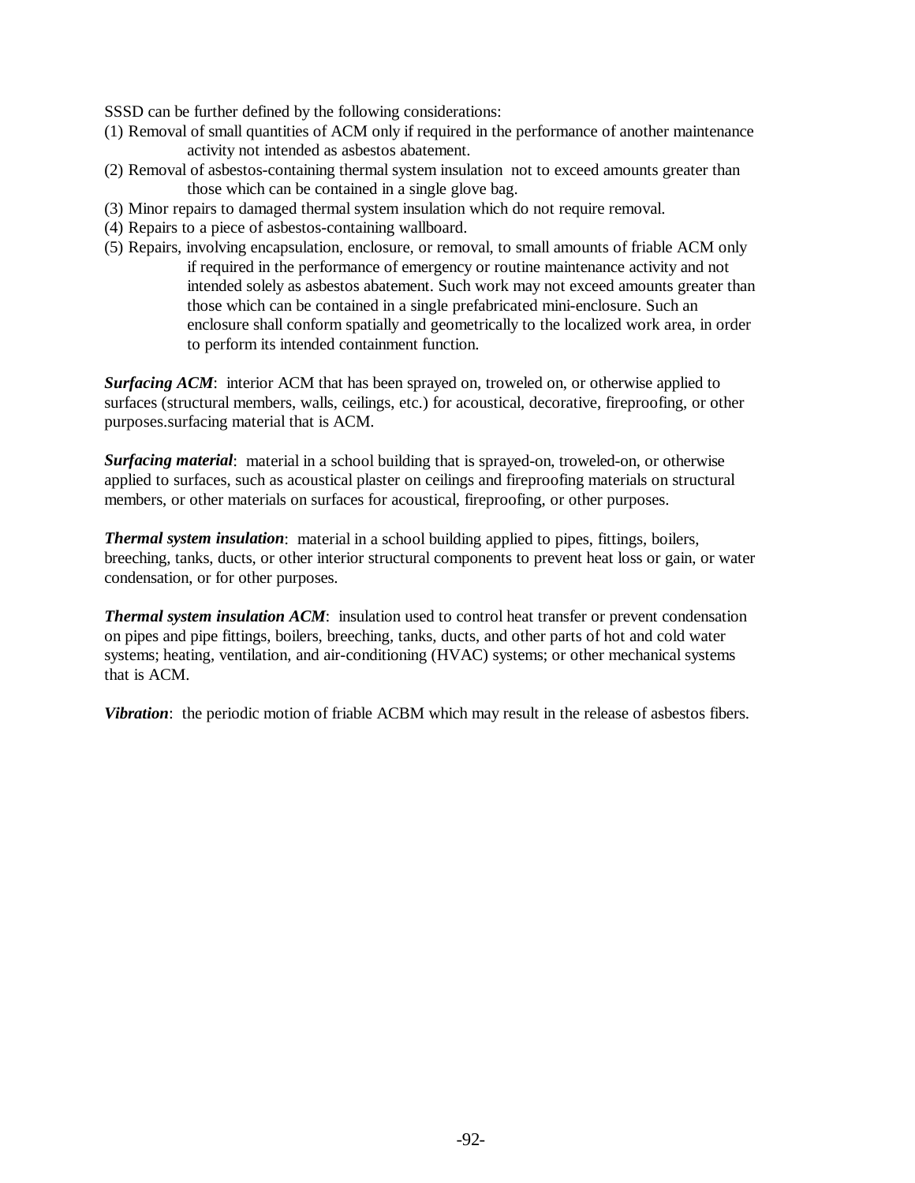SSSD can be further defined by the following considerations:

(1) Removal of small quantities of ACM only if required in the performance of another maintenance activity not intended as asbestos abatement.

(2) Removal of asbestos-containing thermal system insulation not to exceed amounts greater than those which can be contained in a single glove bag.

(3) Minor repairs to damaged thermal system insulation which do not require removal.

(4) Repairs to a piece of asbestos-containing wallboard.

(5) Repairs, involving encapsulation, enclosure, or removal, to small amounts of friable ACM only if required in the performance of emergency or routine maintenance activity and not intended solely as asbestos abatement. Such work may not exceed amounts greater than those which can be contained in a single prefabricated mini-enclosure. Such an enclosure shall conform spatially and geometrically to the localized work area, in order to perform its intended containment function.

***Surfacing ACM***: interior ACM that has been sprayed on, troweled on, or otherwise applied to surfaces (structural members, walls, ceilings, etc.) for acoustical, decorative, fireproofing, or other purposes.surfacing material that is ACM.

***Surfacing material***: material in a school building that is sprayed-on, troweled-on, or otherwise applied to surfaces, such as acoustical plaster on ceilings and fireproofing materials on structural members, or other materials on surfaces for acoustical, fireproofing, or other purposes.

***Thermal system insulation***: material in a school building applied to pipes, fittings, boilers, breeching, tanks, ducts, or other interior structural components to prevent heat loss or gain, or water condensation, or for other purposes.

***Thermal system insulation ACM***: insulation used to control heat transfer or prevent condensation on pipes and pipe fittings, boilers, breeching, tanks, ducts, and other parts of hot and cold water systems; heating, ventilation, and air-conditioning (HVAC) systems; or other mechanical systems that is ACM.

***Vibration***: the periodic motion of friable ACBM which may result in the release of asbestos fibers.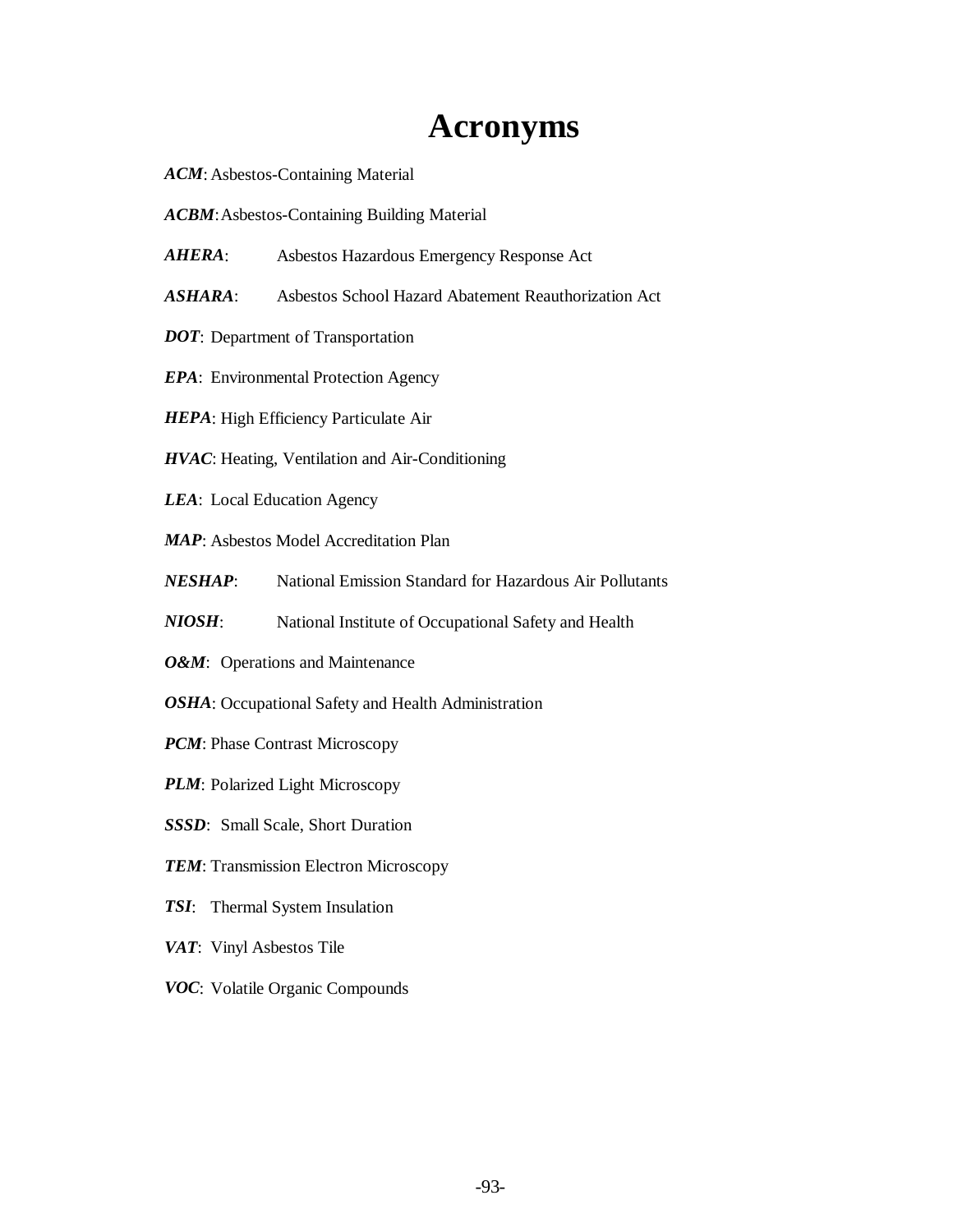# Acronyms

***ACM***: Asbestos-Containing Material

***ACBM***: Asbestos-Containing Building Material

***AHERA***: Asbestos Hazardous Emergency Response Act

***ASHARA***: Asbestos School Hazard Abatement Reauthorization Act

***DOT***: Department of Transportation

***EPA***: Environmental Protection Agency

***HEPA***: High Efficiency Particulate Air

***HVAC***: Heating, Ventilation and Air-Conditioning

***LEA***: Local Education Agency

***MAP***: Asbestos Model Accreditation Plan

***NESHAP***: National Emission Standard for Hazardous Air Pollutants

***NIOSH***: National Institute of Occupational Safety and Health

***O&M***: Operations and Maintenance

***OSHA***: Occupational Safety and Health Administration

***PCM***: Phase Contrast Microscopy

***PLM***: Polarized Light Microscopy

***SSSD***: Small Scale, Short Duration

***TEM***: Transmission Electron Microscopy

***TSI***: Thermal System Insulation

***VAT***: Vinyl Asbestos Tile

***VOC***: Volatile Organic Compounds